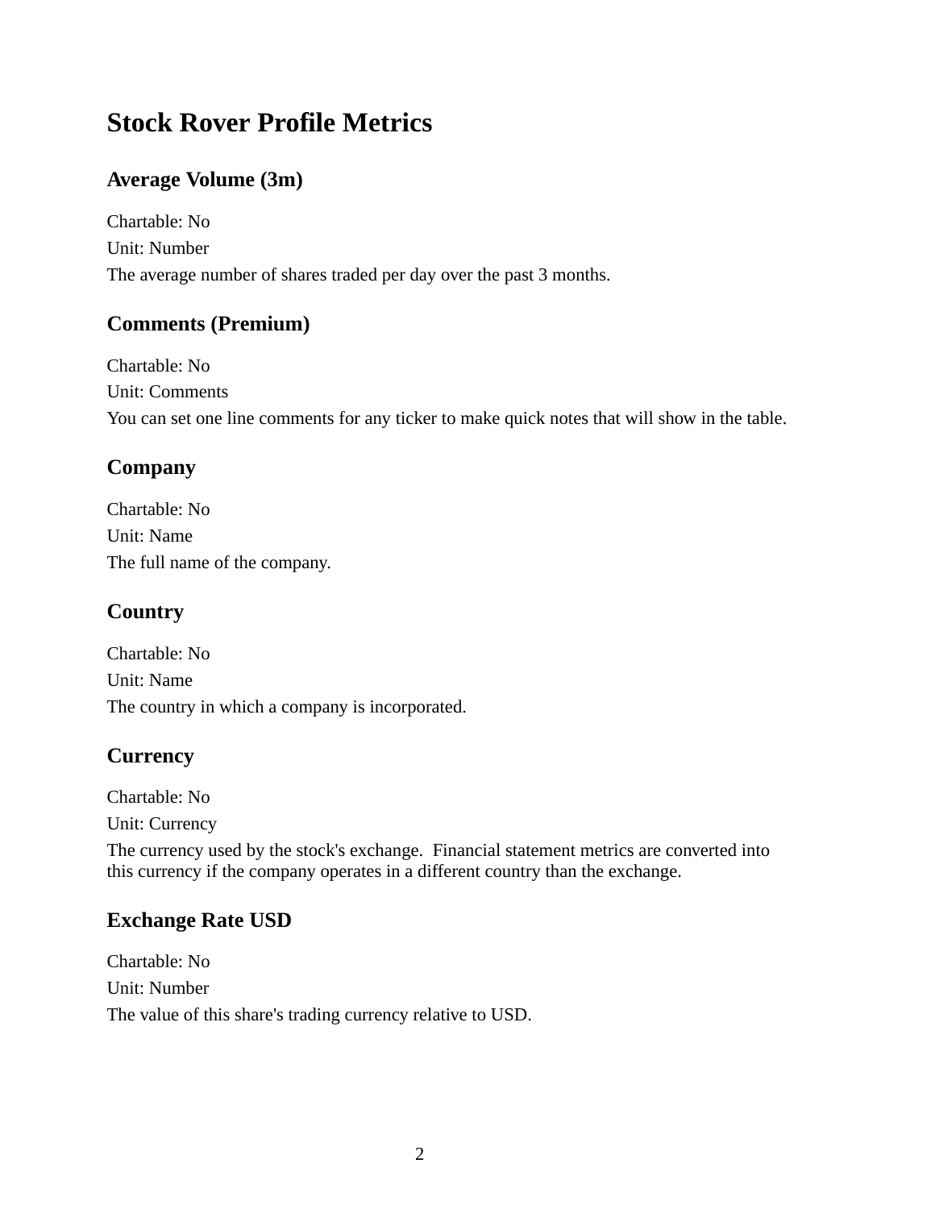# Stock Rover Profile Metrics

## Average Volume (3m)

Chartable: No

Unit: Number

The average number of shares traded per day over the past 3 months.

## Comments (Premium)

Chartable: No

Unit: Comments

You can set one line comments for any ticker to make quick notes that will show in the table.

## Company

Chartable: No

Unit: Name

The full name of the company.

## Country

Chartable: No

Unit: Name

The country in which a company is incorporated.

## Currency

Chartable: No

Unit: Currency

The currency used by the stock's exchange.  Financial statement metrics are converted into this currency if the company operates in a different country than the exchange.

## Exchange Rate USD

Chartable: No

Unit: Number

The value of this share's trading currency relative to USD.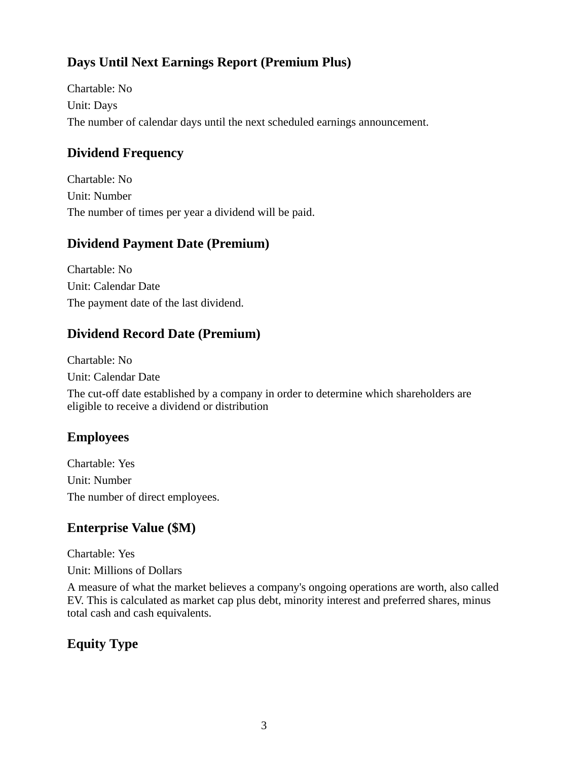### Days Until Next Earnings Report (Premium Plus)

Chartable: No

Unit: Days

The number of calendar days until the next scheduled earnings announcement.

### Dividend Frequency

Chartable: No

Unit: Number

The number of times per year a dividend will be paid.

### Dividend Payment Date (Premium)

Chartable: No

Unit: Calendar Date

The payment date of the last dividend.

### Dividend Record Date (Premium)

Chartable: No

Unit: Calendar Date

The cut-off date established by a company in order to determine which shareholders are eligible to receive a dividend or distribution

### Employees

Chartable: Yes

Unit: Number

The number of direct employees.

### Enterprise Value ($M)

Chartable: Yes

Unit: Millions of Dollars

A measure of what the market believes a company's ongoing operations are worth, also called EV. This is calculated as market cap plus debt, minority interest and preferred shares, minus total cash and cash equivalents.

### Equity Type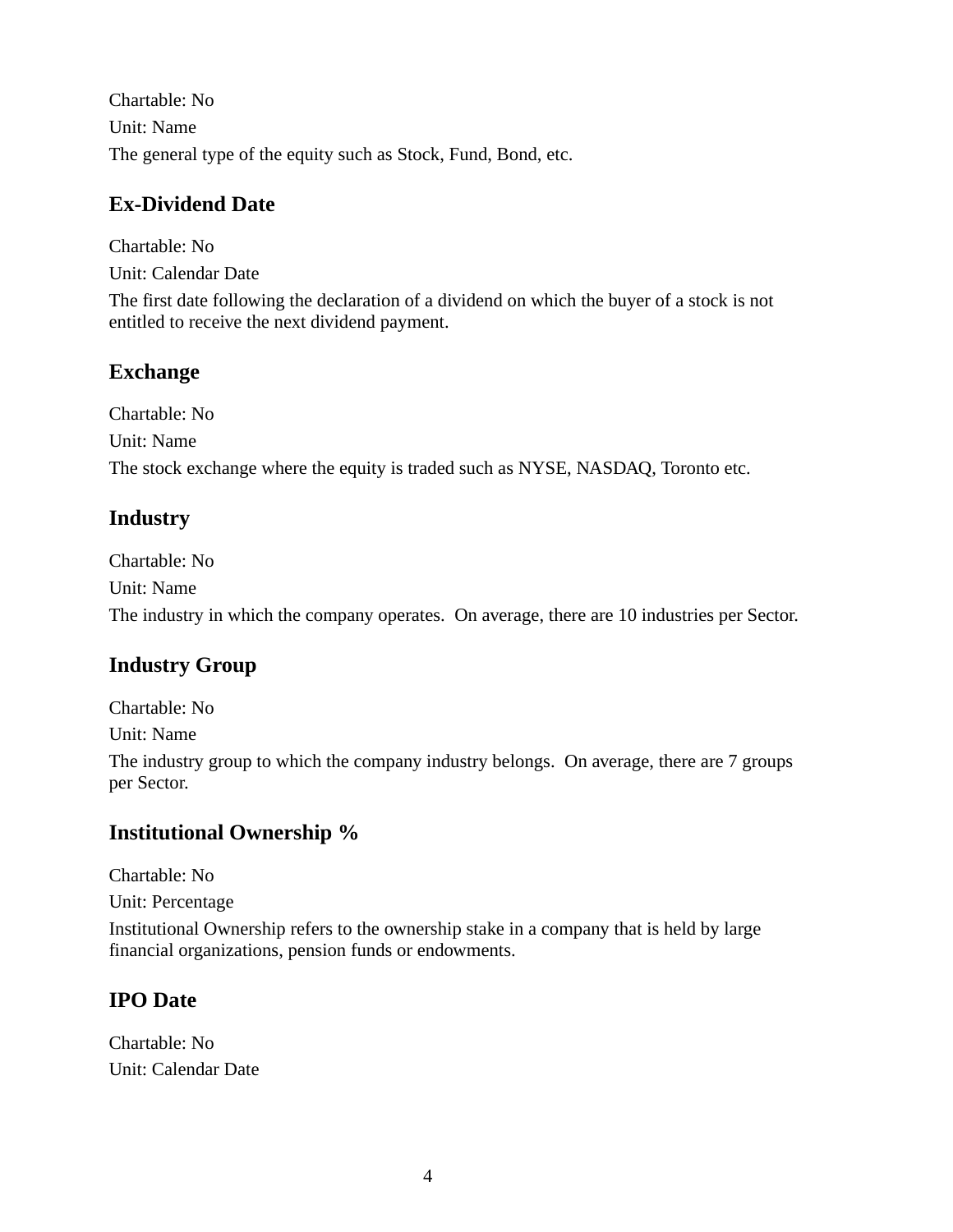Chartable: No

Unit: Name

The general type of the equity such as Stock, Fund, Bond, etc.

## Ex-Dividend Date

Chartable: No

Unit: Calendar Date

The first date following the declaration of a dividend on which the buyer of a stock is not entitled to receive the next dividend payment.

## Exchange

Chartable: No

Unit: Name

The stock exchange where the equity is traded such as NYSE, NASDAQ, Toronto etc.

## Industry

Chartable: No

Unit: Name

The industry in which the company operates.  On average, there are 10 industries per Sector.

## Industry Group

Chartable: No

Unit: Name

The industry group to which the company industry belongs.  On average, there are 7 groups per Sector.

## Institutional Ownership %

Chartable: No

Unit: Percentage

Institutional Ownership refers to the ownership stake in a company that is held by large financial organizations, pension funds or endowments.

## IPO Date

Chartable: No

Unit: Calendar Date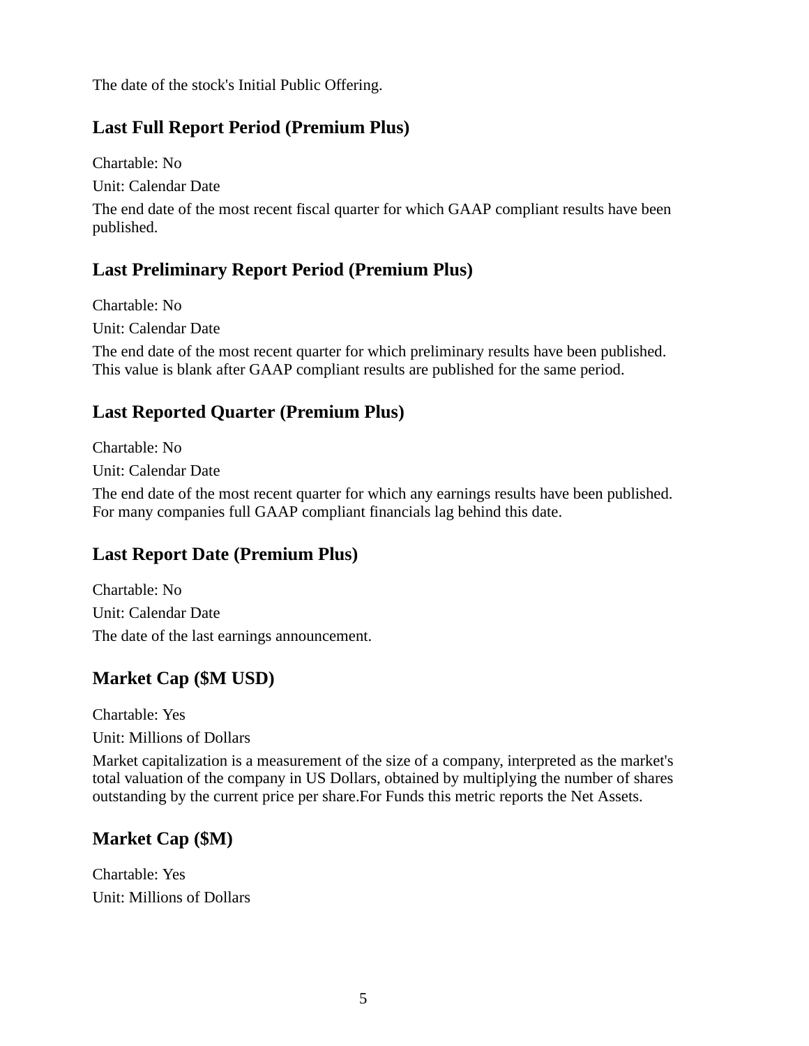The date of the stock's Initial Public Offering.

## Last Full Report Period (Premium Plus)

Chartable: No

Unit: Calendar Date

The end date of the most recent fiscal quarter for which GAAP compliant results have been published.

## Last Preliminary Report Period (Premium Plus)

Chartable: No

Unit: Calendar Date

The end date of the most recent quarter for which preliminary results have been published. This value is blank after GAAP compliant results are published for the same period.

## Last Reported Quarter (Premium Plus)

Chartable: No

Unit: Calendar Date

The end date of the most recent quarter for which any earnings results have been published. For many companies full GAAP compliant financials lag behind this date.

## Last Report Date (Premium Plus)

Chartable: No

Unit: Calendar Date

The date of the last earnings announcement.

## Market Cap ($M USD)

Chartable: Yes

Unit: Millions of Dollars

Market capitalization is a measurement of the size of a company, interpreted as the market's total valuation of the company in US Dollars, obtained by multiplying the number of shares outstanding by the current price per share.For Funds this metric reports the Net Assets.

## Market Cap ($M)

Chartable: Yes

Unit: Millions of Dollars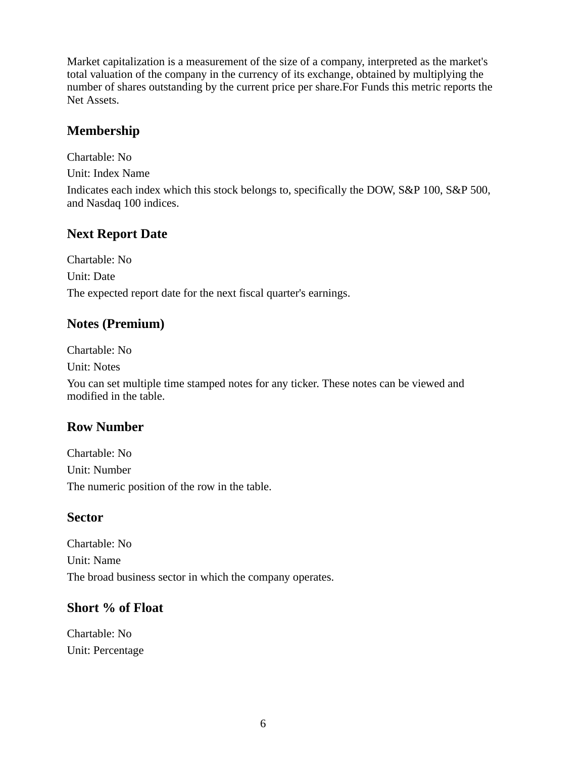Market capitalization is a measurement of the size of a company, interpreted as the market's total valuation of the company in the currency of its exchange, obtained by multiplying the number of shares outstanding by the current price per share.For Funds this metric reports the Net Assets.

## Membership

Chartable: No

Unit: Index Name

Indicates each index which this stock belongs to, specifically the DOW, S&P 100, S&P 500, and Nasdaq 100 indices.

## Next Report Date

Chartable: No

Unit: Date

The expected report date for the next fiscal quarter's earnings.

## Notes (Premium)

Chartable: No

Unit: Notes

You can set multiple time stamped notes for any ticker. These notes can be viewed and modified in the table.

## Row Number

Chartable: No

Unit: Number

The numeric position of the row in the table.

## Sector

Chartable: No

Unit: Name

The broad business sector in which the company operates.

## Short % of Float

Chartable: No

Unit: Percentage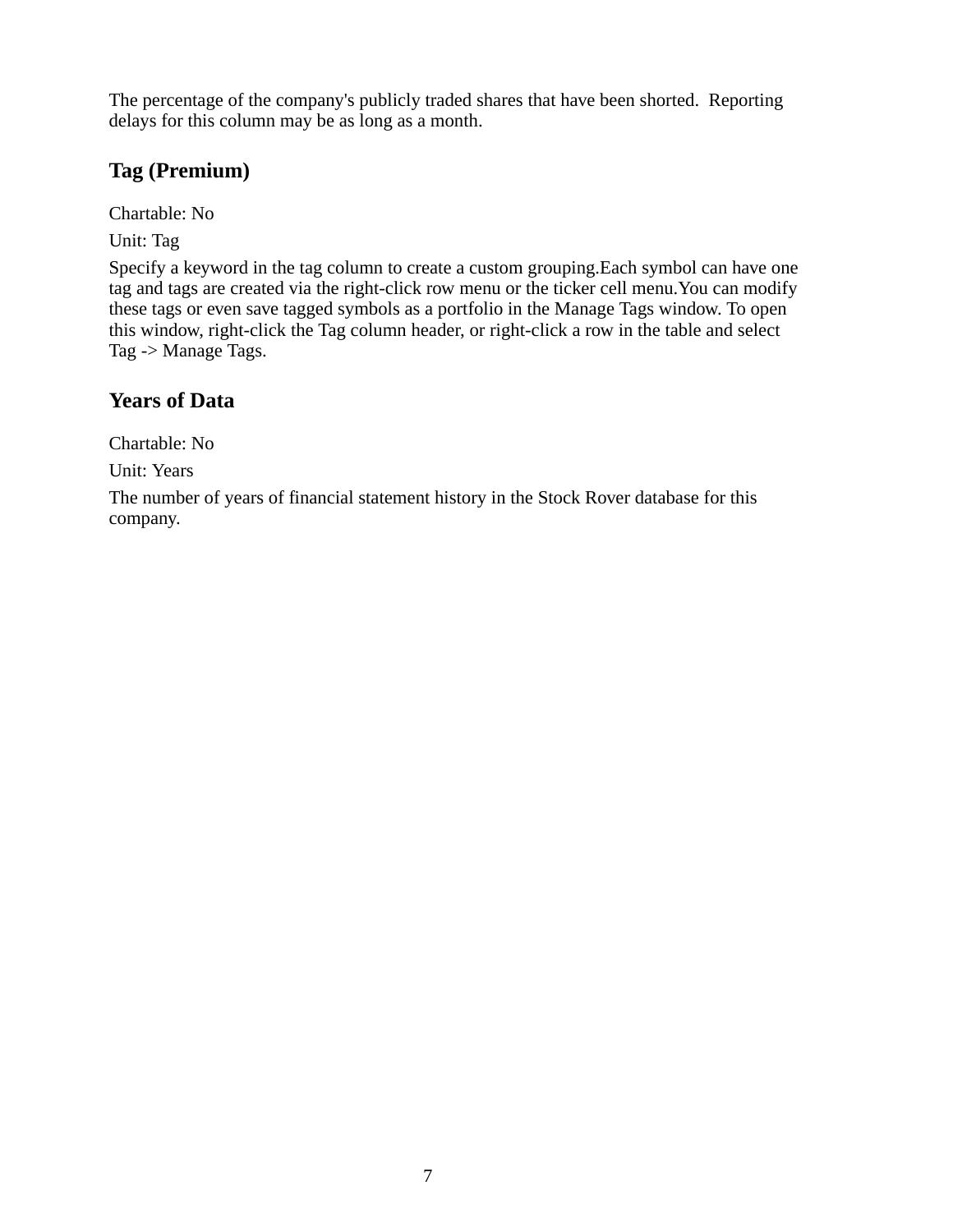The percentage of the company's publicly traded shares that have been shorted.  Reporting delays for this column may be as long as a month.

### Tag (Premium)

Chartable: No

Unit: Tag

Specify a keyword in the tag column to create a custom grouping.Each symbol can have one tag and tags are created via the right-click row menu or the ticker cell menu.You can modify these tags or even save tagged symbols as a portfolio in the Manage Tags window. To open this window, right-click the Tag column header, or right-click a row in the table and select Tag -> Manage Tags.

### Years of Data

Chartable: No

Unit: Years

The number of years of financial statement history in the Stock Rover database for this company.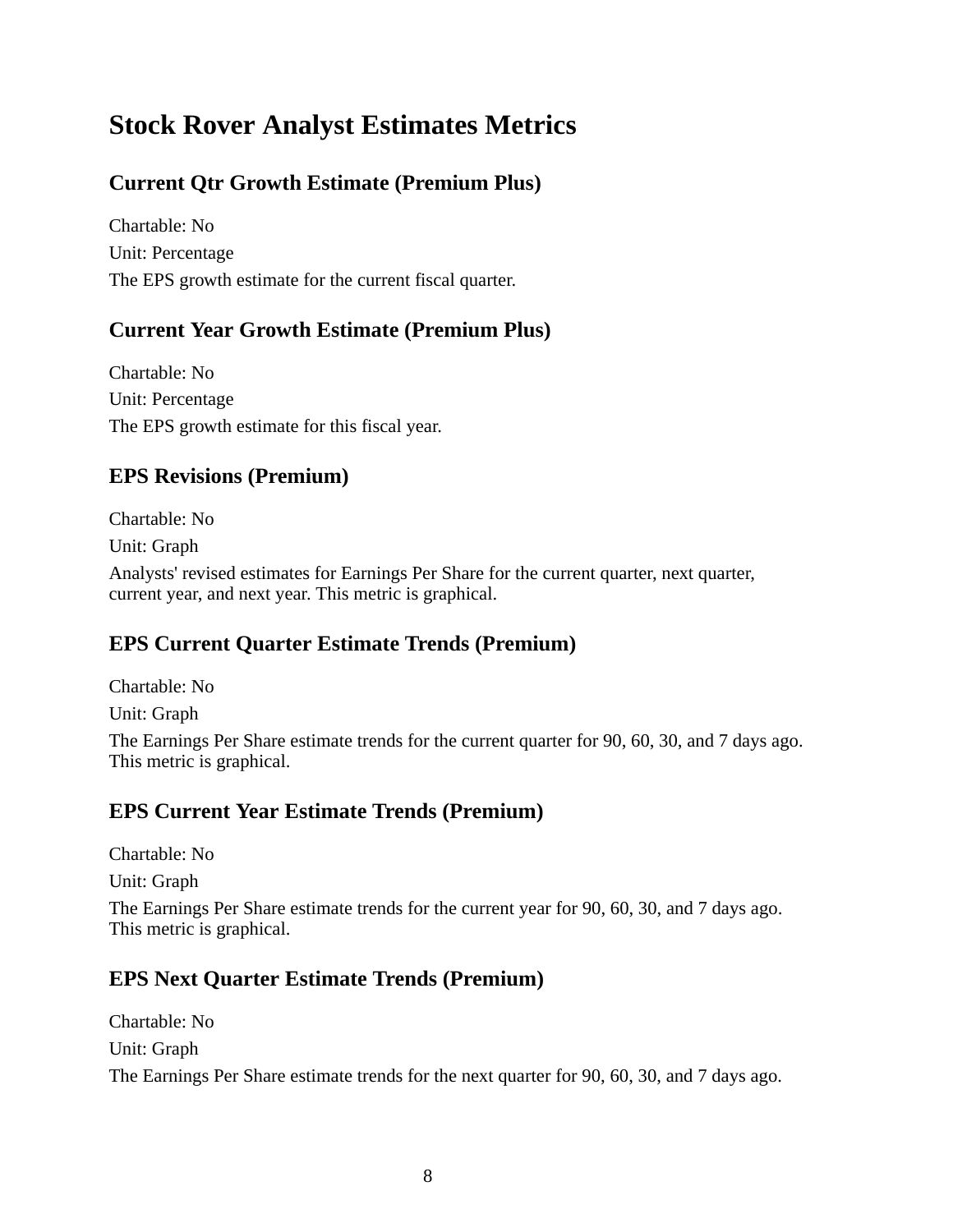# Stock Rover Analyst Estimates Metrics

## Current Qtr Growth Estimate (Premium Plus)

Chartable: No

Unit: Percentage

The EPS growth estimate for the current fiscal quarter.

## Current Year Growth Estimate (Premium Plus)

Chartable: No

Unit: Percentage

The EPS growth estimate for this fiscal year.

## EPS Revisions (Premium)

Chartable: No

Unit: Graph

Analysts' revised estimates for Earnings Per Share for the current quarter, next quarter, current year, and next year. This metric is graphical.

## EPS Current Quarter Estimate Trends (Premium)

Chartable: No

Unit: Graph

The Earnings Per Share estimate trends for the current quarter for 90, 60, 30, and 7 days ago. This metric is graphical.

## EPS Current Year Estimate Trends (Premium)

Chartable: No

Unit: Graph

The Earnings Per Share estimate trends for the current year for 90, 60, 30, and 7 days ago. This metric is graphical.

## EPS Next Quarter Estimate Trends (Premium)

Chartable: No

Unit: Graph

The Earnings Per Share estimate trends for the next quarter for 90, 60, 30, and 7 days ago.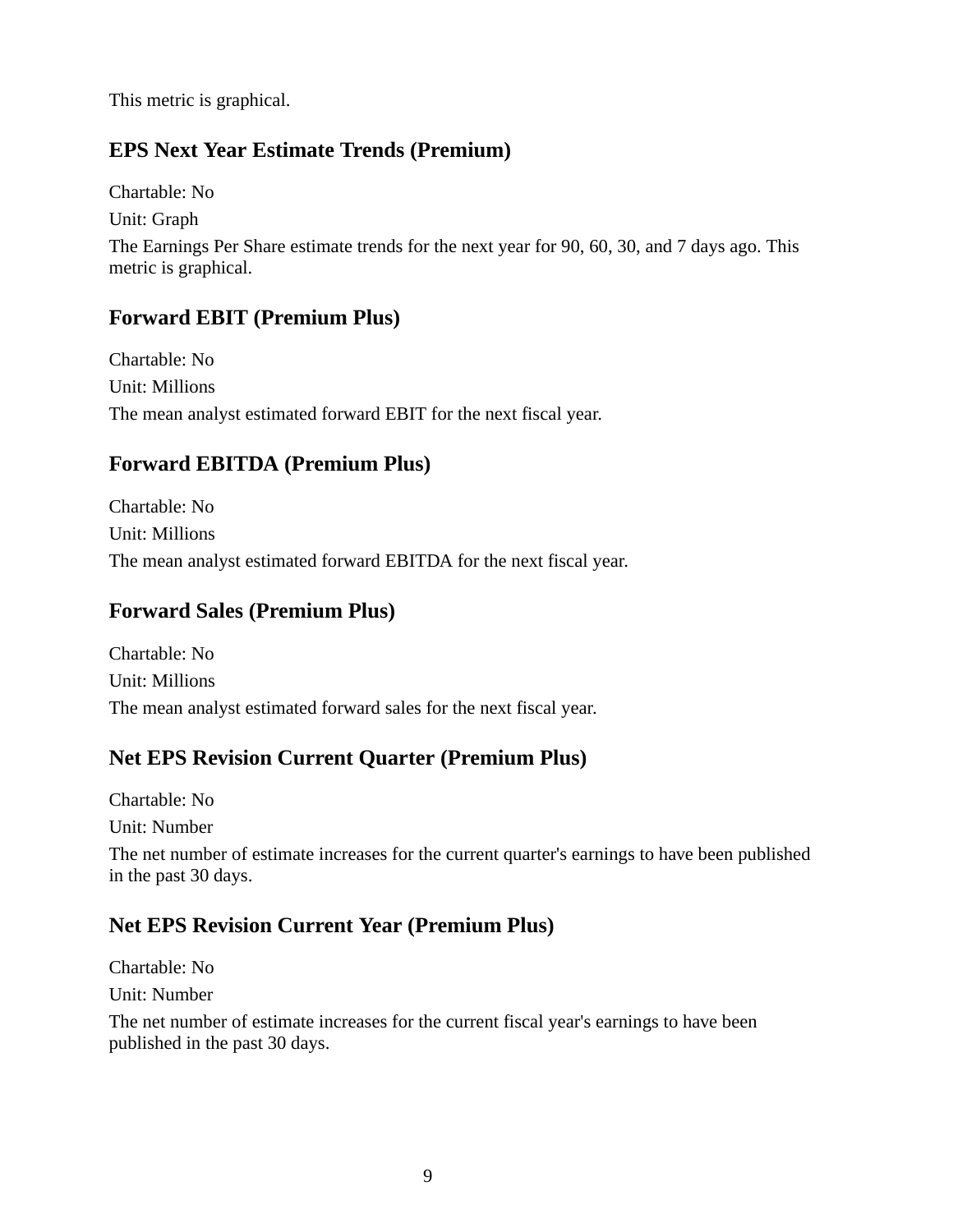This metric is graphical.

## EPS Next Year Estimate Trends (Premium)

Chartable: No

Unit: Graph

The Earnings Per Share estimate trends for the next year for 90, 60, 30, and 7 days ago. This metric is graphical.

## Forward EBIT (Premium Plus)

Chartable: No

Unit: Millions

The mean analyst estimated forward EBIT for the next fiscal year.

## Forward EBITDA (Premium Plus)

Chartable: No

Unit: Millions

The mean analyst estimated forward EBITDA for the next fiscal year.

## Forward Sales (Premium Plus)

Chartable: No

Unit: Millions

The mean analyst estimated forward sales for the next fiscal year.

## Net EPS Revision Current Quarter (Premium Plus)

Chartable: No

Unit: Number

The net number of estimate increases for the current quarter's earnings to have been published in the past 30 days.

## Net EPS Revision Current Year (Premium Plus)

Chartable: No

Unit: Number

The net number of estimate increases for the current fiscal year's earnings to have been published in the past 30 days.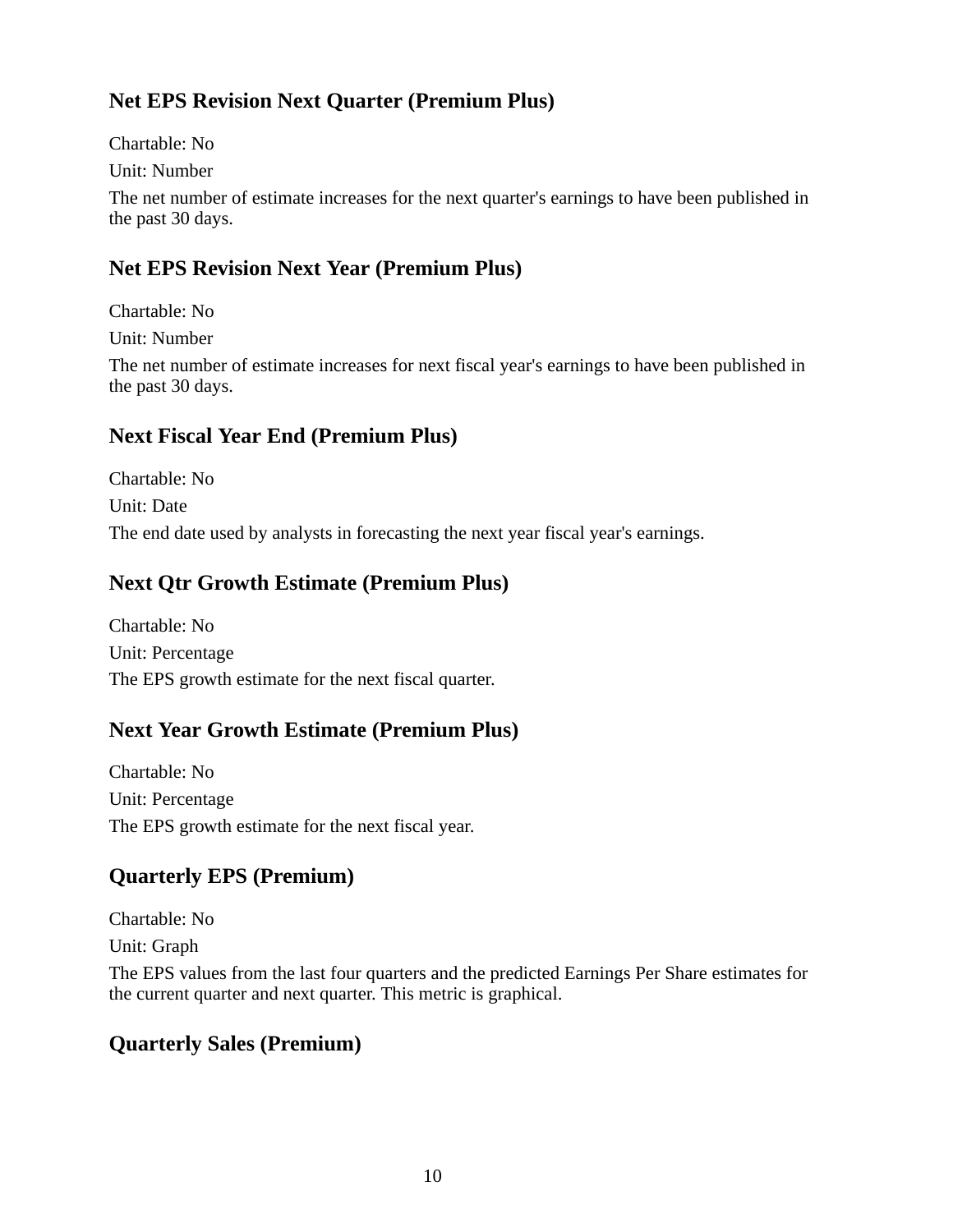## Net EPS Revision Next Quarter (Premium Plus)

Chartable: No

Unit: Number

The net number of estimate increases for the next quarter's earnings to have been published in the past 30 days.

## Net EPS Revision Next Year (Premium Plus)

Chartable: No

Unit: Number

The net number of estimate increases for next fiscal year's earnings to have been published in the past 30 days.

## Next Fiscal Year End (Premium Plus)

Chartable: No

Unit: Date

The end date used by analysts in forecasting the next year fiscal year's earnings.

## Next Qtr Growth Estimate (Premium Plus)

Chartable: No

Unit: Percentage

The EPS growth estimate for the next fiscal quarter.

## Next Year Growth Estimate (Premium Plus)

Chartable: No

Unit: Percentage

The EPS growth estimate for the next fiscal year.

## Quarterly EPS (Premium)

Chartable: No

Unit: Graph

The EPS values from the last four quarters and the predicted Earnings Per Share estimates for the current quarter and next quarter. This metric is graphical.

## Quarterly Sales (Premium)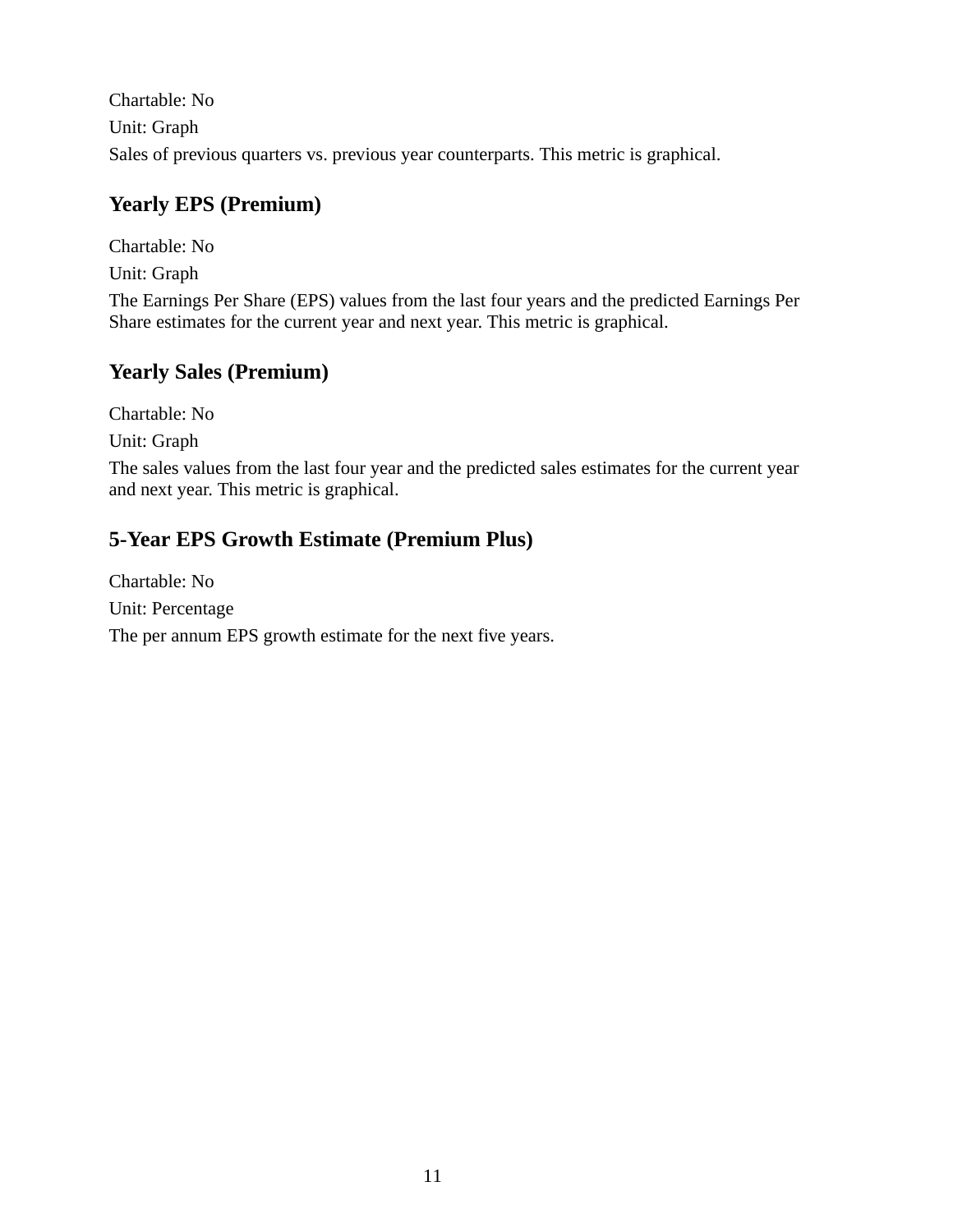Chartable: No

Unit: Graph

Sales of previous quarters vs. previous year counterparts. This metric is graphical.

## Yearly EPS (Premium)

Chartable: No

Unit: Graph

The Earnings Per Share (EPS) values from the last four years and the predicted Earnings Per Share estimates for the current year and next year. This metric is graphical.

## Yearly Sales (Premium)

Chartable: No

Unit: Graph

The sales values from the last four year and the predicted sales estimates for the current year and next year. This metric is graphical.

## 5-Year EPS Growth Estimate (Premium Plus)

Chartable: No

Unit: Percentage

The per annum EPS growth estimate for the next five years.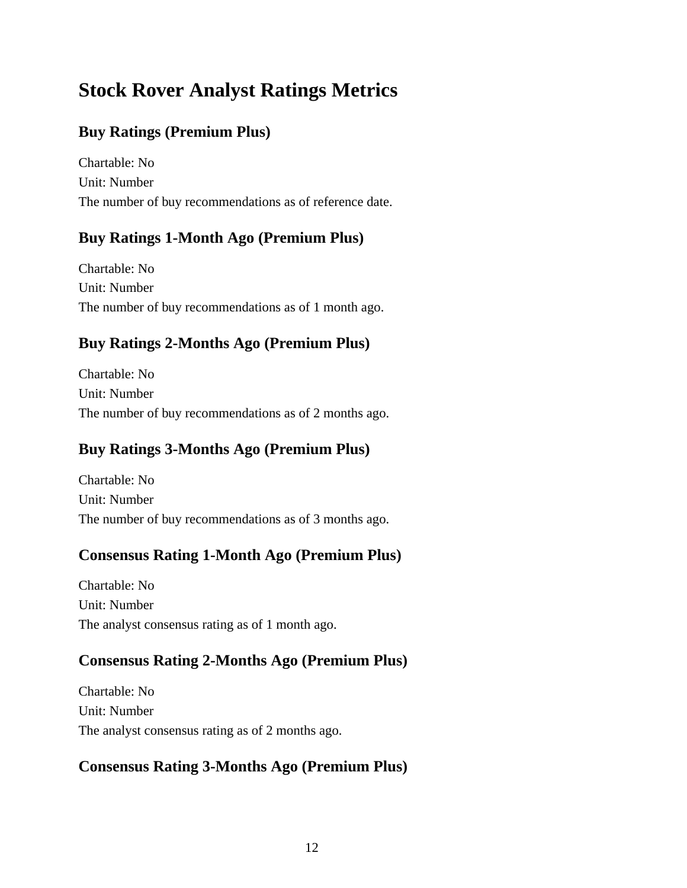# Stock Rover Analyst Ratings Metrics

## Buy Ratings (Premium Plus)

Chartable: No
Unit: Number
The number of buy recommendations as of reference date.

## Buy Ratings 1-Month Ago (Premium Plus)

Chartable: No
Unit: Number
The number of buy recommendations as of 1 month ago.

## Buy Ratings 2-Months Ago (Premium Plus)

Chartable: No
Unit: Number
The number of buy recommendations as of 2 months ago.

## Buy Ratings 3-Months Ago (Premium Plus)

Chartable: No
Unit: Number
The number of buy recommendations as of 3 months ago.

## Consensus Rating 1-Month Ago (Premium Plus)

Chartable: No
Unit: Number
The analyst consensus rating as of 1 month ago.

## Consensus Rating 2-Months Ago (Premium Plus)

Chartable: No
Unit: Number
The analyst consensus rating as of 2 months ago.

## Consensus Rating 3-Months Ago (Premium Plus)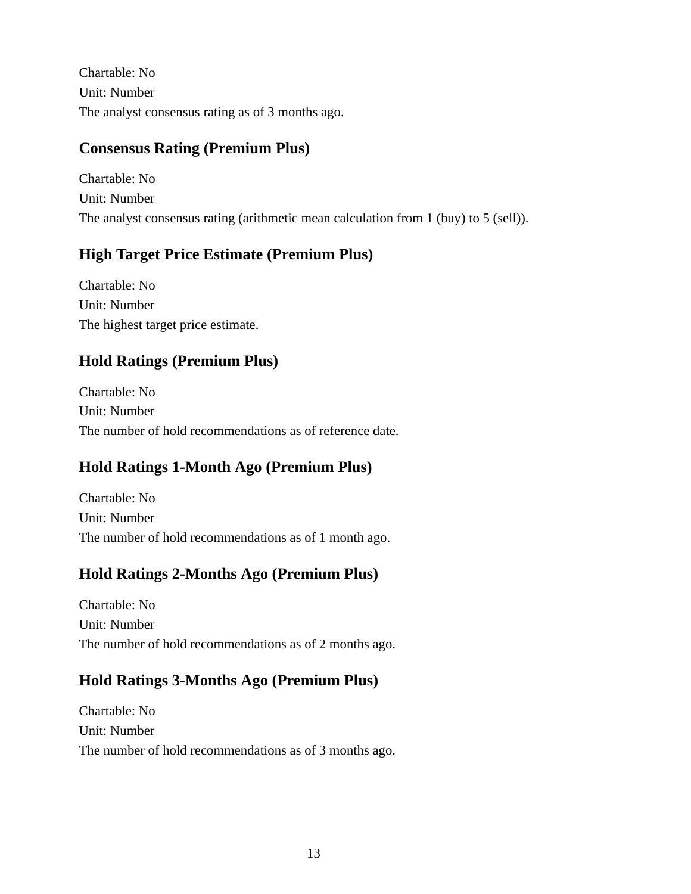Chartable: No
Unit: Number
The analyst consensus rating as of 3 months ago.

### Consensus Rating (Premium Plus)

Chartable: No
Unit: Number
The analyst consensus rating (arithmetic mean calculation from 1 (buy) to 5 (sell)).

### High Target Price Estimate (Premium Plus)

Chartable: No
Unit: Number
The highest target price estimate.

### Hold Ratings (Premium Plus)

Chartable: No
Unit: Number
The number of hold recommendations as of reference date.

### Hold Ratings 1-Month Ago (Premium Plus)

Chartable: No
Unit: Number
The number of hold recommendations as of 1 month ago.

### Hold Ratings 2-Months Ago (Premium Plus)

Chartable: No
Unit: Number
The number of hold recommendations as of 2 months ago.

### Hold Ratings 3-Months Ago (Premium Plus)

Chartable: No
Unit: Number
The number of hold recommendations as of 3 months ago.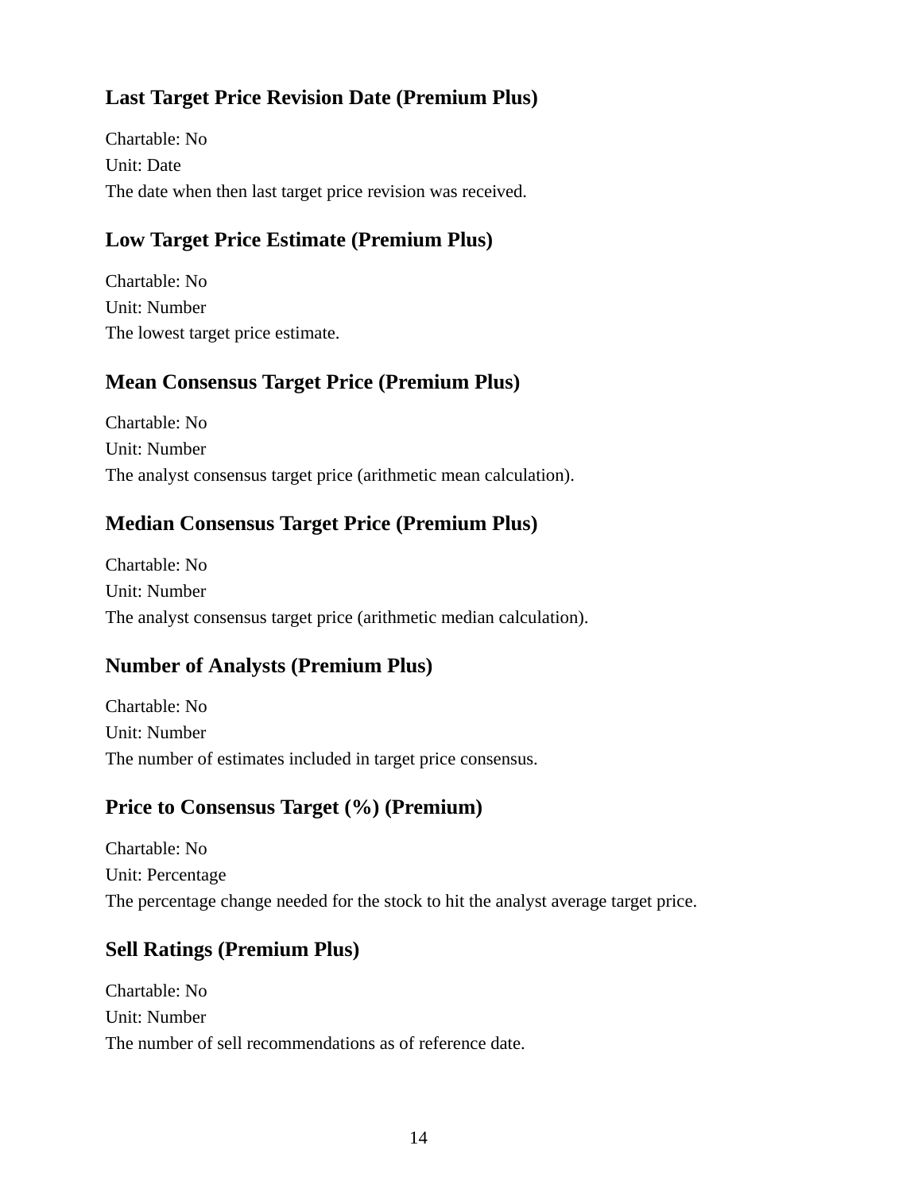### Last Target Price Revision Date (Premium Plus)

Chartable: No
Unit: Date
The date when then last target price revision was received.

### Low Target Price Estimate (Premium Plus)

Chartable: No
Unit: Number
The lowest target price estimate.

### Mean Consensus Target Price (Premium Plus)

Chartable: No
Unit: Number
The analyst consensus target price (arithmetic mean calculation).

### Median Consensus Target Price (Premium Plus)

Chartable: No
Unit: Number
The analyst consensus target price (arithmetic median calculation).

### Number of Analysts (Premium Plus)

Chartable: No
Unit: Number
The number of estimates included in target price consensus.

### Price to Consensus Target (%) (Premium)

Chartable: No
Unit: Percentage
The percentage change needed for the stock to hit the analyst average target price.

### Sell Ratings (Premium Plus)

Chartable: No
Unit: Number
The number of sell recommendations as of reference date.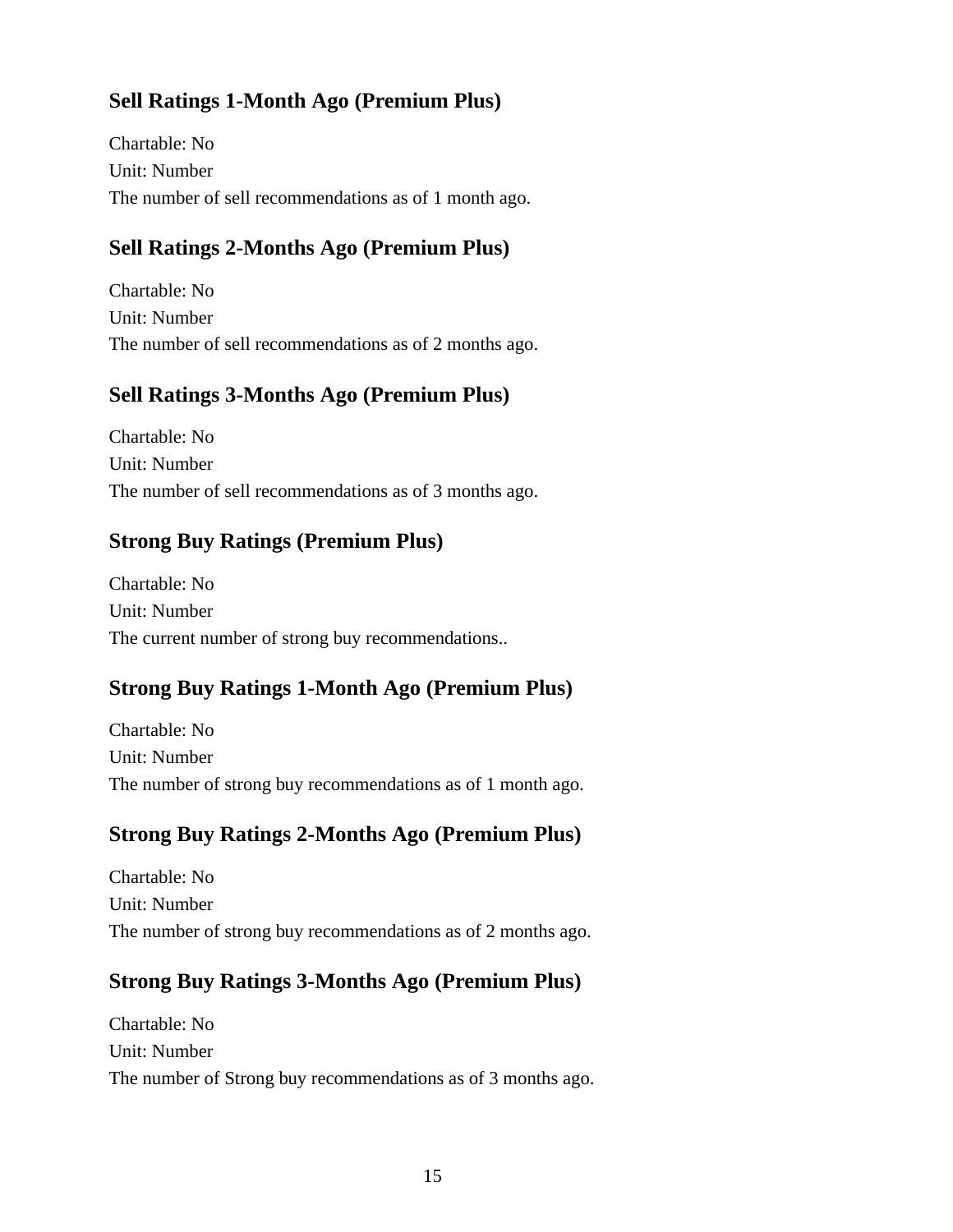### Sell Ratings 1-Month Ago (Premium Plus)

Chartable: No
Unit: Number
The number of sell recommendations as of 1 month ago.

### Sell Ratings 2-Months Ago (Premium Plus)

Chartable: No
Unit: Number
The number of sell recommendations as of 2 months ago.

### Sell Ratings 3-Months Ago (Premium Plus)

Chartable: No
Unit: Number
The number of sell recommendations as of 3 months ago.

### Strong Buy Ratings (Premium Plus)

Chartable: No
Unit: Number
The current number of strong buy recommendations..

### Strong Buy Ratings 1-Month Ago (Premium Plus)

Chartable: No
Unit: Number
The number of strong buy recommendations as of 1 month ago.

### Strong Buy Ratings 2-Months Ago (Premium Plus)

Chartable: No
Unit: Number
The number of strong buy recommendations as of 2 months ago.

### Strong Buy Ratings 3-Months Ago (Premium Plus)

Chartable: No
Unit: Number
The number of Strong buy recommendations as of 3 months ago.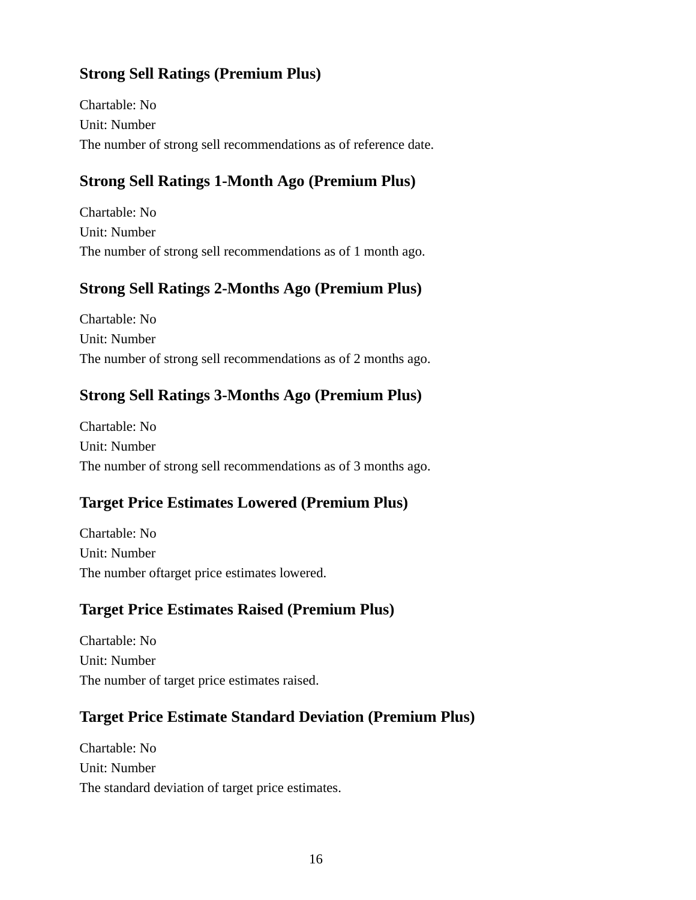### Strong Sell Ratings (Premium Plus)

Chartable: No
Unit: Number
The number of strong sell recommendations as of reference date.

### Strong Sell Ratings 1-Month Ago (Premium Plus)

Chartable: No
Unit: Number
The number of strong sell recommendations as of 1 month ago.

### Strong Sell Ratings 2-Months Ago (Premium Plus)

Chartable: No
Unit: Number
The number of strong sell recommendations as of 2 months ago.

### Strong Sell Ratings 3-Months Ago (Premium Plus)

Chartable: No
Unit: Number
The number of strong sell recommendations as of 3 months ago.

### Target Price Estimates Lowered (Premium Plus)

Chartable: No
Unit: Number
The number oftarget price estimates lowered.

### Target Price Estimates Raised (Premium Plus)

Chartable: No
Unit: Number
The number of target price estimates raised.

### Target Price Estimate Standard Deviation (Premium Plus)

Chartable: No
Unit: Number
The standard deviation of target price estimates.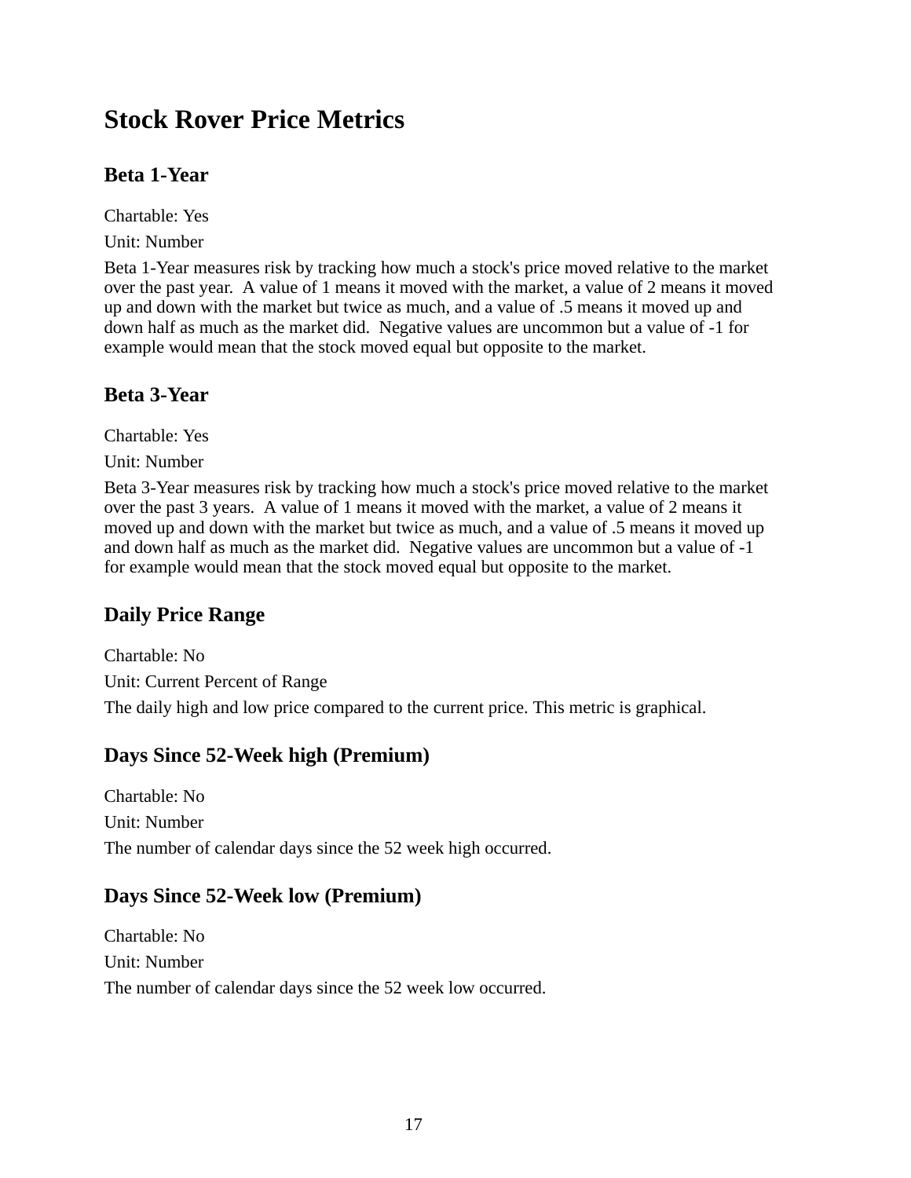# Stock Rover Price Metrics

## Beta 1-Year

Chartable: Yes

Unit: Number

Beta 1-Year measures risk by tracking how much a stock's price moved relative to the market over the past year. A value of 1 means it moved with the market, a value of 2 means it moved up and down with the market but twice as much, and a value of .5 means it moved up and down half as much as the market did. Negative values are uncommon but a value of -1 for example would mean that the stock moved equal but opposite to the market.

## Beta 3-Year

Chartable: Yes

Unit: Number

Beta 3-Year measures risk by tracking how much a stock's price moved relative to the market over the past 3 years. A value of 1 means it moved with the market, a value of 2 means it moved up and down with the market but twice as much, and a value of .5 means it moved up and down half as much as the market did. Negative values are uncommon but a value of -1 for example would mean that the stock moved equal but opposite to the market.

## Daily Price Range

Chartable: No

Unit: Current Percent of Range

The daily high and low price compared to the current price. This metric is graphical.

## Days Since 52-Week high (Premium)

Chartable: No

Unit: Number

The number of calendar days since the 52 week high occurred.

## Days Since 52-Week low (Premium)

Chartable: No

Unit: Number

The number of calendar days since the 52 week low occurred.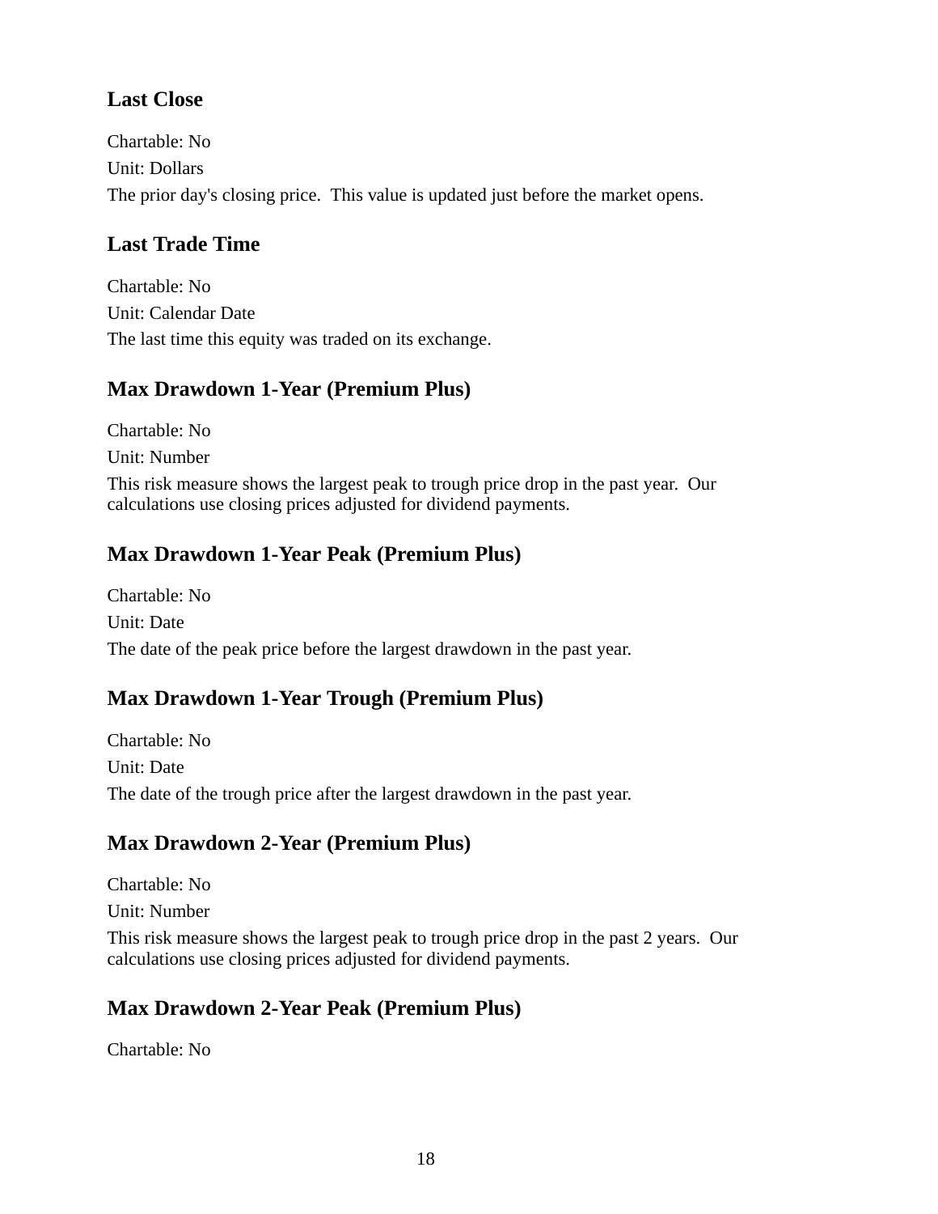### Last Close

Chartable: No

Unit: Dollars

The prior day's closing price. This value is updated just before the market opens.

### Last Trade Time

Chartable: No

Unit: Calendar Date

The last time this equity was traded on its exchange.

### Max Drawdown 1-Year (Premium Plus)

Chartable: No

Unit: Number

This risk measure shows the largest peak to trough price drop in the past year. Our calculations use closing prices adjusted for dividend payments.

### Max Drawdown 1-Year Peak (Premium Plus)

Chartable: No

Unit: Date

The date of the peak price before the largest drawdown in the past year.

### Max Drawdown 1-Year Trough (Premium Plus)

Chartable: No

Unit: Date

The date of the trough price after the largest drawdown in the past year.

### Max Drawdown 2-Year (Premium Plus)

Chartable: No

Unit: Number

This risk measure shows the largest peak to trough price drop in the past 2 years. Our calculations use closing prices adjusted for dividend payments.

### Max Drawdown 2-Year Peak (Premium Plus)

Chartable: No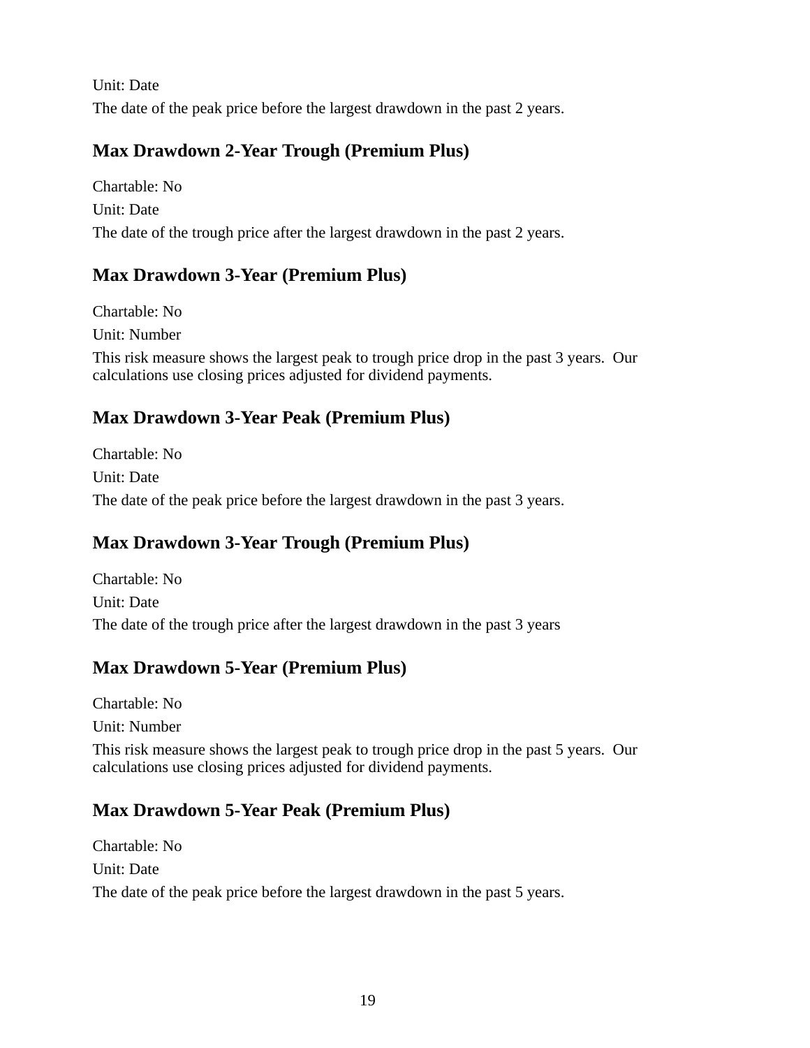Unit: Date

The date of the peak price before the largest drawdown in the past 2 years.

### Max Drawdown 2-Year Trough (Premium Plus)

Chartable: No

Unit: Date

The date of the trough price after the largest drawdown in the past 2 years.

### Max Drawdown 3-Year (Premium Plus)

Chartable: No

Unit: Number

This risk measure shows the largest peak to trough price drop in the past 3 years. Our calculations use closing prices adjusted for dividend payments.

### Max Drawdown 3-Year Peak (Premium Plus)

Chartable: No

Unit: Date

The date of the peak price before the largest drawdown in the past 3 years.

### Max Drawdown 3-Year Trough (Premium Plus)

Chartable: No

Unit: Date

The date of the trough price after the largest drawdown in the past 3 years

### Max Drawdown 5-Year (Premium Plus)

Chartable: No

Unit: Number

This risk measure shows the largest peak to trough price drop in the past 5 years. Our calculations use closing prices adjusted for dividend payments.

### Max Drawdown 5-Year Peak (Premium Plus)

Chartable: No

Unit: Date

The date of the peak price before the largest drawdown in the past 5 years.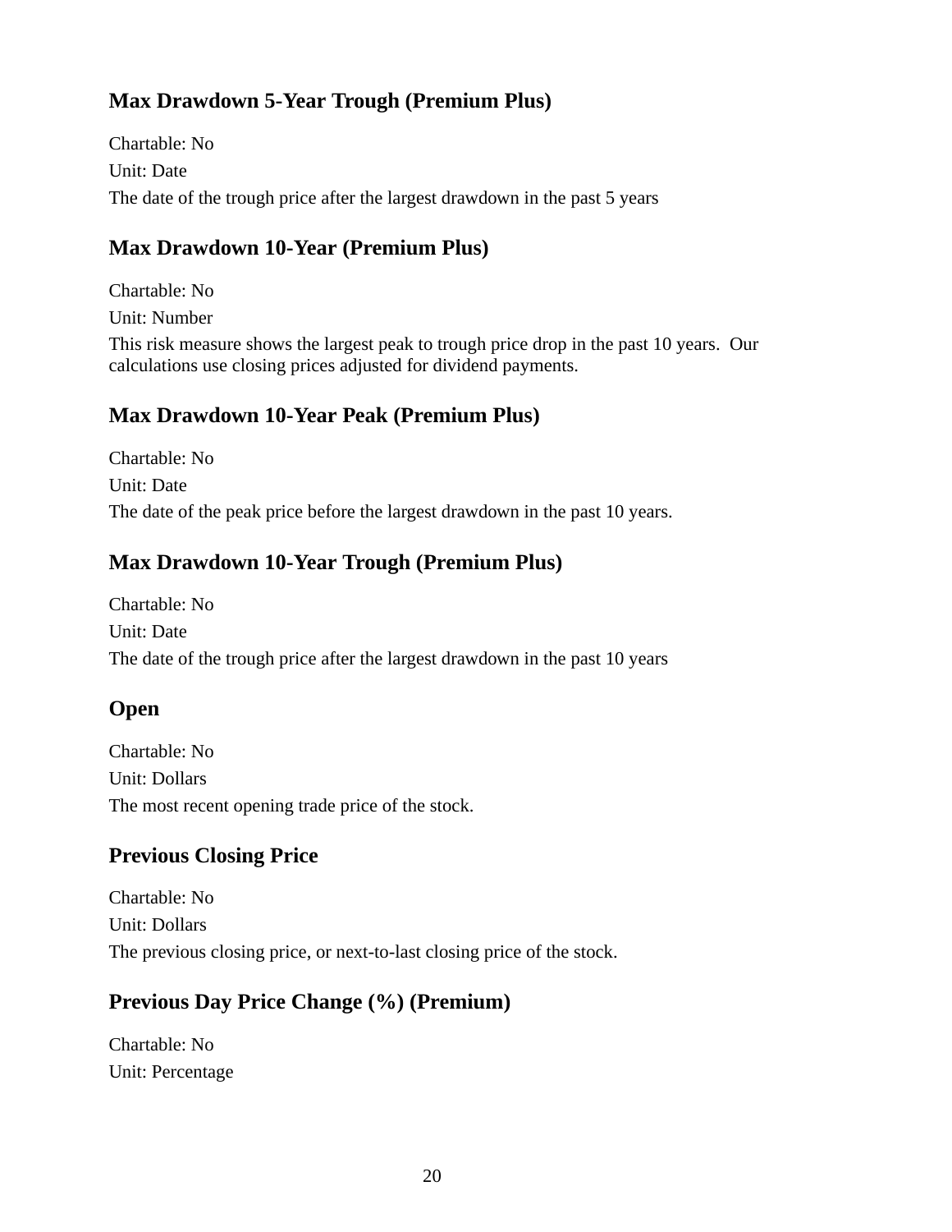### Max Drawdown 5-Year Trough (Premium Plus)

Chartable: No

Unit: Date

The date of the trough price after the largest drawdown in the past 5 years

### Max Drawdown 10-Year (Premium Plus)

Chartable: No

Unit: Number

This risk measure shows the largest peak to trough price drop in the past 10 years. Our calculations use closing prices adjusted for dividend payments.

### Max Drawdown 10-Year Peak (Premium Plus)

Chartable: No

Unit: Date

The date of the peak price before the largest drawdown in the past 10 years.

### Max Drawdown 10-Year Trough (Premium Plus)

Chartable: No

Unit: Date

The date of the trough price after the largest drawdown in the past 10 years

### Open

Chartable: No

Unit: Dollars

The most recent opening trade price of the stock.

### Previous Closing Price

Chartable: No

Unit: Dollars

The previous closing price, or next-to-last closing price of the stock.

### Previous Day Price Change (%) (Premium)

Chartable: No

Unit: Percentage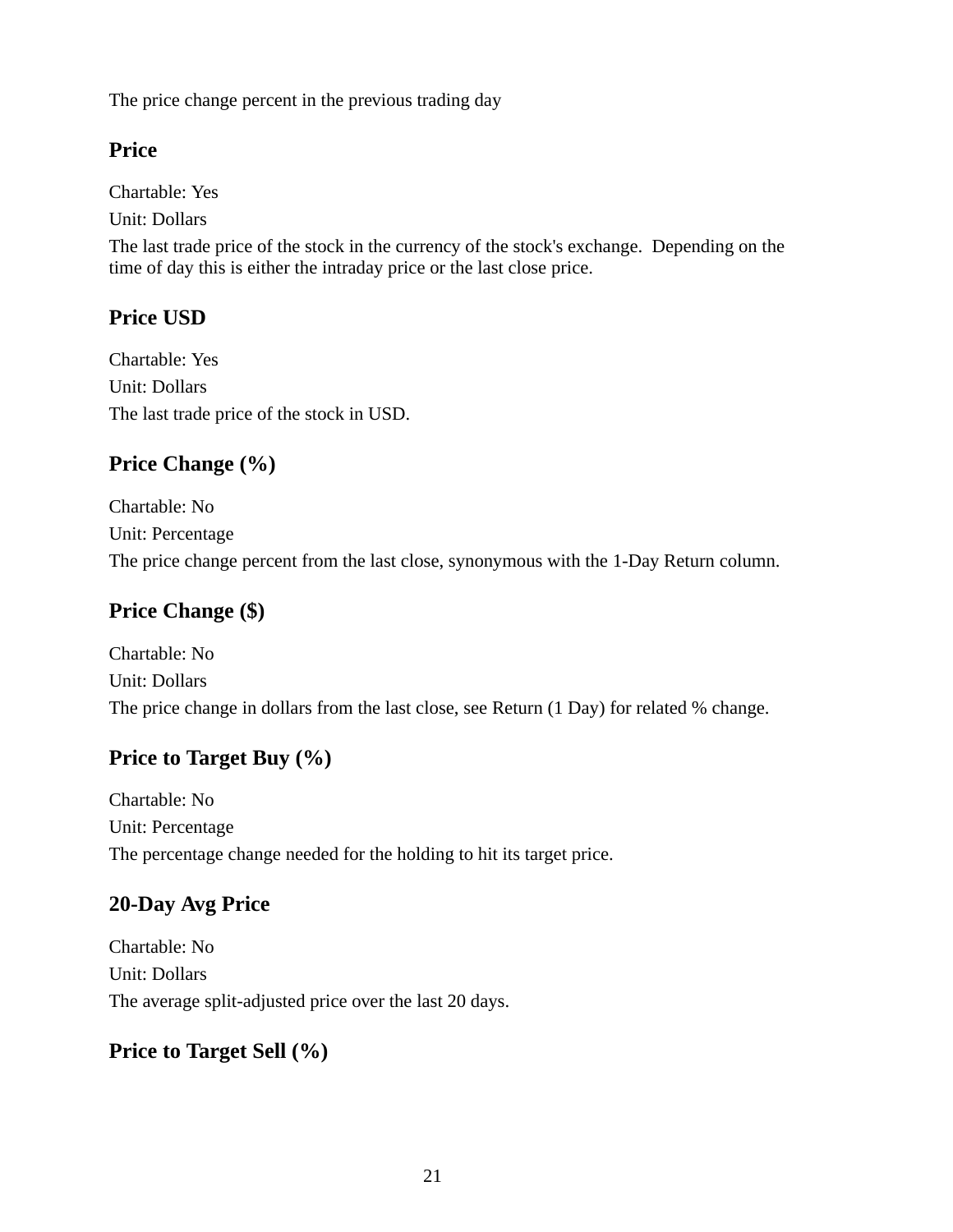The price change percent in the previous trading day

## Price

Chartable: Yes

Unit: Dollars

The last trade price of the stock in the currency of the stock's exchange.  Depending on the time of day this is either the intraday price or the last close price.

## Price USD

Chartable: Yes

Unit: Dollars

The last trade price of the stock in USD.

## Price Change (%)

Chartable: No

Unit: Percentage

The price change percent from the last close, synonymous with the 1-Day Return column.

## Price Change ($)

Chartable: No

Unit: Dollars

The price change in dollars from the last close, see Return (1 Day) for related % change.

## Price to Target Buy (%)

Chartable: No

Unit: Percentage

The percentage change needed for the holding to hit its target price.

## 20-Day Avg Price

Chartable: No

Unit: Dollars

The average split-adjusted price over the last 20 days.

## Price to Target Sell (%)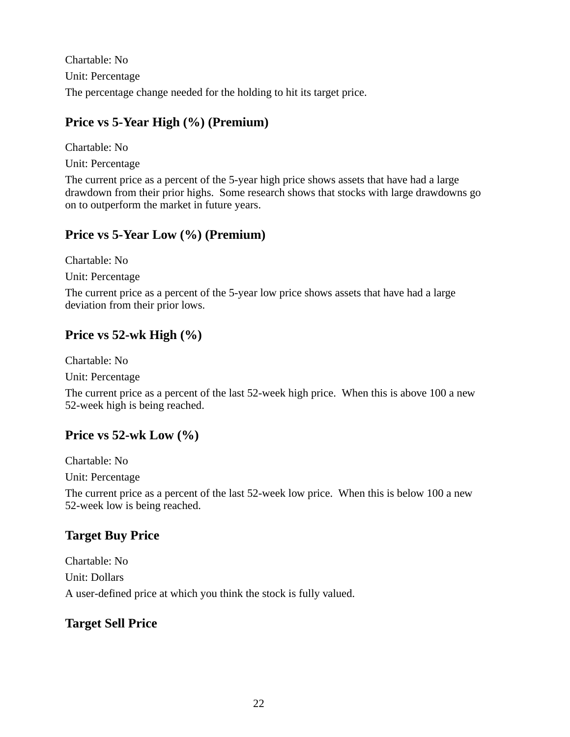Chartable: No

Unit: Percentage

The percentage change needed for the holding to hit its target price.

### Price vs 5-Year High (%) (Premium)

Chartable: No

Unit: Percentage

The current price as a percent of the 5-year high price shows assets that have had a large drawdown from their prior highs.  Some research shows that stocks with large drawdowns go on to outperform the market in future years.

### Price vs 5-Year Low (%) (Premium)

Chartable: No

Unit: Percentage

The current price as a percent of the 5-year low price shows assets that have had a large deviation from their prior lows.

### Price vs 52-wk High (%)

Chartable: No

Unit: Percentage

The current price as a percent of the last 52-week high price.  When this is above 100 a new 52-week high is being reached.

### Price vs 52-wk Low (%)

Chartable: No

Unit: Percentage

The current price as a percent of the last 52-week low price.  When this is below 100 a new 52-week low is being reached.

### Target Buy Price

Chartable: No

Unit: Dollars

A user-defined price at which you think the stock is fully valued.

### Target Sell Price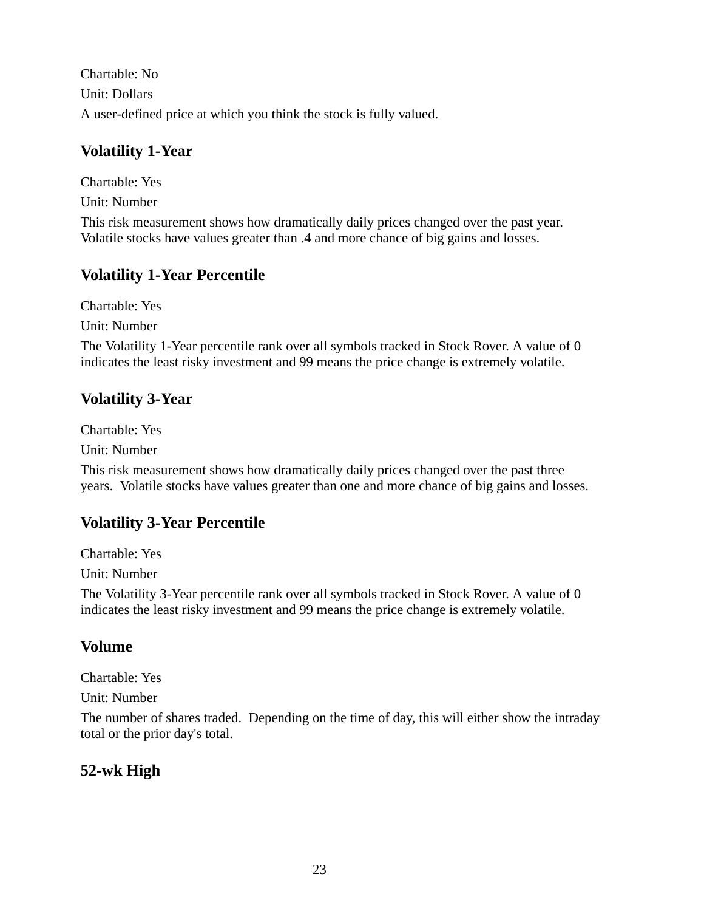Chartable: No

Unit: Dollars

A user-defined price at which you think the stock is fully valued.

### Volatility 1-Year

Chartable: Yes

Unit: Number

This risk measurement shows how dramatically daily prices changed over the past year. Volatile stocks have values greater than .4 and more chance of big gains and losses.

### Volatility 1-Year Percentile

Chartable: Yes

Unit: Number

The Volatility 1-Year percentile rank over all symbols tracked in Stock Rover. A value of 0 indicates the least risky investment and 99 means the price change is extremely volatile.

### Volatility 3-Year

Chartable: Yes

Unit: Number

This risk measurement shows how dramatically daily prices changed over the past three years. Volatile stocks have values greater than one and more chance of big gains and losses.

### Volatility 3-Year Percentile

Chartable: Yes

Unit: Number

The Volatility 3-Year percentile rank over all symbols tracked in Stock Rover. A value of 0 indicates the least risky investment and 99 means the price change is extremely volatile.

### Volume

Chartable: Yes

Unit: Number

The number of shares traded. Depending on the time of day, this will either show the intraday total or the prior day's total.

### 52-wk High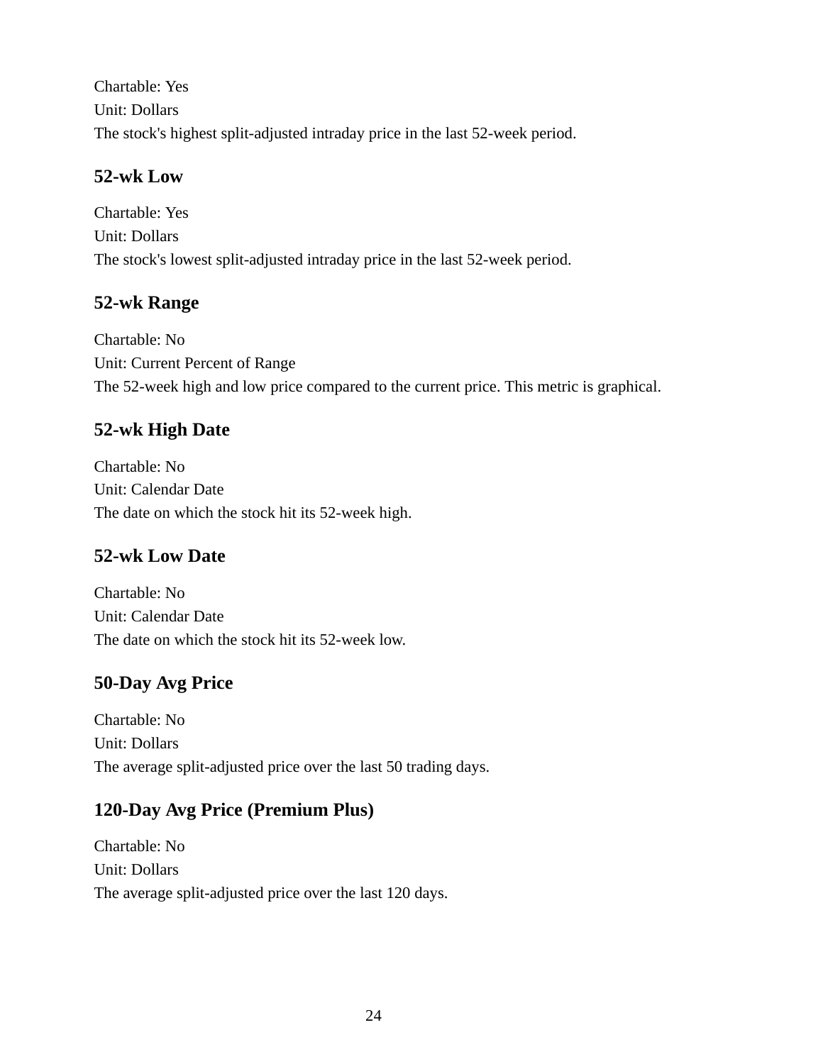Chartable: Yes
Unit: Dollars
The stock's highest split-adjusted intraday price in the last 52-week period.

## 52-wk Low

Chartable: Yes
Unit: Dollars
The stock's lowest split-adjusted intraday price in the last 52-week period.

## 52-wk Range

Chartable: No
Unit: Current Percent of Range
The 52-week high and low price compared to the current price. This metric is graphical.

## 52-wk High Date

Chartable: No
Unit: Calendar Date
The date on which the stock hit its 52-week high.

## 52-wk Low Date

Chartable: No
Unit: Calendar Date
The date on which the stock hit its 52-week low.

## 50-Day Avg Price

Chartable: No
Unit: Dollars
The average split-adjusted price over the last 50 trading days.

## 120-Day Avg Price (Premium Plus)

Chartable: No
Unit: Dollars
The average split-adjusted price over the last 120 days.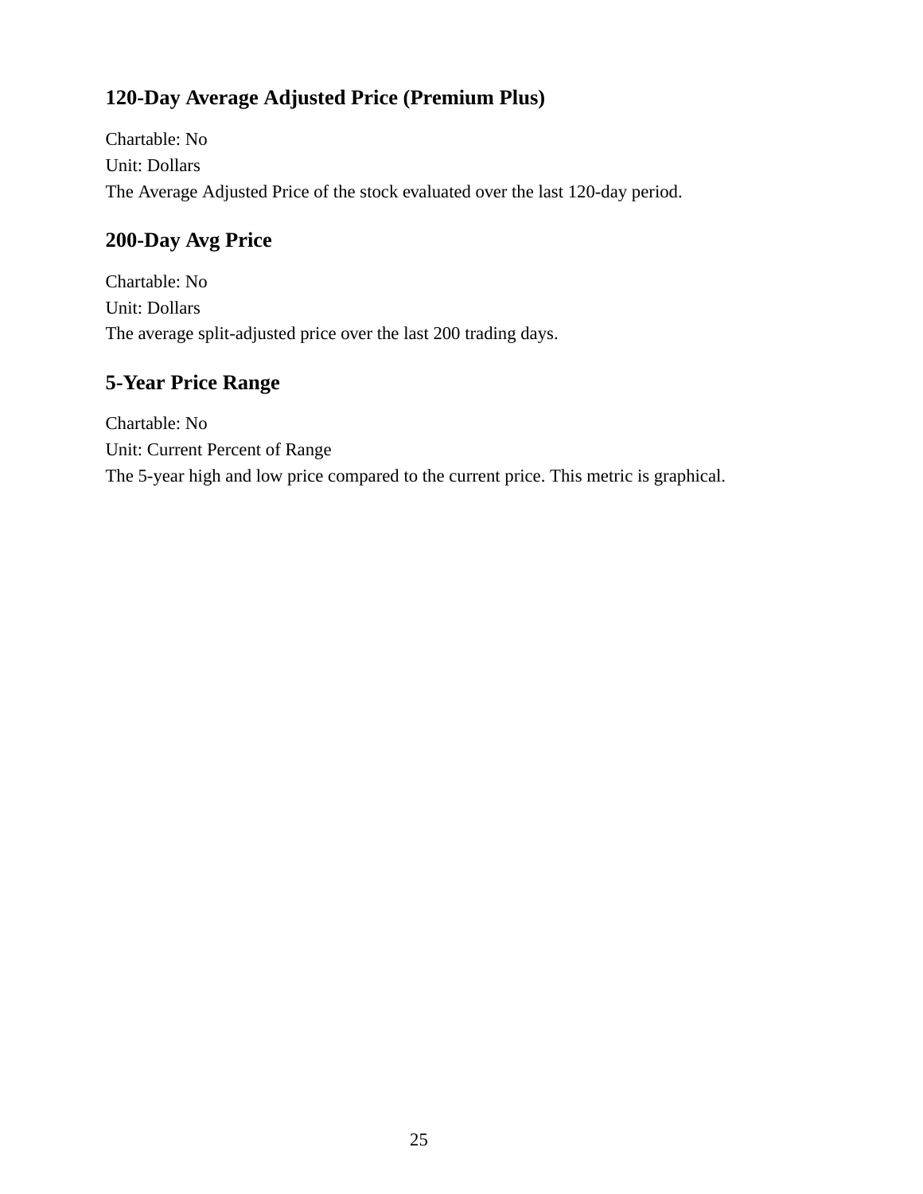### 120-Day Average Adjusted Price (Premium Plus)

Chartable: No
Unit: Dollars
The Average Adjusted Price of the stock evaluated over the last 120-day period.

### 200-Day Avg Price

Chartable: No
Unit: Dollars
The average split-adjusted price over the last 200 trading days.

### 5-Year Price Range

Chartable: No
Unit: Current Percent of Range
The 5-year high and low price compared to the current price. This metric is graphical.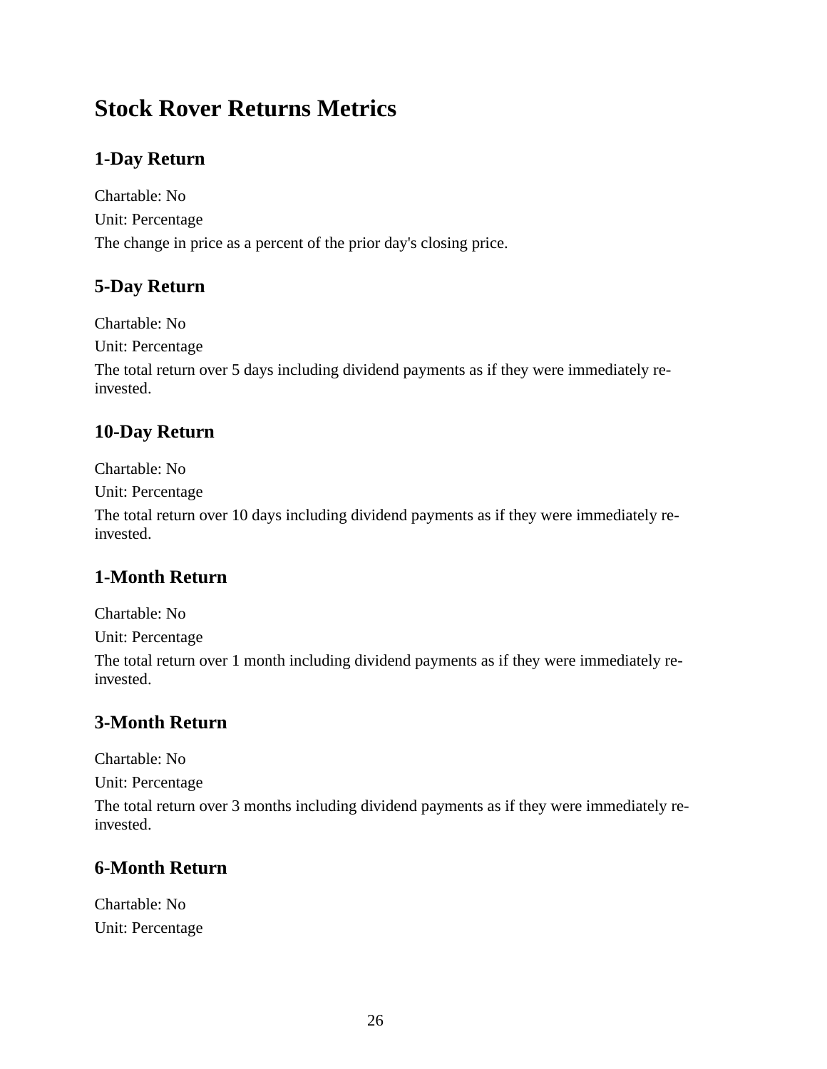# Stock Rover Returns Metrics

## 1-Day Return

Chartable: No

Unit: Percentage

The change in price as a percent of the prior day's closing price.

## 5-Day Return

Chartable: No

Unit: Percentage

The total return over 5 days including dividend payments as if they were immediately re-invested.

## 10-Day Return

Chartable: No

Unit: Percentage

The total return over 10 days including dividend payments as if they were immediately re-invested.

## 1-Month Return

Chartable: No

Unit: Percentage

The total return over 1 month including dividend payments as if they were immediately re-invested.

## 3-Month Return

Chartable: No

Unit: Percentage

The total return over 3 months including dividend payments as if they were immediately re-invested.

## 6-Month Return

Chartable: No

Unit: Percentage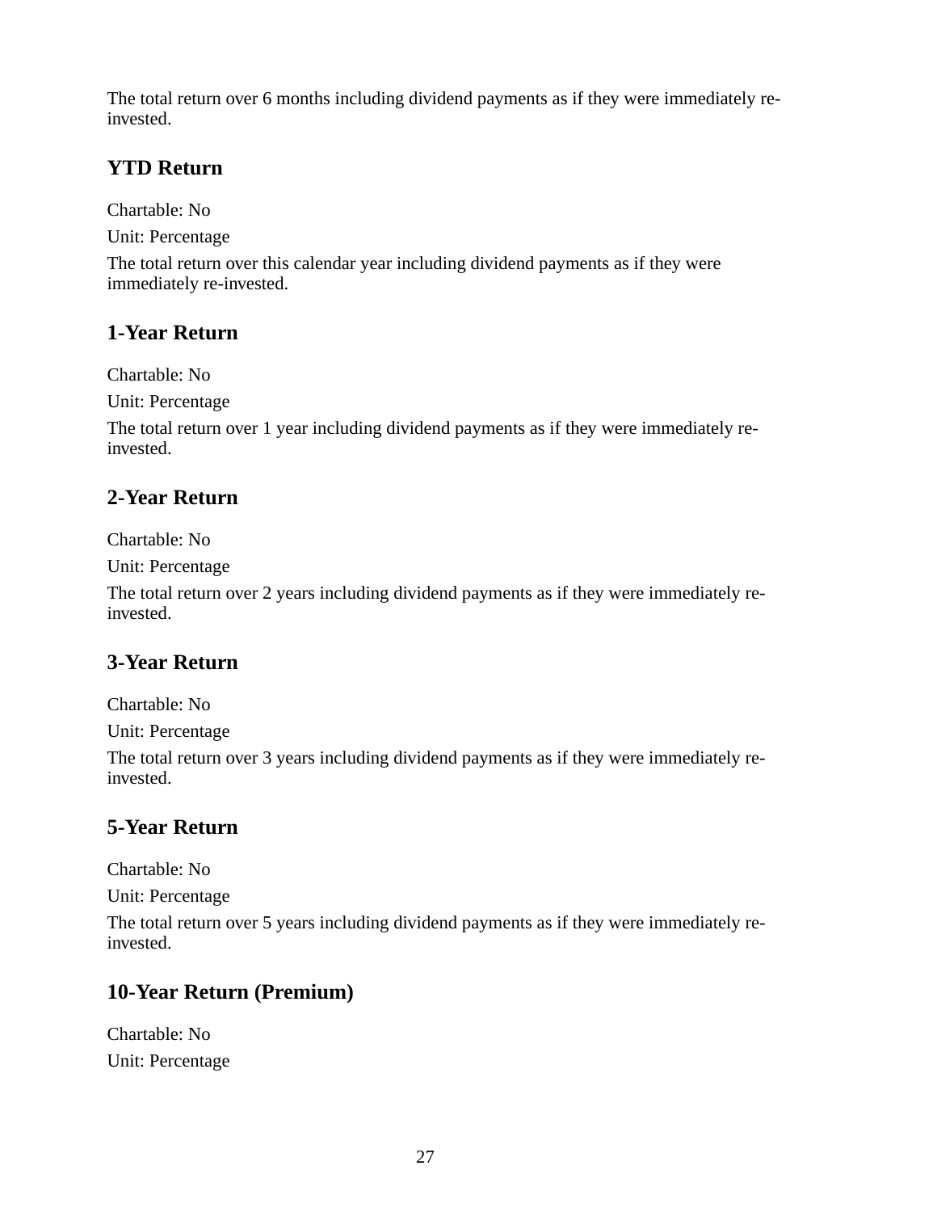The total return over 6 months including dividend payments as if they were immediately re-invested.

## YTD Return

Chartable: No

Unit: Percentage

The total return over this calendar year including dividend payments as if they were immediately re-invested.

## 1-Year Return

Chartable: No

Unit: Percentage

The total return over 1 year including dividend payments as if they were immediately re-invested.

## 2-Year Return

Chartable: No

Unit: Percentage

The total return over 2 years including dividend payments as if they were immediately re-invested.

## 3-Year Return

Chartable: No

Unit: Percentage

The total return over 3 years including dividend payments as if they were immediately re-invested.

## 5-Year Return

Chartable: No

Unit: Percentage

The total return over 5 years including dividend payments as if they were immediately re-invested.

## 10-Year Return (Premium)

Chartable: No

Unit: Percentage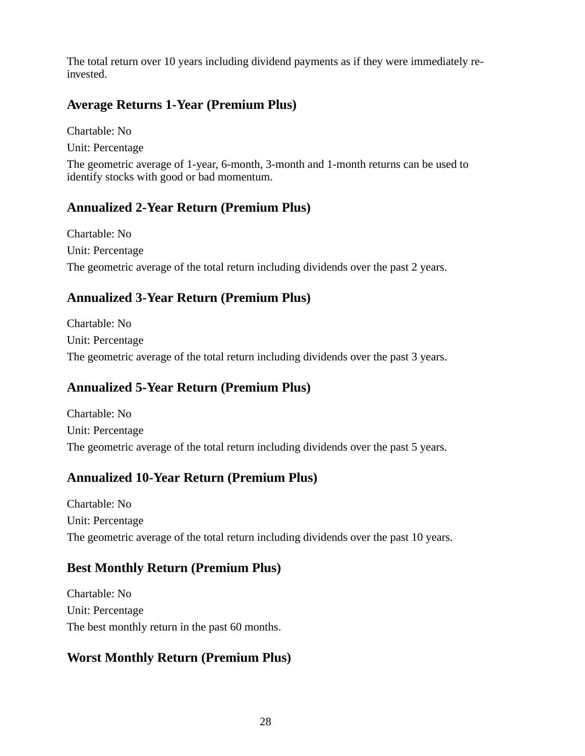The total return over 10 years including dividend payments as if they were immediately re-invested.

### Average Returns 1-Year (Premium Plus)

Chartable: No

Unit: Percentage

The geometric average of 1-year, 6-month, 3-month and 1-month returns can be used to identify stocks with good or bad momentum.

### Annualized 2-Year Return (Premium Plus)

Chartable: No

Unit: Percentage

The geometric average of the total return including dividends over the past 2 years.

### Annualized 3-Year Return (Premium Plus)

Chartable: No

Unit: Percentage

The geometric average of the total return including dividends over the past 3 years.

### Annualized 5-Year Return (Premium Plus)

Chartable: No

Unit: Percentage

The geometric average of the total return including dividends over the past 5 years.

### Annualized 10-Year Return (Premium Plus)

Chartable: No

Unit: Percentage

The geometric average of the total return including dividends over the past 10 years.

### Best Monthly Return (Premium Plus)

Chartable: No

Unit: Percentage

The best monthly return in the past 60 months.

### Worst Monthly Return (Premium Plus)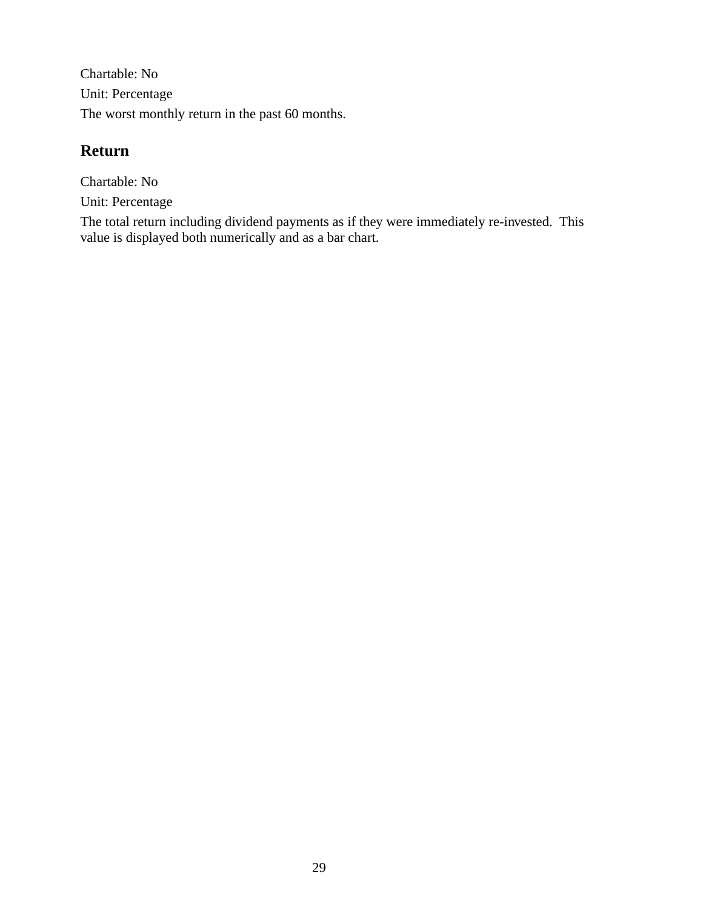Chartable: No

Unit: Percentage

The worst monthly return in the past 60 months.

## Return

Chartable: No

Unit: Percentage

The total return including dividend payments as if they were immediately re-invested. This value is displayed both numerically and as a bar chart.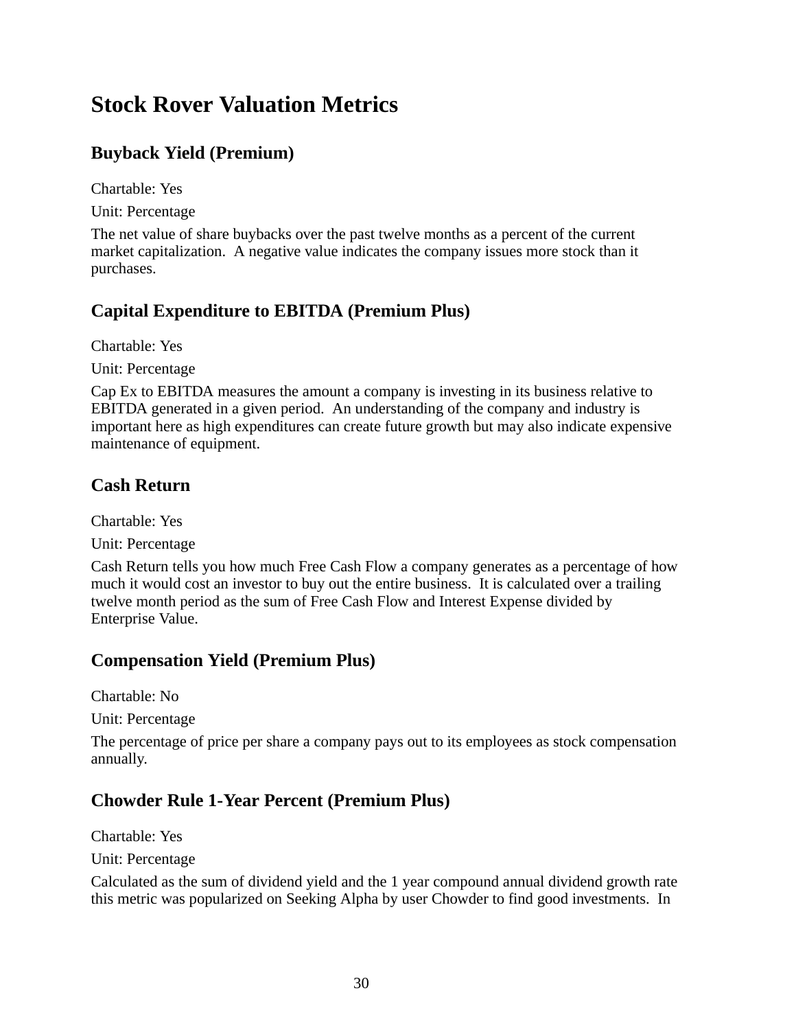# Stock Rover Valuation Metrics

## Buyback Yield (Premium)

Chartable: Yes

Unit: Percentage

The net value of share buybacks over the past twelve months as a percent of the current market capitalization. A negative value indicates the company issues more stock than it purchases.

## Capital Expenditure to EBITDA (Premium Plus)

Chartable: Yes

Unit: Percentage

Cap Ex to EBITDA measures the amount a company is investing in its business relative to EBITDA generated in a given period. An understanding of the company and industry is important here as high expenditures can create future growth but may also indicate expensive maintenance of equipment.

## Cash Return

Chartable: Yes

Unit: Percentage

Cash Return tells you how much Free Cash Flow a company generates as a percentage of how much it would cost an investor to buy out the entire business. It is calculated over a trailing twelve month period as the sum of Free Cash Flow and Interest Expense divided by Enterprise Value.

## Compensation Yield (Premium Plus)

Chartable: No

Unit: Percentage

The percentage of price per share a company pays out to its employees as stock compensation annually.

## Chowder Rule 1-Year Percent (Premium Plus)

Chartable: Yes

Unit: Percentage

Calculated as the sum of dividend yield and the 1 year compound annual dividend growth rate this metric was popularized on Seeking Alpha by user Chowder to find good investments. In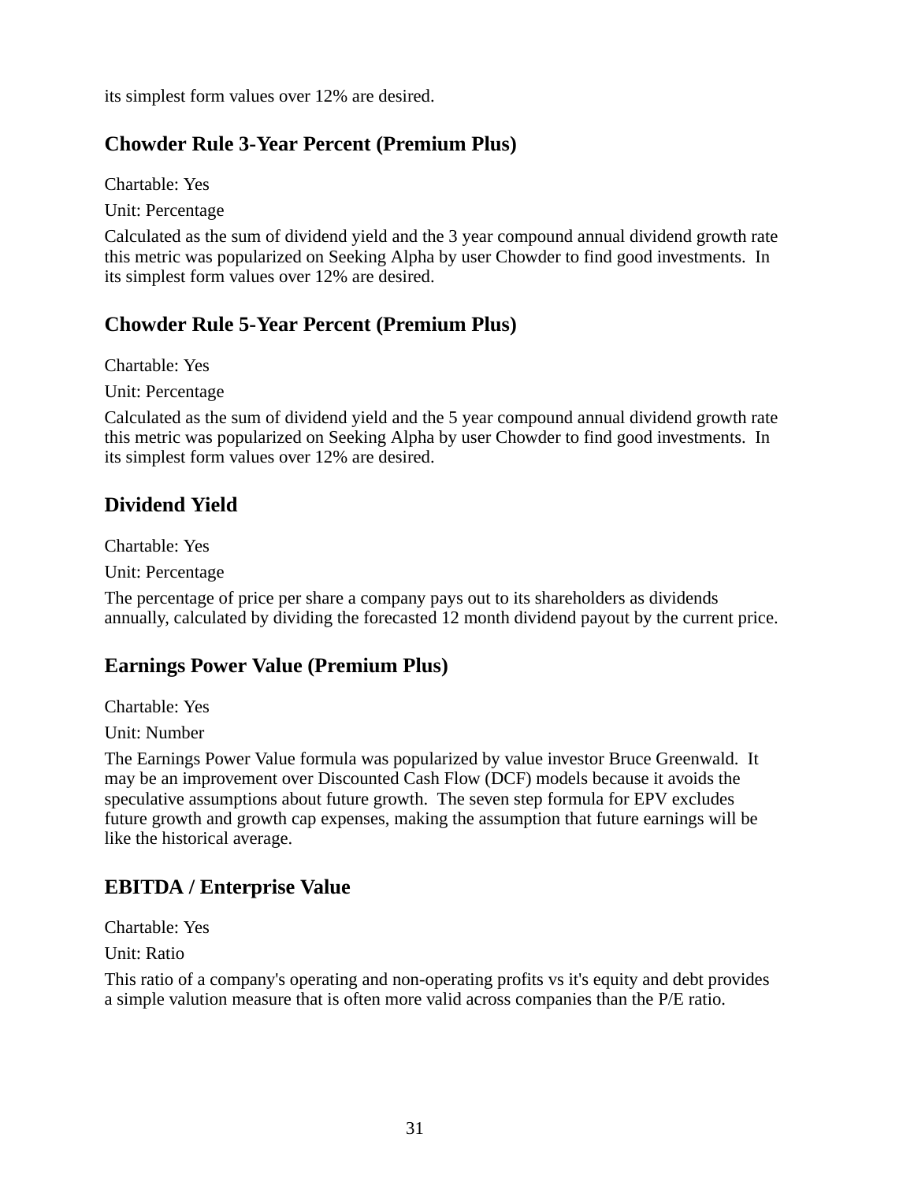its simplest form values over 12% are desired.

## Chowder Rule 3-Year Percent (Premium Plus)

Chartable: Yes

Unit: Percentage

Calculated as the sum of dividend yield and the 3 year compound annual dividend growth rate this metric was popularized on Seeking Alpha by user Chowder to find good investments. In its simplest form values over 12% are desired.

## Chowder Rule 5-Year Percent (Premium Plus)

Chartable: Yes

Unit: Percentage

Calculated as the sum of dividend yield and the 5 year compound annual dividend growth rate this metric was popularized on Seeking Alpha by user Chowder to find good investments. In its simplest form values over 12% are desired.

## Dividend Yield

Chartable: Yes

Unit: Percentage

The percentage of price per share a company pays out to its shareholders as dividends annually, calculated by dividing the forecasted 12 month dividend payout by the current price.

## Earnings Power Value (Premium Plus)

Chartable: Yes

Unit: Number

The Earnings Power Value formula was popularized by value investor Bruce Greenwald. It may be an improvement over Discounted Cash Flow (DCF) models because it avoids the speculative assumptions about future growth. The seven step formula for EPV excludes future growth and growth cap expenses, making the assumption that future earnings will be like the historical average.

## EBITDA / Enterprise Value

Chartable: Yes

Unit: Ratio

This ratio of a company's operating and non-operating profits vs it's equity and debt provides a simple valution measure that is often more valid across companies than the P/E ratio.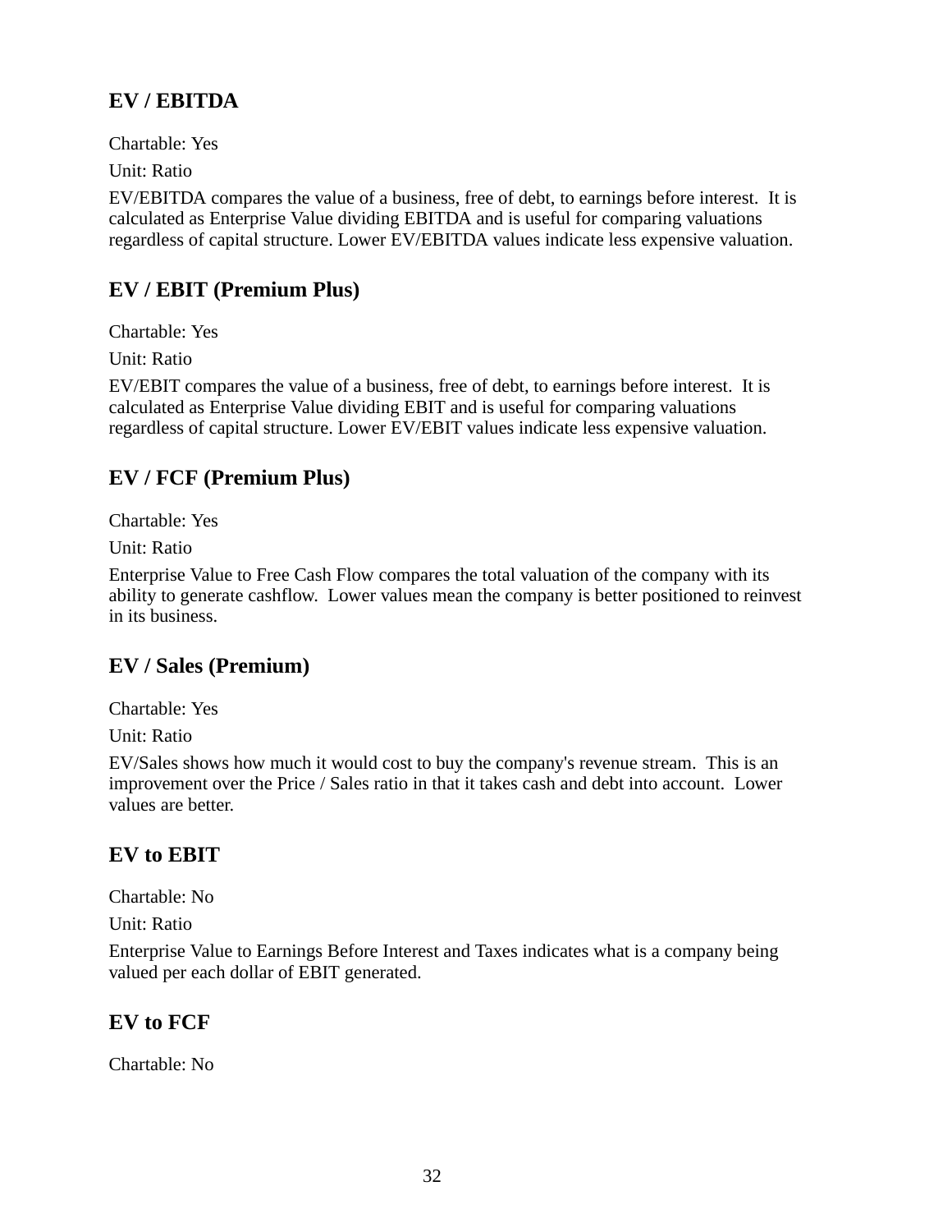### EV / EBITDA

Chartable: Yes

Unit: Ratio

EV/EBITDA compares the value of a business, free of debt, to earnings before interest. It is calculated as Enterprise Value dividing EBITDA and is useful for comparing valuations regardless of capital structure. Lower EV/EBITDA values indicate less expensive valuation.

### EV / EBIT (Premium Plus)

Chartable: Yes

Unit: Ratio

EV/EBIT compares the value of a business, free of debt, to earnings before interest. It is calculated as Enterprise Value dividing EBIT and is useful for comparing valuations regardless of capital structure. Lower EV/EBIT values indicate less expensive valuation.

### EV / FCF (Premium Plus)

Chartable: Yes

Unit: Ratio

Enterprise Value to Free Cash Flow compares the total valuation of the company with its ability to generate cashflow. Lower values mean the company is better positioned to reinvest in its business.

### EV / Sales (Premium)

Chartable: Yes

Unit: Ratio

EV/Sales shows how much it would cost to buy the company's revenue stream. This is an improvement over the Price / Sales ratio in that it takes cash and debt into account. Lower values are better.

### EV to EBIT

Chartable: No

Unit: Ratio

Enterprise Value to Earnings Before Interest and Taxes indicates what is a company being valued per each dollar of EBIT generated.

### EV to FCF

Chartable: No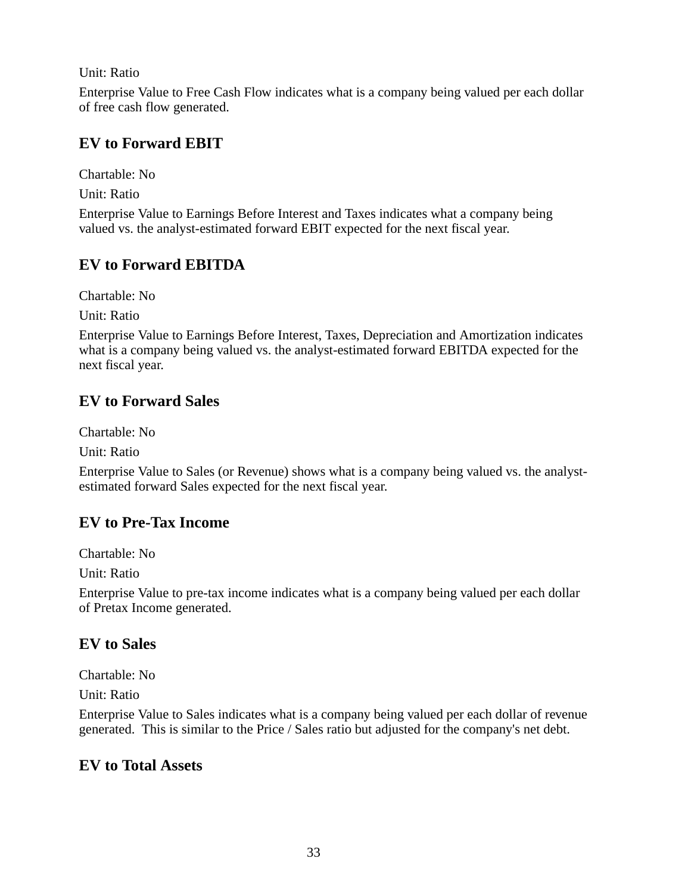Unit: Ratio

Enterprise Value to Free Cash Flow indicates what is a company being valued per each dollar of free cash flow generated.

## EV to Forward EBIT

Chartable: No

Unit: Ratio

Enterprise Value to Earnings Before Interest and Taxes indicates what a company being valued vs. the analyst-estimated forward EBIT expected for the next fiscal year.

## EV to Forward EBITDA

Chartable: No

Unit: Ratio

Enterprise Value to Earnings Before Interest, Taxes, Depreciation and Amortization indicates what is a company being valued vs. the analyst-estimated forward EBITDA expected for the next fiscal year.

## EV to Forward Sales

Chartable: No

Unit: Ratio

Enterprise Value to Sales (or Revenue) shows what is a company being valued vs. the analyst-estimated forward Sales expected for the next fiscal year.

## EV to Pre-Tax Income

Chartable: No

Unit: Ratio

Enterprise Value to pre-tax income indicates what is a company being valued per each dollar of Pretax Income generated.

## EV to Sales

Chartable: No

Unit: Ratio

Enterprise Value to Sales indicates what is a company being valued per each dollar of revenue generated. This is similar to the Price / Sales ratio but adjusted for the company's net debt.

## EV to Total Assets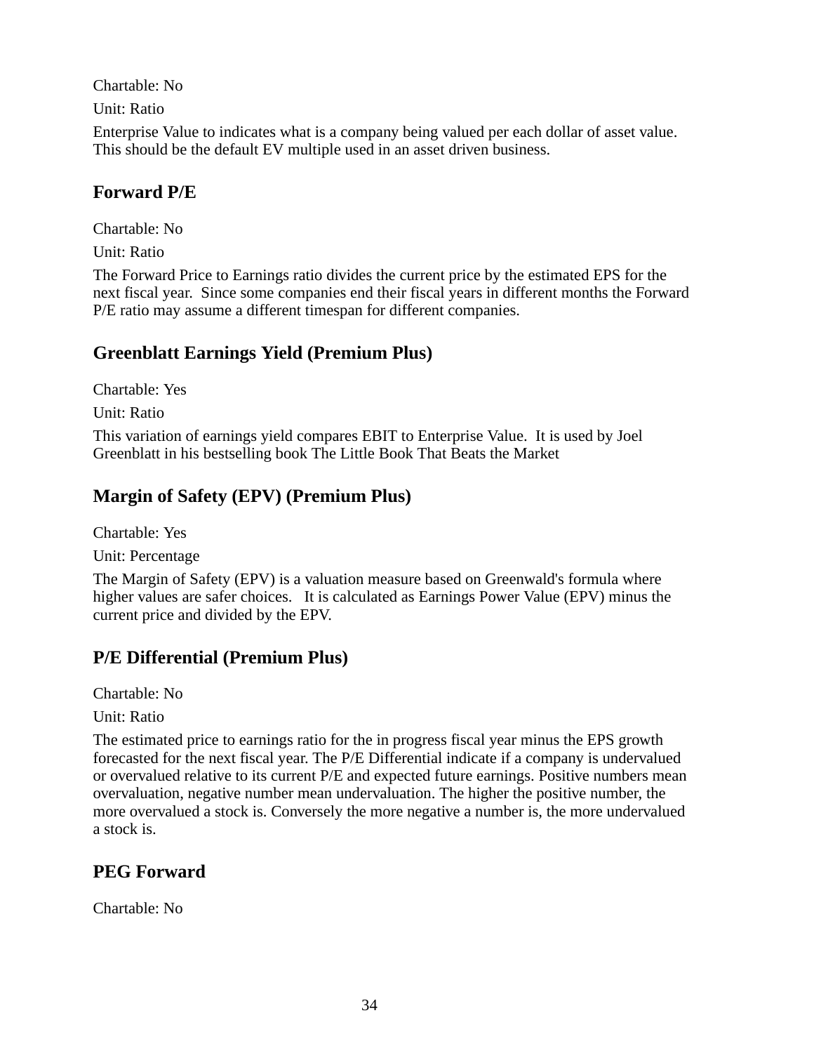Chartable: No

Unit: Ratio

Enterprise Value to indicates what is a company being valued per each dollar of asset value. This should be the default EV multiple used in an asset driven business.

### Forward P/E

Chartable: No

Unit: Ratio

The Forward Price to Earnings ratio divides the current price by the estimated EPS for the next fiscal year. Since some companies end their fiscal years in different months the Forward P/E ratio may assume a different timespan for different companies.

### Greenblatt Earnings Yield (Premium Plus)

Chartable: Yes

Unit: Ratio

This variation of earnings yield compares EBIT to Enterprise Value. It is used by Joel Greenblatt in his bestselling book The Little Book That Beats the Market

### Margin of Safety (EPV) (Premium Plus)

Chartable: Yes

Unit: Percentage

The Margin of Safety (EPV) is a valuation measure based on Greenwald's formula where higher values are safer choices. It is calculated as Earnings Power Value (EPV) minus the current price and divided by the EPV.

### P/E Differential (Premium Plus)

Chartable: No

Unit: Ratio

The estimated price to earnings ratio for the in progress fiscal year minus the EPS growth forecasted for the next fiscal year. The P/E Differential indicate if a company is undervalued or overvalued relative to its current P/E and expected future earnings. Positive numbers mean overvaluation, negative number mean undervaluation. The higher the positive number, the more overvalued a stock is. Conversely the more negative a number is, the more undervalued a stock is.

### PEG Forward

Chartable: No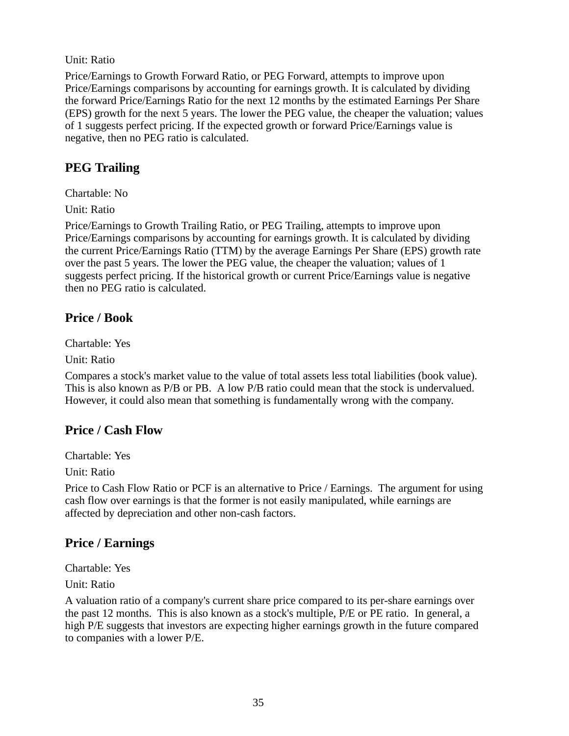Unit: Ratio

Price/Earnings to Growth Forward Ratio, or PEG Forward, attempts to improve upon Price/Earnings comparisons by accounting for earnings growth. It is calculated by dividing the forward Price/Earnings Ratio for the next 12 months by the estimated Earnings Per Share (EPS) growth for the next 5 years. The lower the PEG value, the cheaper the valuation; values of 1 suggests perfect pricing. If the expected growth or forward Price/Earnings value is negative, then no PEG ratio is calculated.

## PEG Trailing

Chartable: No

Unit: Ratio

Price/Earnings to Growth Trailing Ratio, or PEG Trailing, attempts to improve upon Price/Earnings comparisons by accounting for earnings growth. It is calculated by dividing the current Price/Earnings Ratio (TTM) by the average Earnings Per Share (EPS) growth rate over the past 5 years. The lower the PEG value, the cheaper the valuation; values of 1 suggests perfect pricing. If the historical growth or current Price/Earnings value is negative then no PEG ratio is calculated.

## Price / Book

Chartable: Yes

Unit: Ratio

Compares a stock's market value to the value of total assets less total liabilities (book value). This is also known as P/B or PB. A low P/B ratio could mean that the stock is undervalued. However, it could also mean that something is fundamentally wrong with the company.

## Price / Cash Flow

Chartable: Yes

Unit: Ratio

Price to Cash Flow Ratio or PCF is an alternative to Price / Earnings. The argument for using cash flow over earnings is that the former is not easily manipulated, while earnings are affected by depreciation and other non-cash factors.

## Price / Earnings

Chartable: Yes

Unit: Ratio

A valuation ratio of a company's current share price compared to its per-share earnings over the past 12 months. This is also known as a stock's multiple, P/E or PE ratio. In general, a high P/E suggests that investors are expecting higher earnings growth in the future compared to companies with a lower P/E.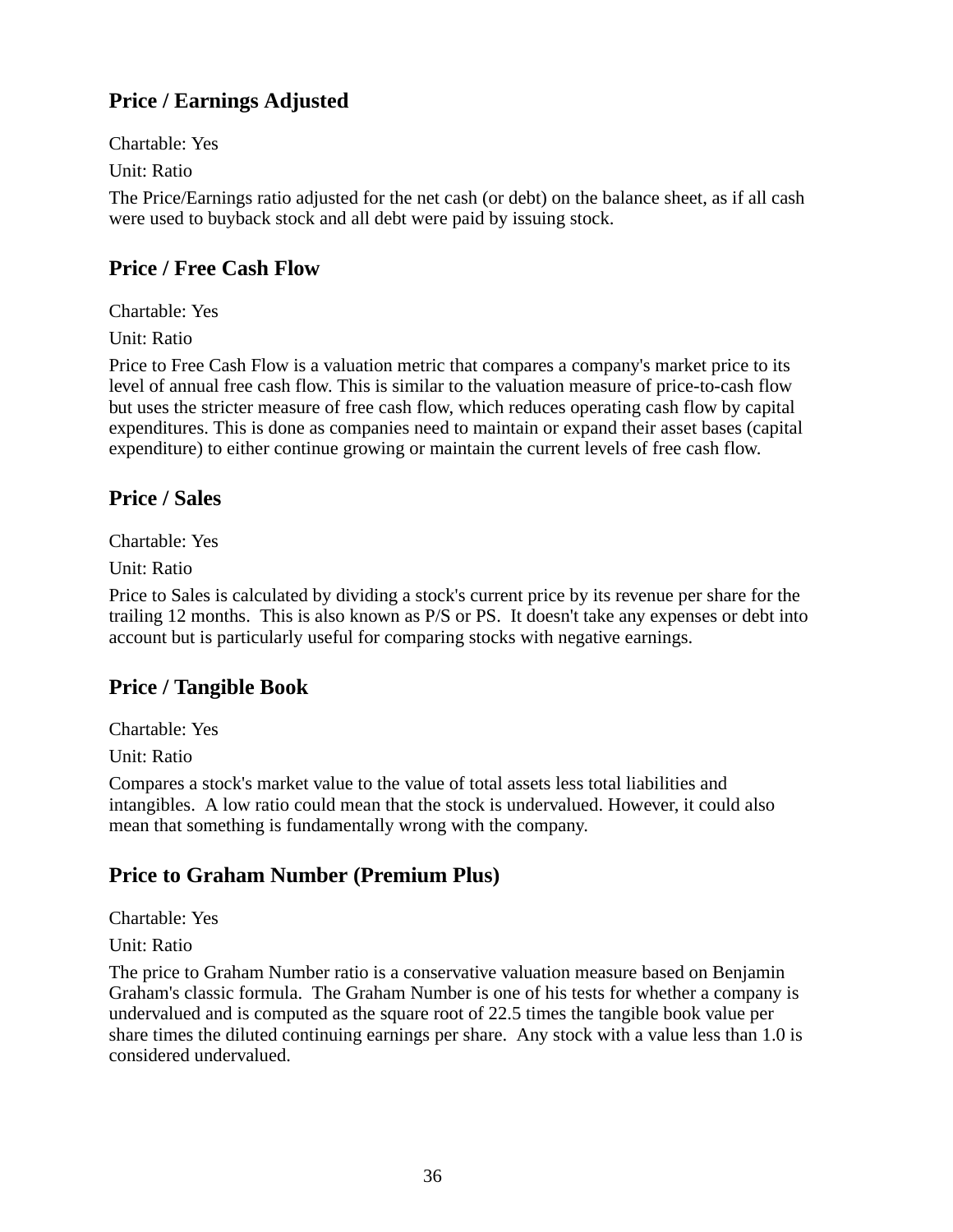## Price / Earnings Adjusted

Chartable: Yes

Unit: Ratio

The Price/Earnings ratio adjusted for the net cash (or debt) on the balance sheet, as if all cash were used to buyback stock and all debt were paid by issuing stock.

## Price / Free Cash Flow

Chartable: Yes

Unit: Ratio

Price to Free Cash Flow is a valuation metric that compares a company's market price to its level of annual free cash flow. This is similar to the valuation measure of price-to-cash flow but uses the stricter measure of free cash flow, which reduces operating cash flow by capital expenditures. This is done as companies need to maintain or expand their asset bases (capital expenditure) to either continue growing or maintain the current levels of free cash flow.

## Price / Sales

Chartable: Yes

Unit: Ratio

Price to Sales is calculated by dividing a stock's current price by its revenue per share for the trailing 12 months. This is also known as P/S or PS. It doesn't take any expenses or debt into account but is particularly useful for comparing stocks with negative earnings.

## Price / Tangible Book

Chartable: Yes

Unit: Ratio

Compares a stock's market value to the value of total assets less total liabilities and intangibles. A low ratio could mean that the stock is undervalued. However, it could also mean that something is fundamentally wrong with the company.

## Price to Graham Number (Premium Plus)

Chartable: Yes

Unit: Ratio

The price to Graham Number ratio is a conservative valuation measure based on Benjamin Graham's classic formula. The Graham Number is one of his tests for whether a company is undervalued and is computed as the square root of 22.5 times the tangible book value per share times the diluted continuing earnings per share. Any stock with a value less than 1.0 is considered undervalued.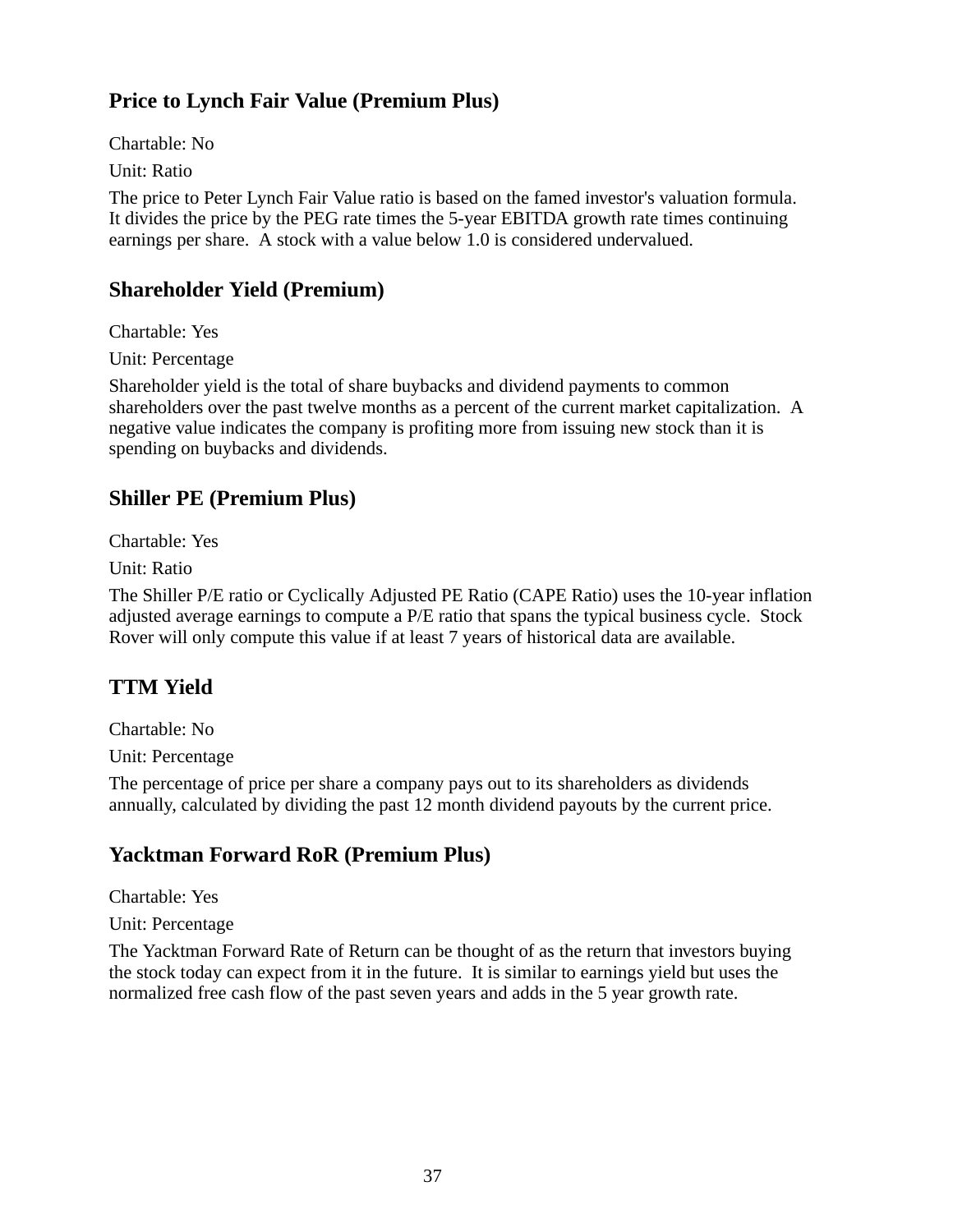### Price to Lynch Fair Value (Premium Plus)

Chartable: No

Unit: Ratio

The price to Peter Lynch Fair Value ratio is based on the famed investor's valuation formula. It divides the price by the PEG rate times the 5-year EBITDA growth rate times continuing earnings per share. A stock with a value below 1.0 is considered undervalued.

### Shareholder Yield (Premium)

Chartable: Yes

Unit: Percentage

Shareholder yield is the total of share buybacks and dividend payments to common shareholders over the past twelve months as a percent of the current market capitalization. A negative value indicates the company is profiting more from issuing new stock than it is spending on buybacks and dividends.

### Shiller PE (Premium Plus)

Chartable: Yes

Unit: Ratio

The Shiller P/E ratio or Cyclically Adjusted PE Ratio (CAPE Ratio) uses the 10-year inflation adjusted average earnings to compute a P/E ratio that spans the typical business cycle. Stock Rover will only compute this value if at least 7 years of historical data are available.

### TTM Yield

Chartable: No

Unit: Percentage

The percentage of price per share a company pays out to its shareholders as dividends annually, calculated by dividing the past 12 month dividend payouts by the current price.

### Yacktman Forward RoR (Premium Plus)

Chartable: Yes

Unit: Percentage

The Yacktman Forward Rate of Return can be thought of as the return that investors buying the stock today can expect from it in the future. It is similar to earnings yield but uses the normalized free cash flow of the past seven years and adds in the 5 year growth rate.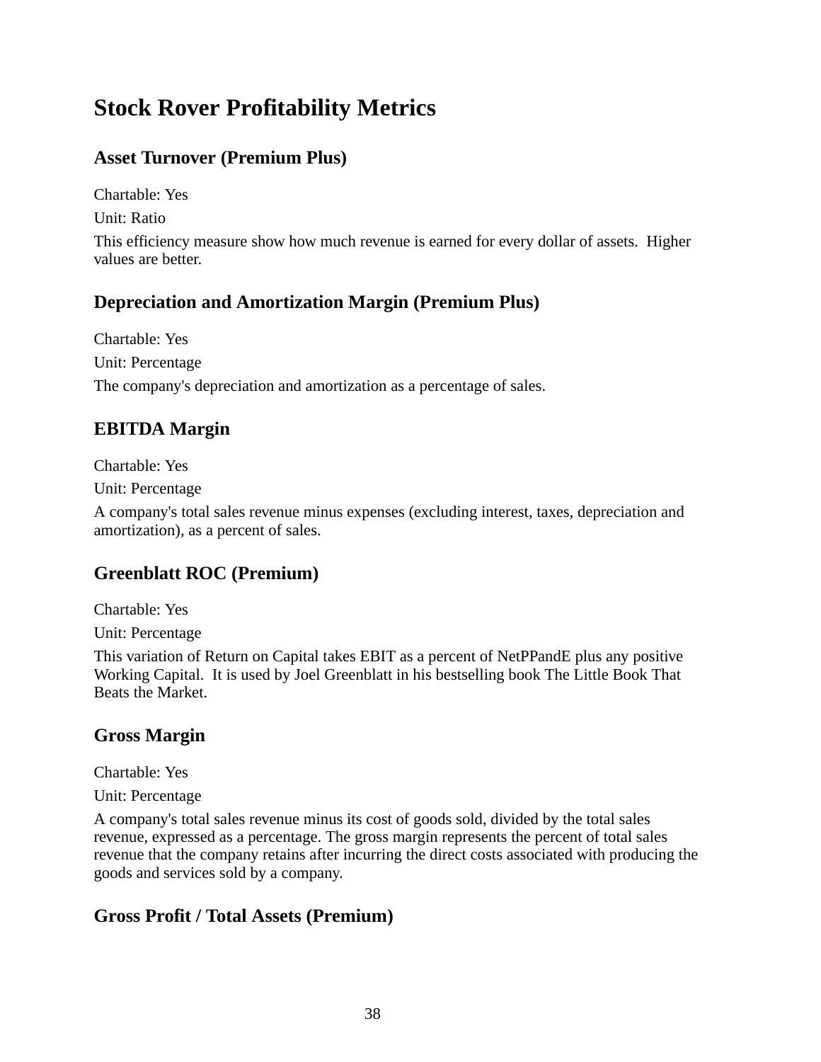# Stock Rover Profitability Metrics

## Asset Turnover (Premium Plus)

Chartable: Yes

Unit: Ratio

This efficiency measure show how much revenue is earned for every dollar of assets.  Higher values are better.

## Depreciation and Amortization Margin (Premium Plus)

Chartable: Yes

Unit: Percentage

The company's depreciation and amortization as a percentage of sales.

## EBITDA Margin

Chartable: Yes

Unit: Percentage

A company's total sales revenue minus expenses (excluding interest, taxes, depreciation and amortization), as a percent of sales.

## Greenblatt ROC (Premium)

Chartable: Yes

Unit: Percentage

This variation of Return on Capital takes EBIT as a percent of NetPPandE plus any positive Working Capital.  It is used by Joel Greenblatt in his bestselling book The Little Book That Beats the Market.

## Gross Margin

Chartable: Yes

Unit: Percentage

A company's total sales revenue minus its cost of goods sold, divided by the total sales revenue, expressed as a percentage. The gross margin represents the percent of total sales revenue that the company retains after incurring the direct costs associated with producing the goods and services sold by a company.

## Gross Profit / Total Assets (Premium)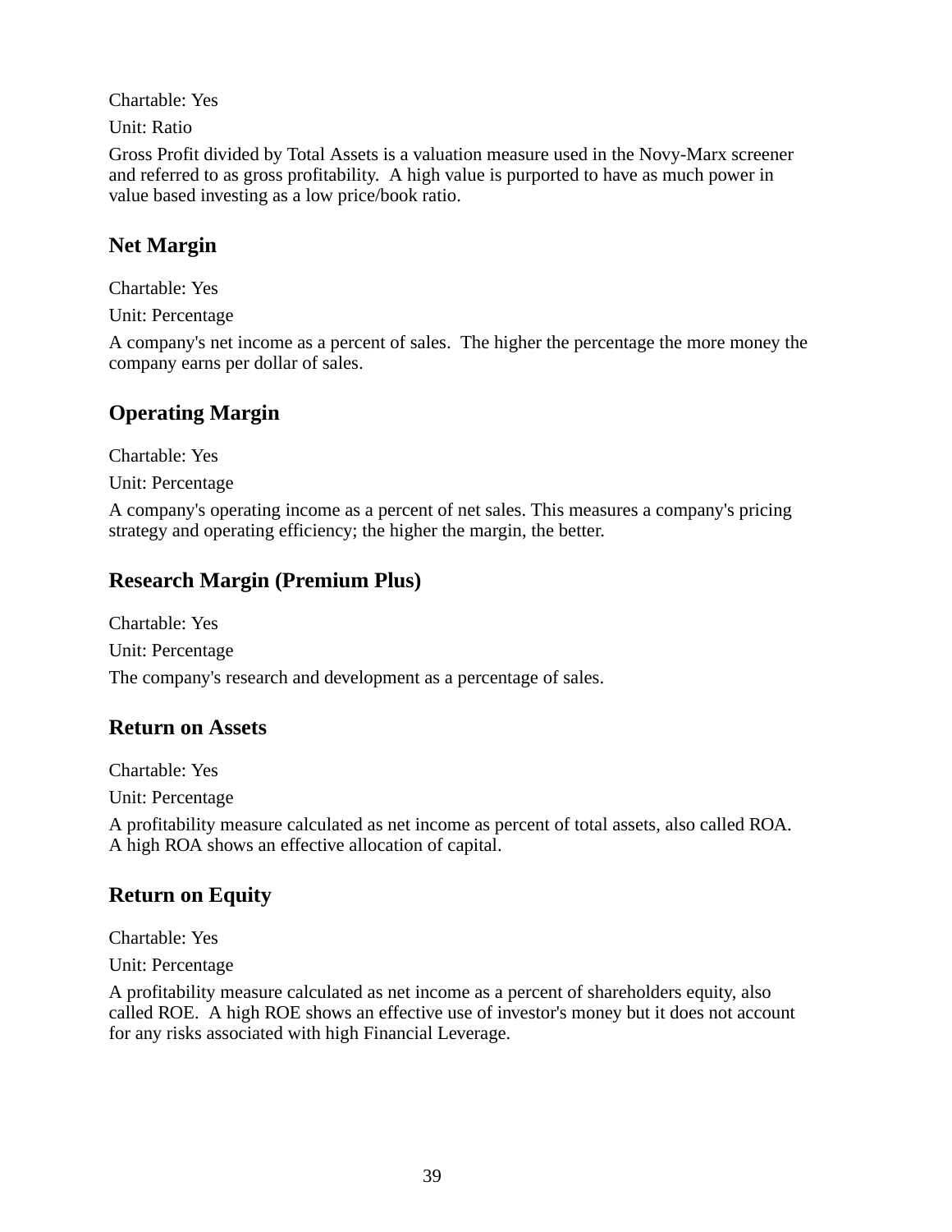Chartable: Yes

Unit: Ratio

Gross Profit divided by Total Assets is a valuation measure used in the Novy-Marx screener and referred to as gross profitability.  A high value is purported to have as much power in value based investing as a low price/book ratio.

## Net Margin

Chartable: Yes

Unit: Percentage

A company's net income as a percent of sales.  The higher the percentage the more money the company earns per dollar of sales.

## Operating Margin

Chartable: Yes

Unit: Percentage

A company's operating income as a percent of net sales. This measures a company's pricing strategy and operating efficiency; the higher the margin, the better.

## Research Margin (Premium Plus)

Chartable: Yes

Unit: Percentage

The company's research and development as a percentage of sales.

## Return on Assets

Chartable: Yes

Unit: Percentage

A profitability measure calculated as net income as percent of total assets, also called ROA.  A high ROA shows an effective allocation of capital.

## Return on Equity

Chartable: Yes

Unit: Percentage

A profitability measure calculated as net income as a percent of shareholders equity, also called ROE.  A high ROE shows an effective use of investor's money but it does not account for any risks associated with high Financial Leverage.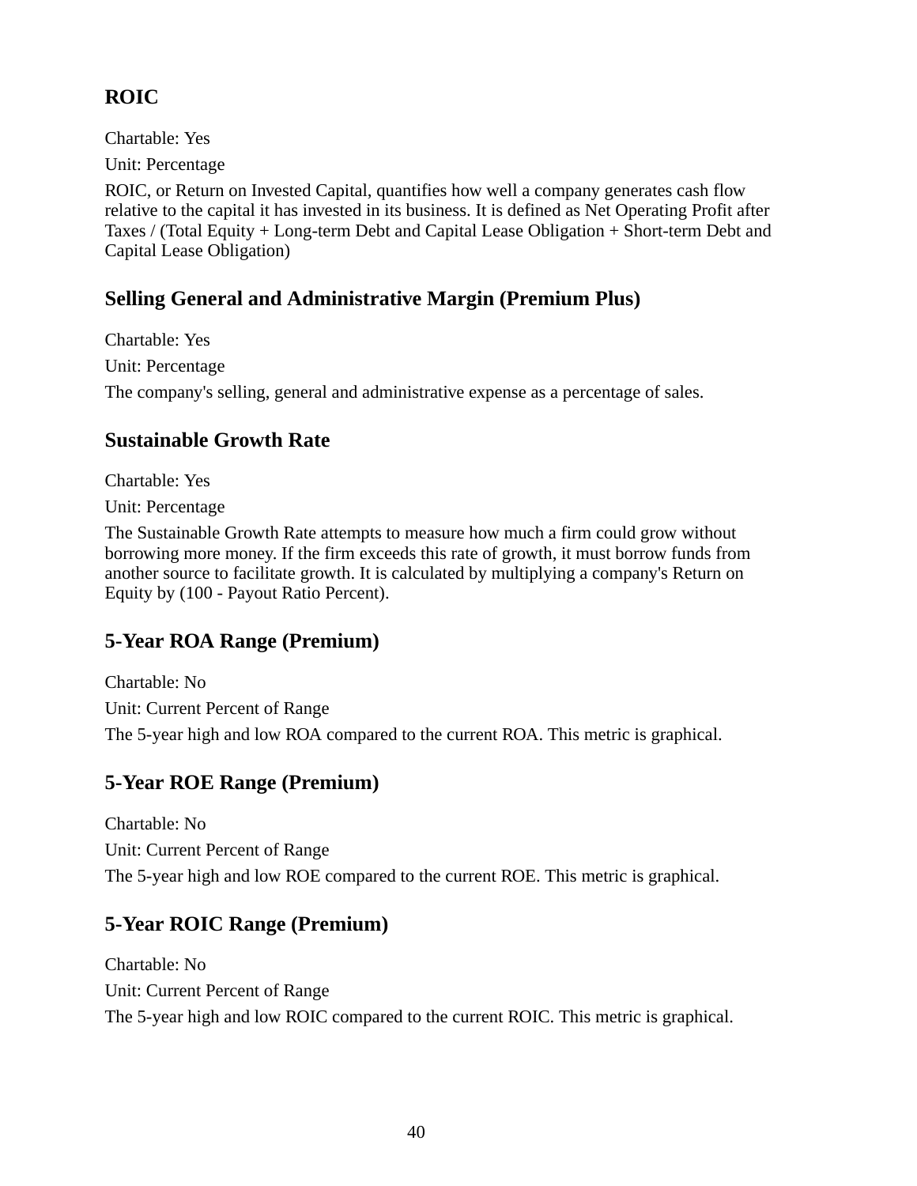## ROIC

Chartable: Yes

Unit: Percentage

ROIC, or Return on Invested Capital, quantifies how well a company generates cash flow relative to the capital it has invested in its business. It is defined as Net Operating Profit after Taxes / (Total Equity + Long-term Debt and Capital Lease Obligation + Short-term Debt and Capital Lease Obligation)

## Selling General and Administrative Margin (Premium Plus)

Chartable: Yes

Unit: Percentage

The company's selling, general and administrative expense as a percentage of sales.

## Sustainable Growth Rate

Chartable: Yes

Unit: Percentage

The Sustainable Growth Rate attempts to measure how much a firm could grow without borrowing more money. If the firm exceeds this rate of growth, it must borrow funds from another source to facilitate growth. It is calculated by multiplying a company's Return on Equity by (100 - Payout Ratio Percent).

## 5-Year ROA Range (Premium)

Chartable: No

Unit: Current Percent of Range

The 5-year high and low ROA compared to the current ROA. This metric is graphical.

## 5-Year ROE Range (Premium)

Chartable: No

Unit: Current Percent of Range

The 5-year high and low ROE compared to the current ROE. This metric is graphical.

## 5-Year ROIC Range (Premium)

Chartable: No

Unit: Current Percent of Range

The 5-year high and low ROIC compared to the current ROIC. This metric is graphical.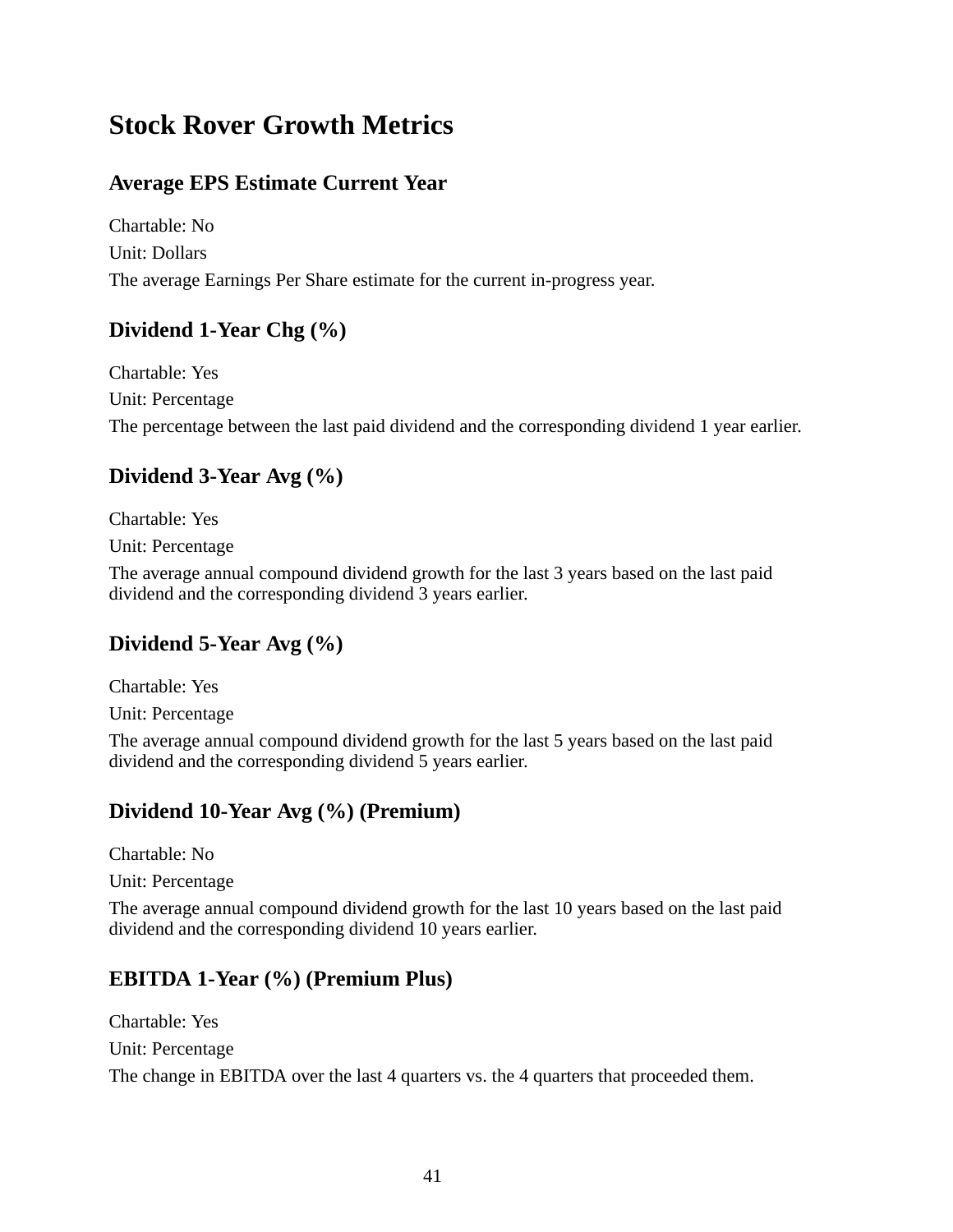# Stock Rover Growth Metrics

## Average EPS Estimate Current Year

Chartable: No

Unit: Dollars

The average Earnings Per Share estimate for the current in-progress year.

## Dividend 1-Year Chg (%)

Chartable: Yes

Unit: Percentage

The percentage between the last paid dividend and the corresponding dividend 1 year earlier.

## Dividend 3-Year Avg (%)

Chartable: Yes

Unit: Percentage

The average annual compound dividend growth for the last 3 years based on the last paid dividend and the corresponding dividend 3 years earlier.

## Dividend 5-Year Avg (%)

Chartable: Yes

Unit: Percentage

The average annual compound dividend growth for the last 5 years based on the last paid dividend and the corresponding dividend 5 years earlier.

## Dividend 10-Year Avg (%) (Premium)

Chartable: No

Unit: Percentage

The average annual compound dividend growth for the last 10 years based on the last paid dividend and the corresponding dividend 10 years earlier.

## EBITDA 1-Year (%) (Premium Plus)

Chartable: Yes

Unit: Percentage

The change in EBITDA over the last 4 quarters vs. the 4 quarters that proceeded them.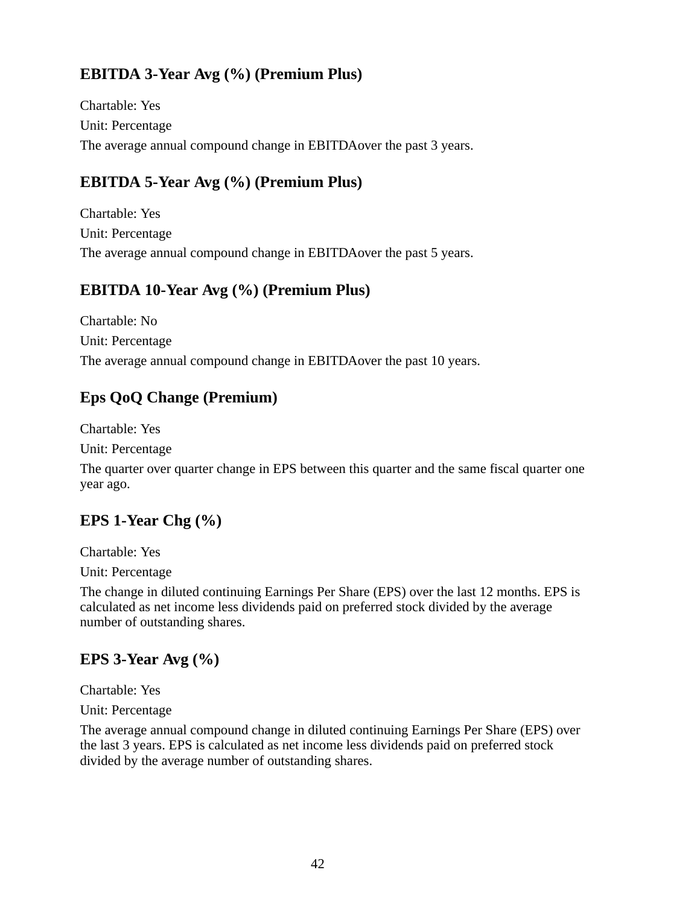### EBITDA 3-Year Avg (%) (Premium Plus)

Chartable: Yes

Unit: Percentage

The average annual compound change in EBITDAover the past 3 years.

### EBITDA 5-Year Avg (%) (Premium Plus)

Chartable: Yes

Unit: Percentage

The average annual compound change in EBITDAover the past 5 years.

### EBITDA 10-Year Avg (%) (Premium Plus)

Chartable: No

Unit: Percentage

The average annual compound change in EBITDAover the past 10 years.

### Eps QoQ Change (Premium)

Chartable: Yes

Unit: Percentage

The quarter over quarter change in EPS between this quarter and the same fiscal quarter one year ago.

### EPS 1-Year Chg (%)

Chartable: Yes

Unit: Percentage

The change in diluted continuing Earnings Per Share (EPS) over the last 12 months. EPS is calculated as net income less dividends paid on preferred stock divided by the average number of outstanding shares.

### EPS 3-Year Avg (%)

Chartable: Yes

Unit: Percentage

The average annual compound change in diluted continuing Earnings Per Share (EPS) over the last 3 years. EPS is calculated as net income less dividends paid on preferred stock divided by the average number of outstanding shares.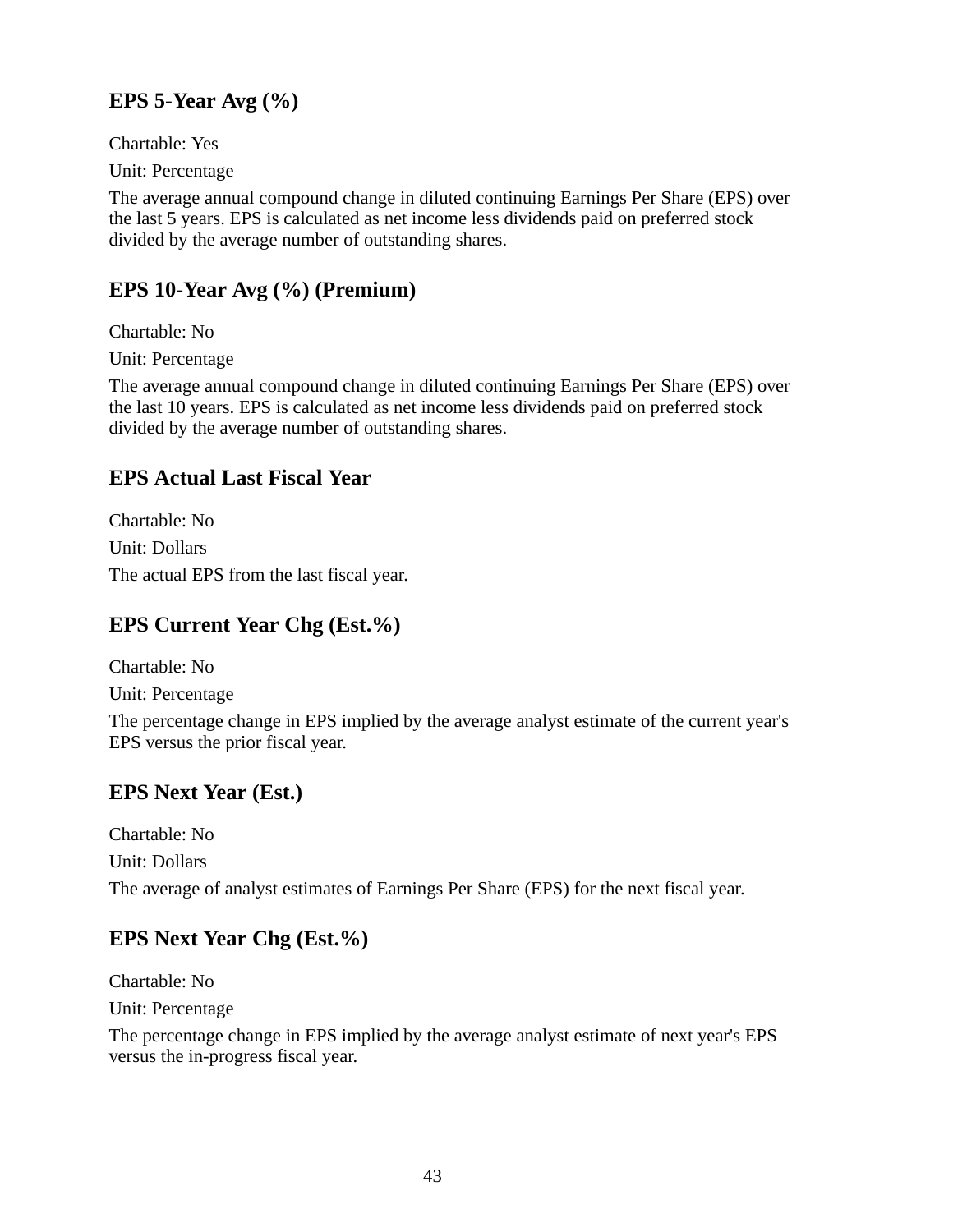### EPS 5-Year Avg (%)

Chartable: Yes

Unit: Percentage

The average annual compound change in diluted continuing Earnings Per Share (EPS) over the last 5 years. EPS is calculated as net income less dividends paid on preferred stock divided by the average number of outstanding shares.

### EPS 10-Year Avg (%) (Premium)

Chartable: No

Unit: Percentage

The average annual compound change in diluted continuing Earnings Per Share (EPS) over the last 10 years. EPS is calculated as net income less dividends paid on preferred stock divided by the average number of outstanding shares.

### EPS Actual Last Fiscal Year

Chartable: No

Unit: Dollars

The actual EPS from the last fiscal year.

### EPS Current Year Chg (Est.%)

Chartable: No

Unit: Percentage

The percentage change in EPS implied by the average analyst estimate of the current year's EPS versus the prior fiscal year.

### EPS Next Year (Est.)

Chartable: No

Unit: Dollars

The average of analyst estimates of Earnings Per Share (EPS) for the next fiscal year.

### EPS Next Year Chg (Est.%)

Chartable: No

Unit: Percentage

The percentage change in EPS implied by the average analyst estimate of next year's EPS versus the in-progress fiscal year.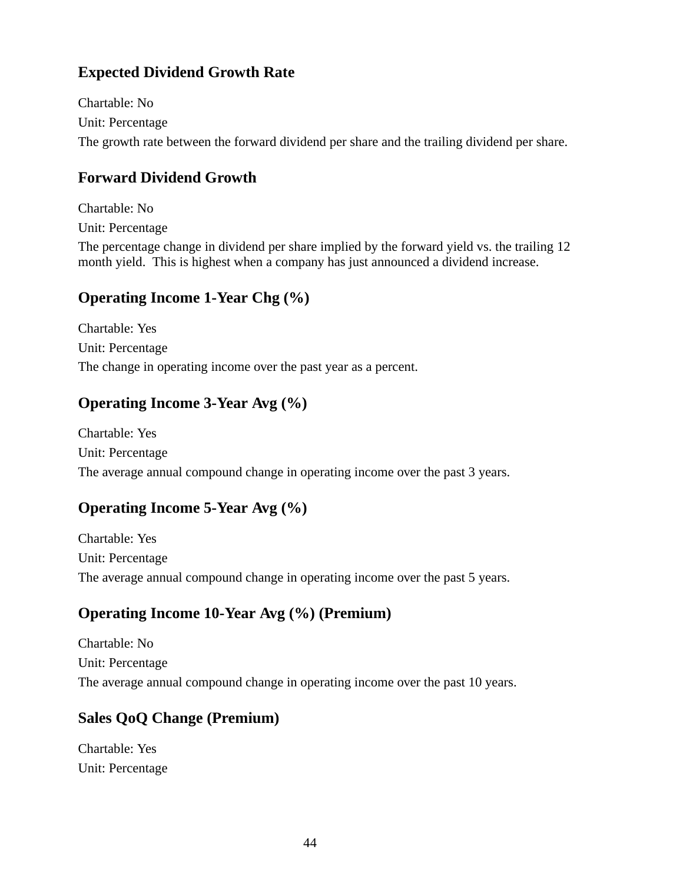### Expected Dividend Growth Rate

Chartable: No

Unit: Percentage

The growth rate between the forward dividend per share and the trailing dividend per share.

### Forward Dividend Growth

Chartable: No

Unit: Percentage

The percentage change in dividend per share implied by the forward yield vs. the trailing 12 month yield. This is highest when a company has just announced a dividend increase.

### Operating Income 1-Year Chg (%)

Chartable: Yes

Unit: Percentage

The change in operating income over the past year as a percent.

### Operating Income 3-Year Avg (%)

Chartable: Yes

Unit: Percentage

The average annual compound change in operating income over the past 3 years.

### Operating Income 5-Year Avg (%)

Chartable: Yes

Unit: Percentage

The average annual compound change in operating income over the past 5 years.

### Operating Income 10-Year Avg (%) (Premium)

Chartable: No

Unit: Percentage

The average annual compound change in operating income over the past 10 years.

### Sales QoQ Change (Premium)

Chartable: Yes

Unit: Percentage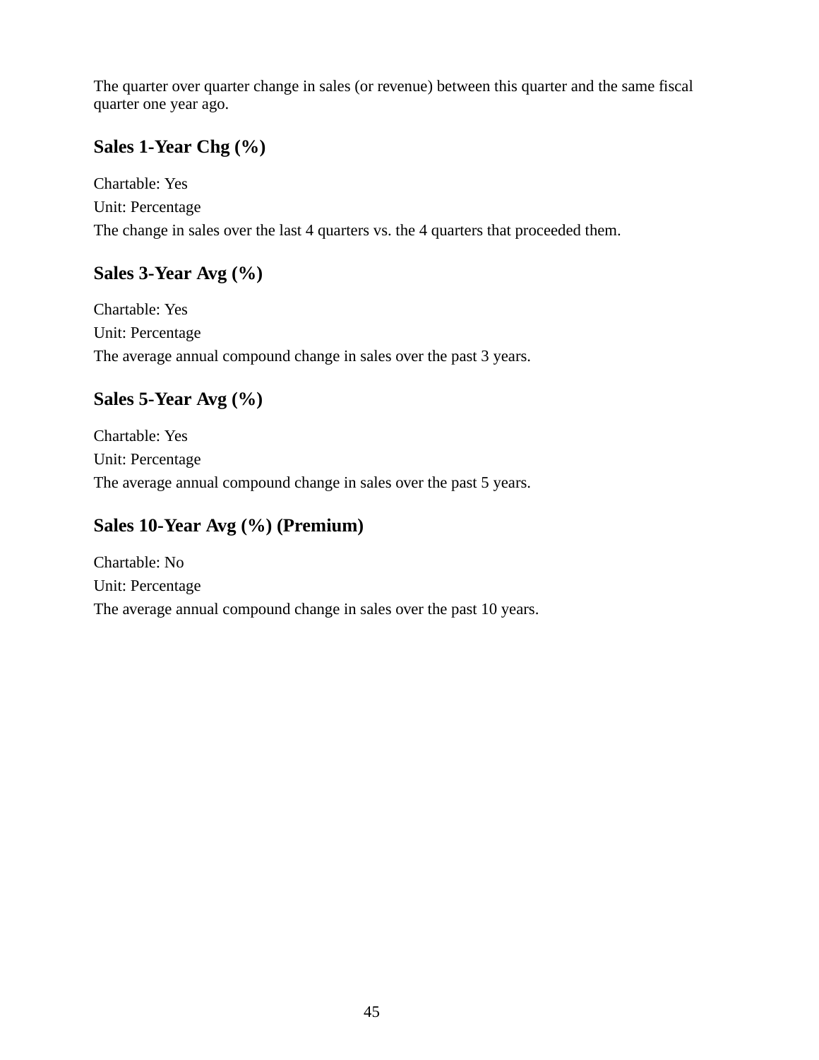The quarter over quarter change in sales (or revenue) between this quarter and the same fiscal quarter one year ago.

## Sales 1-Year Chg (%)

Chartable: Yes

Unit: Percentage

The change in sales over the last 4 quarters vs. the 4 quarters that proceeded them.

## Sales 3-Year Avg (%)

Chartable: Yes

Unit: Percentage

The average annual compound change in sales over the past 3 years.

## Sales 5-Year Avg (%)

Chartable: Yes

Unit: Percentage

The average annual compound change in sales over the past 5 years.

## Sales 10-Year Avg (%) (Premium)

Chartable: No

Unit: Percentage

The average annual compound change in sales over the past 10 years.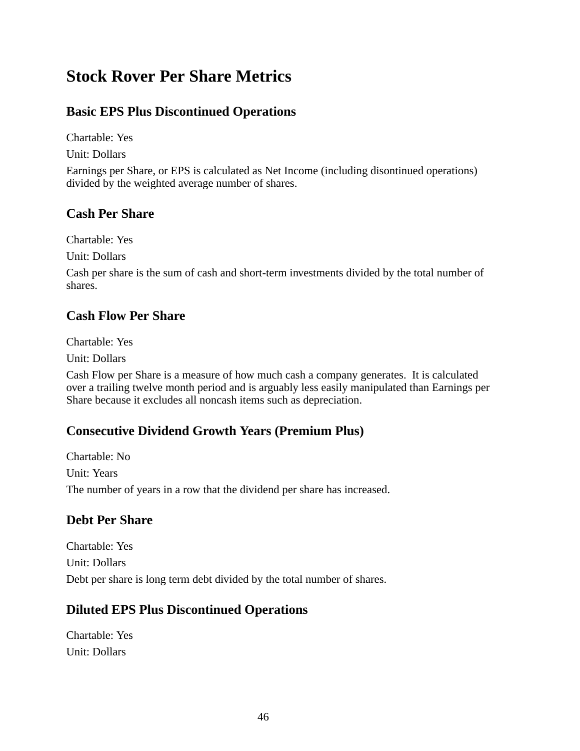# Stock Rover Per Share Metrics

## Basic EPS Plus Discontinued Operations

Chartable: Yes

Unit: Dollars

Earnings per Share, or EPS is calculated as Net Income (including disontinued operations) divided by the weighted average number of shares.

## Cash Per Share

Chartable: Yes

Unit: Dollars

Cash per share is the sum of cash and short-term investments divided by the total number of shares.

## Cash Flow Per Share

Chartable: Yes

Unit: Dollars

Cash Flow per Share is a measure of how much cash a company generates. It is calculated over a trailing twelve month period and is arguably less easily manipulated than Earnings per Share because it excludes all noncash items such as depreciation.

## Consecutive Dividend Growth Years (Premium Plus)

Chartable: No

Unit: Years

The number of years in a row that the dividend per share has increased.

## Debt Per Share

Chartable: Yes

Unit: Dollars

Debt per share is long term debt divided by the total number of shares.

## Diluted EPS Plus Discontinued Operations

Chartable: Yes

Unit: Dollars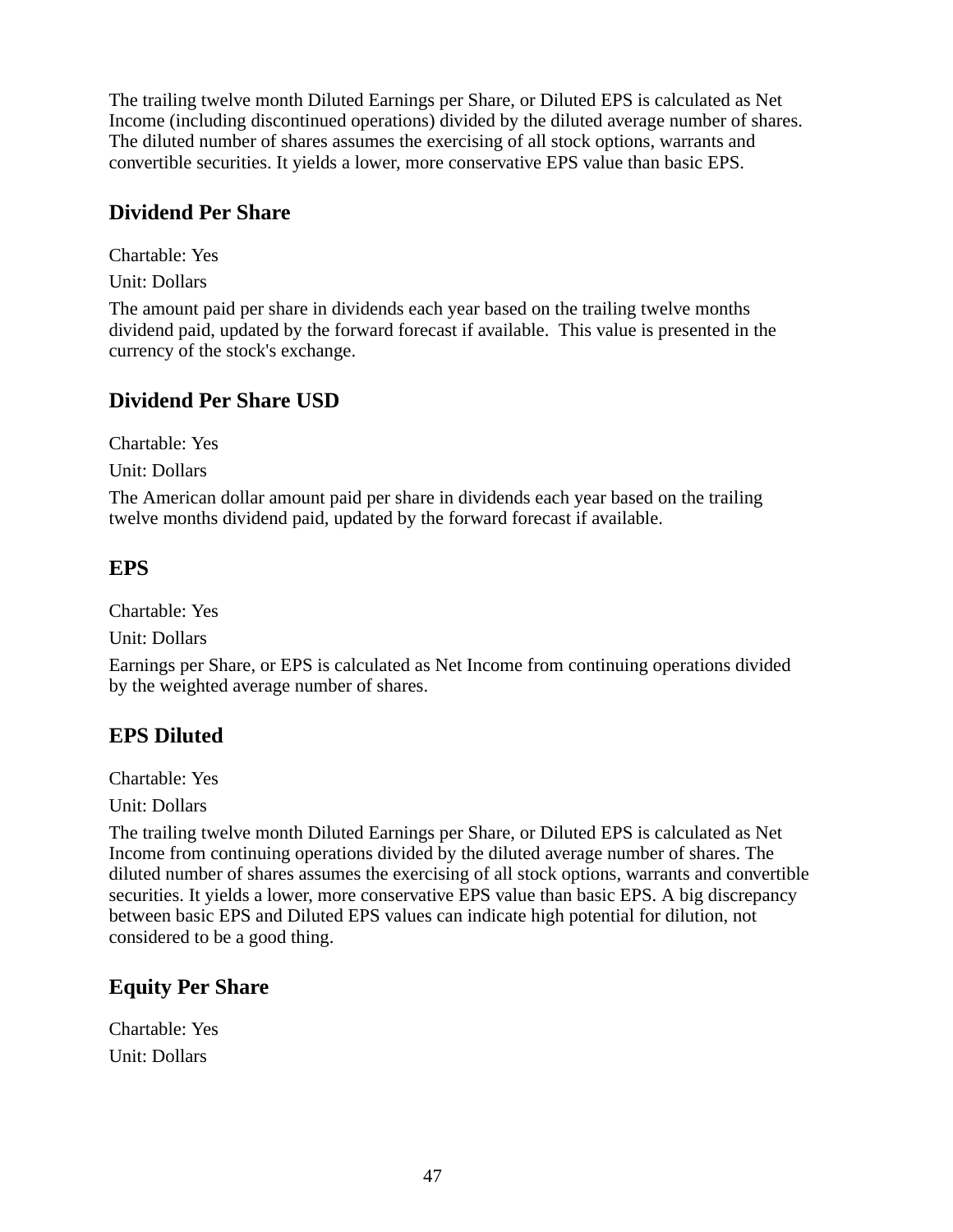The trailing twelve month Diluted Earnings per Share, or Diluted EPS is calculated as Net Income (including discontinued operations) divided by the diluted average number of shares. The diluted number of shares assumes the exercising of all stock options, warrants and convertible securities. It yields a lower, more conservative EPS value than basic EPS.

## Dividend Per Share

Chartable: Yes

Unit: Dollars

The amount paid per share in dividends each year based on the trailing twelve months dividend paid, updated by the forward forecast if available. This value is presented in the currency of the stock's exchange.

## Dividend Per Share USD

Chartable: Yes

Unit: Dollars

The American dollar amount paid per share in dividends each year based on the trailing twelve months dividend paid, updated by the forward forecast if available.

## EPS

Chartable: Yes

Unit: Dollars

Earnings per Share, or EPS is calculated as Net Income from continuing operations divided by the weighted average number of shares.

## EPS Diluted

Chartable: Yes

Unit: Dollars

The trailing twelve month Diluted Earnings per Share, or Diluted EPS is calculated as Net Income from continuing operations divided by the diluted average number of shares. The diluted number of shares assumes the exercising of all stock options, warrants and convertible securities. It yields a lower, more conservative EPS value than basic EPS. A big discrepancy between basic EPS and Diluted EPS values can indicate high potential for dilution, not considered to be a good thing.

## Equity Per Share

Chartable: Yes

Unit: Dollars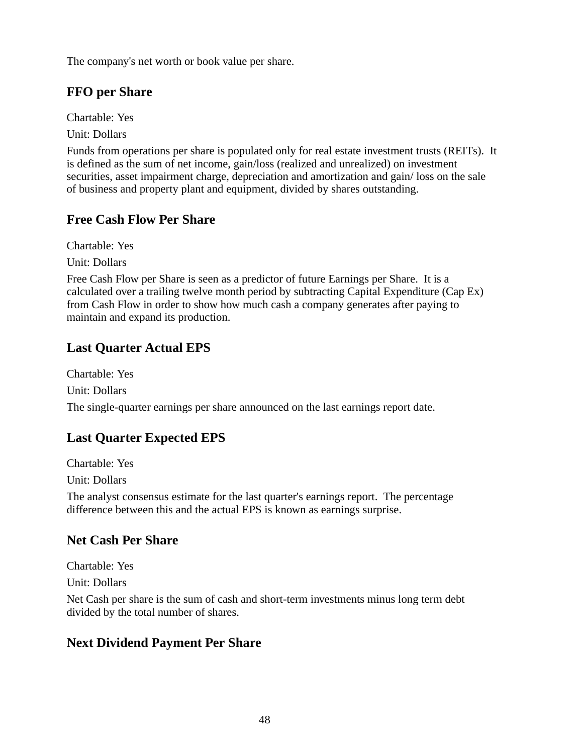The company's net worth or book value per share.

## FFO per Share

Chartable: Yes

Unit: Dollars

Funds from operations per share is populated only for real estate investment trusts (REITs). It is defined as the sum of net income, gain/loss (realized and unrealized) on investment securities, asset impairment charge, depreciation and amortization and gain/ loss on the sale of business and property plant and equipment, divided by shares outstanding.

## Free Cash Flow Per Share

Chartable: Yes

Unit: Dollars

Free Cash Flow per Share is seen as a predictor of future Earnings per Share. It is a calculated over a trailing twelve month period by subtracting Capital Expenditure (Cap Ex) from Cash Flow in order to show how much cash a company generates after paying to maintain and expand its production.

## Last Quarter Actual EPS

Chartable: Yes

Unit: Dollars

The single-quarter earnings per share announced on the last earnings report date.

## Last Quarter Expected EPS

Chartable: Yes

Unit: Dollars

The analyst consensus estimate for the last quarter's earnings report. The percentage difference between this and the actual EPS is known as earnings surprise.

## Net Cash Per Share

Chartable: Yes

Unit: Dollars

Net Cash per share is the sum of cash and short-term investments minus long term debt divided by the total number of shares.

## Next Dividend Payment Per Share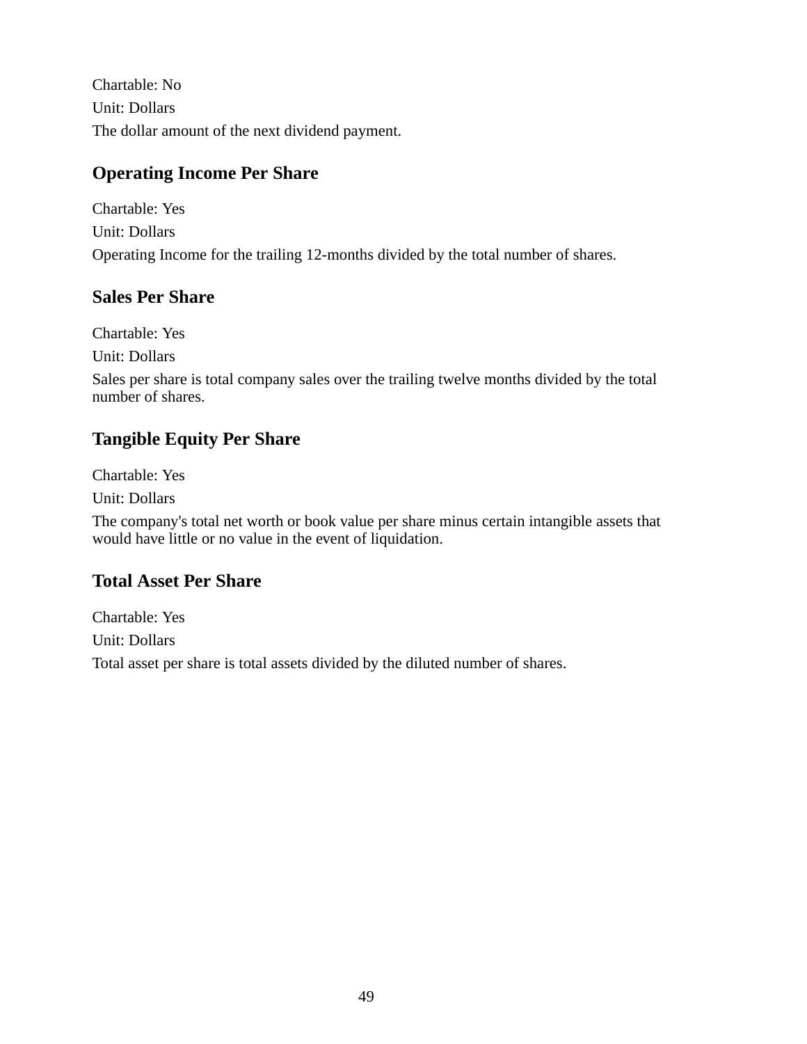Chartable: No

Unit: Dollars

The dollar amount of the next dividend payment.

## Operating Income Per Share

Chartable: Yes

Unit: Dollars

Operating Income for the trailing 12-months divided by the total number of shares.

## Sales Per Share

Chartable: Yes

Unit: Dollars

Sales per share is total company sales over the trailing twelve months divided by the total number of shares.

## Tangible Equity Per Share

Chartable: Yes

Unit: Dollars

The company's total net worth or book value per share minus certain intangible assets that would have little or no value in the event of liquidation.

## Total Asset Per Share

Chartable: Yes

Unit: Dollars

Total asset per share is total assets divided by the diluted number of shares.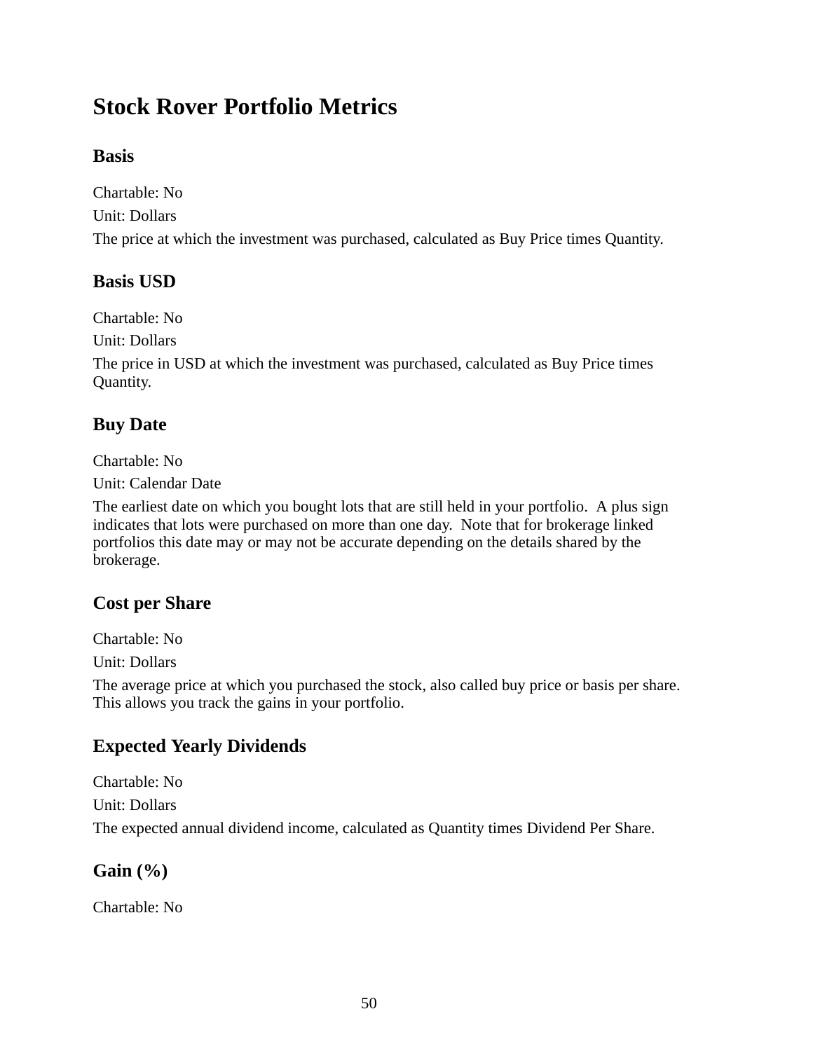# Stock Rover Portfolio Metrics

## Basis

Chartable: No

Unit: Dollars

The price at which the investment was purchased, calculated as Buy Price times Quantity.

## Basis USD

Chartable: No

Unit: Dollars

The price in USD at which the investment was purchased, calculated as Buy Price times Quantity.

## Buy Date

Chartable: No

Unit: Calendar Date

The earliest date on which you bought lots that are still held in your portfolio. A plus sign indicates that lots were purchased on more than one day. Note that for brokerage linked portfolios this date may or may not be accurate depending on the details shared by the brokerage.

## Cost per Share

Chartable: No

Unit: Dollars

The average price at which you purchased the stock, also called buy price or basis per share. This allows you track the gains in your portfolio.

## Expected Yearly Dividends

Chartable: No

Unit: Dollars

The expected annual dividend income, calculated as Quantity times Dividend Per Share.

## Gain (%)

Chartable: No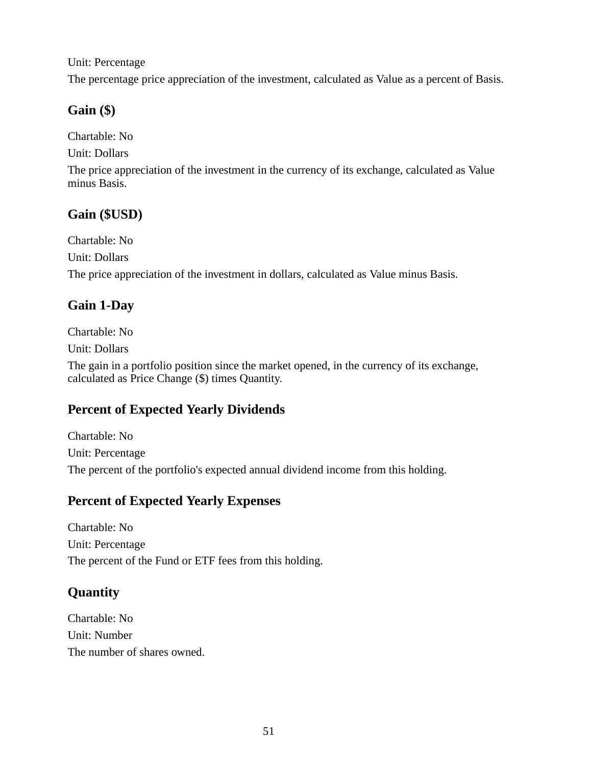Unit: Percentage

The percentage price appreciation of the investment, calculated as Value as a percent of Basis.

### Gain ($)

Chartable: No

Unit: Dollars

The price appreciation of the investment in the currency of its exchange, calculated as Value minus Basis.

### Gain ($USD)

Chartable: No

Unit: Dollars

The price appreciation of the investment in dollars, calculated as Value minus Basis.

### Gain 1-Day

Chartable: No

Unit: Dollars

The gain in a portfolio position since the market opened, in the currency of its exchange, calculated as Price Change ($) times Quantity.

### Percent of Expected Yearly Dividends

Chartable: No

Unit: Percentage

The percent of the portfolio's expected annual dividend income from this holding.

### Percent of Expected Yearly Expenses

Chartable: No

Unit: Percentage

The percent of the Fund or ETF fees from this holding.

### Quantity

Chartable: No

Unit: Number

The number of shares owned.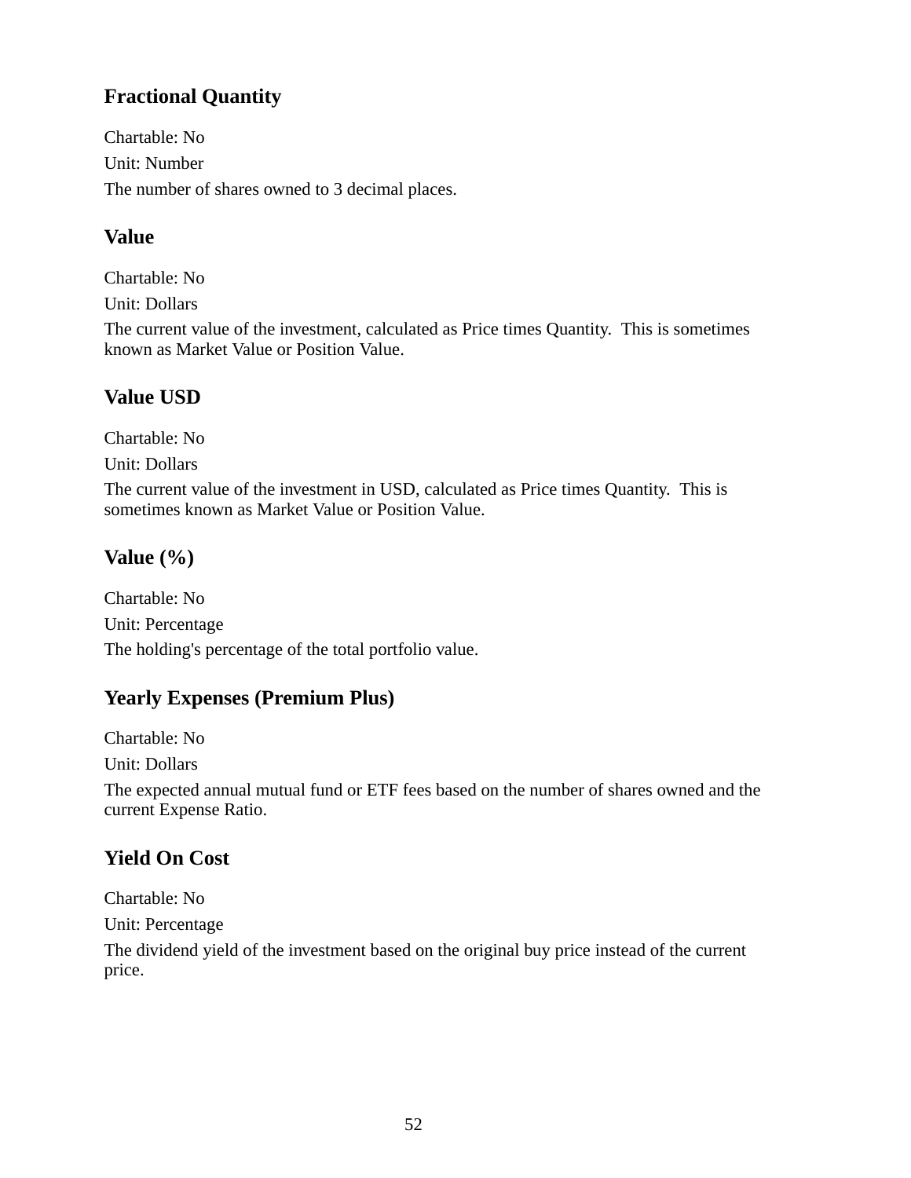### Fractional Quantity

Chartable: No

Unit: Number

The number of shares owned to 3 decimal places.

### Value

Chartable: No

Unit: Dollars

The current value of the investment, calculated as Price times Quantity.  This is sometimes known as Market Value or Position Value.

### Value USD

Chartable: No

Unit: Dollars

The current value of the investment in USD, calculated as Price times Quantity.  This is sometimes known as Market Value or Position Value.

### Value (%)

Chartable: No

Unit: Percentage

The holding's percentage of the total portfolio value.

### Yearly Expenses (Premium Plus)

Chartable: No

Unit: Dollars

The expected annual mutual fund or ETF fees based on the number of shares owned and the current Expense Ratio.

### Yield On Cost

Chartable: No

Unit: Percentage

The dividend yield of the investment based on the original buy price instead of the current price.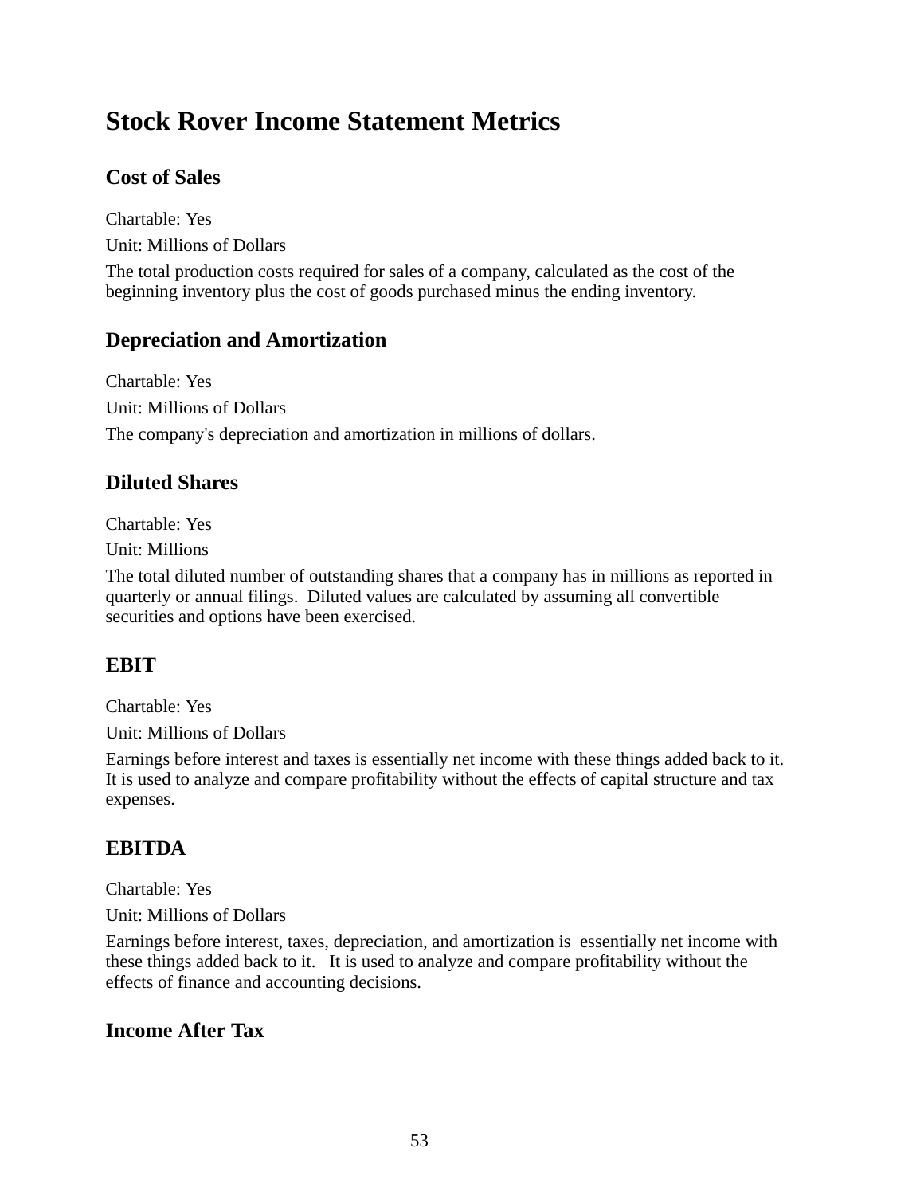# Stock Rover Income Statement Metrics

## Cost of Sales

Chartable: Yes

Unit: Millions of Dollars

The total production costs required for sales of a company, calculated as the cost of the beginning inventory plus the cost of goods purchased minus the ending inventory.

## Depreciation and Amortization

Chartable: Yes

Unit: Millions of Dollars

The company's depreciation and amortization in millions of dollars.

## Diluted Shares

Chartable: Yes

Unit: Millions

The total diluted number of outstanding shares that a company has in millions as reported in quarterly or annual filings. Diluted values are calculated by assuming all convertible securities and options have been exercised.

## EBIT

Chartable: Yes

Unit: Millions of Dollars

Earnings before interest and taxes is essentially net income with these things added back to it. It is used to analyze and compare profitability without the effects of capital structure and tax expenses.

## EBITDA

Chartable: Yes

Unit: Millions of Dollars

Earnings before interest, taxes, depreciation, and amortization is essentially net income with these things added back to it. It is used to analyze and compare profitability without the effects of finance and accounting decisions.

## Income After Tax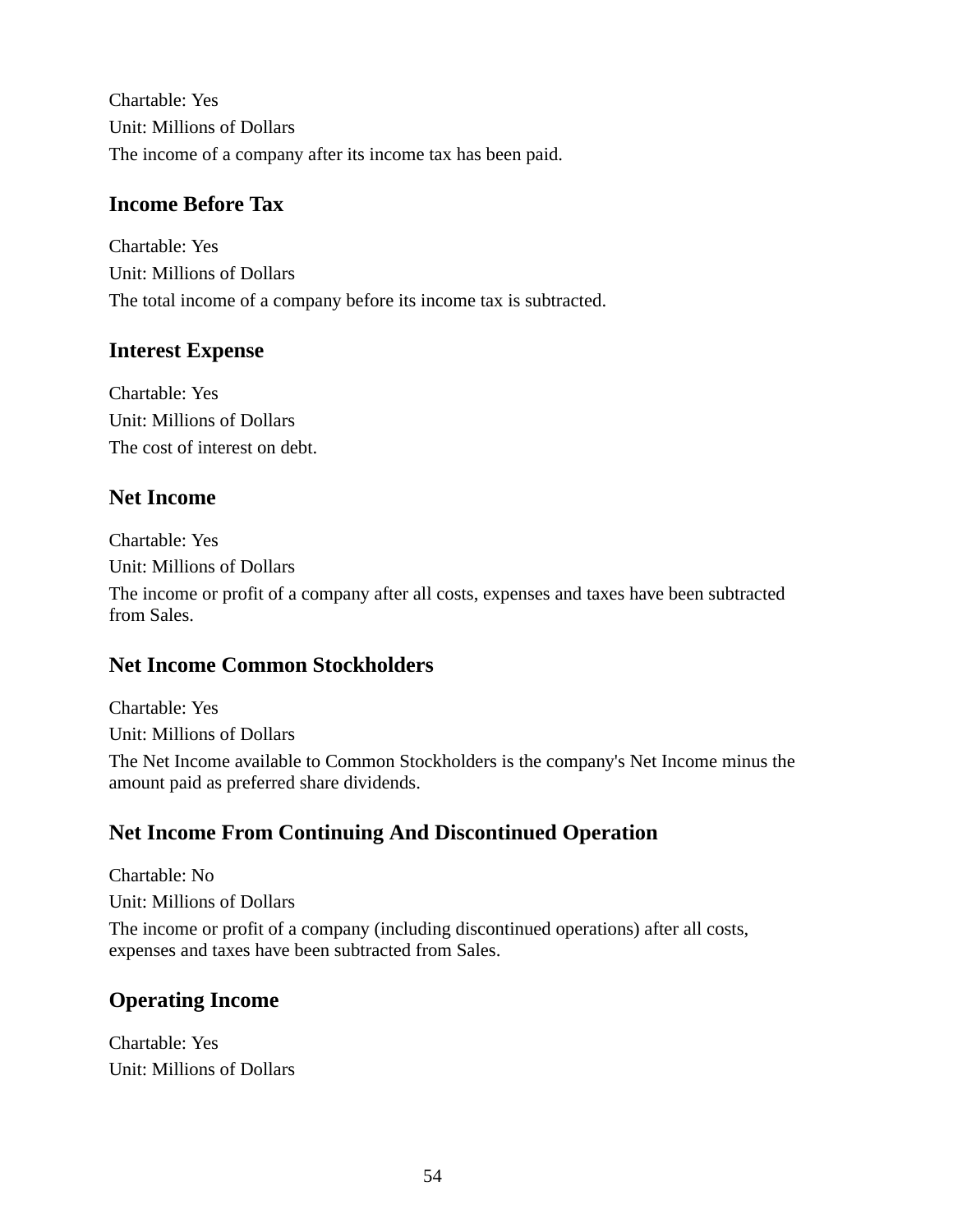Chartable: Yes

Unit: Millions of Dollars

The income of a company after its income tax has been paid.

### Income Before Tax

Chartable: Yes

Unit: Millions of Dollars

The total income of a company before its income tax is subtracted.

### Interest Expense

Chartable: Yes

Unit: Millions of Dollars

The cost of interest on debt.

### Net Income

Chartable: Yes

Unit: Millions of Dollars

The income or profit of a company after all costs, expenses and taxes have been subtracted from Sales.

### Net Income Common Stockholders

Chartable: Yes

Unit: Millions of Dollars

The Net Income available to Common Stockholders is the company's Net Income minus the amount paid as preferred share dividends.

### Net Income From Continuing And Discontinued Operation

Chartable: No

Unit: Millions of Dollars

The income or profit of a company (including discontinued operations) after all costs, expenses and taxes have been subtracted from Sales.

### Operating Income

Chartable: Yes

Unit: Millions of Dollars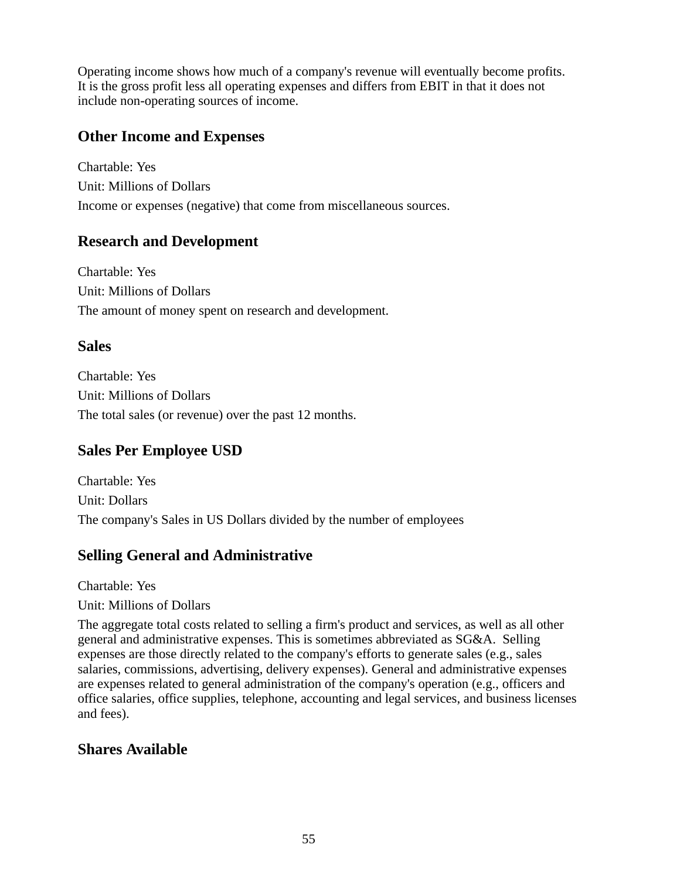Operating income shows how much of a company's revenue will eventually become profits. It is the gross profit less all operating expenses and differs from EBIT in that it does not include non-operating sources of income.

### Other Income and Expenses

Chartable: Yes

Unit: Millions of Dollars

Income or expenses (negative) that come from miscellaneous sources.

### Research and Development

Chartable: Yes

Unit: Millions of Dollars

The amount of money spent on research and development.

### Sales

Chartable: Yes

Unit: Millions of Dollars

The total sales (or revenue) over the past 12 months.

### Sales Per Employee USD

Chartable: Yes

Unit: Dollars

The company's Sales in US Dollars divided by the number of employees

### Selling General and Administrative

Chartable: Yes

Unit: Millions of Dollars

The aggregate total costs related to selling a firm's product and services, as well as all other general and administrative expenses. This is sometimes abbreviated as SG&A. Selling expenses are those directly related to the company's efforts to generate sales (e.g., sales salaries, commissions, advertising, delivery expenses). General and administrative expenses are expenses related to general administration of the company's operation (e.g., officers and office salaries, office supplies, telephone, accounting and legal services, and business licenses and fees).

### Shares Available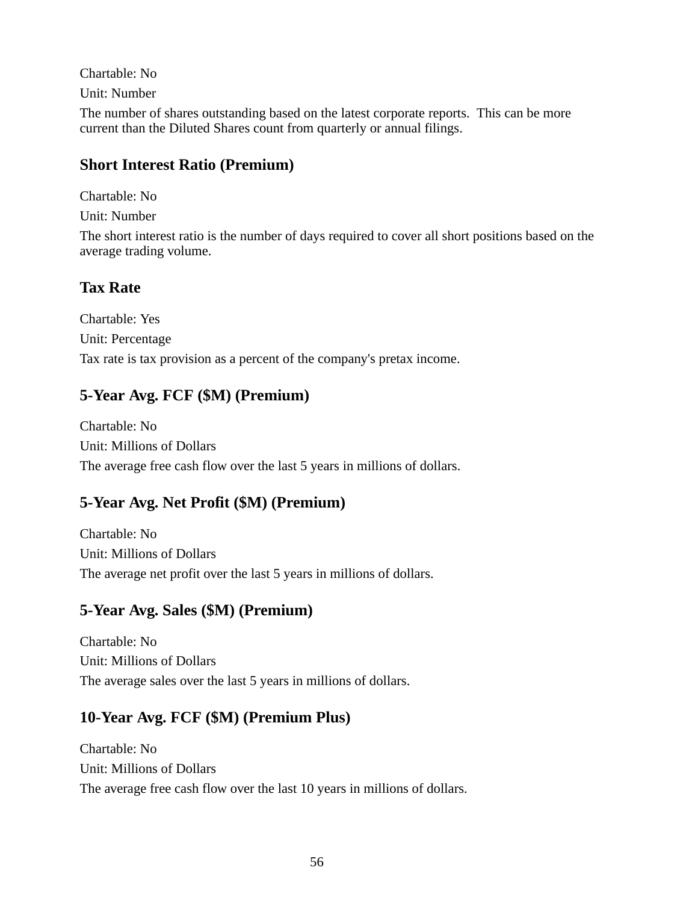Chartable: No

Unit: Number

The number of shares outstanding based on the latest corporate reports. This can be more current than the Diluted Shares count from quarterly or annual filings.

### Short Interest Ratio (Premium)

Chartable: No

Unit: Number

The short interest ratio is the number of days required to cover all short positions based on the average trading volume.

### Tax Rate

Chartable: Yes

Unit: Percentage

Tax rate is tax provision as a percent of the company's pretax income.

### 5-Year Avg. FCF ($M) (Premium)

Chartable: No

Unit: Millions of Dollars

The average free cash flow over the last 5 years in millions of dollars.

### 5-Year Avg. Net Profit ($M) (Premium)

Chartable: No

Unit: Millions of Dollars

The average net profit over the last 5 years in millions of dollars.

### 5-Year Avg. Sales ($M) (Premium)

Chartable: No

Unit: Millions of Dollars

The average sales over the last 5 years in millions of dollars.

### 10-Year Avg. FCF ($M) (Premium Plus)

Chartable: No

Unit: Millions of Dollars

The average free cash flow over the last 10 years in millions of dollars.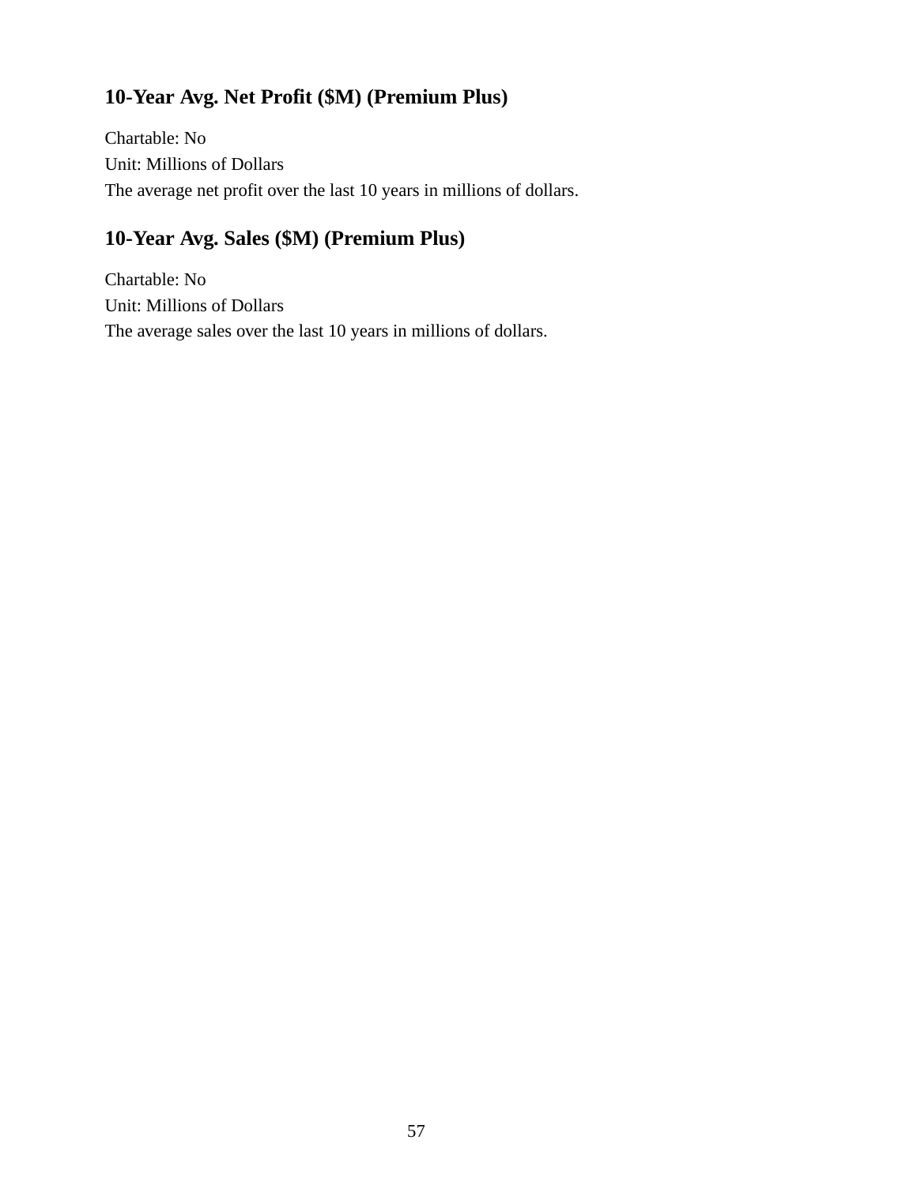### 10-Year Avg. Net Profit ($M) (Premium Plus)

Chartable: No
Unit: Millions of Dollars
The average net profit over the last 10 years in millions of dollars.

### 10-Year Avg. Sales ($M) (Premium Plus)

Chartable: No
Unit: Millions of Dollars
The average sales over the last 10 years in millions of dollars.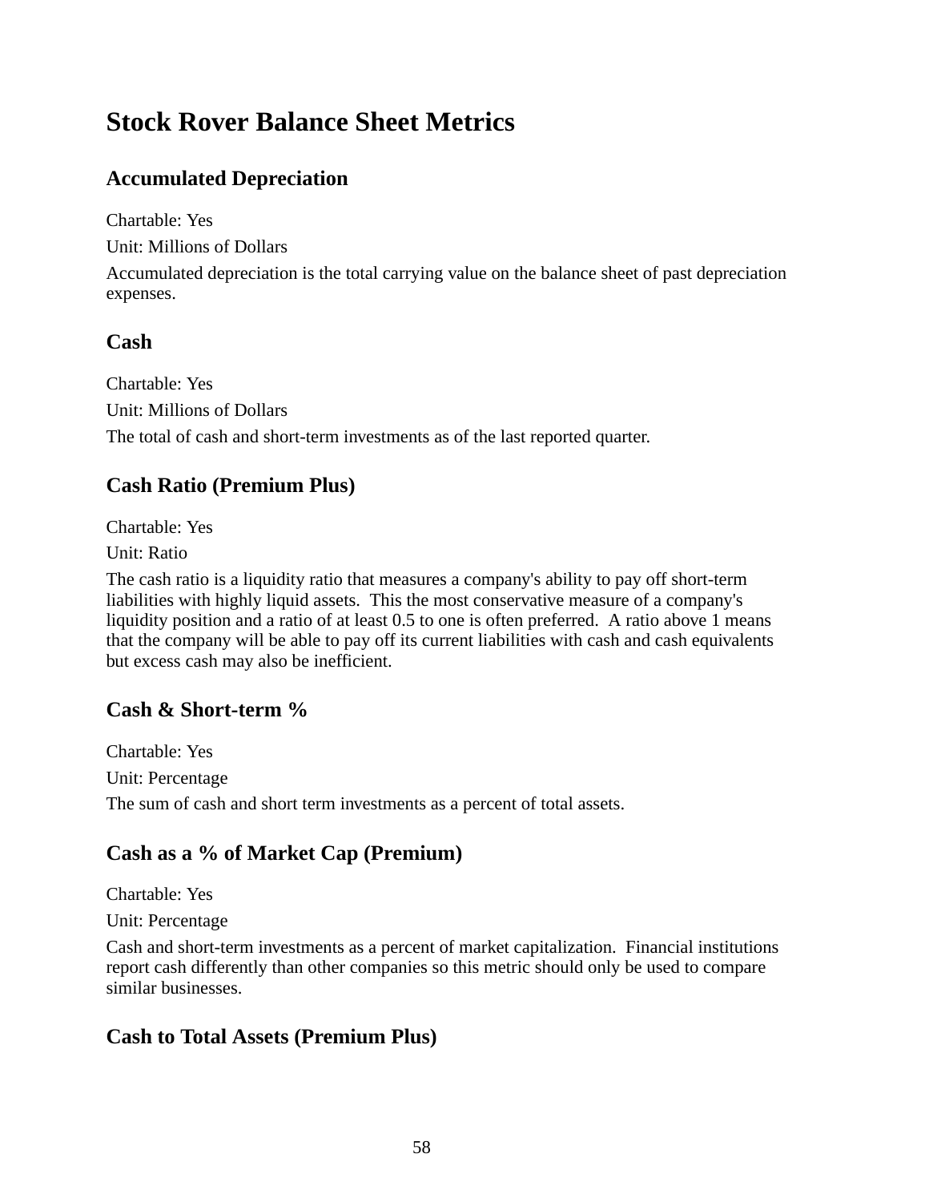# Stock Rover Balance Sheet Metrics

## Accumulated Depreciation

Chartable: Yes

Unit: Millions of Dollars

Accumulated depreciation is the total carrying value on the balance sheet of past depreciation expenses.

## Cash

Chartable: Yes

Unit: Millions of Dollars

The total of cash and short-term investments as of the last reported quarter.

## Cash Ratio (Premium Plus)

Chartable: Yes

Unit: Ratio

The cash ratio is a liquidity ratio that measures a company's ability to pay off short-term liabilities with highly liquid assets.  This the most conservative measure of a company's liquidity position and a ratio of at least 0.5 to one is often preferred.  A ratio above 1 means that the company will be able to pay off its current liabilities with cash and cash equivalents but excess cash may also be inefficient.

## Cash & Short-term %

Chartable: Yes

Unit: Percentage

The sum of cash and short term investments as a percent of total assets.

## Cash as a % of Market Cap (Premium)

Chartable: Yes

Unit: Percentage

Cash and short-term investments as a percent of market capitalization.  Financial institutions report cash differently than other companies so this metric should only be used to compare similar businesses.

## Cash to Total Assets (Premium Plus)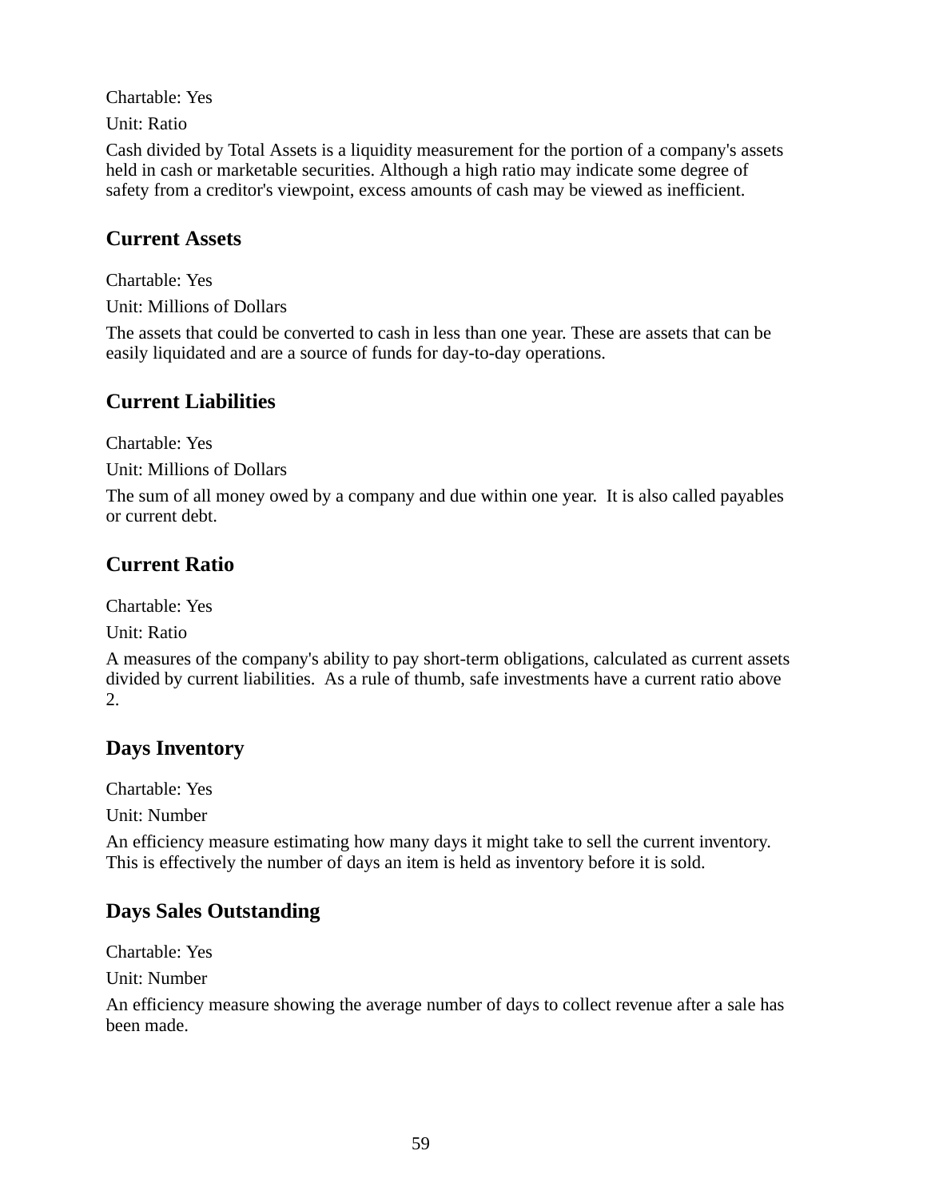Chartable: Yes

Unit: Ratio

Cash divided by Total Assets is a liquidity measurement for the portion of a company's assets held in cash or marketable securities. Although a high ratio may indicate some degree of safety from a creditor's viewpoint, excess amounts of cash may be viewed as inefficient.

## Current Assets

Chartable: Yes

Unit: Millions of Dollars

The assets that could be converted to cash in less than one year. These are assets that can be easily liquidated and are a source of funds for day-to-day operations.

## Current Liabilities

Chartable: Yes

Unit: Millions of Dollars

The sum of all money owed by a company and due within one year.  It is also called payables or current debt.

## Current Ratio

Chartable: Yes

Unit: Ratio

A measures of the company's ability to pay short-term obligations, calculated as current assets divided by current liabilities.  As a rule of thumb, safe investments have a current ratio above 2.

## Days Inventory

Chartable: Yes

Unit: Number

An efficiency measure estimating how many days it might take to sell the current inventory. This is effectively the number of days an item is held as inventory before it is sold.

## Days Sales Outstanding

Chartable: Yes

Unit: Number

An efficiency measure showing the average number of days to collect revenue after a sale has been made.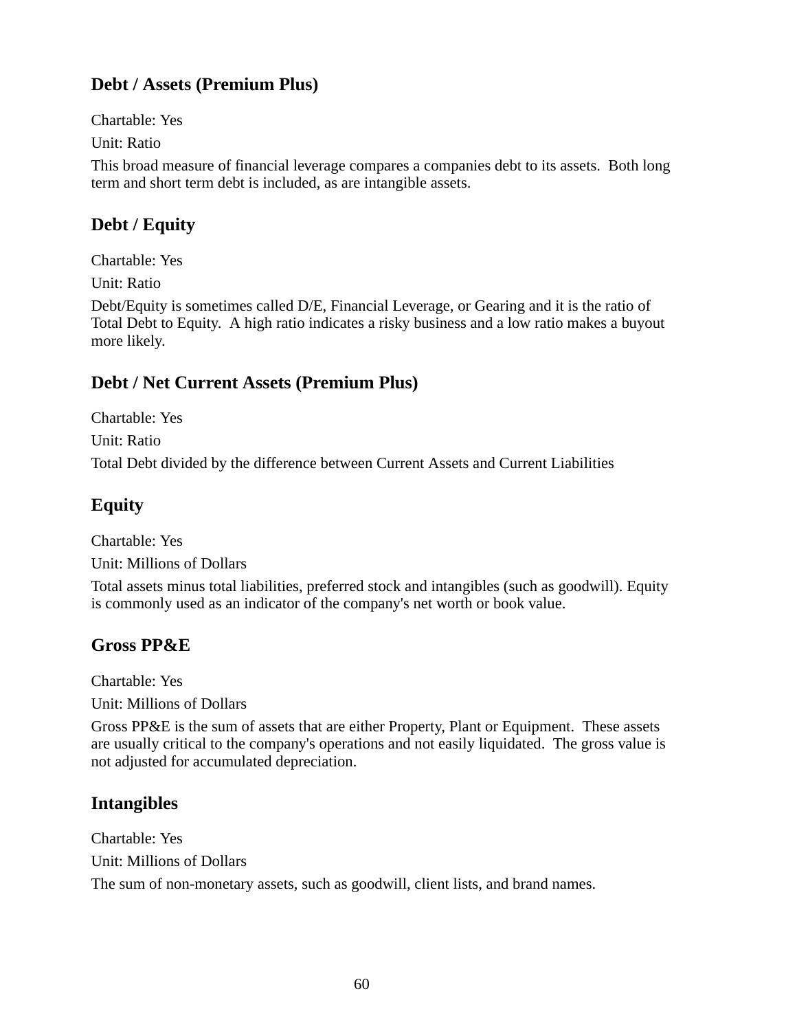## Debt / Assets (Premium Plus)

Chartable: Yes

Unit: Ratio

This broad measure of financial leverage compares a companies debt to its assets.  Both long term and short term debt is included, as are intangible assets.

## Debt / Equity

Chartable: Yes

Unit: Ratio

Debt/Equity is sometimes called D/E, Financial Leverage, or Gearing and it is the ratio of Total Debt to Equity.  A high ratio indicates a risky business and a low ratio makes a buyout more likely.

## Debt / Net Current Assets (Premium Plus)

Chartable: Yes

Unit: Ratio

Total Debt divided by the difference between Current Assets and Current Liabilities

## Equity

Chartable: Yes

Unit: Millions of Dollars

Total assets minus total liabilities, preferred stock and intangibles (such as goodwill). Equity is commonly used as an indicator of the company's net worth or book value.

## Gross PP&E

Chartable: Yes

Unit: Millions of Dollars

Gross PP&E is the sum of assets that are either Property, Plant or Equipment.  These assets are usually critical to the company's operations and not easily liquidated.  The gross value is not adjusted for accumulated depreciation.

## Intangibles

Chartable: Yes

Unit: Millions of Dollars

The sum of non-monetary assets, such as goodwill, client lists, and brand names.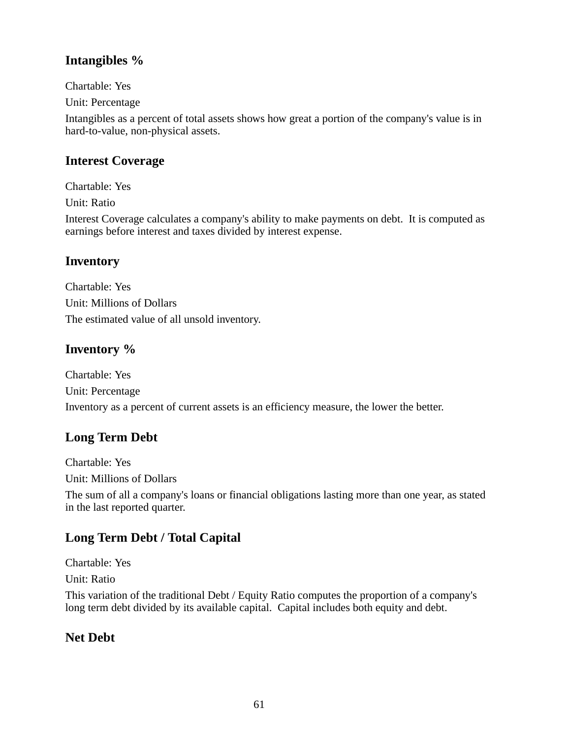### Intangibles %

Chartable: Yes

Unit: Percentage

Intangibles as a percent of total assets shows how great a portion of the company's value is in hard-to-value, non-physical assets.

### Interest Coverage

Chartable: Yes

Unit: Ratio

Interest Coverage calculates a company's ability to make payments on debt. It is computed as earnings before interest and taxes divided by interest expense.

### Inventory

Chartable: Yes

Unit: Millions of Dollars

The estimated value of all unsold inventory.

### Inventory %

Chartable: Yes

Unit: Percentage

Inventory as a percent of current assets is an efficiency measure, the lower the better.

### Long Term Debt

Chartable: Yes

Unit: Millions of Dollars

The sum of all a company's loans or financial obligations lasting more than one year, as stated in the last reported quarter.

### Long Term Debt / Total Capital

Chartable: Yes

Unit: Ratio

This variation of the traditional Debt / Equity Ratio computes the proportion of a company's long term debt divided by its available capital. Capital includes both equity and debt.

### Net Debt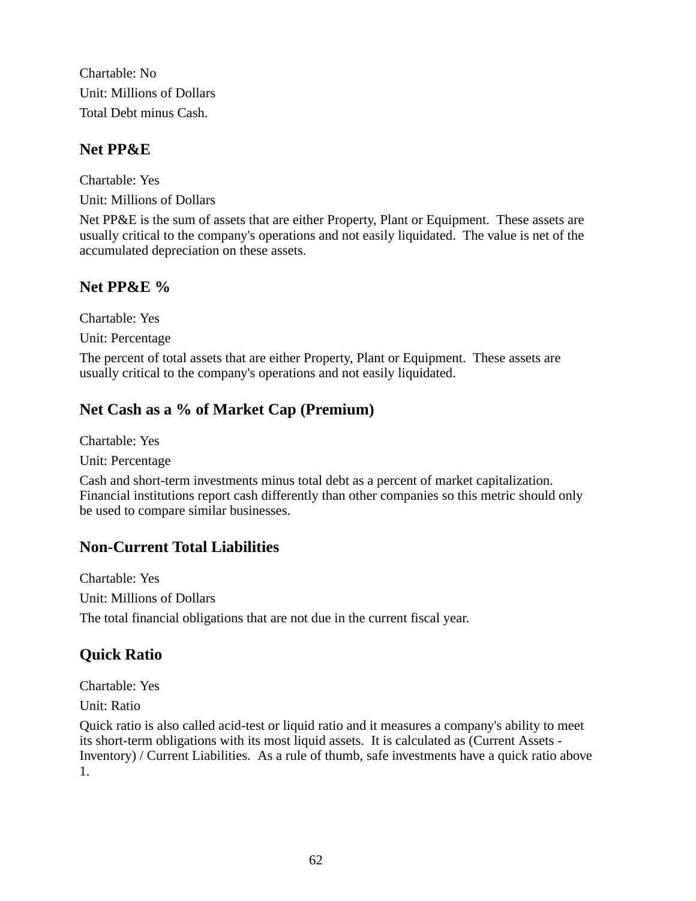Chartable: No

Unit: Millions of Dollars

Total Debt minus Cash.

### Net PP&E

Chartable: Yes

Unit: Millions of Dollars

Net PP&E is the sum of assets that are either Property, Plant or Equipment. These assets are usually critical to the company's operations and not easily liquidated. The value is net of the accumulated depreciation on these assets.

### Net PP&E %

Chartable: Yes

Unit: Percentage

The percent of total assets that are either Property, Plant or Equipment. These assets are usually critical to the company's operations and not easily liquidated.

### Net Cash as a % of Market Cap (Premium)

Chartable: Yes

Unit: Percentage

Cash and short-term investments minus total debt as a percent of market capitalization. Financial institutions report cash differently than other companies so this metric should only be used to compare similar businesses.

### Non-Current Total Liabilities

Chartable: Yes

Unit: Millions of Dollars

The total financial obligations that are not due in the current fiscal year.

### Quick Ratio

Chartable: Yes

Unit: Ratio

Quick ratio is also called acid-test or liquid ratio and it measures a company's ability to meet its short-term obligations with its most liquid assets. It is calculated as (Current Assets - Inventory) / Current Liabilities. As a rule of thumb, safe investments have a quick ratio above 1.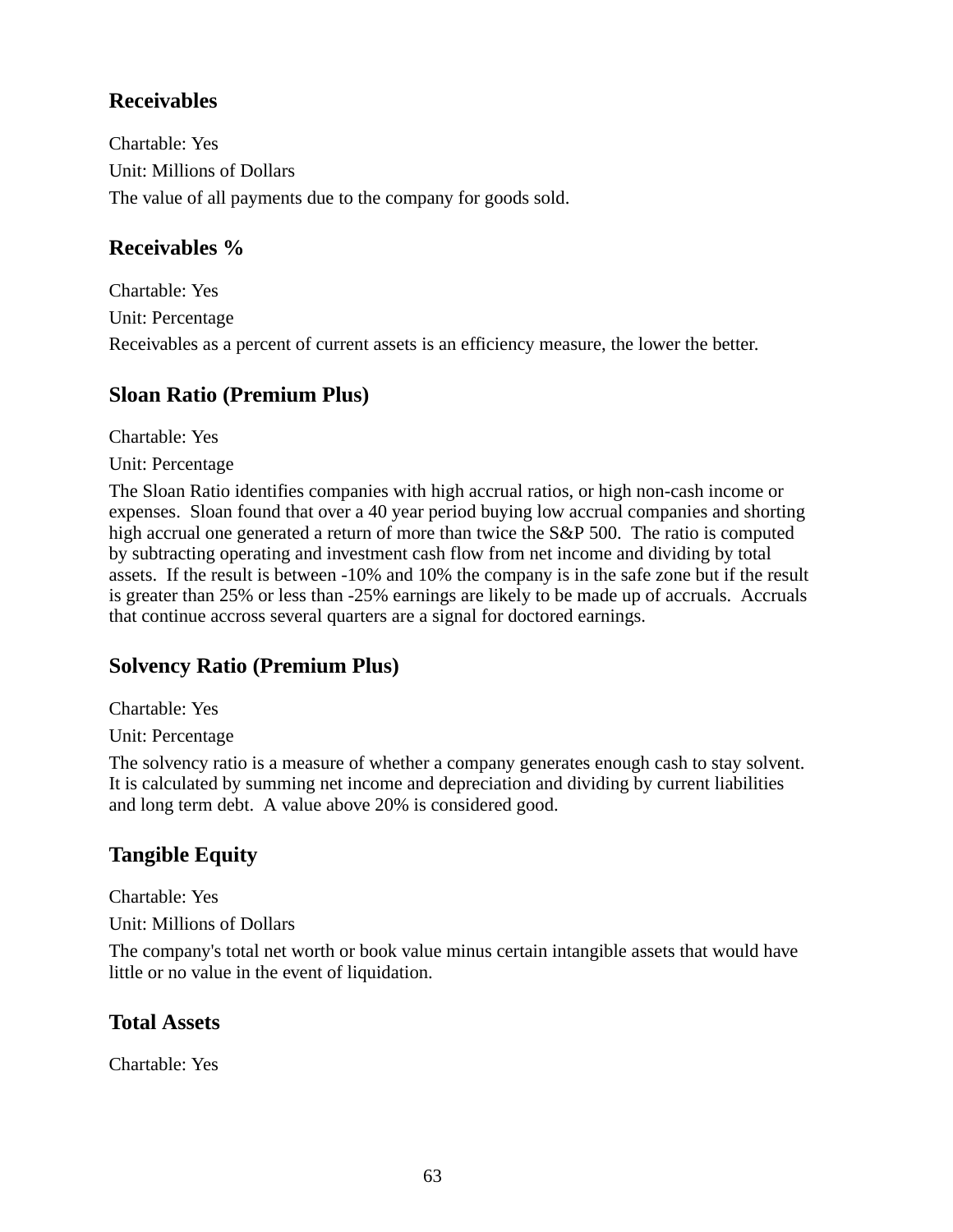## Receivables

Chartable: Yes

Unit: Millions of Dollars

The value of all payments due to the company for goods sold.

## Receivables %

Chartable: Yes

Unit: Percentage

Receivables as a percent of current assets is an efficiency measure, the lower the better.

## Sloan Ratio (Premium Plus)

Chartable: Yes

Unit: Percentage

The Sloan Ratio identifies companies with high accrual ratios, or high non-cash income or expenses. Sloan found that over a 40 year period buying low accrual companies and shorting high accrual one generated a return of more than twice the S&P 500. The ratio is computed by subtracting operating and investment cash flow from net income and dividing by total assets. If the result is between -10% and 10% the company is in the safe zone but if the result is greater than 25% or less than -25% earnings are likely to be made up of accruals. Accruals that continue accross several quarters are a signal for doctored earnings.

## Solvency Ratio (Premium Plus)

Chartable: Yes

Unit: Percentage

The solvency ratio is a measure of whether a company generates enough cash to stay solvent. It is calculated by summing net income and depreciation and dividing by current liabilities and long term debt. A value above 20% is considered good.

## Tangible Equity

Chartable: Yes

Unit: Millions of Dollars

The company's total net worth or book value minus certain intangible assets that would have little or no value in the event of liquidation.

## Total Assets

Chartable: Yes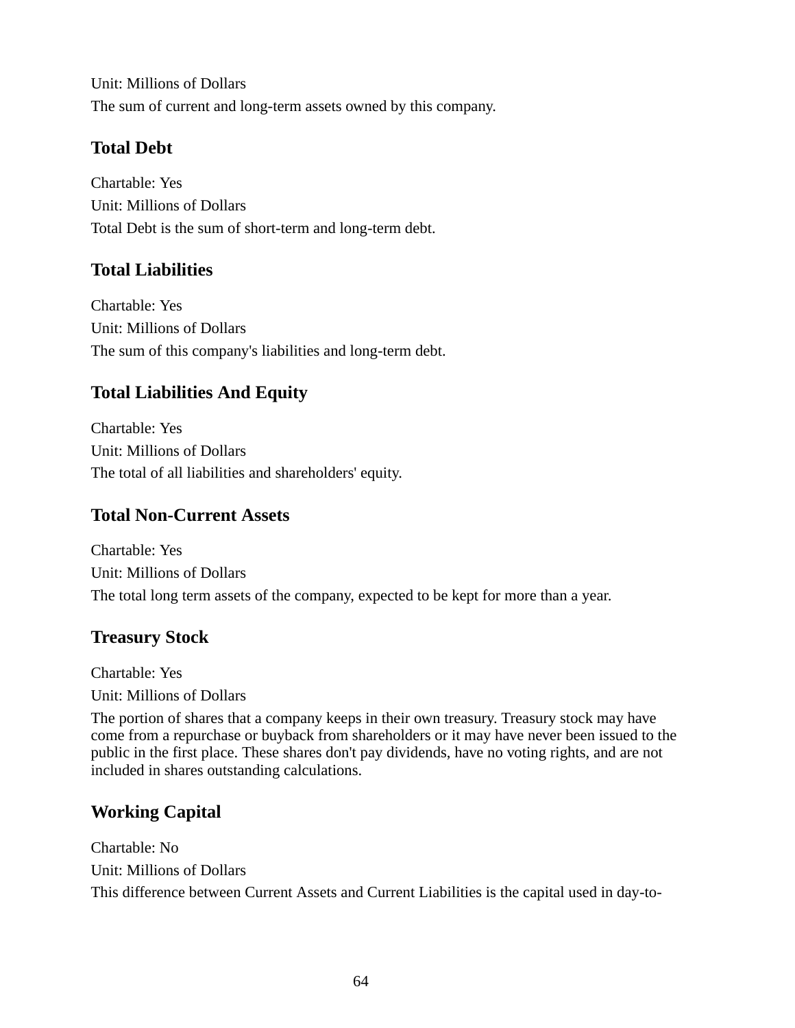Unit: Millions of Dollars

The sum of current and long-term assets owned by this company.

### Total Debt

Chartable: Yes

Unit: Millions of Dollars

Total Debt is the sum of short-term and long-term debt.

### Total Liabilities

Chartable: Yes

Unit: Millions of Dollars

The sum of this company's liabilities and long-term debt.

### Total Liabilities And Equity

Chartable: Yes

Unit: Millions of Dollars

The total of all liabilities and shareholders' equity.

### Total Non-Current Assets

Chartable: Yes

Unit: Millions of Dollars

The total long term assets of the company, expected to be kept for more than a year.

### Treasury Stock

Chartable: Yes

Unit: Millions of Dollars

The portion of shares that a company keeps in their own treasury. Treasury stock may have come from a repurchase or buyback from shareholders or it may have never been issued to the public in the first place. These shares don't pay dividends, have no voting rights, and are not included in shares outstanding calculations.

### Working Capital

Chartable: No

Unit: Millions of Dollars

This difference between Current Assets and Current Liabilities is the capital used in day-to-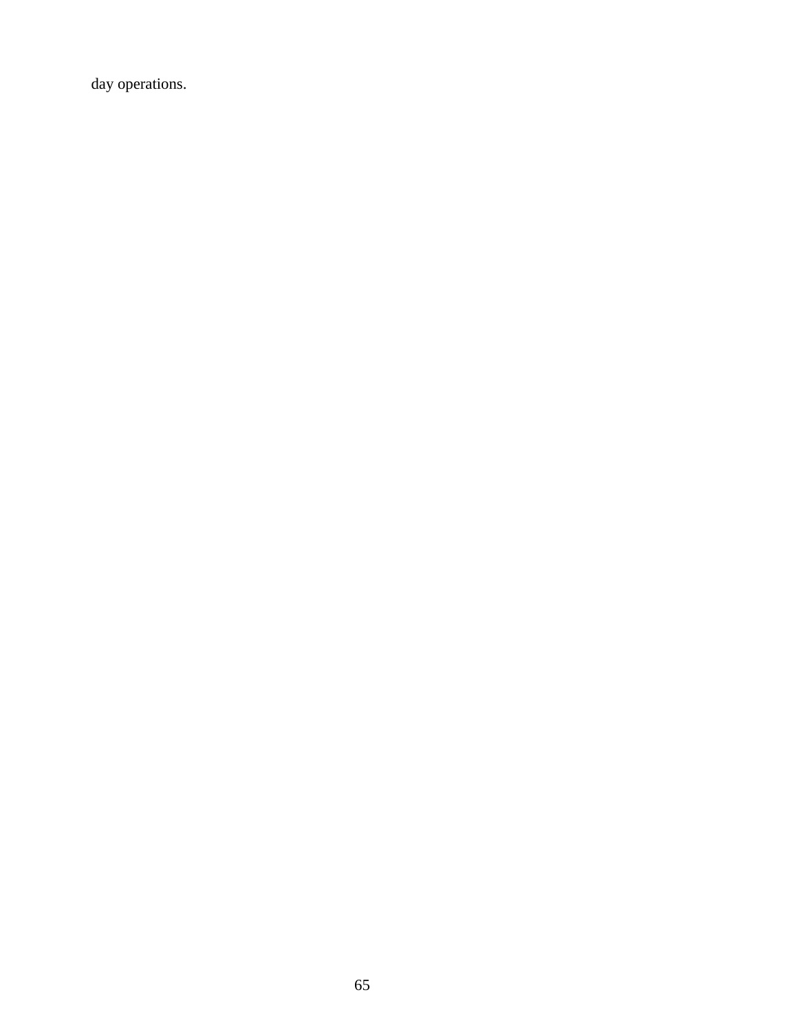day operations.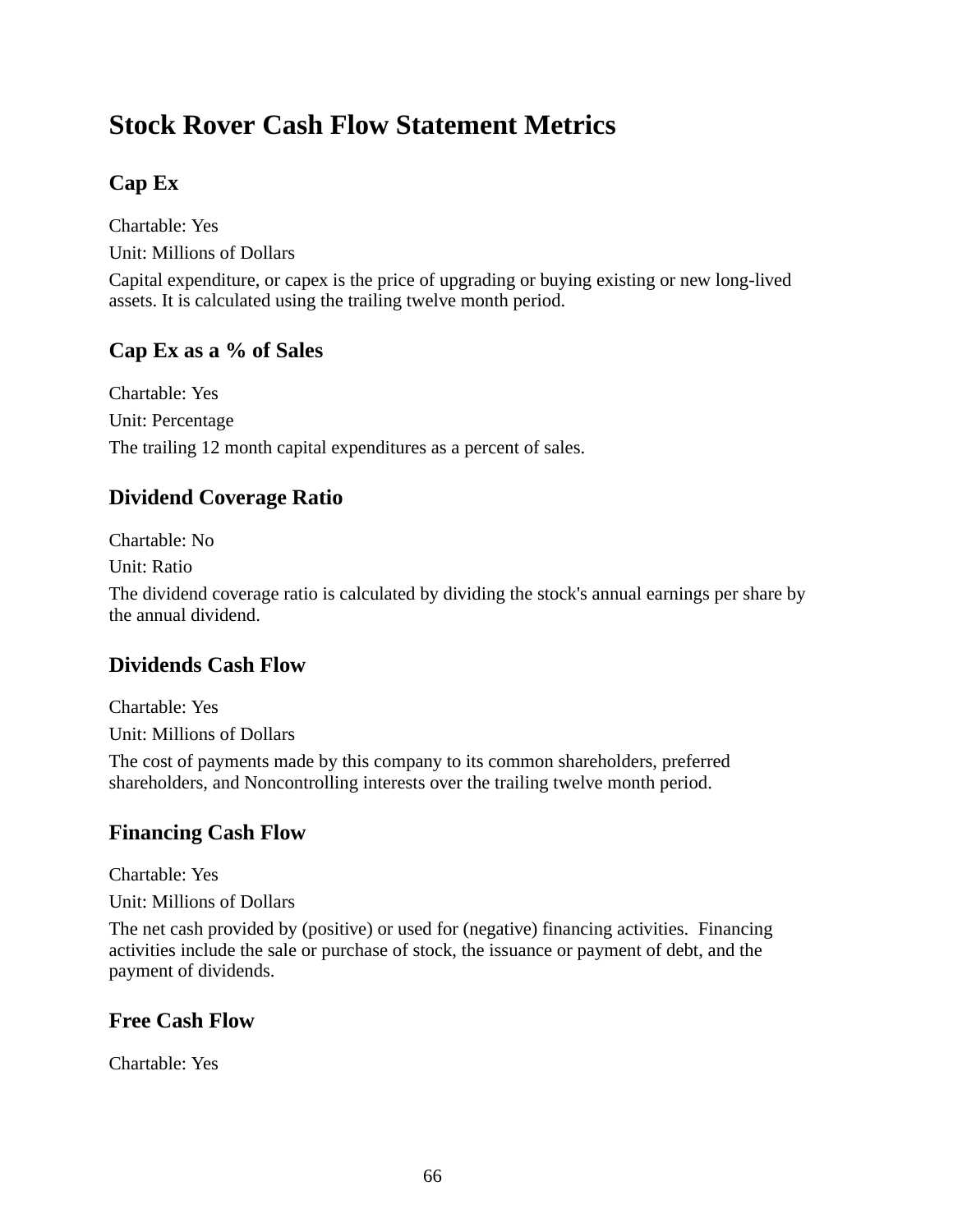# Stock Rover Cash Flow Statement Metrics

## Cap Ex

Chartable: Yes

Unit: Millions of Dollars

Capital expenditure, or capex is the price of upgrading or buying existing or new long-lived assets. It is calculated using the trailing twelve month period.

## Cap Ex as a % of Sales

Chartable: Yes

Unit: Percentage

The trailing 12 month capital expenditures as a percent of sales.

## Dividend Coverage Ratio

Chartable: No

Unit: Ratio

The dividend coverage ratio is calculated by dividing the stock's annual earnings per share by the annual dividend.

## Dividends Cash Flow

Chartable: Yes

Unit: Millions of Dollars

The cost of payments made by this company to its common shareholders, preferred shareholders, and Noncontrolling interests over the trailing twelve month period.

## Financing Cash Flow

Chartable: Yes

Unit: Millions of Dollars

The net cash provided by (positive) or used for (negative) financing activities. Financing activities include the sale or purchase of stock, the issuance or payment of debt, and the payment of dividends.

## Free Cash Flow

Chartable: Yes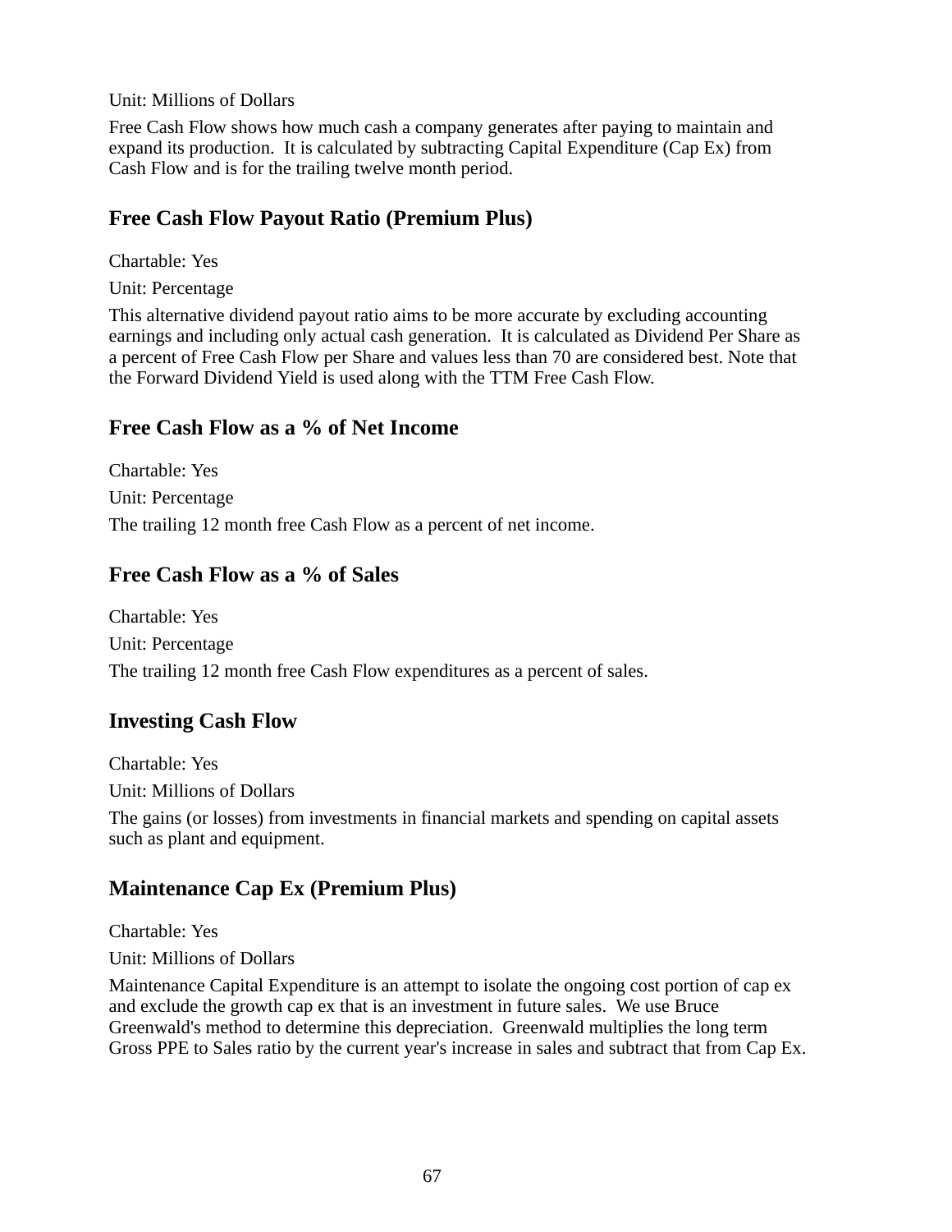Unit: Millions of Dollars

Free Cash Flow shows how much cash a company generates after paying to maintain and expand its production. It is calculated by subtracting Capital Expenditure (Cap Ex) from Cash Flow and is for the trailing twelve month period.

## Free Cash Flow Payout Ratio (Premium Plus)

Chartable: Yes

Unit: Percentage

This alternative dividend payout ratio aims to be more accurate by excluding accounting earnings and including only actual cash generation. It is calculated as Dividend Per Share as a percent of Free Cash Flow per Share and values less than 70 are considered best. Note that the Forward Dividend Yield is used along with the TTM Free Cash Flow.

## Free Cash Flow as a % of Net Income

Chartable: Yes

Unit: Percentage

The trailing 12 month free Cash Flow as a percent of net income.

## Free Cash Flow as a % of Sales

Chartable: Yes

Unit: Percentage

The trailing 12 month free Cash Flow expenditures as a percent of sales.

## Investing Cash Flow

Chartable: Yes

Unit: Millions of Dollars

The gains (or losses) from investments in financial markets and spending on capital assets such as plant and equipment.

## Maintenance Cap Ex (Premium Plus)

Chartable: Yes

Unit: Millions of Dollars

Maintenance Capital Expenditure is an attempt to isolate the ongoing cost portion of cap ex and exclude the growth cap ex that is an investment in future sales. We use Bruce Greenwald's method to determine this depreciation. Greenwald multiplies the long term Gross PPE to Sales ratio by the current year's increase in sales and subtract that from Cap Ex.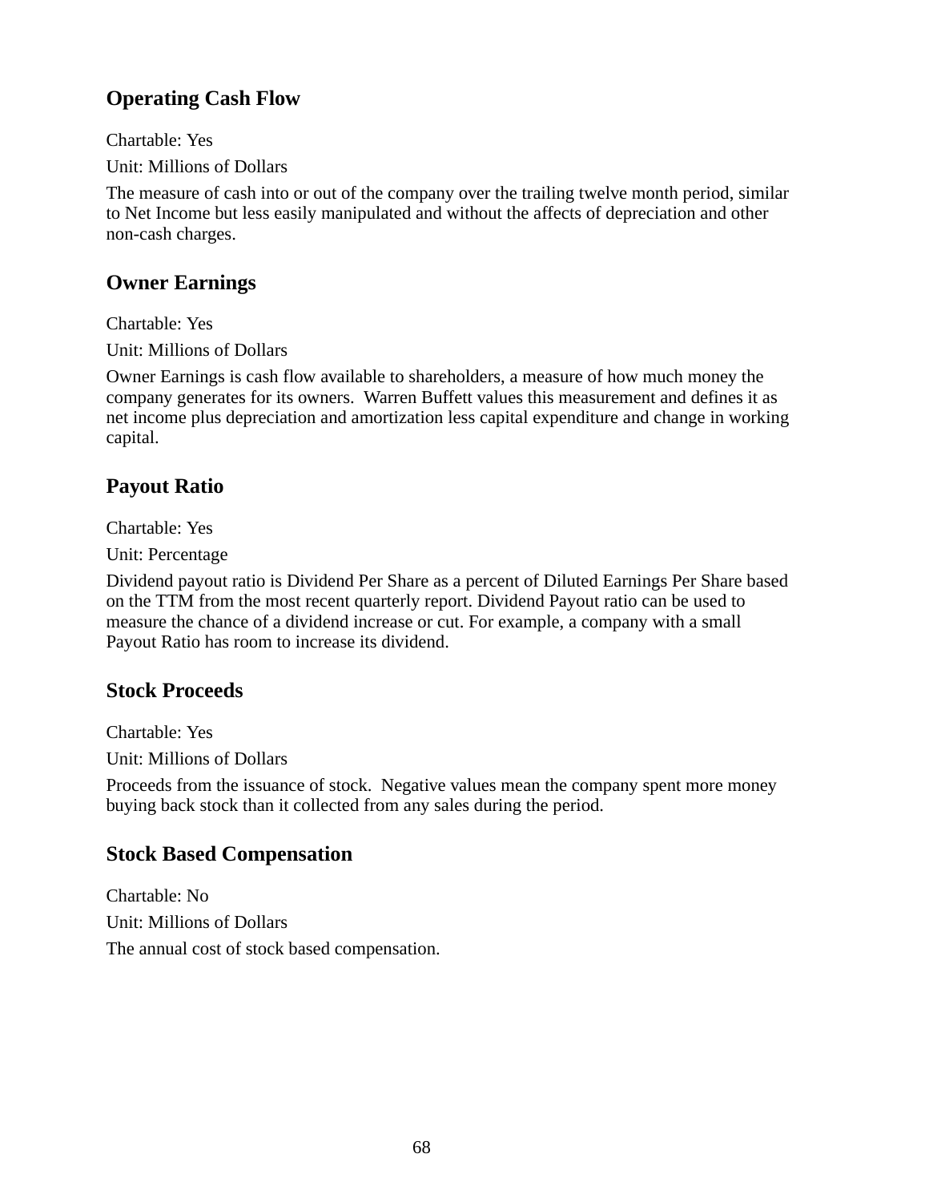## Operating Cash Flow

Chartable: Yes

Unit: Millions of Dollars

The measure of cash into or out of the company over the trailing twelve month period, similar to Net Income but less easily manipulated and without the affects of depreciation and other non-cash charges.

## Owner Earnings

Chartable: Yes

Unit: Millions of Dollars

Owner Earnings is cash flow available to shareholders, a measure of how much money the company generates for its owners. Warren Buffett values this measurement and defines it as net income plus depreciation and amortization less capital expenditure and change in working capital.

## Payout Ratio

Chartable: Yes

Unit: Percentage

Dividend payout ratio is Dividend Per Share as a percent of Diluted Earnings Per Share based on the TTM from the most recent quarterly report. Dividend Payout ratio can be used to measure the chance of a dividend increase or cut. For example, a company with a small Payout Ratio has room to increase its dividend.

## Stock Proceeds

Chartable: Yes

Unit: Millions of Dollars

Proceeds from the issuance of stock. Negative values mean the company spent more money buying back stock than it collected from any sales during the period.

## Stock Based Compensation

Chartable: No

Unit: Millions of Dollars

The annual cost of stock based compensation.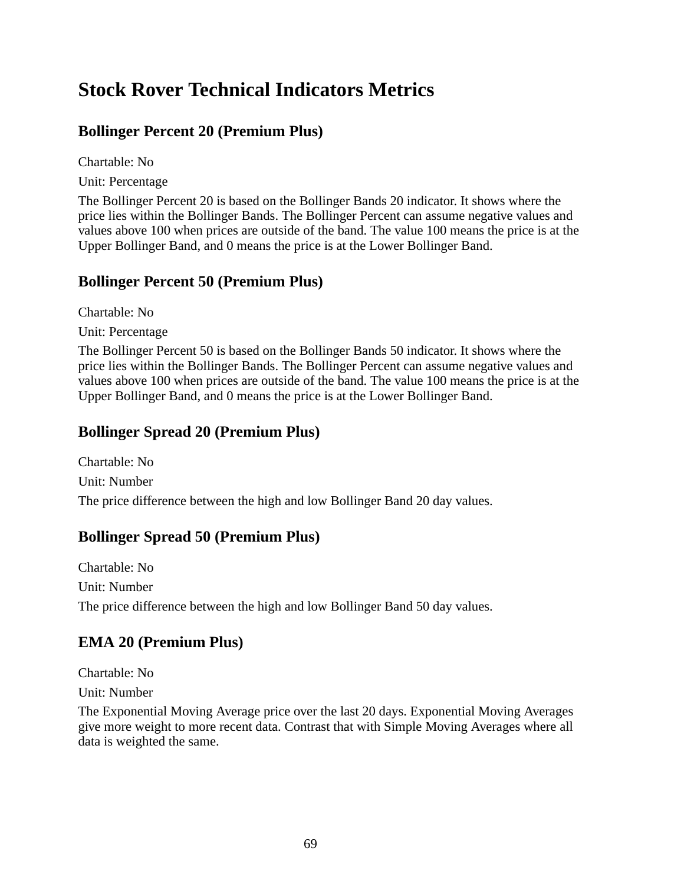# Stock Rover Technical Indicators Metrics

## Bollinger Percent 20 (Premium Plus)

Chartable: No

Unit: Percentage

The Bollinger Percent 20 is based on the Bollinger Bands 20 indicator. It shows where the price lies within the Bollinger Bands. The Bollinger Percent can assume negative values and values above 100 when prices are outside of the band. The value 100 means the price is at the Upper Bollinger Band, and 0 means the price is at the Lower Bollinger Band.

## Bollinger Percent 50 (Premium Plus)

Chartable: No

Unit: Percentage

The Bollinger Percent 50 is based on the Bollinger Bands 50 indicator. It shows where the price lies within the Bollinger Bands. The Bollinger Percent can assume negative values and values above 100 when prices are outside of the band. The value 100 means the price is at the Upper Bollinger Band, and 0 means the price is at the Lower Bollinger Band.

## Bollinger Spread 20 (Premium Plus)

Chartable: No

Unit: Number

The price difference between the high and low Bollinger Band 20 day values.

## Bollinger Spread 50 (Premium Plus)

Chartable: No

Unit: Number

The price difference between the high and low Bollinger Band 50 day values.

## EMA 20 (Premium Plus)

Chartable: No

Unit: Number

The Exponential Moving Average price over the last 20 days. Exponential Moving Averages give more weight to more recent data. Contrast that with Simple Moving Averages where all data is weighted the same.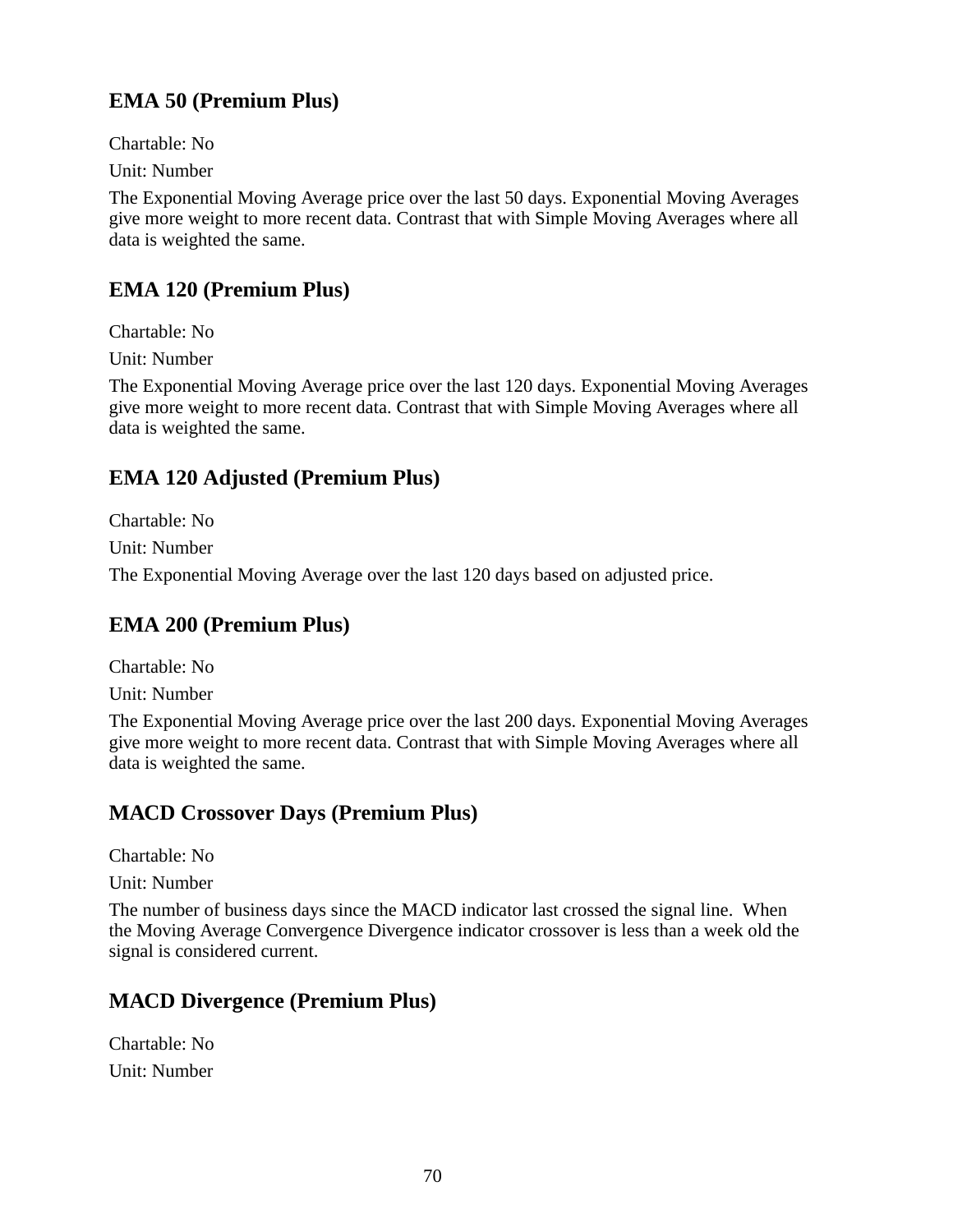### EMA 50 (Premium Plus)

Chartable: No

Unit: Number

The Exponential Moving Average price over the last 50 days. Exponential Moving Averages give more weight to more recent data. Contrast that with Simple Moving Averages where all data is weighted the same.

### EMA 120 (Premium Plus)

Chartable: No

Unit: Number

The Exponential Moving Average price over the last 120 days. Exponential Moving Averages give more weight to more recent data. Contrast that with Simple Moving Averages where all data is weighted the same.

### EMA 120 Adjusted (Premium Plus)

Chartable: No

Unit: Number

The Exponential Moving Average over the last 120 days based on adjusted price.

### EMA 200 (Premium Plus)

Chartable: No

Unit: Number

The Exponential Moving Average price over the last 200 days. Exponential Moving Averages give more weight to more recent data. Contrast that with Simple Moving Averages where all data is weighted the same.

### MACD Crossover Days (Premium Plus)

Chartable: No

Unit: Number

The number of business days since the MACD indicator last crossed the signal line. When the Moving Average Convergence Divergence indicator crossover is less than a week old the signal is considered current.

### MACD Divergence (Premium Plus)

Chartable: No

Unit: Number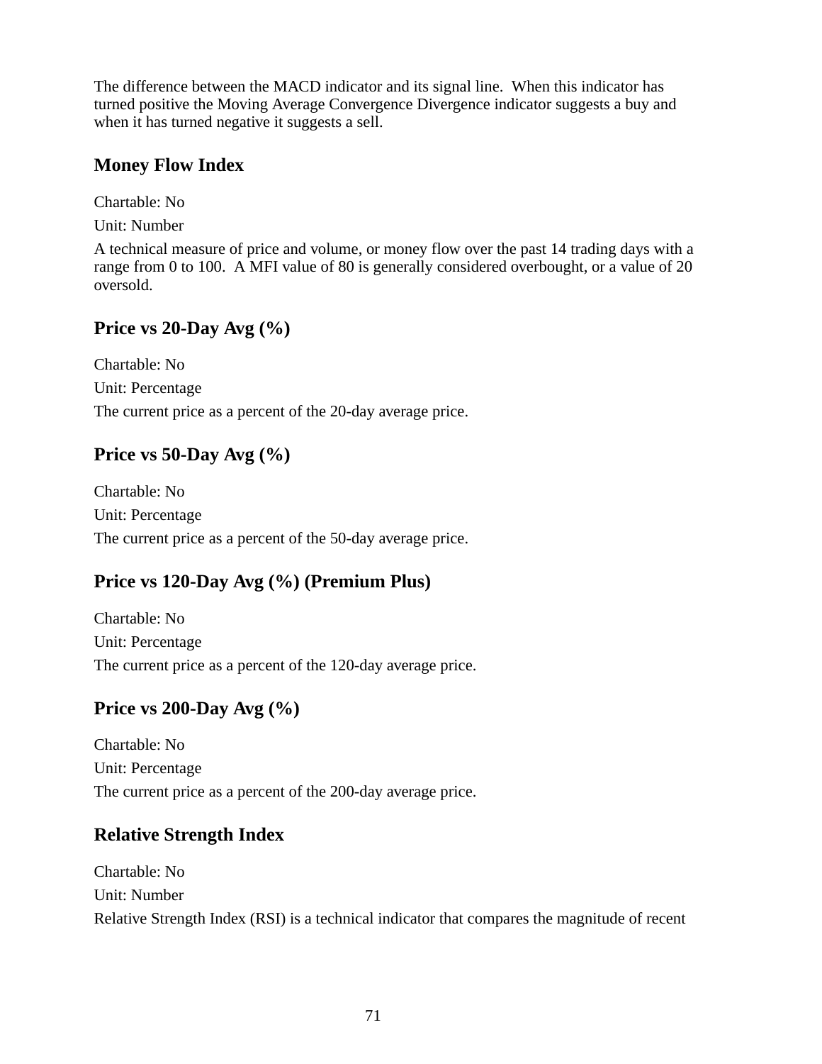The difference between the MACD indicator and its signal line. When this indicator has turned positive the Moving Average Convergence Divergence indicator suggests a buy and when it has turned negative it suggests a sell.

### Money Flow Index

Chartable: No

Unit: Number

A technical measure of price and volume, or money flow over the past 14 trading days with a range from 0 to 100. A MFI value of 80 is generally considered overbought, or a value of 20 oversold.

### Price vs 20-Day Avg (%)

Chartable: No

Unit: Percentage

The current price as a percent of the 20-day average price.

### Price vs 50-Day Avg (%)

Chartable: No

Unit: Percentage

The current price as a percent of the 50-day average price.

### Price vs 120-Day Avg (%) (Premium Plus)

Chartable: No

Unit: Percentage

The current price as a percent of the 120-day average price.

### Price vs 200-Day Avg (%)

Chartable: No

Unit: Percentage

The current price as a percent of the 200-day average price.

### Relative Strength Index

Chartable: No

Unit: Number

Relative Strength Index (RSI) is a technical indicator that compares the magnitude of recent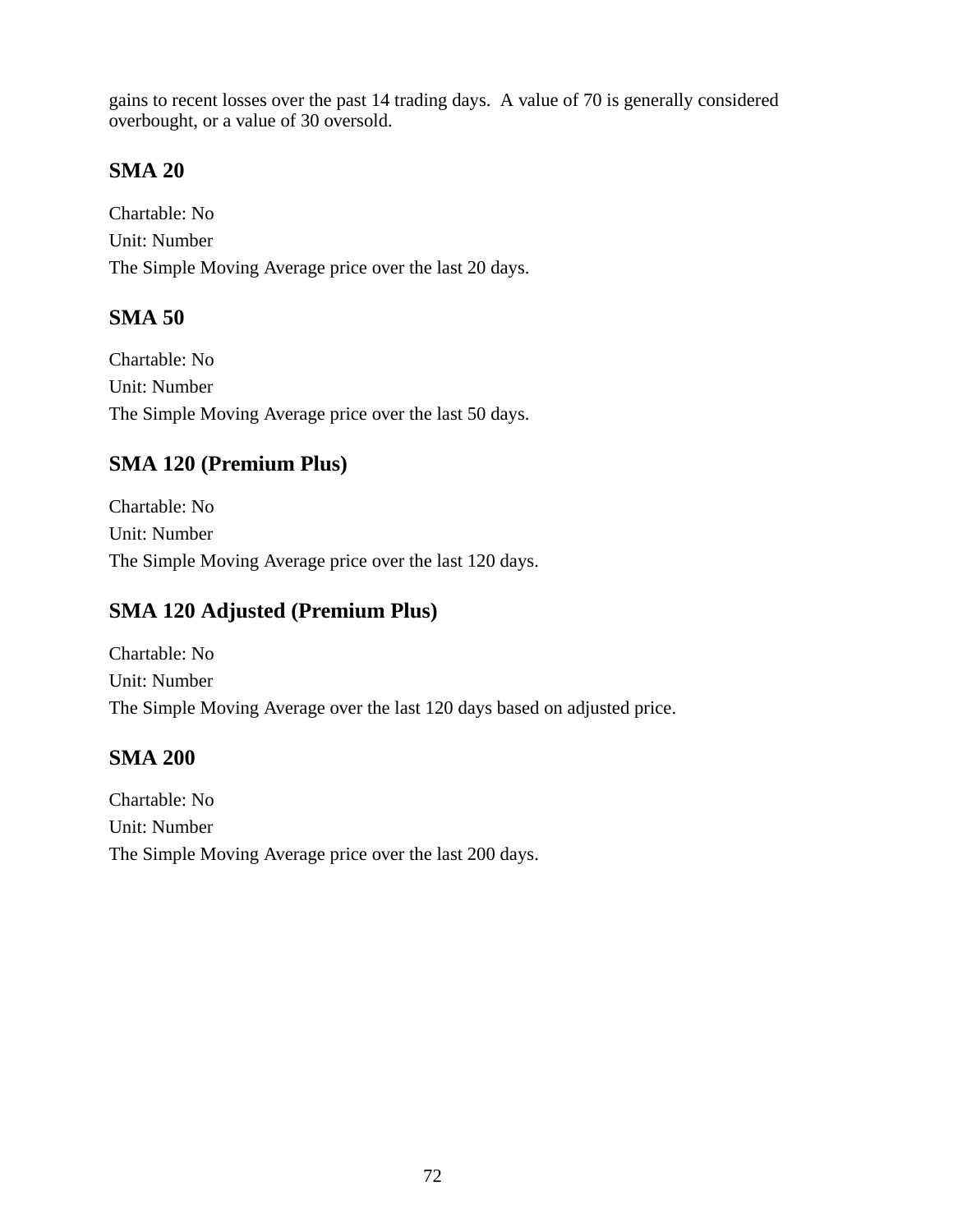gains to recent losses over the past 14 trading days.  A value of 70 is generally considered overbought, or a value of 30 oversold.

### SMA 20

Chartable: No

Unit: Number

The Simple Moving Average price over the last 20 days.

### SMA 50

Chartable: No

Unit: Number

The Simple Moving Average price over the last 50 days.

### SMA 120 (Premium Plus)

Chartable: No

Unit: Number

The Simple Moving Average price over the last 120 days.

### SMA 120 Adjusted (Premium Plus)

Chartable: No

Unit: Number

The Simple Moving Average over the last 120 days based on adjusted price.

### SMA 200

Chartable: No

Unit: Number

The Simple Moving Average price over the last 200 days.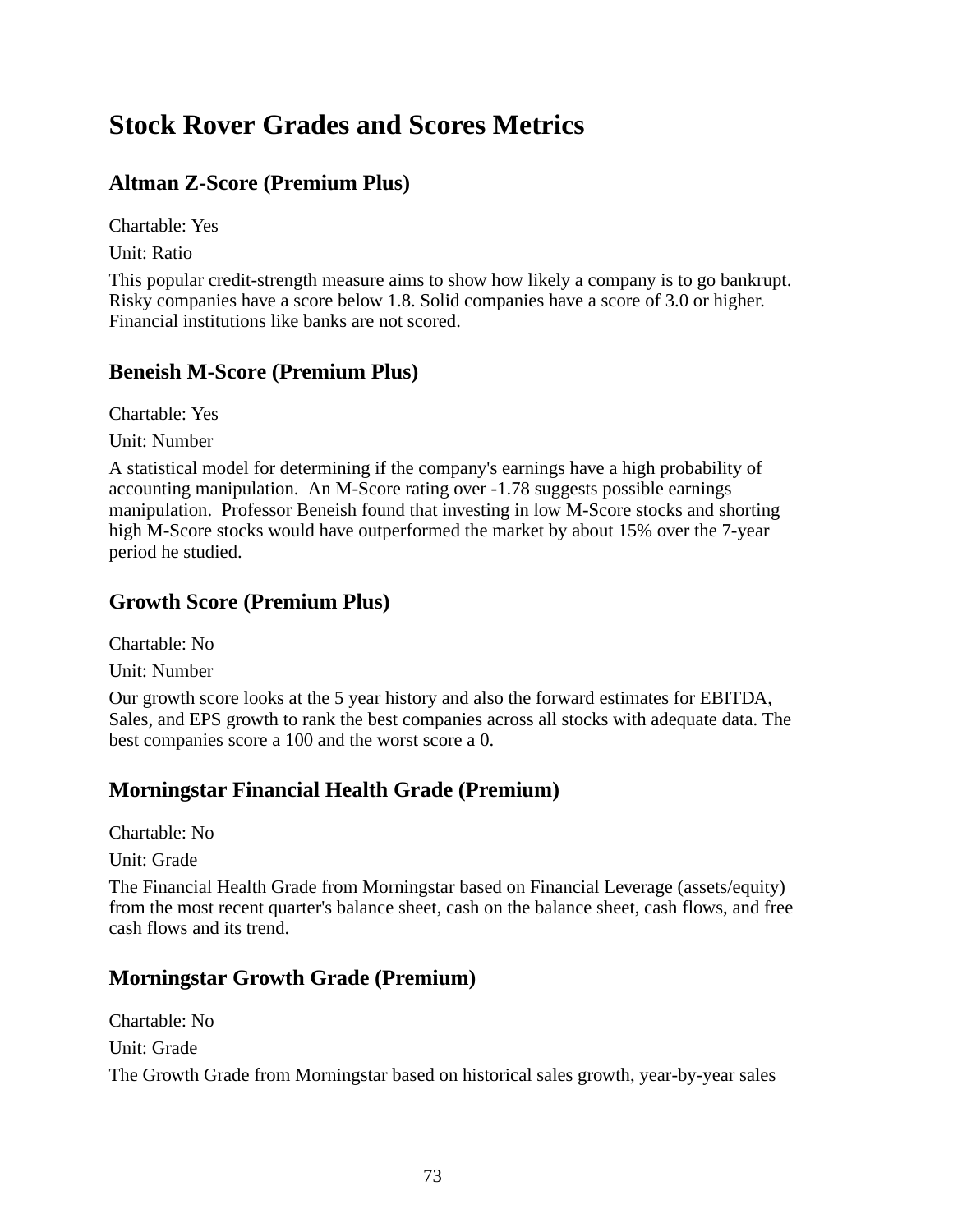# Stock Rover Grades and Scores Metrics

## Altman Z-Score (Premium Plus)

Chartable: Yes

Unit: Ratio

This popular credit-strength measure aims to show how likely a company is to go bankrupt. Risky companies have a score below 1.8. Solid companies have a score of 3.0 or higher. Financial institutions like banks are not scored.

## Beneish M-Score (Premium Plus)

Chartable: Yes

Unit: Number

A statistical model for determining if the company's earnings have a high probability of accounting manipulation. An M-Score rating over -1.78 suggests possible earnings manipulation. Professor Beneish found that investing in low M-Score stocks and shorting high M-Score stocks would have outperformed the market by about 15% over the 7-year period he studied.

## Growth Score (Premium Plus)

Chartable: No

Unit: Number

Our growth score looks at the 5 year history and also the forward estimates for EBITDA, Sales, and EPS growth to rank the best companies across all stocks with adequate data. The best companies score a 100 and the worst score a 0.

## Morningstar Financial Health Grade (Premium)

Chartable: No

Unit: Grade

The Financial Health Grade from Morningstar based on Financial Leverage (assets/equity) from the most recent quarter's balance sheet, cash on the balance sheet, cash flows, and free cash flows and its trend.

## Morningstar Growth Grade (Premium)

Chartable: No

Unit: Grade

The Growth Grade from Morningstar based on historical sales growth, year-by-year sales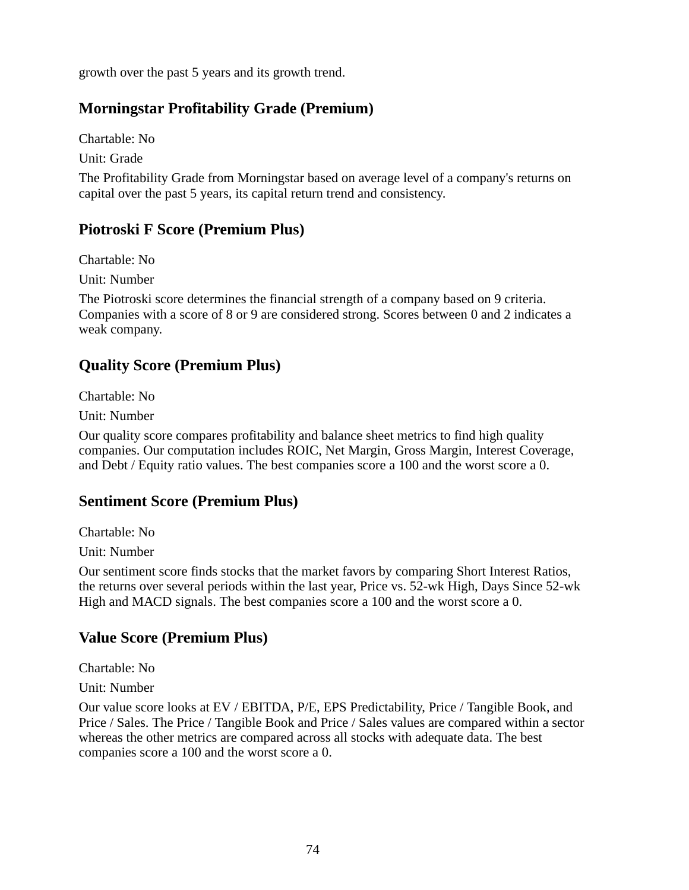growth over the past 5 years and its growth trend.

### Morningstar Profitability Grade (Premium)

Chartable: No

Unit: Grade

The Profitability Grade from Morningstar based on average level of a company's returns on capital over the past 5 years, its capital return trend and consistency.

### Piotroski F Score (Premium Plus)

Chartable: No

Unit: Number

The Piotroski score determines the financial strength of a company based on 9 criteria. Companies with a score of 8 or 9 are considered strong. Scores between 0 and 2 indicates a weak company.

### Quality Score (Premium Plus)

Chartable: No

Unit: Number

Our quality score compares profitability and balance sheet metrics to find high quality companies. Our computation includes ROIC, Net Margin, Gross Margin, Interest Coverage, and Debt / Equity ratio values. The best companies score a 100 and the worst score a 0.

### Sentiment Score (Premium Plus)

Chartable: No

Unit: Number

Our sentiment score finds stocks that the market favors by comparing Short Interest Ratios, the returns over several periods within the last year, Price vs. 52-wk High, Days Since 52-wk High and MACD signals. The best companies score a 100 and the worst score a 0.

### Value Score (Premium Plus)

Chartable: No

Unit: Number

Our value score looks at EV / EBITDA, P/E, EPS Predictability, Price / Tangible Book, and Price / Sales. The Price / Tangible Book and Price / Sales values are compared within a sector whereas the other metrics are compared across all stocks with adequate data. The best companies score a 100 and the worst score a 0.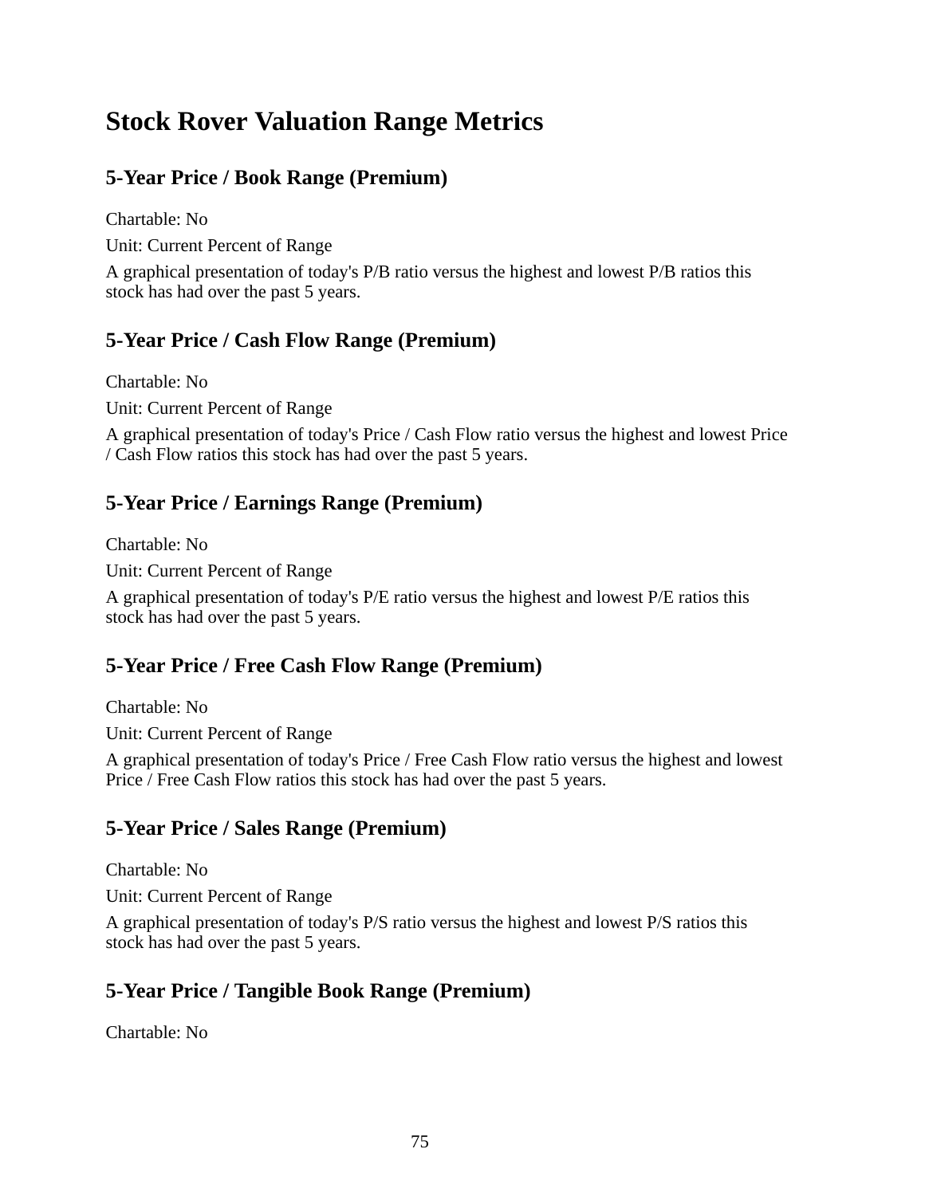# Stock Rover Valuation Range Metrics

## 5-Year Price / Book Range (Premium)

Chartable: No

Unit: Current Percent of Range

A graphical presentation of today's P/B ratio versus the highest and lowest P/B ratios this stock has had over the past 5 years.

## 5-Year Price / Cash Flow Range (Premium)

Chartable: No

Unit: Current Percent of Range

A graphical presentation of today's Price / Cash Flow ratio versus the highest and lowest Price / Cash Flow ratios this stock has had over the past 5 years.

## 5-Year Price / Earnings Range (Premium)

Chartable: No

Unit: Current Percent of Range

A graphical presentation of today's P/E ratio versus the highest and lowest P/E ratios this stock has had over the past 5 years.

## 5-Year Price / Free Cash Flow Range (Premium)

Chartable: No

Unit: Current Percent of Range

A graphical presentation of today's Price / Free Cash Flow ratio versus the highest and lowest Price / Free Cash Flow ratios this stock has had over the past 5 years.

## 5-Year Price / Sales Range (Premium)

Chartable: No

Unit: Current Percent of Range

A graphical presentation of today's P/S ratio versus the highest and lowest P/S ratios this stock has had over the past 5 years.

## 5-Year Price / Tangible Book Range (Premium)

Chartable: No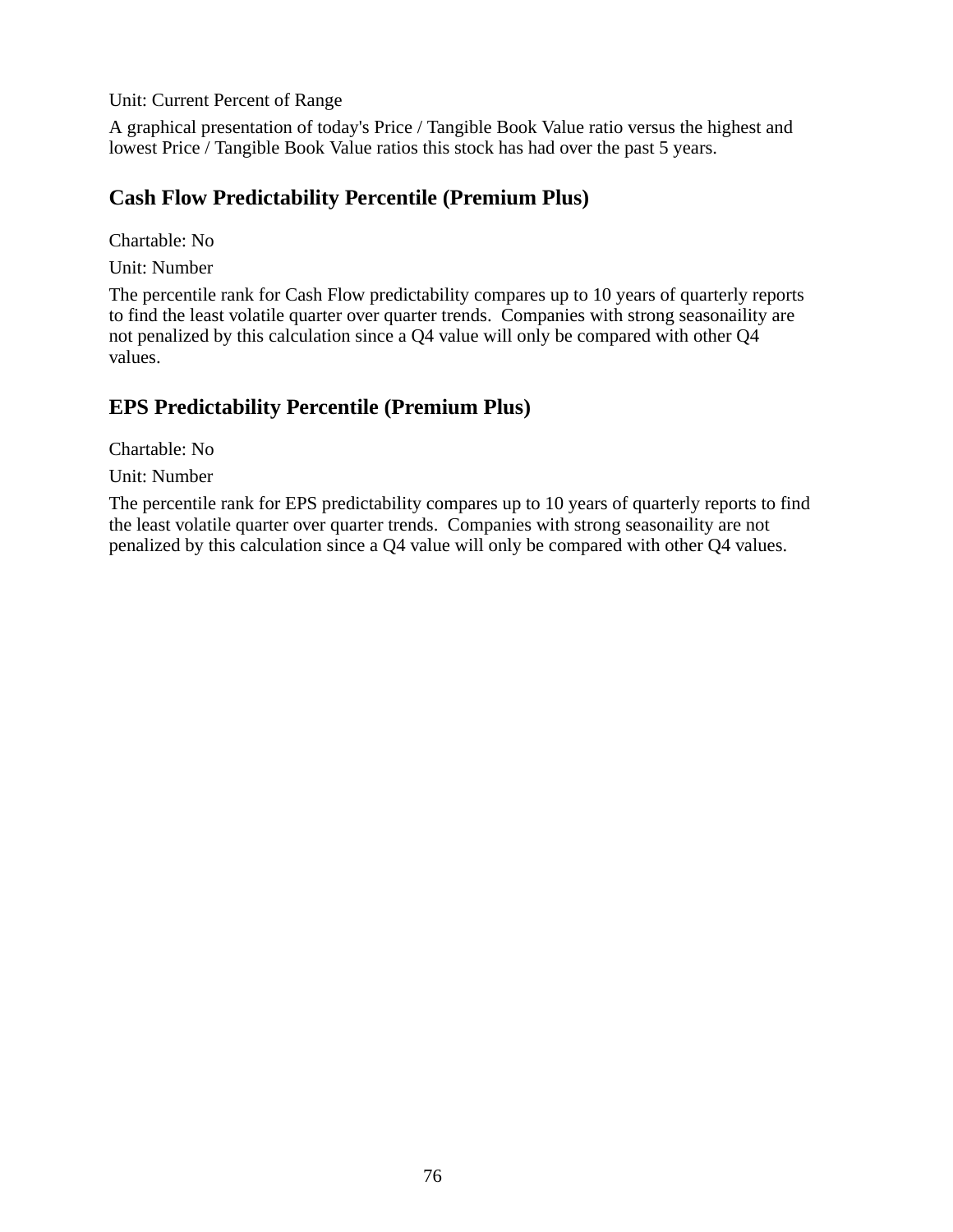Unit: Current Percent of Range

A graphical presentation of today's Price / Tangible Book Value ratio versus the highest and lowest Price / Tangible Book Value ratios this stock has had over the past 5 years.

## Cash Flow Predictability Percentile (Premium Plus)

Chartable: No

Unit: Number

The percentile rank for Cash Flow predictability compares up to 10 years of quarterly reports to find the least volatile quarter over quarter trends.  Companies with strong seasonaility are not penalized by this calculation since a Q4 value will only be compared with other Q4 values.

## EPS Predictability Percentile (Premium Plus)

Chartable: No

Unit: Number

The percentile rank for EPS predictability compares up to 10 years of quarterly reports to find the least volatile quarter over quarter trends.  Companies with strong seasonaility are not penalized by this calculation since a Q4 value will only be compared with other Q4 values.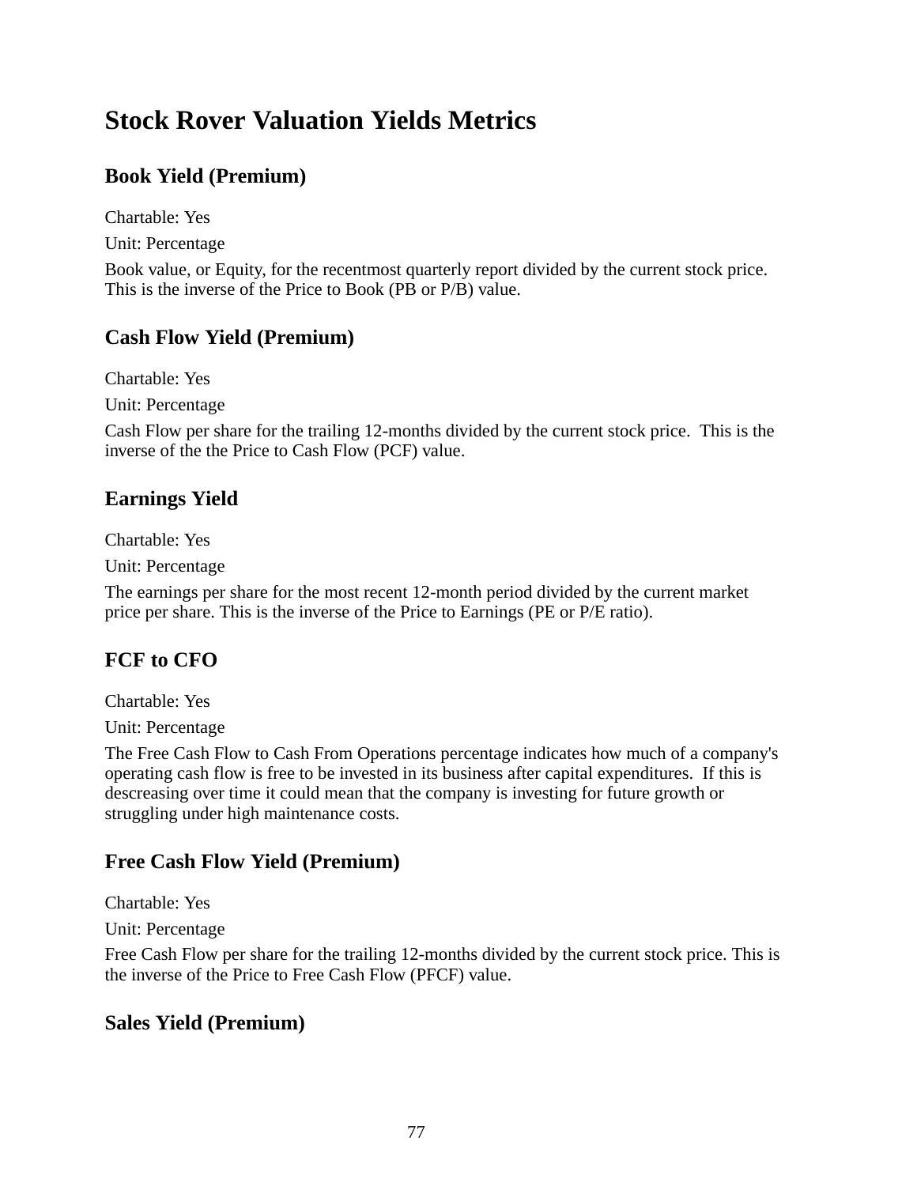# Stock Rover Valuation Yields Metrics

## Book Yield (Premium)

Chartable: Yes

Unit: Percentage

Book value, or Equity, for the recentmost quarterly report divided by the current stock price. This is the inverse of the Price to Book (PB or P/B) value.

## Cash Flow Yield (Premium)

Chartable: Yes

Unit: Percentage

Cash Flow per share for the trailing 12-months divided by the current stock price.  This is the inverse of the the Price to Cash Flow (PCF) value.

## Earnings Yield

Chartable: Yes

Unit: Percentage

The earnings per share for the most recent 12-month period divided by the current market price per share. This is the inverse of the Price to Earnings (PE or P/E ratio).

## FCF to CFO

Chartable: Yes

Unit: Percentage

The Free Cash Flow to Cash From Operations percentage indicates how much of a company's operating cash flow is free to be invested in its business after capital expenditures.  If this is descreasing over time it could mean that the company is investing for future growth or struggling under high maintenance costs.

## Free Cash Flow Yield (Premium)

Chartable: Yes

Unit: Percentage

Free Cash Flow per share for the trailing 12-months divided by the current stock price. This is the inverse of the Price to Free Cash Flow (PFCF) value.

## Sales Yield (Premium)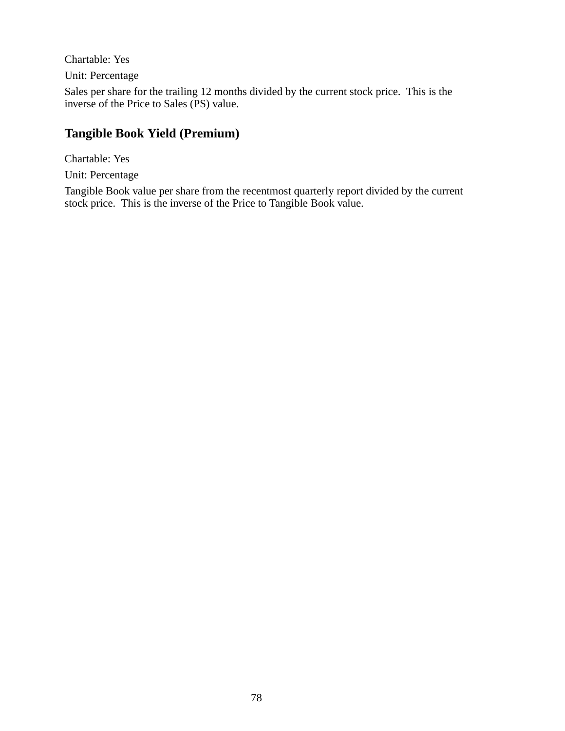Chartable: Yes

Unit: Percentage

Sales per share for the trailing 12 months divided by the current stock price.  This is the inverse of the Price to Sales (PS) value.

## Tangible Book Yield (Premium)

Chartable: Yes

Unit: Percentage

Tangible Book value per share from the recentmost quarterly report divided by the current stock price.  This is the inverse of the Price to Tangible Book value.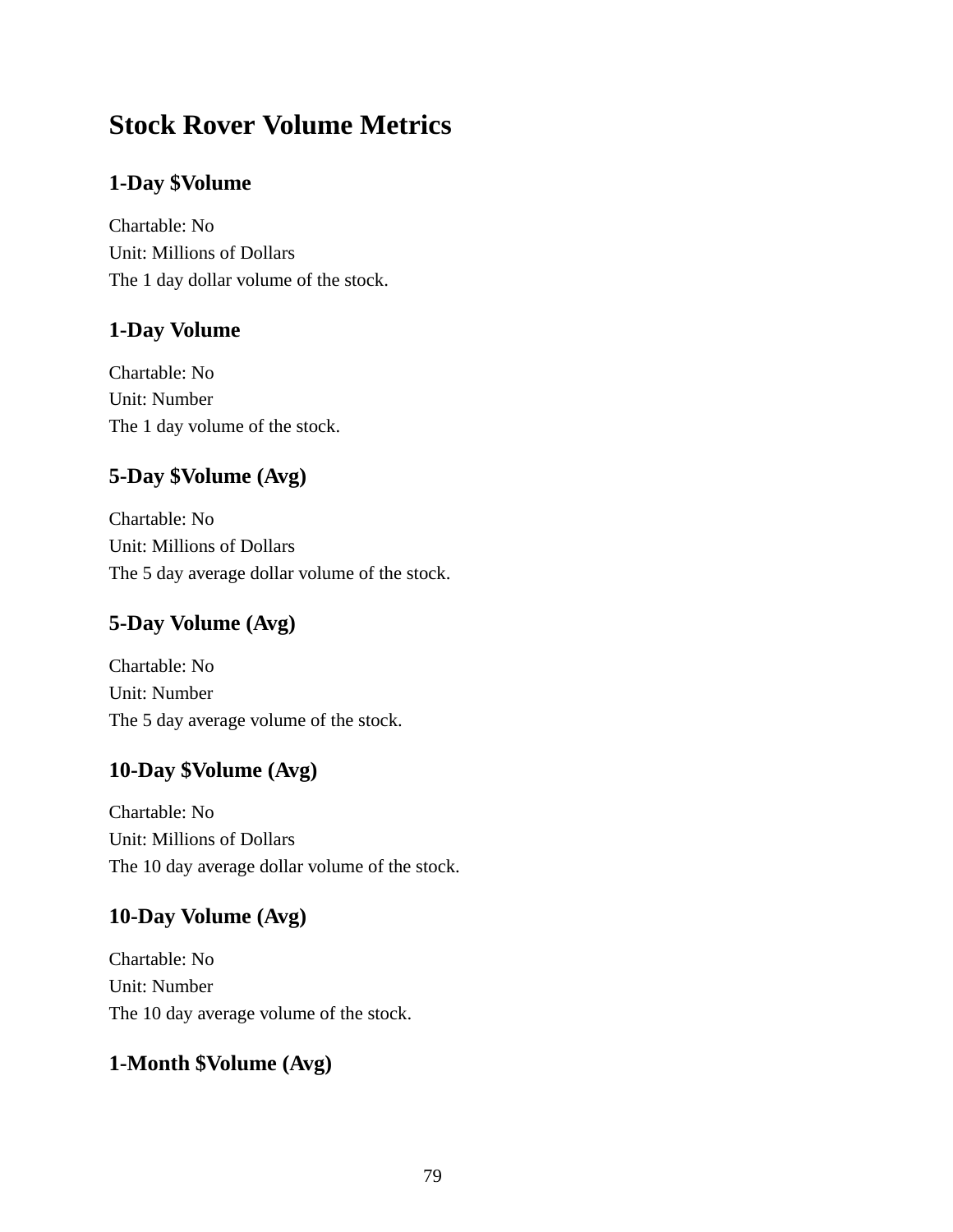# Stock Rover Volume Metrics

## 1-Day $Volume

Chartable: No
Unit: Millions of Dollars
The 1 day dollar volume of the stock.

## 1-Day Volume

Chartable: No
Unit: Number
The 1 day volume of the stock.

## 5-Day $Volume (Avg)

Chartable: No
Unit: Millions of Dollars
The 5 day average dollar volume of the stock.

## 5-Day Volume (Avg)

Chartable: No
Unit: Number
The 5 day average volume of the stock.

## 10-Day $Volume (Avg)

Chartable: No
Unit: Millions of Dollars
The 10 day average dollar volume of the stock.

## 10-Day Volume (Avg)

Chartable: No
Unit: Number
The 10 day average volume of the stock.

## 1-Month $Volume (Avg)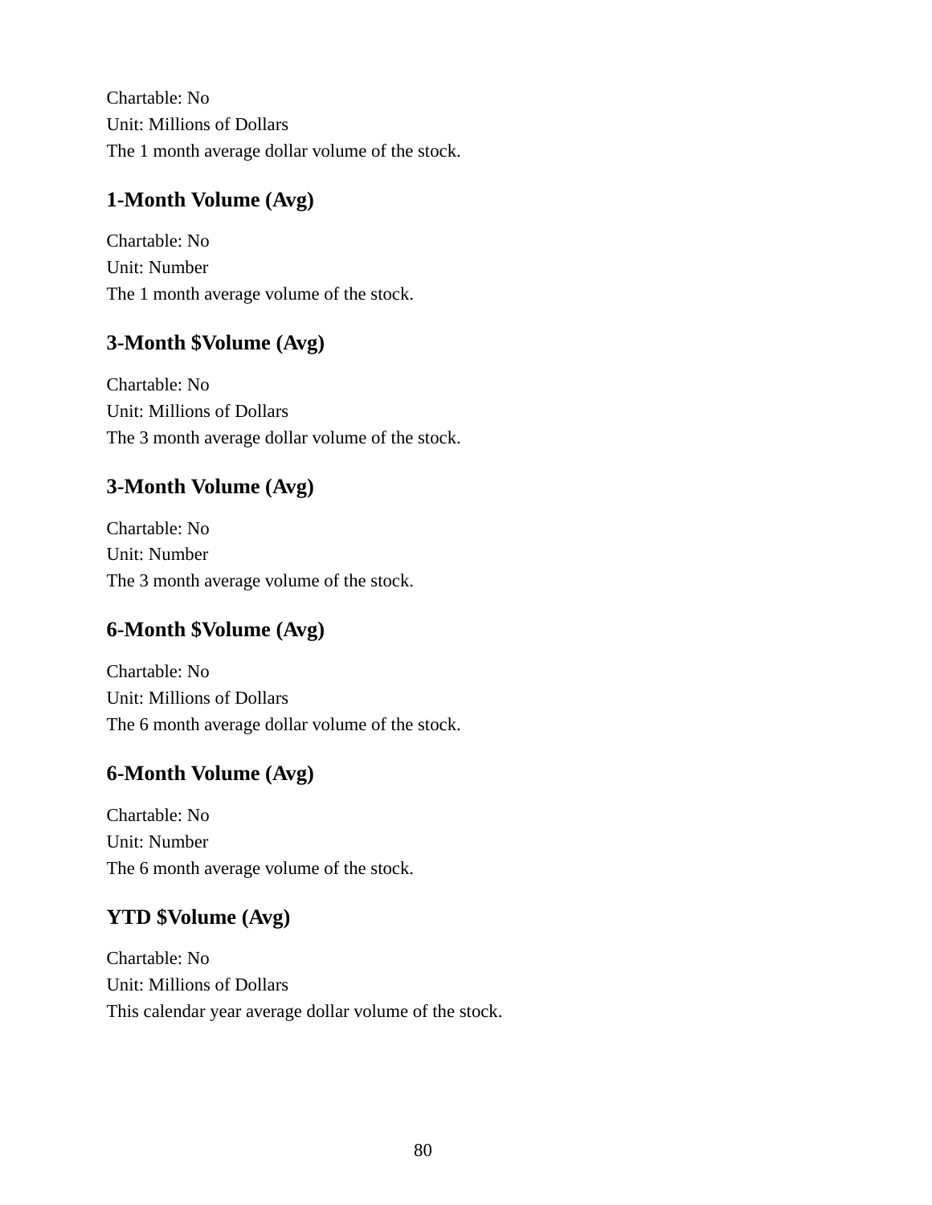Chartable: No
Unit: Millions of Dollars
The 1 month average dollar volume of the stock.

### 1-Month Volume (Avg)

Chartable: No
Unit: Number
The 1 month average volume of the stock.

### 3-Month $Volume (Avg)

Chartable: No
Unit: Millions of Dollars
The 3 month average dollar volume of the stock.

### 3-Month Volume (Avg)

Chartable: No
Unit: Number
The 3 month average volume of the stock.

### 6-Month $Volume (Avg)

Chartable: No
Unit: Millions of Dollars
The 6 month average dollar volume of the stock.

### 6-Month Volume (Avg)

Chartable: No
Unit: Number
The 6 month average volume of the stock.

### YTD $Volume (Avg)

Chartable: No
Unit: Millions of Dollars
This calendar year average dollar volume of the stock.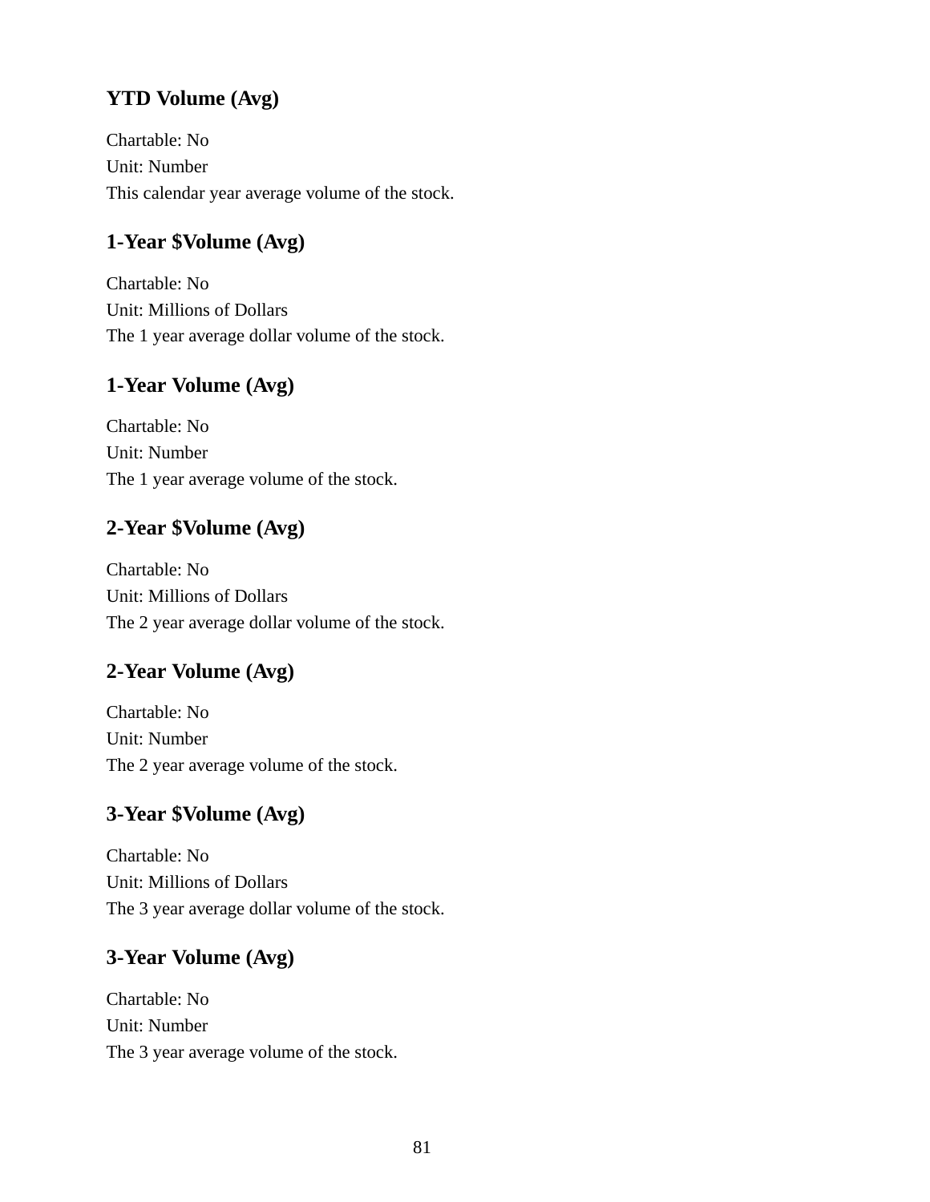### YTD Volume (Avg)

Chartable: No
Unit: Number
This calendar year average volume of the stock.

### 1-Year $Volume (Avg)

Chartable: No
Unit: Millions of Dollars
The 1 year average dollar volume of the stock.

### 1-Year Volume (Avg)

Chartable: No
Unit: Number
The 1 year average volume of the stock.

### 2-Year $Volume (Avg)

Chartable: No
Unit: Millions of Dollars
The 2 year average dollar volume of the stock.

### 2-Year Volume (Avg)

Chartable: No
Unit: Number
The 2 year average volume of the stock.

### 3-Year $Volume (Avg)

Chartable: No
Unit: Millions of Dollars
The 3 year average dollar volume of the stock.

### 3-Year Volume (Avg)

Chartable: No
Unit: Number
The 3 year average volume of the stock.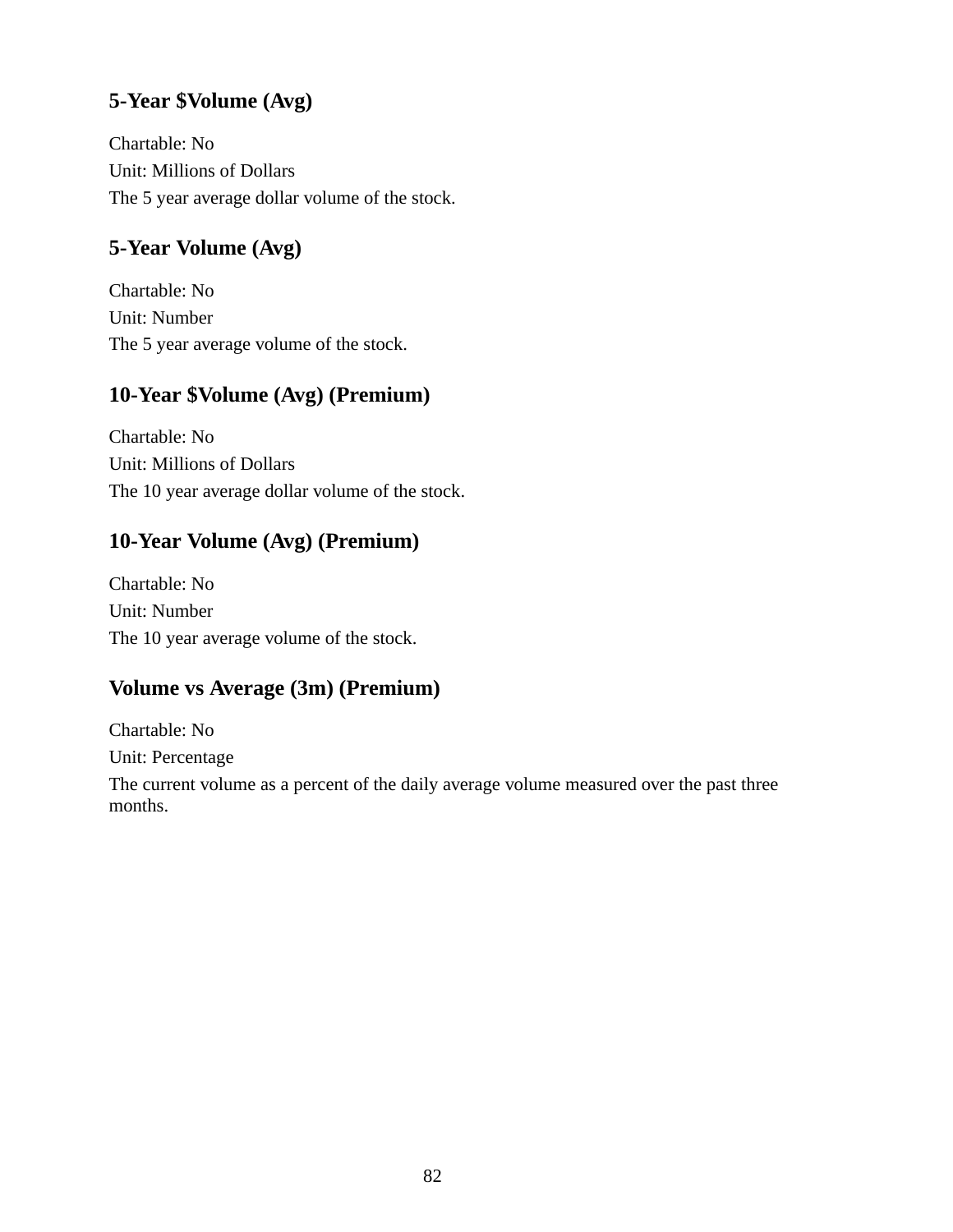### 5-Year $Volume (Avg)

Chartable: No
Unit: Millions of Dollars
The 5 year average dollar volume of the stock.

### 5-Year Volume (Avg)

Chartable: No
Unit: Number
The 5 year average volume of the stock.

### 10-Year $Volume (Avg) (Premium)

Chartable: No
Unit: Millions of Dollars
The 10 year average dollar volume of the stock.

### 10-Year Volume (Avg) (Premium)

Chartable: No
Unit: Number
The 10 year average volume of the stock.

### Volume vs Average (3m) (Premium)

Chartable: No
Unit: Percentage
The current volume as a percent of the daily average volume measured over the past three months.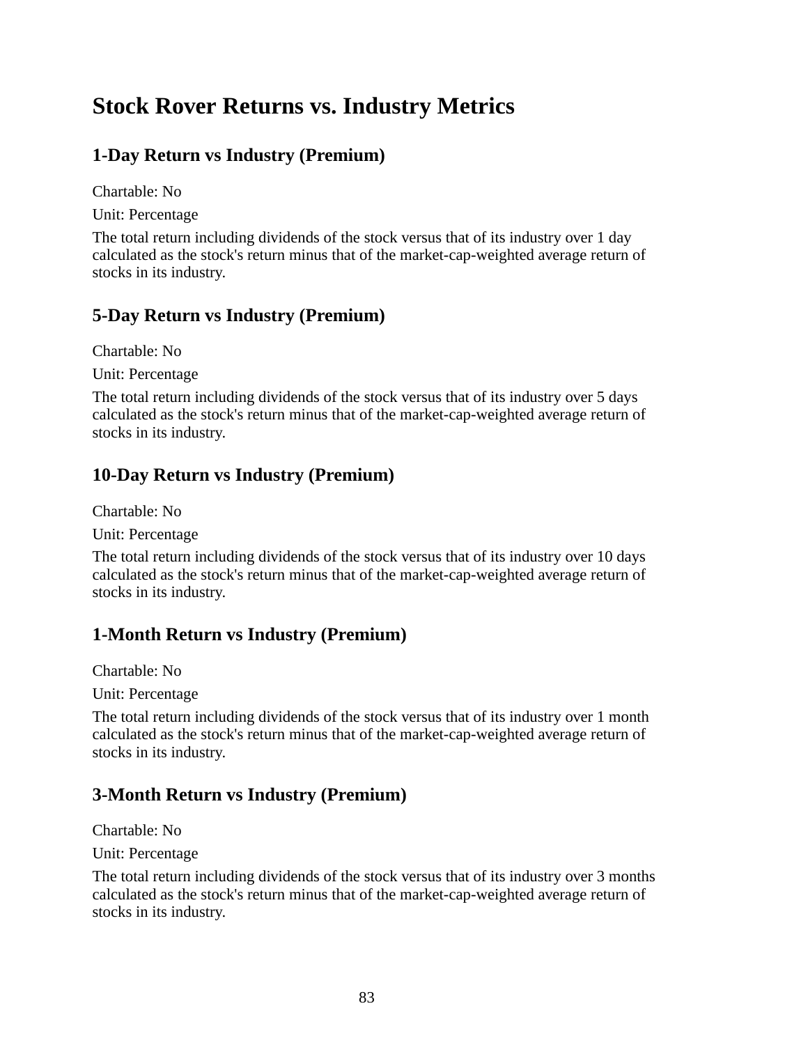# Stock Rover Returns vs. Industry Metrics

## 1-Day Return vs Industry (Premium)

Chartable: No

Unit: Percentage

The total return including dividends of the stock versus that of its industry over 1 day calculated as the stock's return minus that of the market-cap-weighted average return of stocks in its industry.

## 5-Day Return vs Industry (Premium)

Chartable: No

Unit: Percentage

The total return including dividends of the stock versus that of its industry over 5 days calculated as the stock's return minus that of the market-cap-weighted average return of stocks in its industry.

## 10-Day Return vs Industry (Premium)

Chartable: No

Unit: Percentage

The total return including dividends of the stock versus that of its industry over 10 days calculated as the stock's return minus that of the market-cap-weighted average return of stocks in its industry.

## 1-Month Return vs Industry (Premium)

Chartable: No

Unit: Percentage

The total return including dividends of the stock versus that of its industry over 1 month calculated as the stock's return minus that of the market-cap-weighted average return of stocks in its industry.

## 3-Month Return vs Industry (Premium)

Chartable: No

Unit: Percentage

The total return including dividends of the stock versus that of its industry over 3 months calculated as the stock's return minus that of the market-cap-weighted average return of stocks in its industry.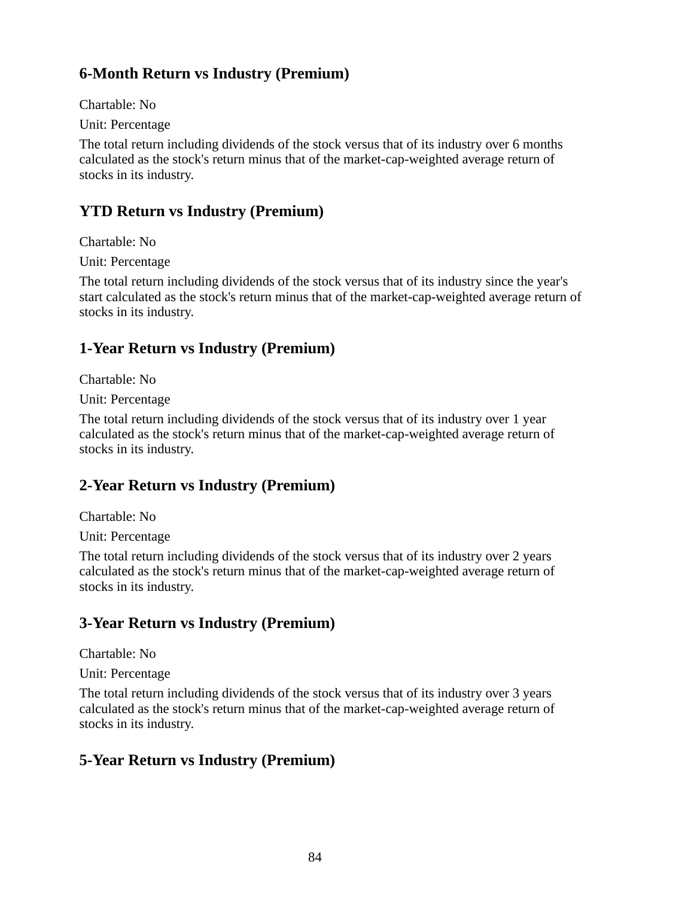## 6-Month Return vs Industry (Premium)

Chartable: No

Unit: Percentage

The total return including dividends of the stock versus that of its industry over 6 months calculated as the stock's return minus that of the market-cap-weighted average return of stocks in its industry.

## YTD Return vs Industry (Premium)

Chartable: No

Unit: Percentage

The total return including dividends of the stock versus that of its industry since the year's start calculated as the stock's return minus that of the market-cap-weighted average return of stocks in its industry.

## 1-Year Return vs Industry (Premium)

Chartable: No

Unit: Percentage

The total return including dividends of the stock versus that of its industry over 1 year calculated as the stock's return minus that of the market-cap-weighted average return of stocks in its industry.

## 2-Year Return vs Industry (Premium)

Chartable: No

Unit: Percentage

The total return including dividends of the stock versus that of its industry over 2 years calculated as the stock's return minus that of the market-cap-weighted average return of stocks in its industry.

## 3-Year Return vs Industry (Premium)

Chartable: No

Unit: Percentage

The total return including dividends of the stock versus that of its industry over 3 years calculated as the stock's return minus that of the market-cap-weighted average return of stocks in its industry.

## 5-Year Return vs Industry (Premium)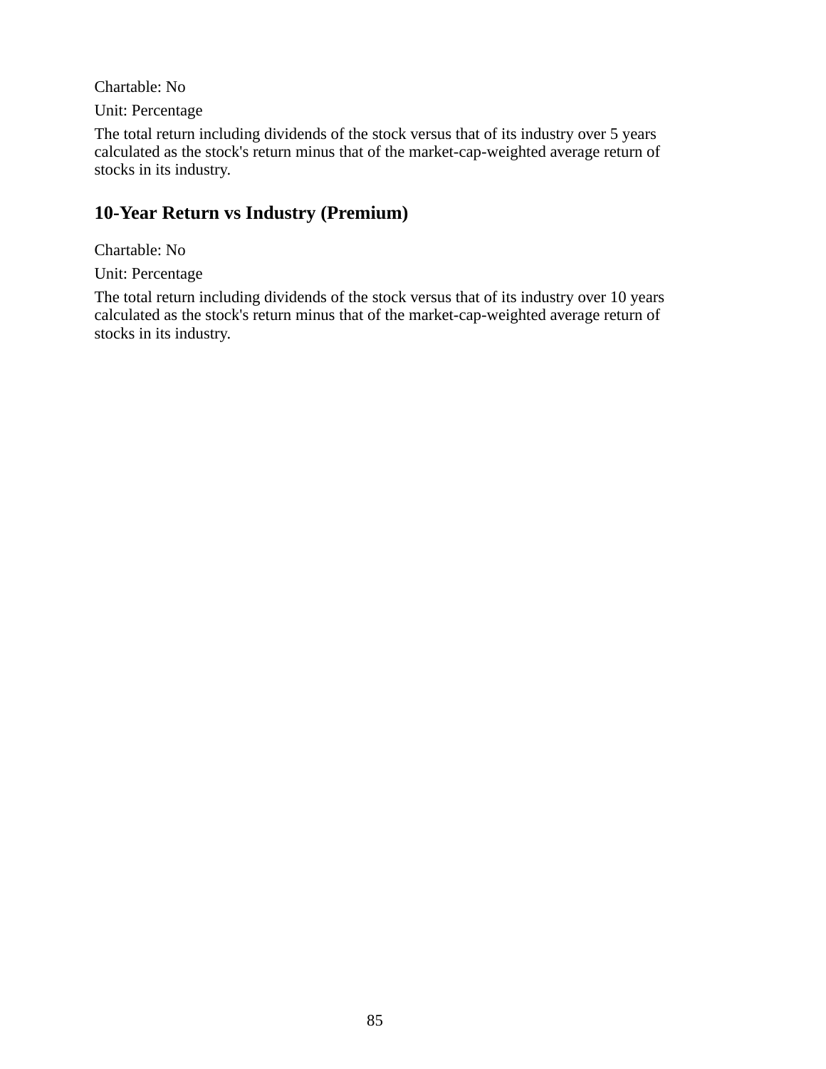Chartable: No

Unit: Percentage

The total return including dividends of the stock versus that of its industry over 5 years calculated as the stock's return minus that of the market-cap-weighted average return of stocks in its industry.

## 10-Year Return vs Industry (Premium)

Chartable: No

Unit: Percentage

The total return including dividends of the stock versus that of its industry over 10 years calculated as the stock's return minus that of the market-cap-weighted average return of stocks in its industry.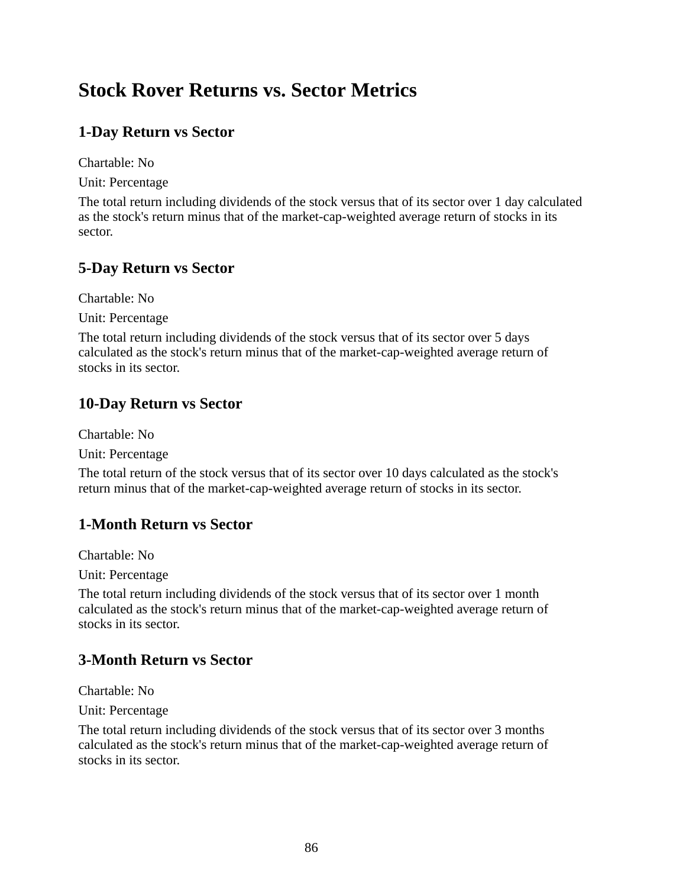# Stock Rover Returns vs. Sector Metrics

## 1-Day Return vs Sector

Chartable: No

Unit: Percentage

The total return including dividends of the stock versus that of its sector over 1 day calculated as the stock's return minus that of the market-cap-weighted average return of stocks in its sector.

## 5-Day Return vs Sector

Chartable: No

Unit: Percentage

The total return including dividends of the stock versus that of its sector over 5 days calculated as the stock's return minus that of the market-cap-weighted average return of stocks in its sector.

## 10-Day Return vs Sector

Chartable: No

Unit: Percentage

The total return of the stock versus that of its sector over 10 days calculated as the stock's return minus that of the market-cap-weighted average return of stocks in its sector.

## 1-Month Return vs Sector

Chartable: No

Unit: Percentage

The total return including dividends of the stock versus that of its sector over 1 month calculated as the stock's return minus that of the market-cap-weighted average return of stocks in its sector.

## 3-Month Return vs Sector

Chartable: No

Unit: Percentage

The total return including dividends of the stock versus that of its sector over 3 months calculated as the stock's return minus that of the market-cap-weighted average return of stocks in its sector.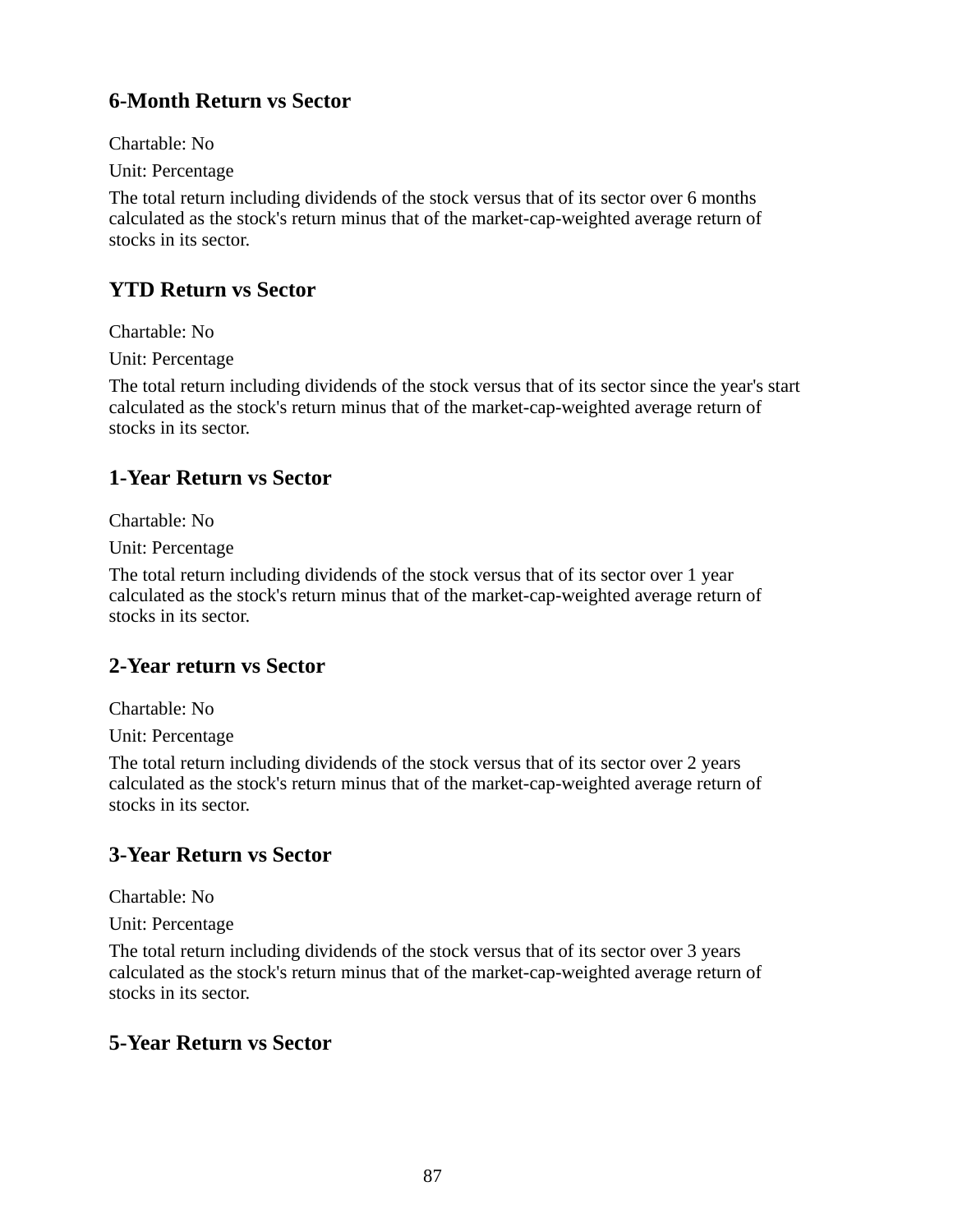### 6-Month Return vs Sector

Chartable: No

Unit: Percentage

The total return including dividends of the stock versus that of its sector over 6 months calculated as the stock's return minus that of the market-cap-weighted average return of stocks in its sector.

### YTD Return vs Sector

Chartable: No

Unit: Percentage

The total return including dividends of the stock versus that of its sector since the year's start calculated as the stock's return minus that of the market-cap-weighted average return of stocks in its sector.

### 1-Year Return vs Sector

Chartable: No

Unit: Percentage

The total return including dividends of the stock versus that of its sector over 1 year calculated as the stock's return minus that of the market-cap-weighted average return of stocks in its sector.

### 2-Year return vs Sector

Chartable: No

Unit: Percentage

The total return including dividends of the stock versus that of its sector over 2 years calculated as the stock's return minus that of the market-cap-weighted average return of stocks in its sector.

### 3-Year Return vs Sector

Chartable: No

Unit: Percentage

The total return including dividends of the stock versus that of its sector over 3 years calculated as the stock's return minus that of the market-cap-weighted average return of stocks in its sector.

### 5-Year Return vs Sector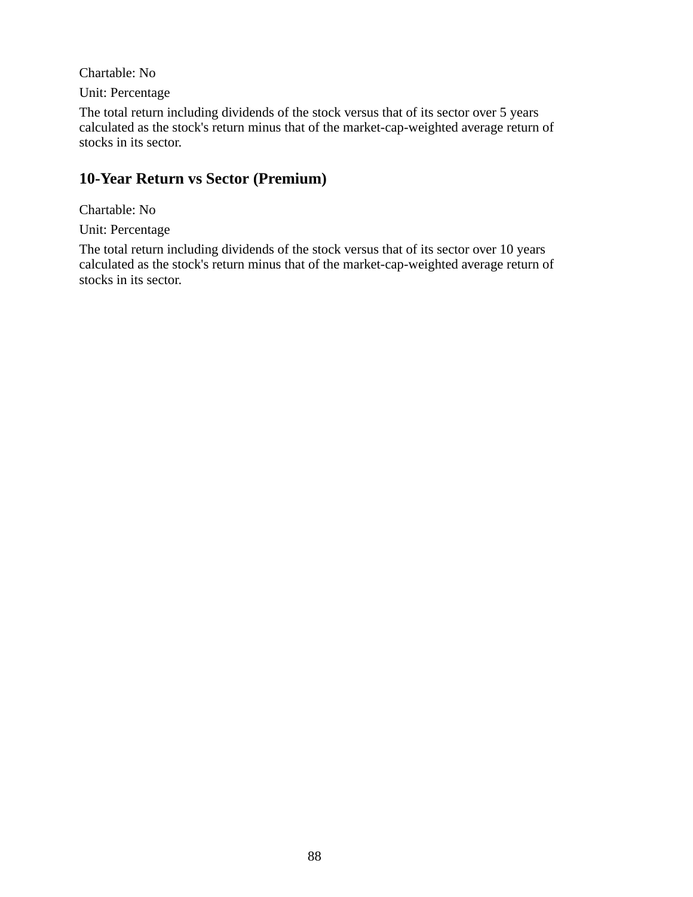Chartable: No

Unit: Percentage

The total return including dividends of the stock versus that of its sector over 5 years calculated as the stock's return minus that of the market-cap-weighted average return of stocks in its sector.

## 10-Year Return vs Sector (Premium)

Chartable: No

Unit: Percentage

The total return including dividends of the stock versus that of its sector over 10 years calculated as the stock's return minus that of the market-cap-weighted average return of stocks in its sector.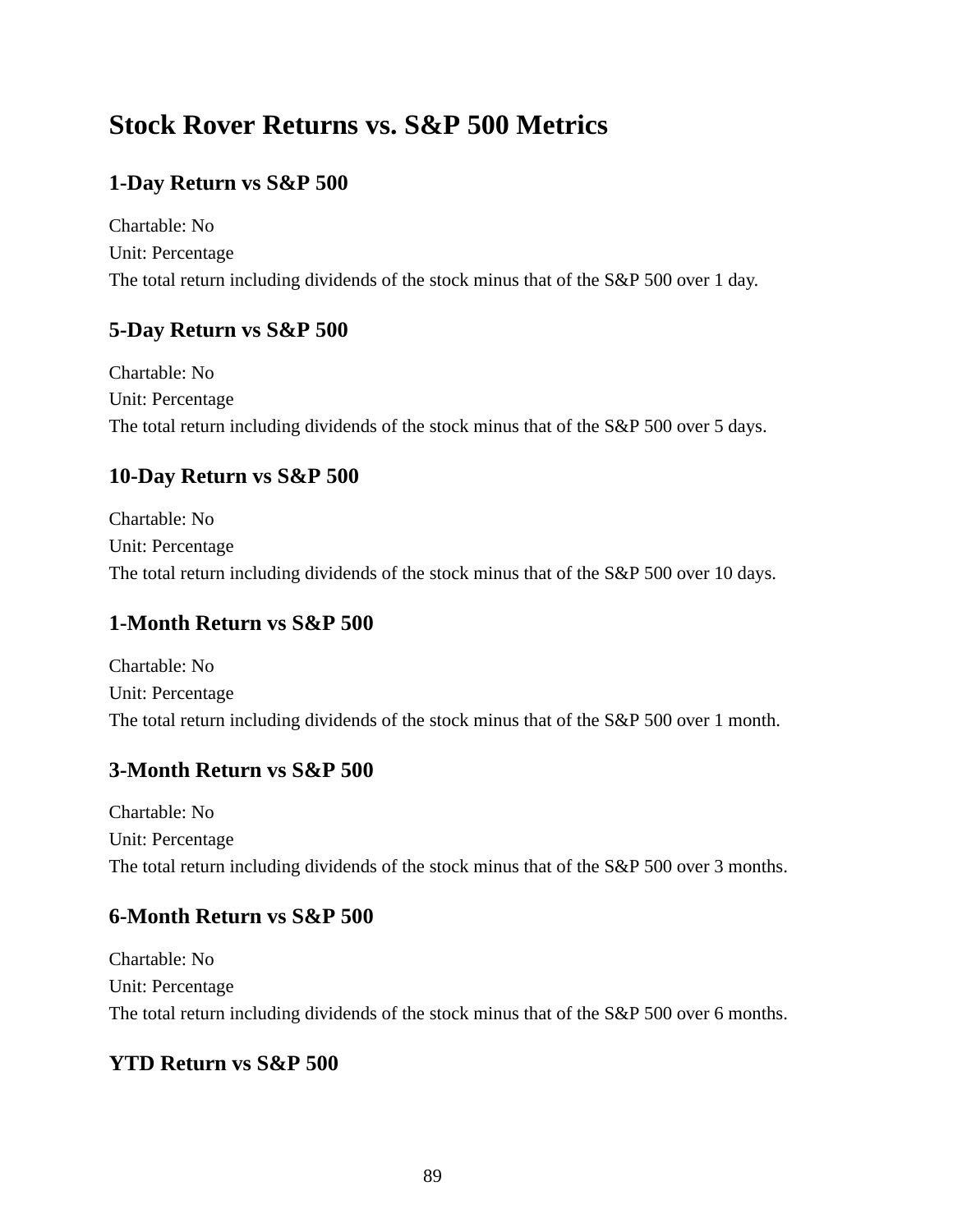# Stock Rover Returns vs. S&P 500 Metrics

## 1-Day Return vs S&P 500

Chartable: No
Unit: Percentage
The total return including dividends of the stock minus that of the S&P 500 over 1 day.

## 5-Day Return vs S&P 500

Chartable: No
Unit: Percentage
The total return including dividends of the stock minus that of the S&P 500 over 5 days.

## 10-Day Return vs S&P 500

Chartable: No
Unit: Percentage
The total return including dividends of the stock minus that of the S&P 500 over 10 days.

## 1-Month Return vs S&P 500

Chartable: No
Unit: Percentage
The total return including dividends of the stock minus that of the S&P 500 over 1 month.

## 3-Month Return vs S&P 500

Chartable: No
Unit: Percentage
The total return including dividends of the stock minus that of the S&P 500 over 3 months.

## 6-Month Return vs S&P 500

Chartable: No
Unit: Percentage
The total return including dividends of the stock minus that of the S&P 500 over 6 months.

## YTD Return vs S&P 500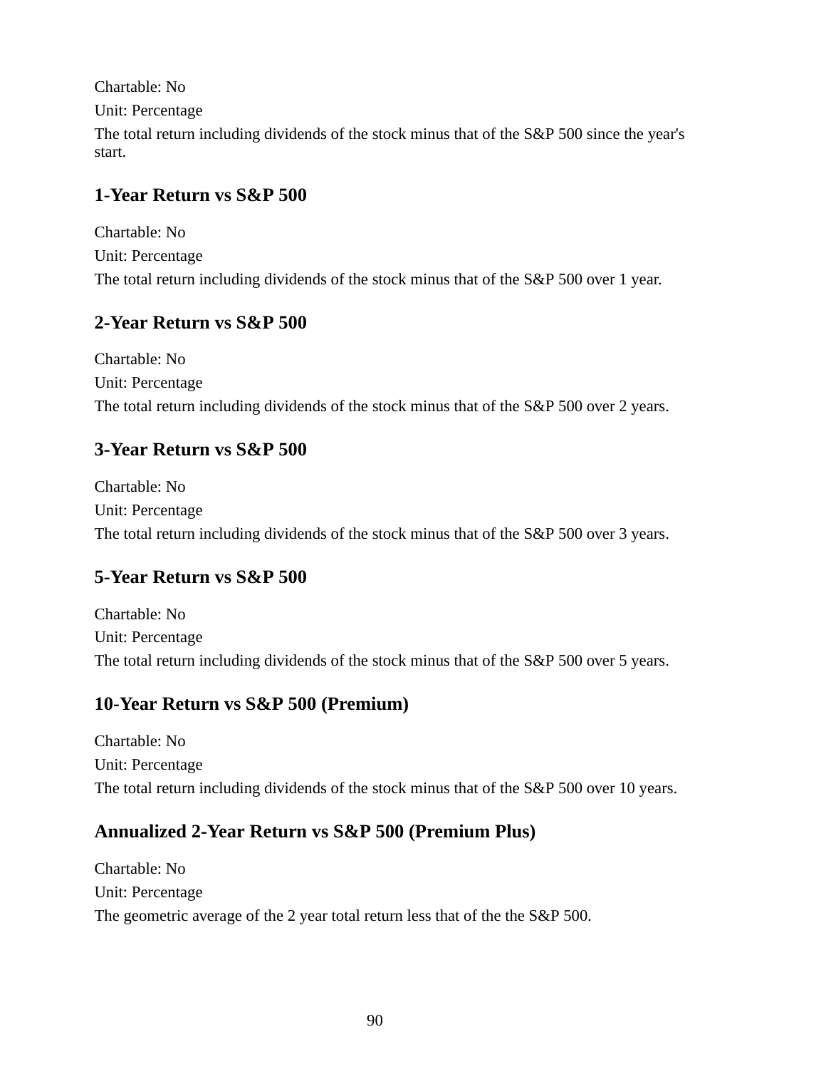Chartable: No

Unit: Percentage

The total return including dividends of the stock minus that of the S&P 500 since the year's start.

### 1-Year Return vs S&P 500

Chartable: No

Unit: Percentage

The total return including dividends of the stock minus that of the S&P 500 over 1 year.

### 2-Year Return vs S&P 500

Chartable: No

Unit: Percentage

The total return including dividends of the stock minus that of the S&P 500 over 2 years.

### 3-Year Return vs S&P 500

Chartable: No

Unit: Percentage

The total return including dividends of the stock minus that of the S&P 500 over 3 years.

### 5-Year Return vs S&P 500

Chartable: No

Unit: Percentage

The total return including dividends of the stock minus that of the S&P 500 over 5 years.

### 10-Year Return vs S&P 500 (Premium)

Chartable: No

Unit: Percentage

The total return including dividends of the stock minus that of the S&P 500 over 10 years.

### Annualized 2-Year Return vs S&P 500 (Premium Plus)

Chartable: No

Unit: Percentage

The geometric average of the 2 year total return less that of the the S&P 500.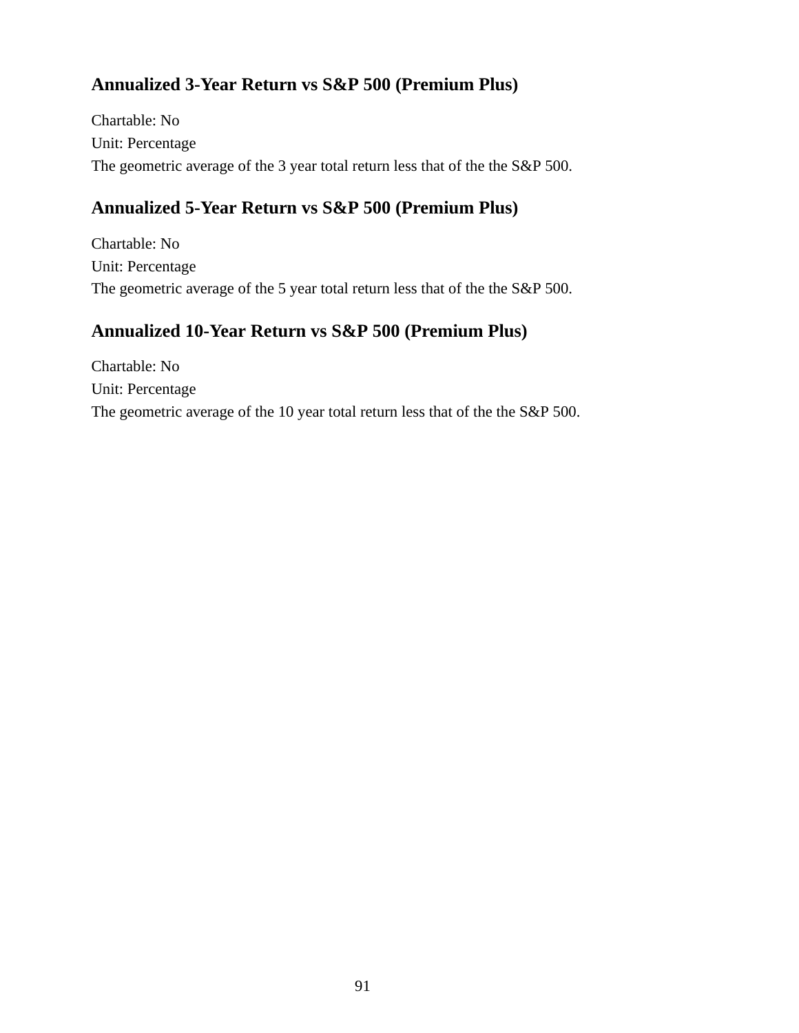### Annualized 3-Year Return vs S&P 500 (Premium Plus)

Chartable: No
Unit: Percentage
The geometric average of the 3 year total return less that of the the S&P 500.

### Annualized 5-Year Return vs S&P 500 (Premium Plus)

Chartable: No
Unit: Percentage
The geometric average of the 5 year total return less that of the the S&P 500.

### Annualized 10-Year Return vs S&P 500 (Premium Plus)

Chartable: No
Unit: Percentage
The geometric average of the 10 year total return less that of the the S&P 500.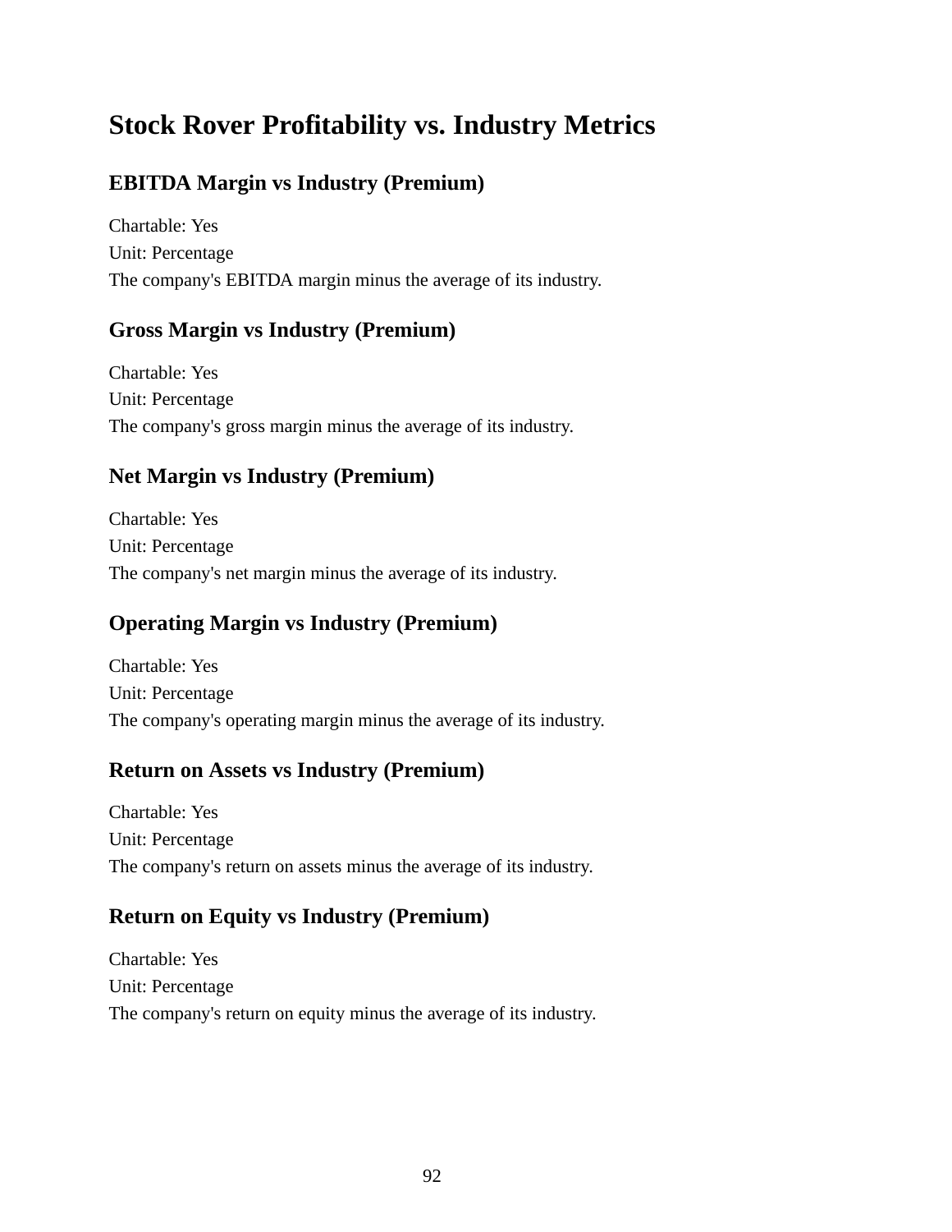# Stock Rover Profitability vs. Industry Metrics

## EBITDA Margin vs Industry (Premium)

Chartable: Yes
Unit: Percentage
The company's EBITDA margin minus the average of its industry.

## Gross Margin vs Industry (Premium)

Chartable: Yes
Unit: Percentage
The company's gross margin minus the average of its industry.

## Net Margin vs Industry (Premium)

Chartable: Yes
Unit: Percentage
The company's net margin minus the average of its industry.

## Operating Margin vs Industry (Premium)

Chartable: Yes
Unit: Percentage
The company's operating margin minus the average of its industry.

## Return on Assets vs Industry (Premium)

Chartable: Yes
Unit: Percentage
The company's return on assets minus the average of its industry.

## Return on Equity vs Industry (Premium)

Chartable: Yes
Unit: Percentage
The company's return on equity minus the average of its industry.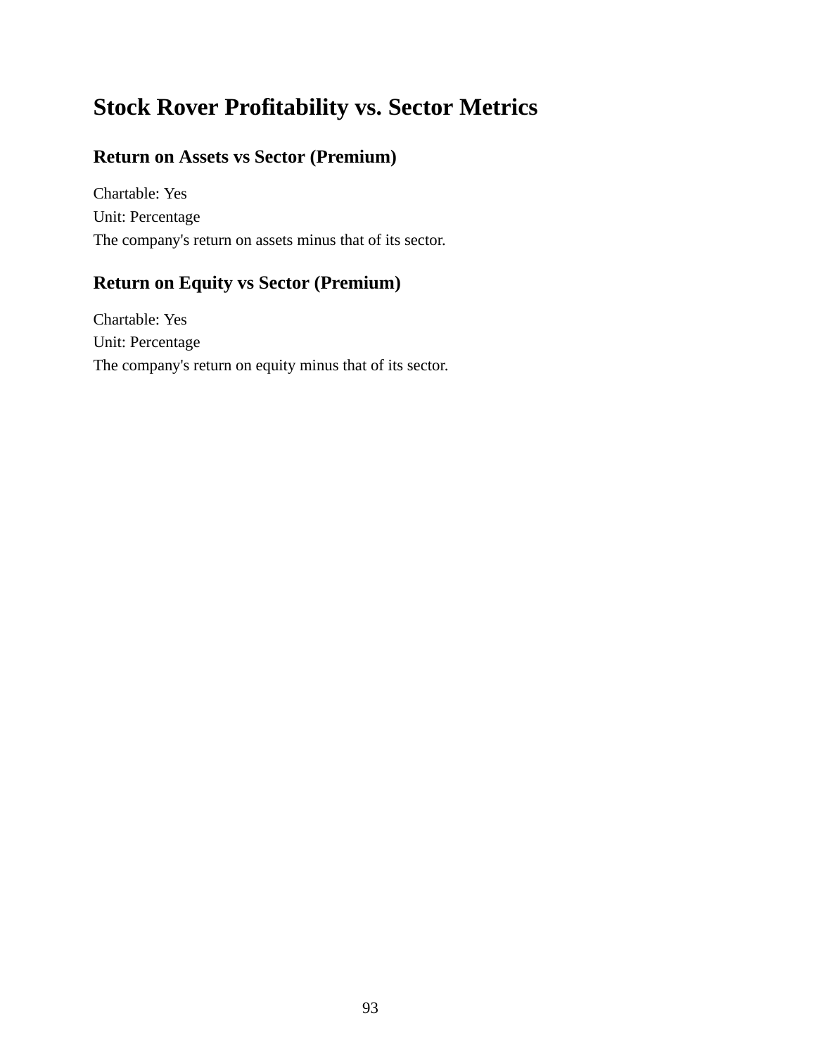# Stock Rover Profitability vs. Sector Metrics

## Return on Assets vs Sector (Premium)

Chartable: Yes
Unit: Percentage
The company's return on assets minus that of its sector.

## Return on Equity vs Sector (Premium)

Chartable: Yes
Unit: Percentage
The company's return on equity minus that of its sector.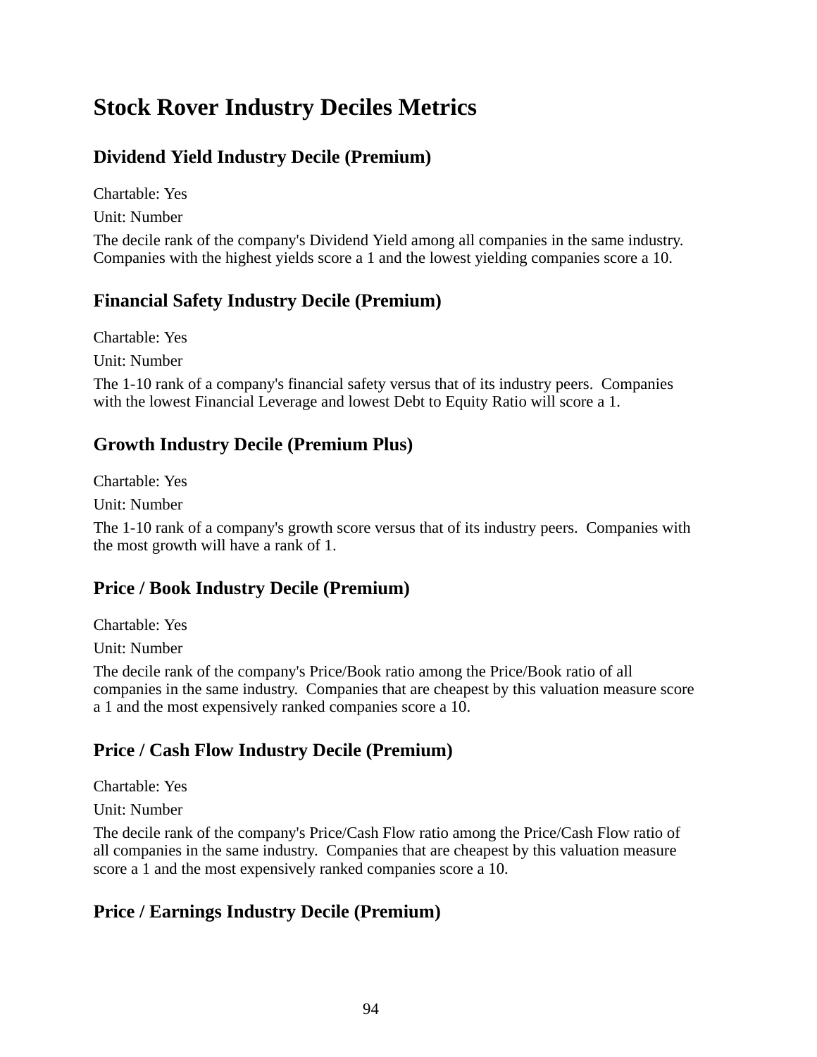# Stock Rover Industry Deciles Metrics

## Dividend Yield Industry Decile (Premium)

Chartable: Yes

Unit: Number

The decile rank of the company's Dividend Yield among all companies in the same industry. Companies with the highest yields score a 1 and the lowest yielding companies score a 10.

## Financial Safety Industry Decile (Premium)

Chartable: Yes

Unit: Number

The 1-10 rank of a company's financial safety versus that of its industry peers. Companies with the lowest Financial Leverage and lowest Debt to Equity Ratio will score a 1.

## Growth Industry Decile (Premium Plus)

Chartable: Yes

Unit: Number

The 1-10 rank of a company's growth score versus that of its industry peers. Companies with the most growth will have a rank of 1.

## Price / Book Industry Decile (Premium)

Chartable: Yes

Unit: Number

The decile rank of the company's Price/Book ratio among the Price/Book ratio of all companies in the same industry. Companies that are cheapest by this valuation measure score a 1 and the most expensively ranked companies score a 10.

## Price / Cash Flow Industry Decile (Premium)

Chartable: Yes

Unit: Number

The decile rank of the company's Price/Cash Flow ratio among the Price/Cash Flow ratio of all companies in the same industry. Companies that are cheapest by this valuation measure score a 1 and the most expensively ranked companies score a 10.

## Price / Earnings Industry Decile (Premium)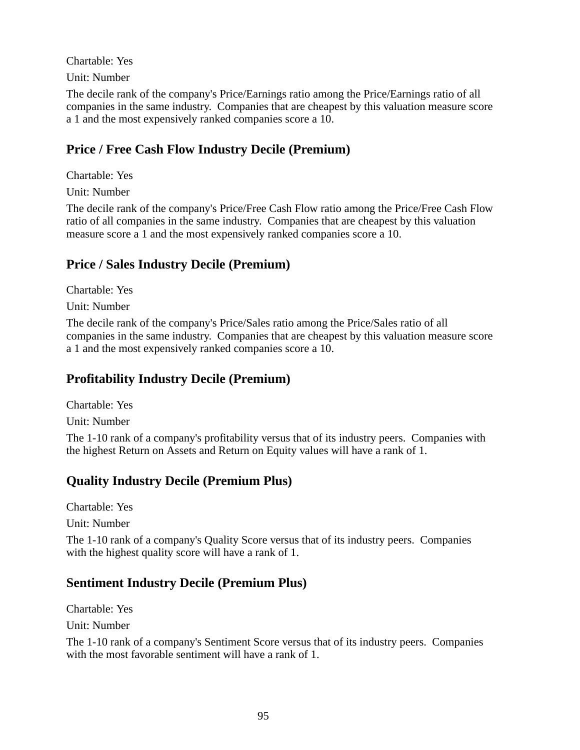Chartable: Yes

Unit: Number

The decile rank of the company's Price/Earnings ratio among the Price/Earnings ratio of all companies in the same industry.  Companies that are cheapest by this valuation measure score a 1 and the most expensively ranked companies score a 10.

### Price / Free Cash Flow Industry Decile (Premium)

Chartable: Yes

Unit: Number

The decile rank of the company's Price/Free Cash Flow ratio among the Price/Free Cash Flow ratio of all companies in the same industry.  Companies that are cheapest by this valuation measure score a 1 and the most expensively ranked companies score a 10.

### Price / Sales Industry Decile (Premium)

Chartable: Yes

Unit: Number

The decile rank of the company's Price/Sales ratio among the Price/Sales ratio of all companies in the same industry.  Companies that are cheapest by this valuation measure score a 1 and the most expensively ranked companies score a 10.

### Profitability Industry Decile (Premium)

Chartable: Yes

Unit: Number

The 1-10 rank of a company's profitability versus that of its industry peers.  Companies with the highest Return on Assets and Return on Equity values will have a rank of 1.

### Quality Industry Decile (Premium Plus)

Chartable: Yes

Unit: Number

The 1-10 rank of a company's Quality Score versus that of its industry peers.  Companies with the highest quality score will have a rank of 1.

### Sentiment Industry Decile (Premium Plus)

Chartable: Yes

Unit: Number

The 1-10 rank of a company's Sentiment Score versus that of its industry peers.  Companies with the most favorable sentiment will have a rank of 1.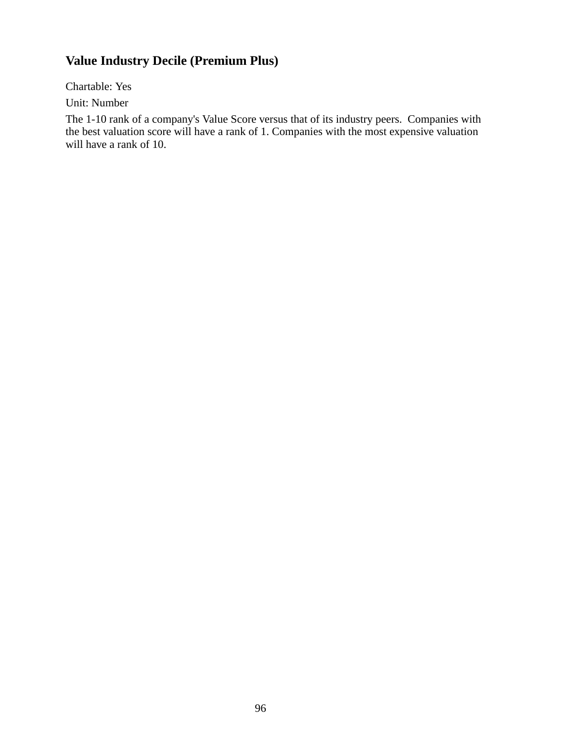### Value Industry Decile (Premium Plus)

Chartable: Yes

Unit: Number

The 1-10 rank of a company's Value Score versus that of its industry peers.  Companies with the best valuation score will have a rank of 1. Companies with the most expensive valuation will have a rank of 10.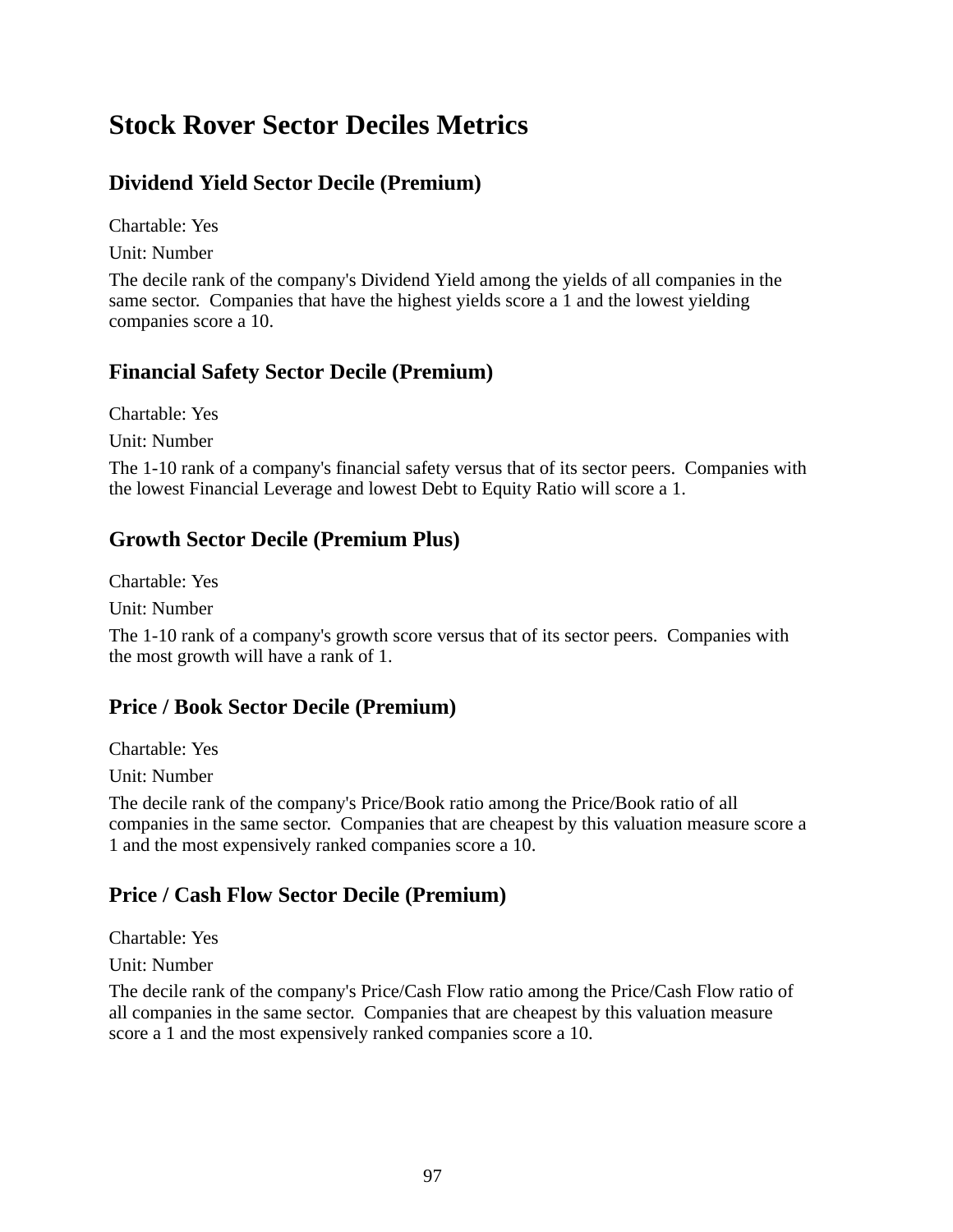# Stock Rover Sector Deciles Metrics

## Dividend Yield Sector Decile (Premium)

Chartable: Yes

Unit: Number

The decile rank of the company's Dividend Yield among the yields of all companies in the same sector.  Companies that have the highest yields score a 1 and the lowest yielding companies score a 10.

## Financial Safety Sector Decile (Premium)

Chartable: Yes

Unit: Number

The 1-10 rank of a company's financial safety versus that of its sector peers.  Companies with the lowest Financial Leverage and lowest Debt to Equity Ratio will score a 1.

## Growth Sector Decile (Premium Plus)

Chartable: Yes

Unit: Number

The 1-10 rank of a company's growth score versus that of its sector peers.  Companies with the most growth will have a rank of 1.

## Price / Book Sector Decile (Premium)

Chartable: Yes

Unit: Number

The decile rank of the company's Price/Book ratio among the Price/Book ratio of all companies in the same sector.  Companies that are cheapest by this valuation measure score a 1 and the most expensively ranked companies score a 10.

## Price / Cash Flow Sector Decile (Premium)

Chartable: Yes

Unit: Number

The decile rank of the company's Price/Cash Flow ratio among the Price/Cash Flow ratio of all companies in the same sector.  Companies that are cheapest by this valuation measure score a 1 and the most expensively ranked companies score a 10.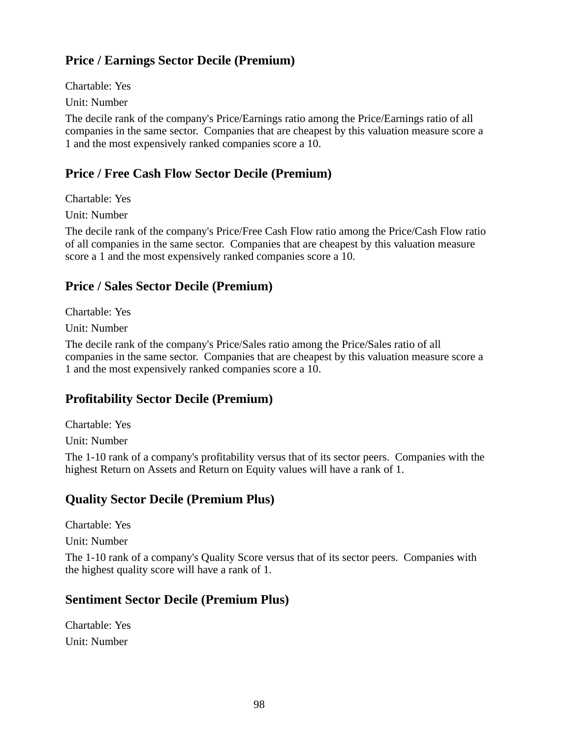## Price / Earnings Sector Decile (Premium)

Chartable: Yes

Unit: Number

The decile rank of the company's Price/Earnings ratio among the Price/Earnings ratio of all companies in the same sector. Companies that are cheapest by this valuation measure score a 1 and the most expensively ranked companies score a 10.

## Price / Free Cash Flow Sector Decile (Premium)

Chartable: Yes

Unit: Number

The decile rank of the company's Price/Free Cash Flow ratio among the Price/Cash Flow ratio of all companies in the same sector. Companies that are cheapest by this valuation measure score a 1 and the most expensively ranked companies score a 10.

## Price / Sales Sector Decile (Premium)

Chartable: Yes

Unit: Number

The decile rank of the company's Price/Sales ratio among the Price/Sales ratio of all companies in the same sector. Companies that are cheapest by this valuation measure score a 1 and the most expensively ranked companies score a 10.

## Profitability Sector Decile (Premium)

Chartable: Yes

Unit: Number

The 1-10 rank of a company's profitability versus that of its sector peers. Companies with the highest Return on Assets and Return on Equity values will have a rank of 1.

## Quality Sector Decile (Premium Plus)

Chartable: Yes

Unit: Number

The 1-10 rank of a company's Quality Score versus that of its sector peers. Companies with the highest quality score will have a rank of 1.

## Sentiment Sector Decile (Premium Plus)

Chartable: Yes

Unit: Number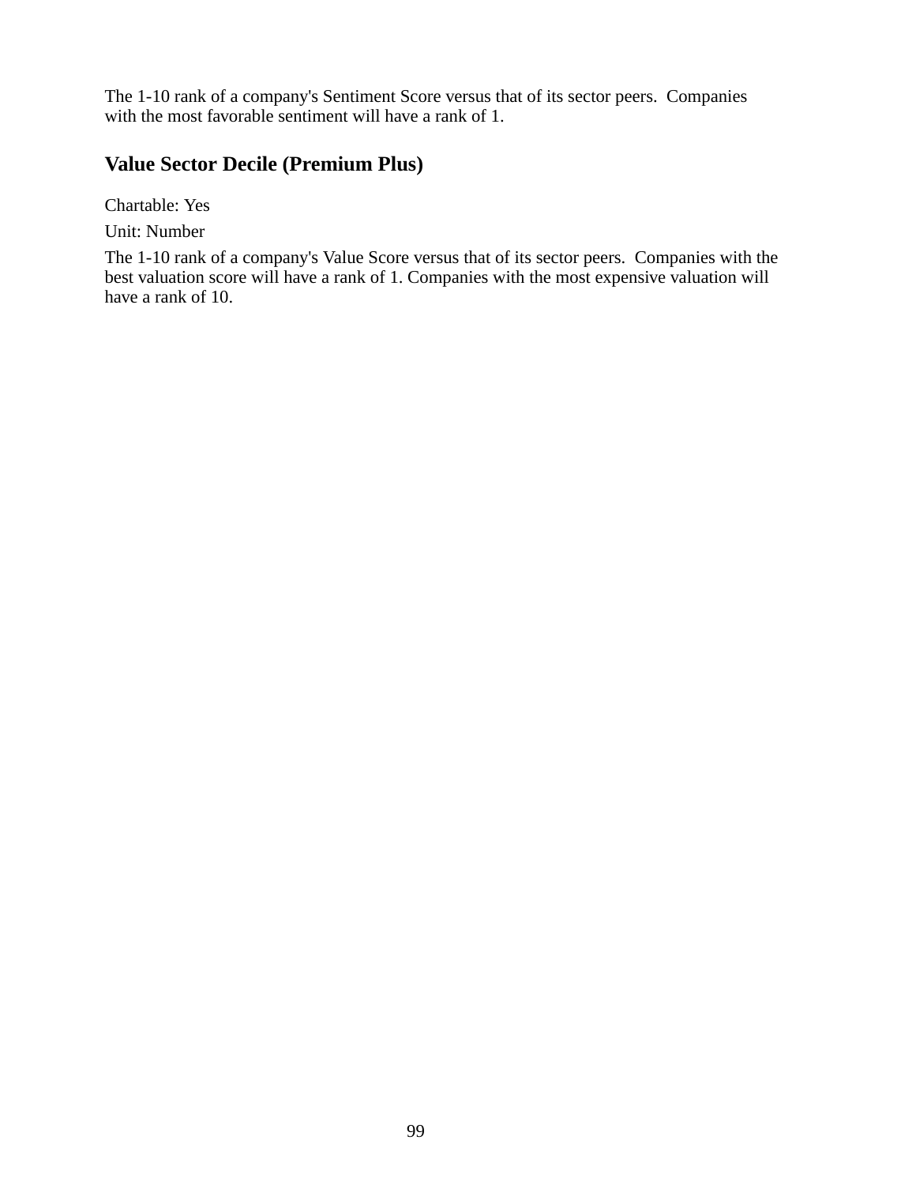The 1-10 rank of a company's Sentiment Score versus that of its sector peers.  Companies with the most favorable sentiment will have a rank of 1.

## Value Sector Decile (Premium Plus)

Chartable: Yes

Unit: Number

The 1-10 rank of a company's Value Score versus that of its sector peers.  Companies with the best valuation score will have a rank of 1. Companies with the most expensive valuation will have a rank of 10.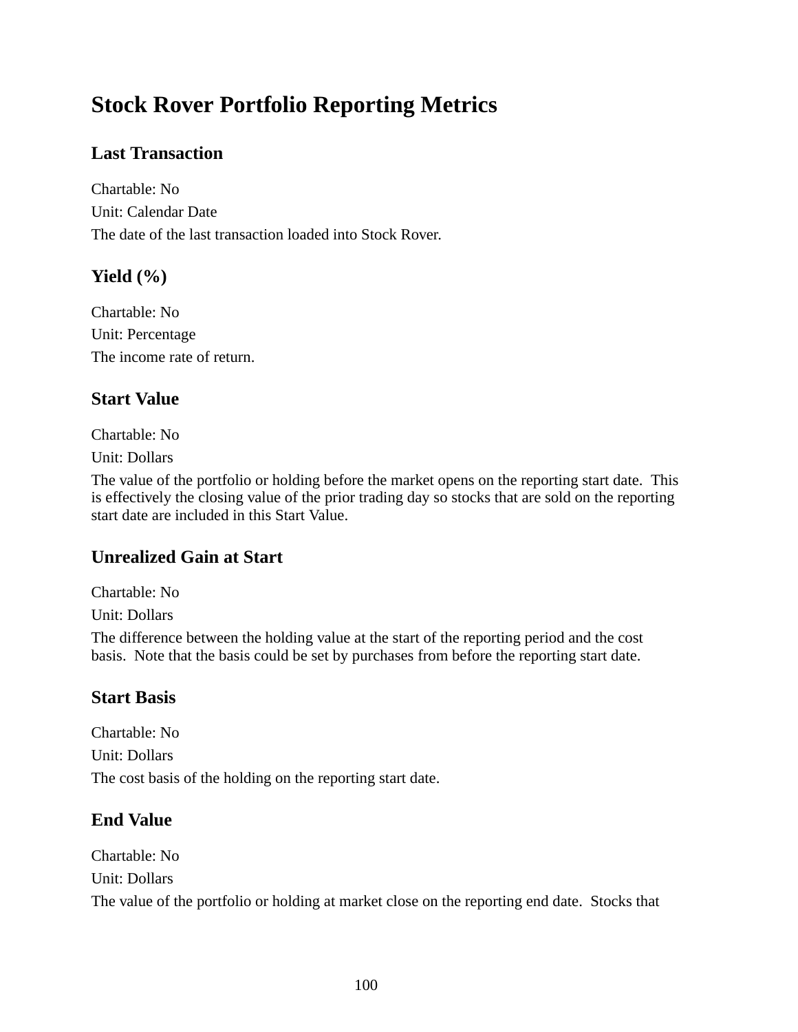# Stock Rover Portfolio Reporting Metrics

## Last Transaction

Chartable: No

Unit: Calendar Date

The date of the last transaction loaded into Stock Rover.

## Yield (%)

Chartable: No

Unit: Percentage

The income rate of return.

## Start Value

Chartable: No

Unit: Dollars

The value of the portfolio or holding before the market opens on the reporting start date. This is effectively the closing value of the prior trading day so stocks that are sold on the reporting start date are included in this Start Value.

## Unrealized Gain at Start

Chartable: No

Unit: Dollars

The difference between the holding value at the start of the reporting period and the cost basis. Note that the basis could be set by purchases from before the reporting start date.

## Start Basis

Chartable: No

Unit: Dollars

The cost basis of the holding on the reporting start date.

## End Value

Chartable: No

Unit: Dollars

The value of the portfolio or holding at market close on the reporting end date. Stocks that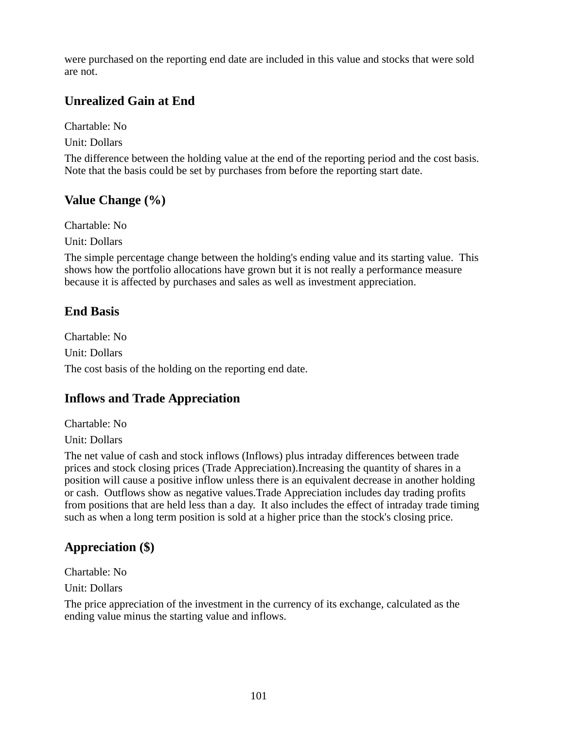were purchased on the reporting end date are included in this value and stocks that were sold are not.

### Unrealized Gain at End

Chartable: No

Unit: Dollars

The difference between the holding value at the end of the reporting period and the cost basis. Note that the basis could be set by purchases from before the reporting start date.

### Value Change (%)

Chartable: No

Unit: Dollars

The simple percentage change between the holding's ending value and its starting value.  This shows how the portfolio allocations have grown but it is not really a performance measure because it is affected by purchases and sales as well as investment appreciation.

### End Basis

Chartable: No

Unit: Dollars

The cost basis of the holding on the reporting end date.

### Inflows and Trade Appreciation

Chartable: No

Unit: Dollars

The net value of cash and stock inflows (Inflows) plus intraday differences between trade prices and stock closing prices (Trade Appreciation).Increasing the quantity of shares in a position will cause a positive inflow unless there is an equivalent decrease in another holding or cash.  Outflows show as negative values.Trade Appreciation includes day trading profits from positions that are held less than a day.  It also includes the effect of intraday trade timing such as when a long term position is sold at a higher price than the stock's closing price.

### Appreciation ($)

Chartable: No

Unit: Dollars

The price appreciation of the investment in the currency of its exchange, calculated as the ending value minus the starting value and inflows.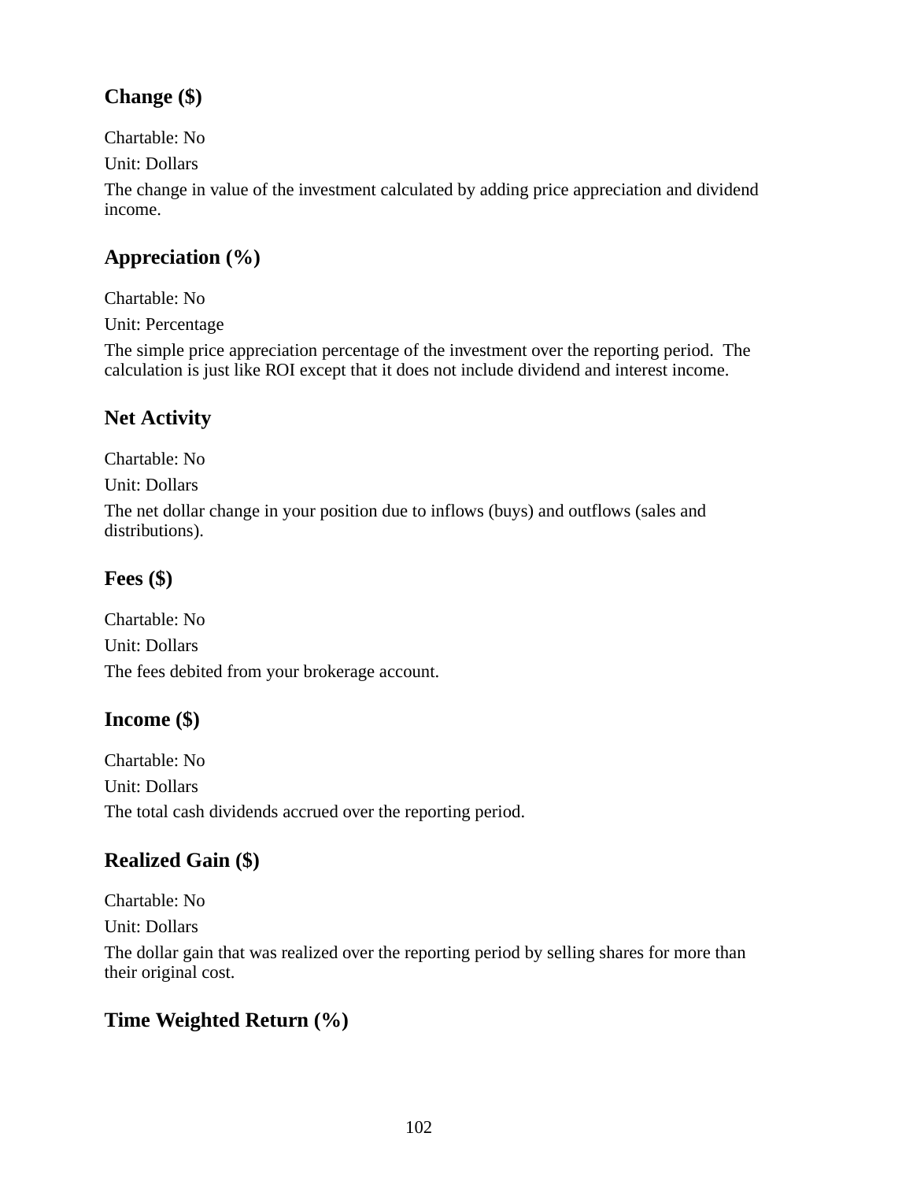### Change ($)

Chartable: No

Unit: Dollars

The change in value of the investment calculated by adding price appreciation and dividend income.

### Appreciation (%)

Chartable: No

Unit: Percentage

The simple price appreciation percentage of the investment over the reporting period.  The calculation is just like ROI except that it does not include dividend and interest income.

### Net Activity

Chartable: No

Unit: Dollars

The net dollar change in your position due to inflows (buys) and outflows (sales and distributions).

### Fees ($)

Chartable: No

Unit: Dollars

The fees debited from your brokerage account.

### Income ($)

Chartable: No

Unit: Dollars

The total cash dividends accrued over the reporting period.

### Realized Gain ($)

Chartable: No

Unit: Dollars

The dollar gain that was realized over the reporting period by selling shares for more than their original cost.

### Time Weighted Return (%)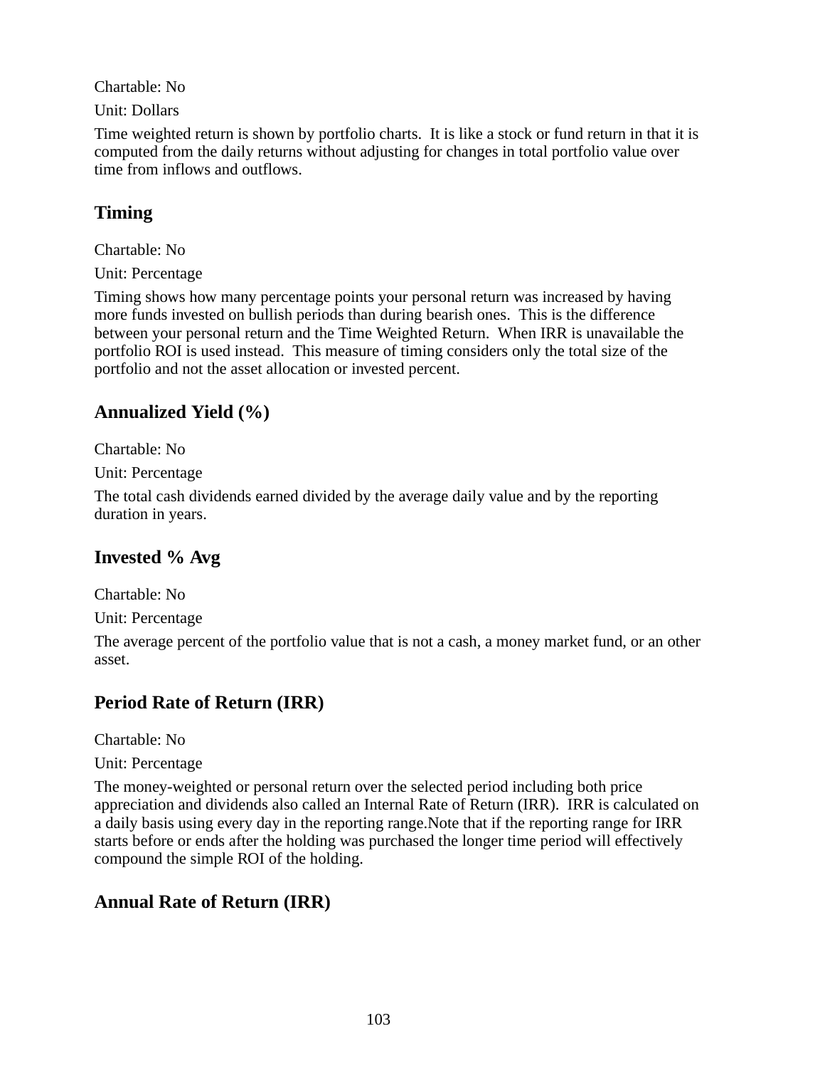Chartable: No

Unit: Dollars

Time weighted return is shown by portfolio charts.  It is like a stock or fund return in that it is computed from the daily returns without adjusting for changes in total portfolio value over time from inflows and outflows.

## Timing

Chartable: No

Unit: Percentage

Timing shows how many percentage points your personal return was increased by having more funds invested on bullish periods than during bearish ones.  This is the difference between your personal return and the Time Weighted Return.  When IRR is unavailable the portfolio ROI is used instead.  This measure of timing considers only the total size of the portfolio and not the asset allocation or invested percent.

## Annualized Yield (%)

Chartable: No

Unit: Percentage

The total cash dividends earned divided by the average daily value and by the reporting duration in years.

## Invested % Avg

Chartable: No

Unit: Percentage

The average percent of the portfolio value that is not a cash, a money market fund, or an other asset.

## Period Rate of Return (IRR)

Chartable: No

Unit: Percentage

The money-weighted or personal return over the selected period including both price appreciation and dividends also called an Internal Rate of Return (IRR).  IRR is calculated on a daily basis using every day in the reporting range.Note that if the reporting range for IRR starts before or ends after the holding was purchased the longer time period will effectively compound the simple ROI of the holding.

## Annual Rate of Return (IRR)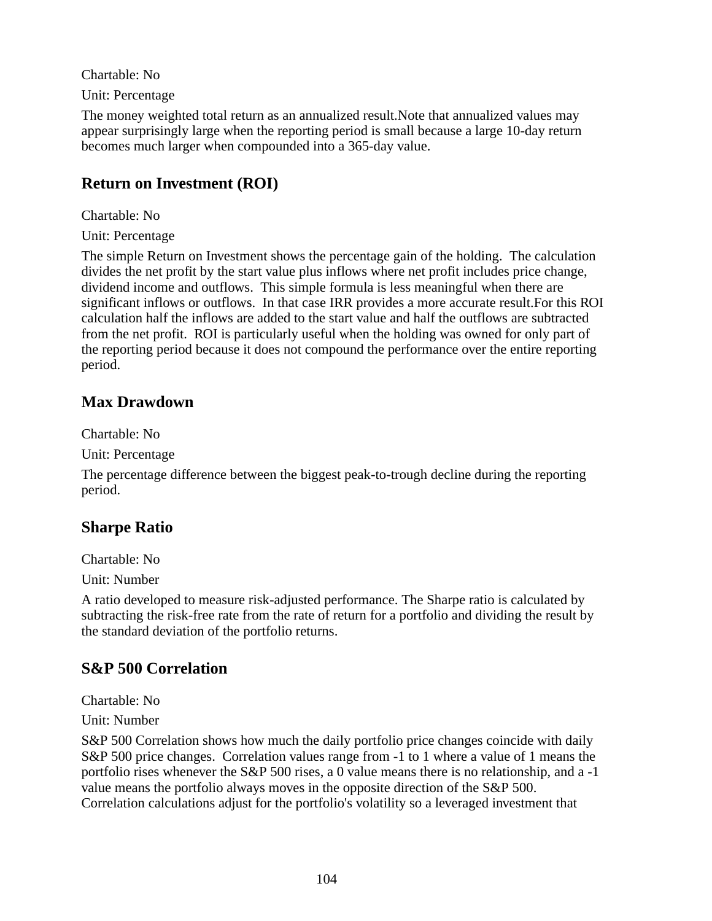Chartable: No

Unit: Percentage

The money weighted total return as an annualized result.Note that annualized values may appear surprisingly large when the reporting period is small because a large 10-day return becomes much larger when compounded into a 365-day value.

## Return on Investment (ROI)

Chartable: No

Unit: Percentage

The simple Return on Investment shows the percentage gain of the holding. The calculation divides the net profit by the start value plus inflows where net profit includes price change, dividend income and outflows. This simple formula is less meaningful when there are significant inflows or outflows. In that case IRR provides a more accurate result.For this ROI calculation half the inflows are added to the start value and half the outflows are subtracted from the net profit. ROI is particularly useful when the holding was owned for only part of the reporting period because it does not compound the performance over the entire reporting period.

## Max Drawdown

Chartable: No

Unit: Percentage

The percentage difference between the biggest peak-to-trough decline during the reporting period.

## Sharpe Ratio

Chartable: No

Unit: Number

A ratio developed to measure risk-adjusted performance. The Sharpe ratio is calculated by subtracting the risk-free rate from the rate of return for a portfolio and dividing the result by the standard deviation of the portfolio returns.

## S&P 500 Correlation

Chartable: No

Unit: Number

S&P 500 Correlation shows how much the daily portfolio price changes coincide with daily S&P 500 price changes. Correlation values range from -1 to 1 where a value of 1 means the portfolio rises whenever the S&P 500 rises, a 0 value means there is no relationship, and a -1 value means the portfolio always moves in the opposite direction of the S&P 500. Correlation calculations adjust for the portfolio's volatility so a leveraged investment that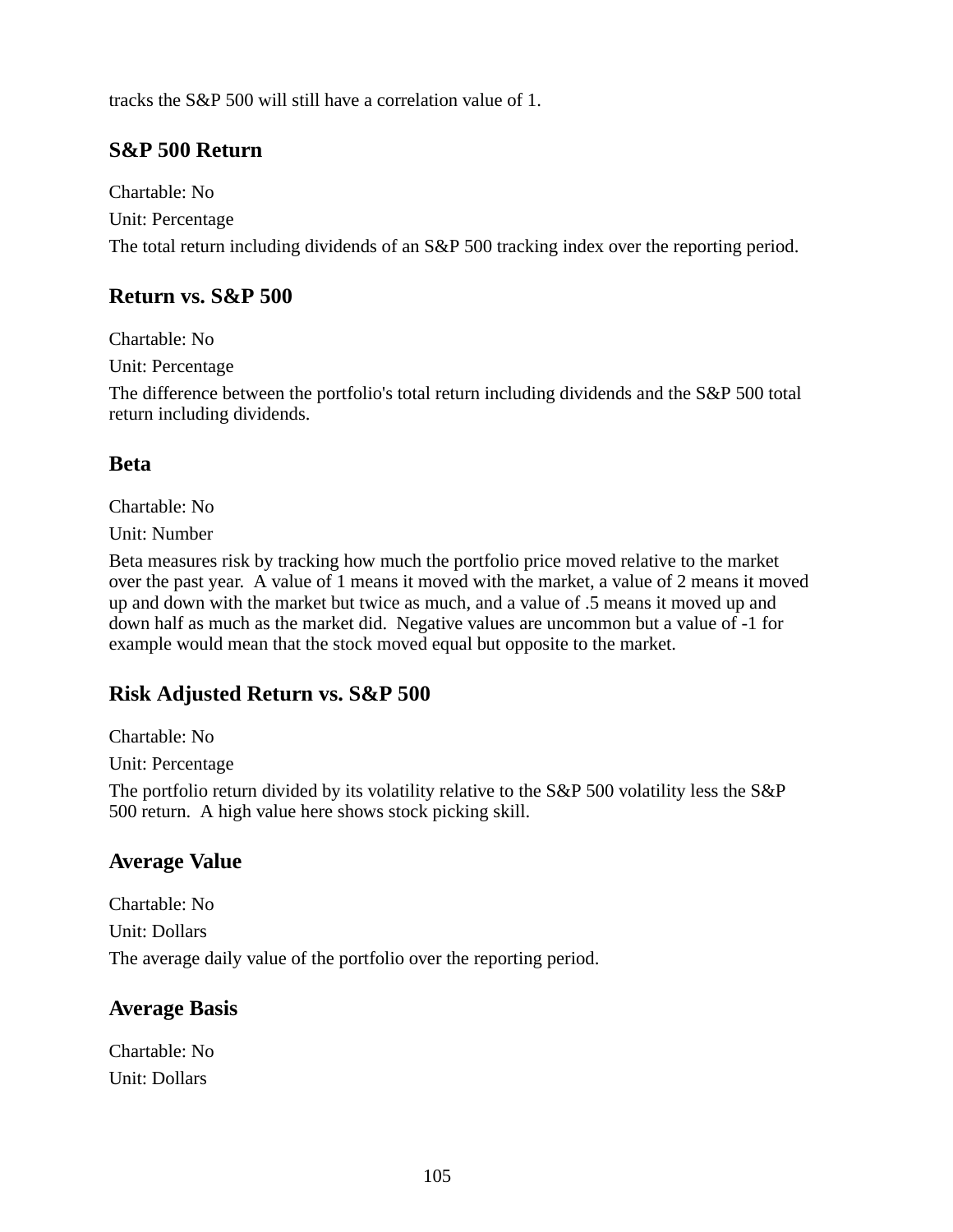tracks the S&P 500 will still have a correlation value of 1.

### S&P 500 Return

Chartable: No

Unit: Percentage

The total return including dividends of an S&P 500 tracking index over the reporting period.

### Return vs. S&P 500

Chartable: No

Unit: Percentage

The difference between the portfolio's total return including dividends and the S&P 500 total return including dividends.

### Beta

Chartable: No

Unit: Number

Beta measures risk by tracking how much the portfolio price moved relative to the market over the past year.  A value of 1 means it moved with the market, a value of 2 means it moved up and down with the market but twice as much, and a value of .5 means it moved up and down half as much as the market did.  Negative values are uncommon but a value of -1 for example would mean that the stock moved equal but opposite to the market.

### Risk Adjusted Return vs. S&P 500

Chartable: No

Unit: Percentage

The portfolio return divided by its volatility relative to the S&P 500 volatility less the S&P 500 return.  A high value here shows stock picking skill.

### Average Value

Chartable: No

Unit: Dollars

The average daily value of the portfolio over the reporting period.

### Average Basis

Chartable: No

Unit: Dollars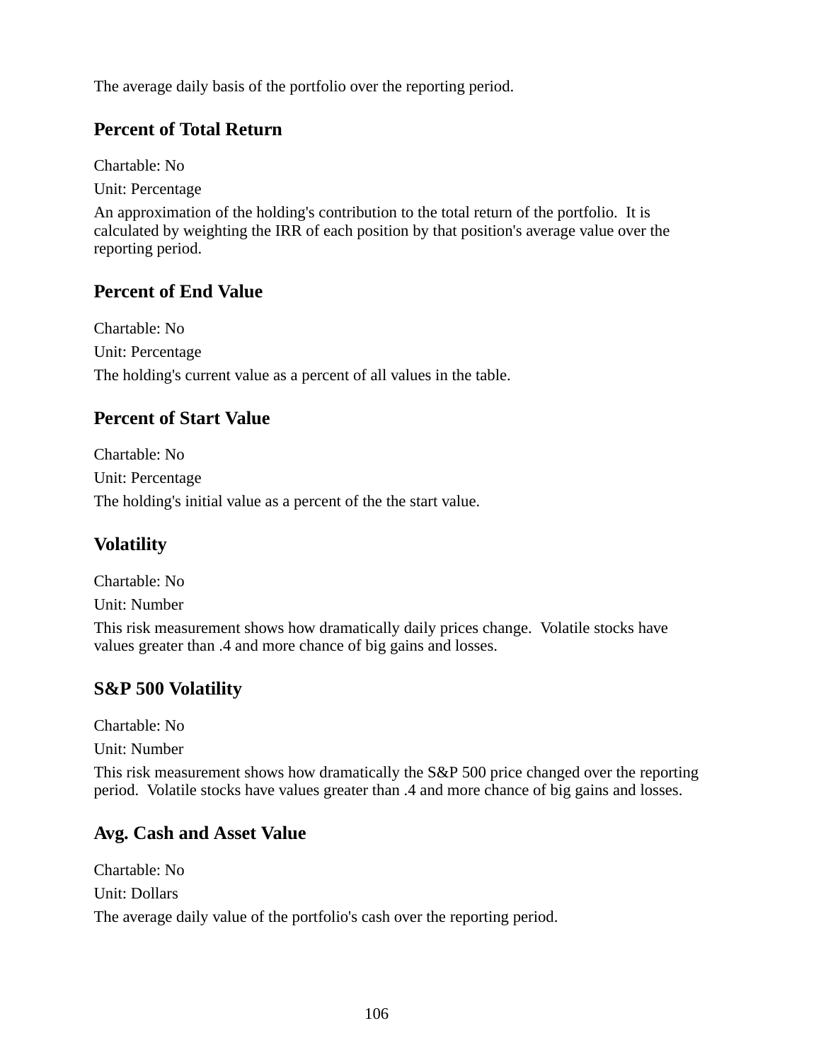The average daily basis of the portfolio over the reporting period.

## Percent of Total Return

Chartable: No

Unit: Percentage

An approximation of the holding's contribution to the total return of the portfolio. It is calculated by weighting the IRR of each position by that position's average value over the reporting period.

## Percent of End Value

Chartable: No

Unit: Percentage

The holding's current value as a percent of all values in the table.

## Percent of Start Value

Chartable: No

Unit: Percentage

The holding's initial value as a percent of the the start value.

## Volatility

Chartable: No

Unit: Number

This risk measurement shows how dramatically daily prices change. Volatile stocks have values greater than .4 and more chance of big gains and losses.

## S&P 500 Volatility

Chartable: No

Unit: Number

This risk measurement shows how dramatically the S&P 500 price changed over the reporting period. Volatile stocks have values greater than .4 and more chance of big gains and losses.

## Avg. Cash and Asset Value

Chartable: No

Unit: Dollars

The average daily value of the portfolio's cash over the reporting period.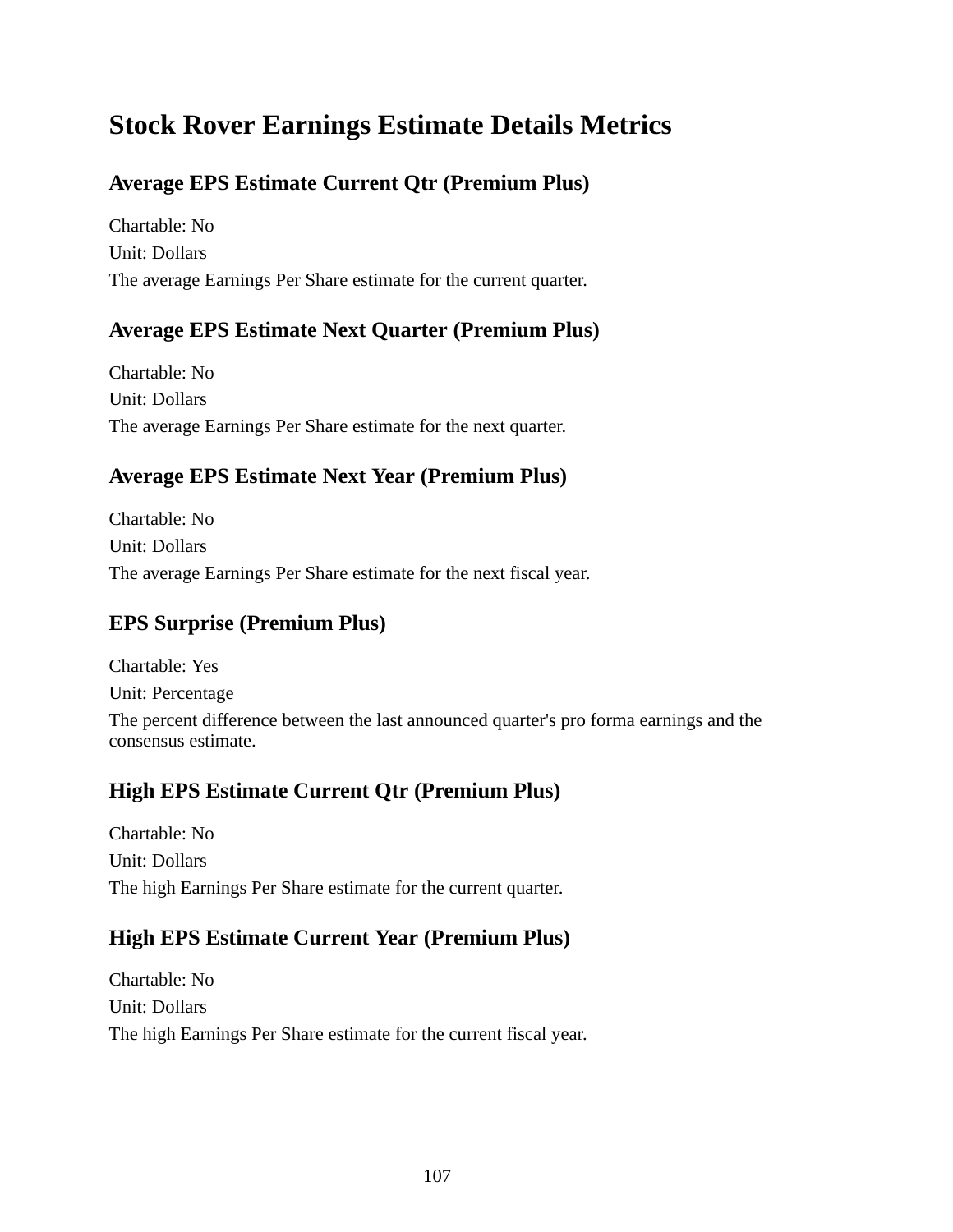# Stock Rover Earnings Estimate Details Metrics

## Average EPS Estimate Current Qtr (Premium Plus)

Chartable: No

Unit: Dollars

The average Earnings Per Share estimate for the current quarter.

## Average EPS Estimate Next Quarter (Premium Plus)

Chartable: No

Unit: Dollars

The average Earnings Per Share estimate for the next quarter.

## Average EPS Estimate Next Year (Premium Plus)

Chartable: No

Unit: Dollars

The average Earnings Per Share estimate for the next fiscal year.

## EPS Surprise (Premium Plus)

Chartable: Yes

Unit: Percentage

The percent difference between the last announced quarter's pro forma earnings and the consensus estimate.

## High EPS Estimate Current Qtr (Premium Plus)

Chartable: No

Unit: Dollars

The high Earnings Per Share estimate for the current quarter.

## High EPS Estimate Current Year (Premium Plus)

Chartable: No

Unit: Dollars

The high Earnings Per Share estimate for the current fiscal year.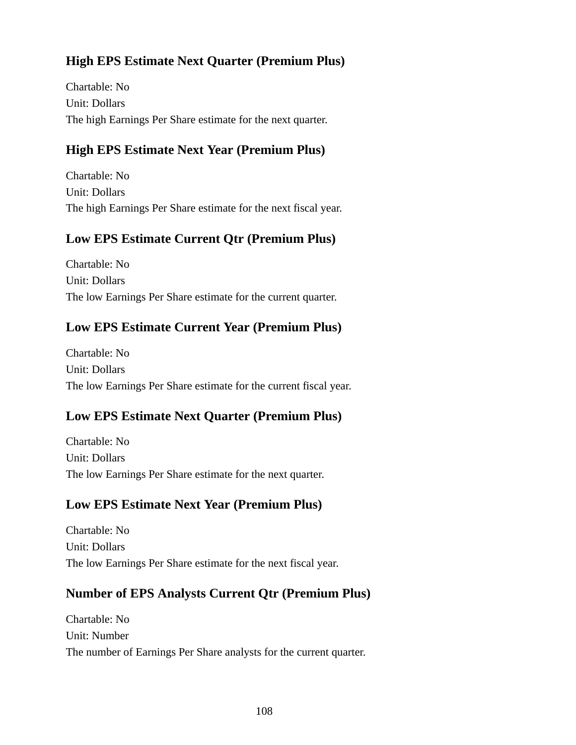### High EPS Estimate Next Quarter (Premium Plus)

Chartable: No
Unit: Dollars
The high Earnings Per Share estimate for the next quarter.

### High EPS Estimate Next Year (Premium Plus)

Chartable: No
Unit: Dollars
The high Earnings Per Share estimate for the next fiscal year.

### Low EPS Estimate Current Qtr (Premium Plus)

Chartable: No
Unit: Dollars
The low Earnings Per Share estimate for the current quarter.

### Low EPS Estimate Current Year (Premium Plus)

Chartable: No
Unit: Dollars
The low Earnings Per Share estimate for the current fiscal year.

### Low EPS Estimate Next Quarter (Premium Plus)

Chartable: No
Unit: Dollars
The low Earnings Per Share estimate for the next quarter.

### Low EPS Estimate Next Year (Premium Plus)

Chartable: No
Unit: Dollars
The low Earnings Per Share estimate for the next fiscal year.

### Number of EPS Analysts Current Qtr (Premium Plus)

Chartable: No
Unit: Number
The number of Earnings Per Share analysts for the current quarter.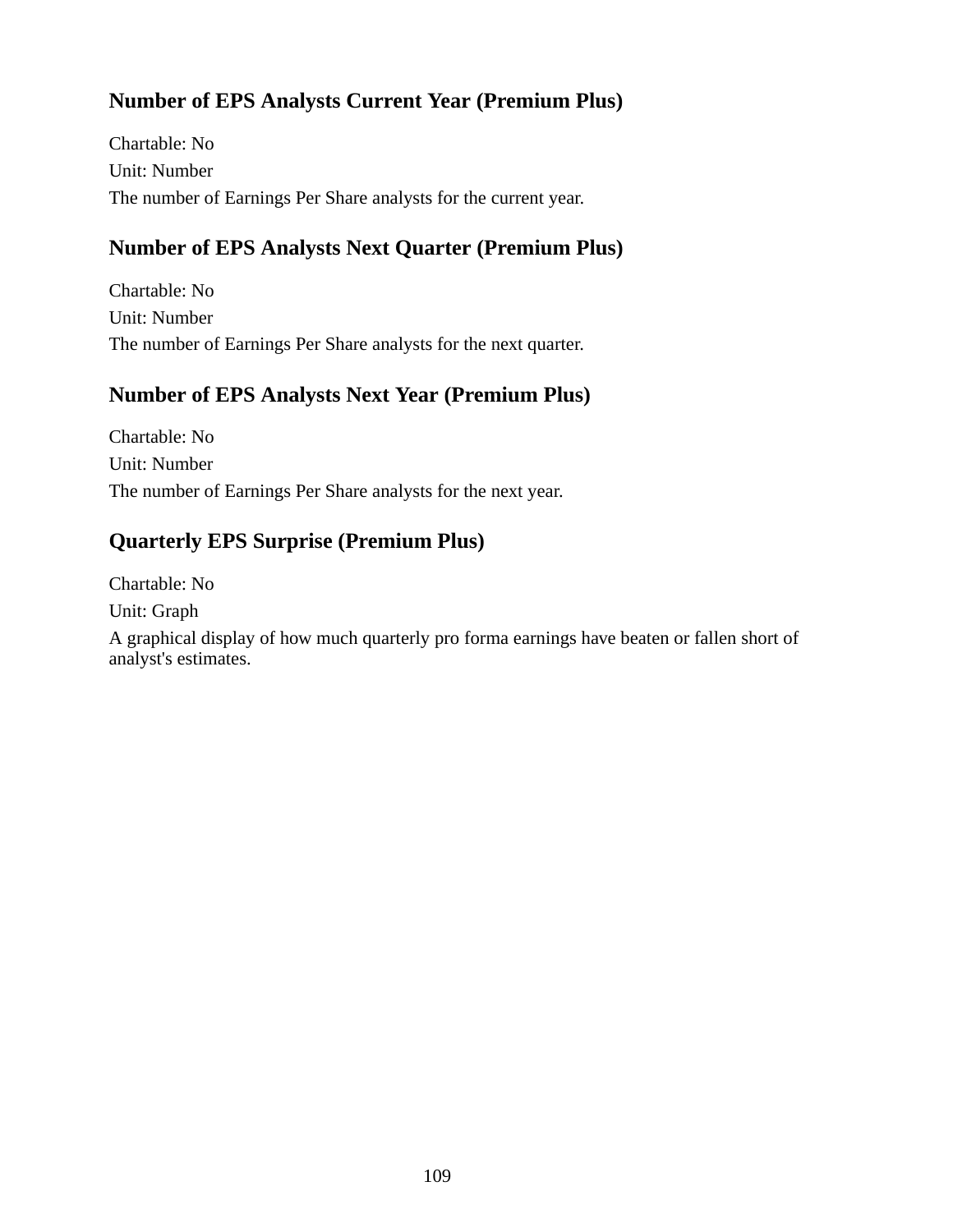### Number of EPS Analysts Current Year (Premium Plus)

Chartable: No

Unit: Number

The number of Earnings Per Share analysts for the current year.

### Number of EPS Analysts Next Quarter (Premium Plus)

Chartable: No

Unit: Number

The number of Earnings Per Share analysts for the next quarter.

### Number of EPS Analysts Next Year (Premium Plus)

Chartable: No

Unit: Number

The number of Earnings Per Share analysts for the next year.

### Quarterly EPS Surprise (Premium Plus)

Chartable: No

Unit: Graph

A graphical display of how much quarterly pro forma earnings have beaten or fallen short of analyst's estimates.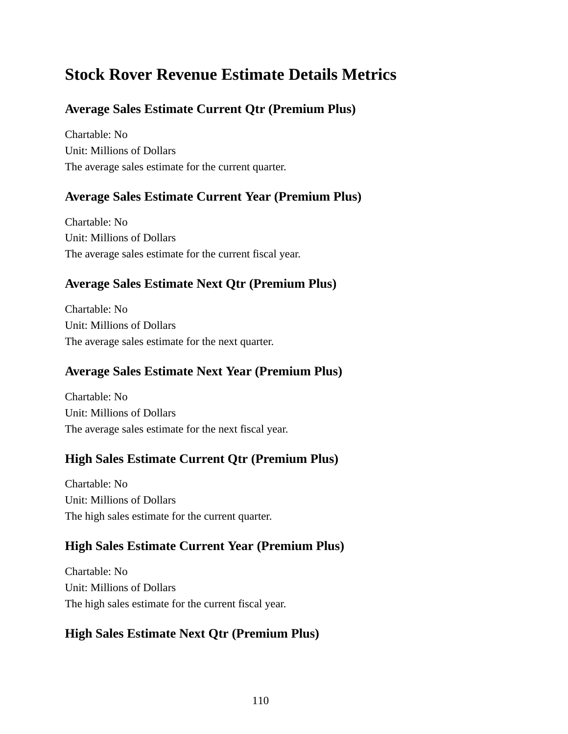# Stock Rover Revenue Estimate Details Metrics

## Average Sales Estimate Current Qtr (Premium Plus)

Chartable: No
Unit: Millions of Dollars
The average sales estimate for the current quarter.

## Average Sales Estimate Current Year (Premium Plus)

Chartable: No
Unit: Millions of Dollars
The average sales estimate for the current fiscal year.

## Average Sales Estimate Next Qtr (Premium Plus)

Chartable: No
Unit: Millions of Dollars
The average sales estimate for the next quarter.

## Average Sales Estimate Next Year (Premium Plus)

Chartable: No
Unit: Millions of Dollars
The average sales estimate for the next fiscal year.

## High Sales Estimate Current Qtr (Premium Plus)

Chartable: No
Unit: Millions of Dollars
The high sales estimate for the current quarter.

## High Sales Estimate Current Year (Premium Plus)

Chartable: No
Unit: Millions of Dollars
The high sales estimate for the current fiscal year.

## High Sales Estimate Next Qtr (Premium Plus)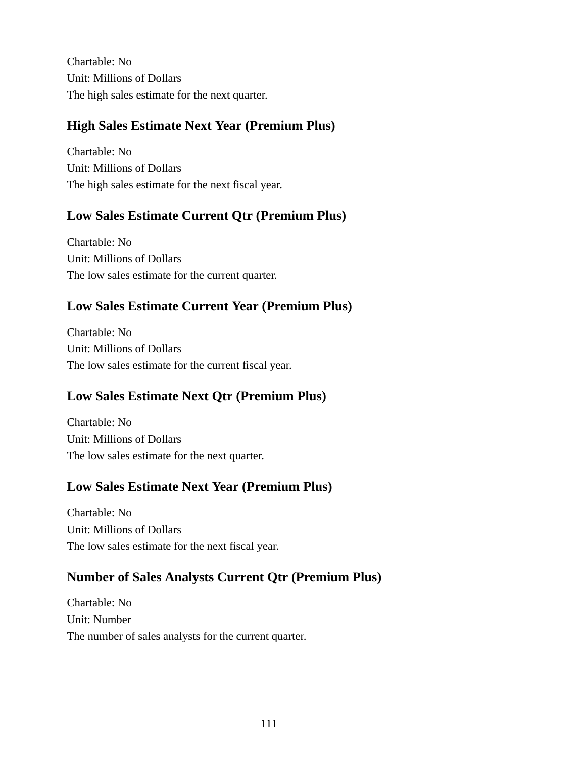Chartable: No
Unit: Millions of Dollars
The high sales estimate for the next quarter.

### High Sales Estimate Next Year (Premium Plus)

Chartable: No
Unit: Millions of Dollars
The high sales estimate for the next fiscal year.

### Low Sales Estimate Current Qtr (Premium Plus)

Chartable: No
Unit: Millions of Dollars
The low sales estimate for the current quarter.

### Low Sales Estimate Current Year (Premium Plus)

Chartable: No
Unit: Millions of Dollars
The low sales estimate for the current fiscal year.

### Low Sales Estimate Next Qtr (Premium Plus)

Chartable: No
Unit: Millions of Dollars
The low sales estimate for the next quarter.

### Low Sales Estimate Next Year (Premium Plus)

Chartable: No
Unit: Millions of Dollars
The low sales estimate for the next fiscal year.

### Number of Sales Analysts Current Qtr (Premium Plus)

Chartable: No
Unit: Number
The number of sales analysts for the current quarter.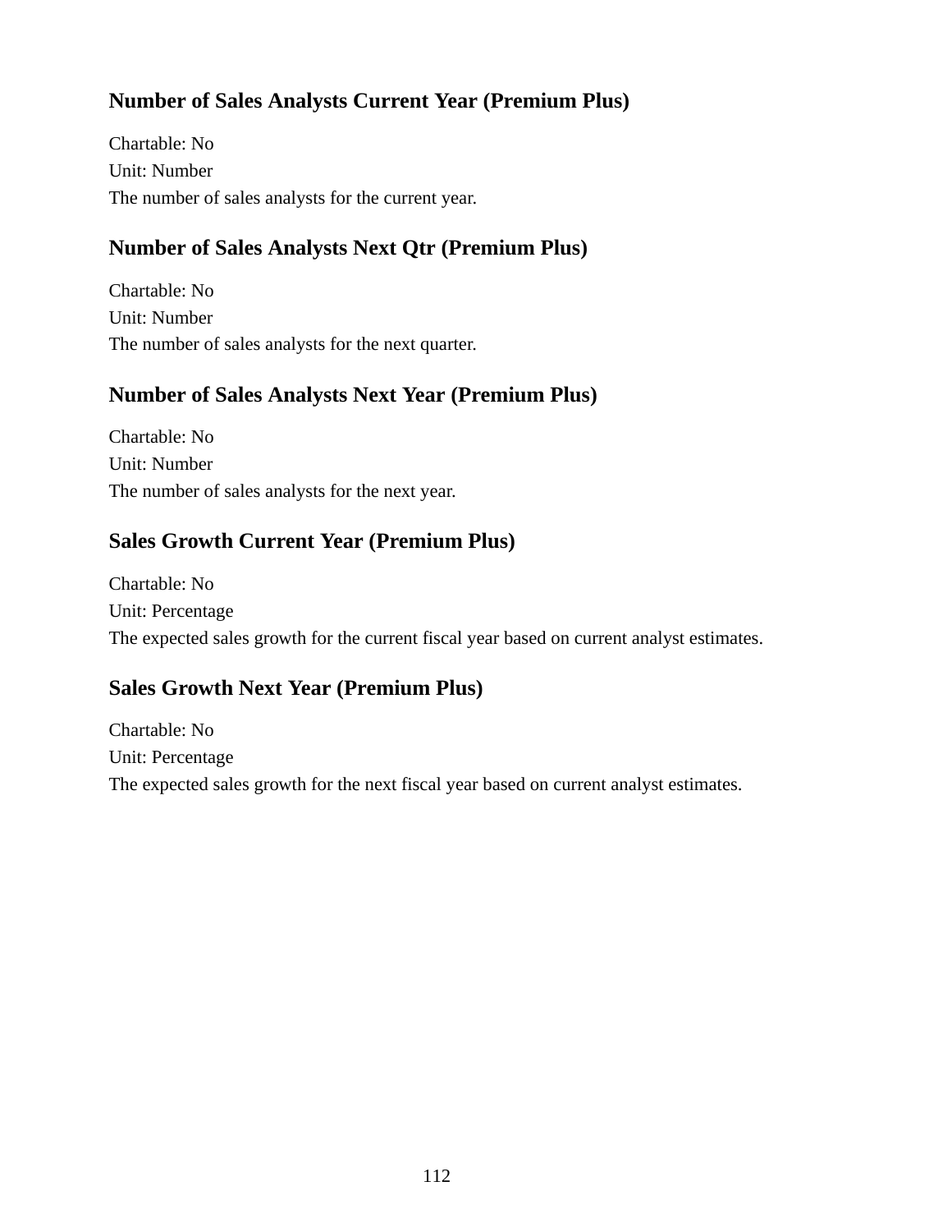### Number of Sales Analysts Current Year (Premium Plus)

Chartable: No
Unit: Number
The number of sales analysts for the current year.

### Number of Sales Analysts Next Qtr (Premium Plus)

Chartable: No
Unit: Number
The number of sales analysts for the next quarter.

### Number of Sales Analysts Next Year (Premium Plus)

Chartable: No
Unit: Number
The number of sales analysts for the next year.

### Sales Growth Current Year (Premium Plus)

Chartable: No
Unit: Percentage
The expected sales growth for the current fiscal year based on current analyst estimates.

### Sales Growth Next Year (Premium Plus)

Chartable: No
Unit: Percentage
The expected sales growth for the next fiscal year based on current analyst estimates.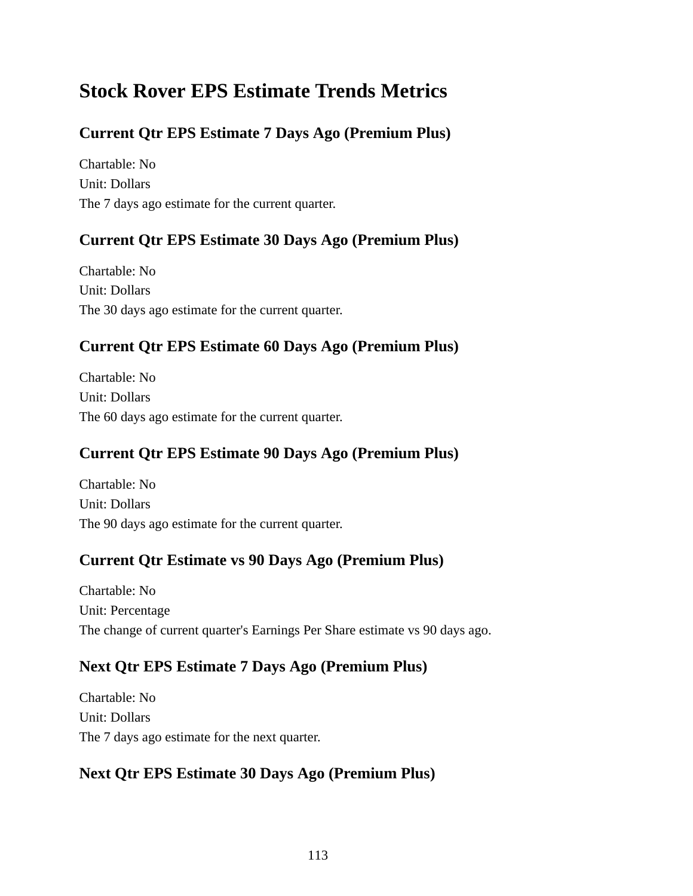# Stock Rover EPS Estimate Trends Metrics

## Current Qtr EPS Estimate 7 Days Ago (Premium Plus)

Chartable: No
Unit: Dollars
The 7 days ago estimate for the current quarter.

## Current Qtr EPS Estimate 30 Days Ago (Premium Plus)

Chartable: No
Unit: Dollars
The 30 days ago estimate for the current quarter.

## Current Qtr EPS Estimate 60 Days Ago (Premium Plus)

Chartable: No
Unit: Dollars
The 60 days ago estimate for the current quarter.

## Current Qtr EPS Estimate 90 Days Ago (Premium Plus)

Chartable: No
Unit: Dollars
The 90 days ago estimate for the current quarter.

## Current Qtr Estimate vs 90 Days Ago (Premium Plus)

Chartable: No
Unit: Percentage
The change of current quarter's Earnings Per Share estimate vs 90 days ago.

## Next Qtr EPS Estimate 7 Days Ago (Premium Plus)

Chartable: No
Unit: Dollars
The 7 days ago estimate for the next quarter.

## Next Qtr EPS Estimate 30 Days Ago (Premium Plus)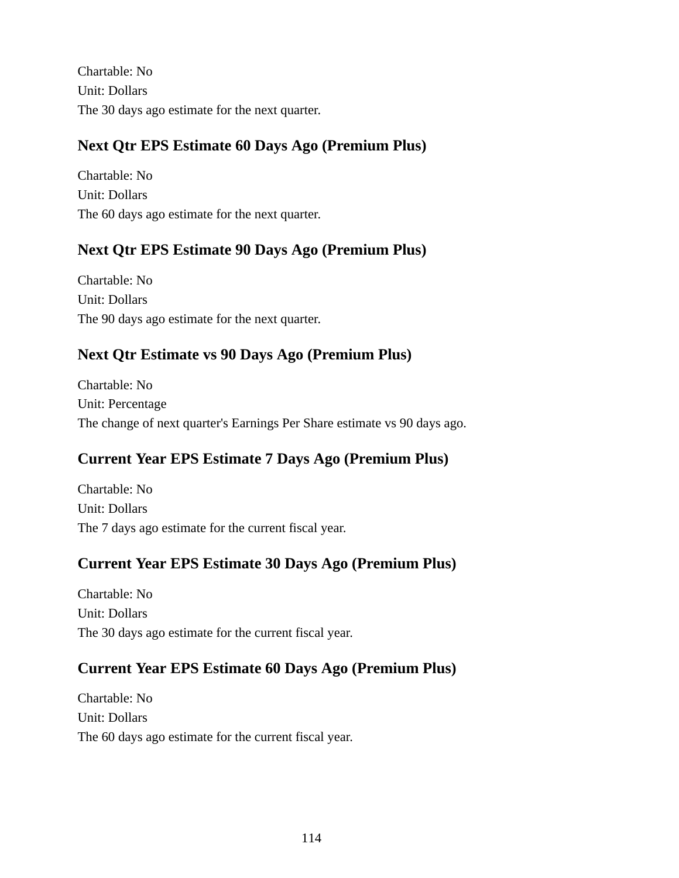Chartable: No
Unit: Dollars
The 30 days ago estimate for the next quarter.

### Next Qtr EPS Estimate 60 Days Ago (Premium Plus)

Chartable: No
Unit: Dollars
The 60 days ago estimate for the next quarter.

### Next Qtr EPS Estimate 90 Days Ago (Premium Plus)

Chartable: No
Unit: Dollars
The 90 days ago estimate for the next quarter.

### Next Qtr Estimate vs 90 Days Ago (Premium Plus)

Chartable: No
Unit: Percentage
The change of next quarter's Earnings Per Share estimate vs 90 days ago.

### Current Year EPS Estimate 7 Days Ago (Premium Plus)

Chartable: No
Unit: Dollars
The 7 days ago estimate for the current fiscal year.

### Current Year EPS Estimate 30 Days Ago (Premium Plus)

Chartable: No
Unit: Dollars
The 30 days ago estimate for the current fiscal year.

### Current Year EPS Estimate 60 Days Ago (Premium Plus)

Chartable: No
Unit: Dollars
The 60 days ago estimate for the current fiscal year.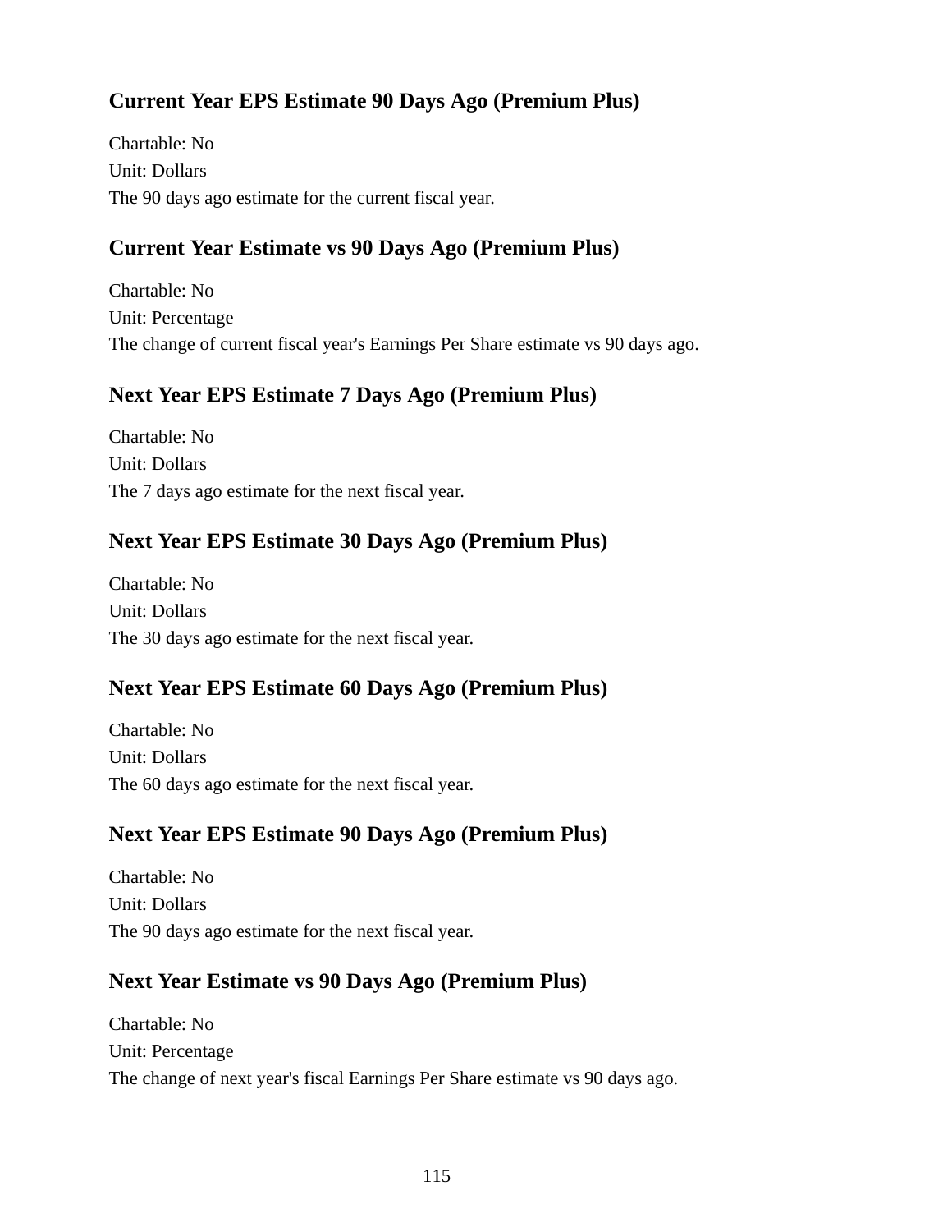### Current Year EPS Estimate 90 Days Ago (Premium Plus)

Chartable: No
Unit: Dollars
The 90 days ago estimate for the current fiscal year.

### Current Year Estimate vs 90 Days Ago (Premium Plus)

Chartable: No
Unit: Percentage
The change of current fiscal year's Earnings Per Share estimate vs 90 days ago.

### Next Year EPS Estimate 7 Days Ago (Premium Plus)

Chartable: No
Unit: Dollars
The 7 days ago estimate for the next fiscal year.

### Next Year EPS Estimate 30 Days Ago (Premium Plus)

Chartable: No
Unit: Dollars
The 30 days ago estimate for the next fiscal year.

### Next Year EPS Estimate 60 Days Ago (Premium Plus)

Chartable: No
Unit: Dollars
The 60 days ago estimate for the next fiscal year.

### Next Year EPS Estimate 90 Days Ago (Premium Plus)

Chartable: No
Unit: Dollars
The 90 days ago estimate for the next fiscal year.

### Next Year Estimate vs 90 Days Ago (Premium Plus)

Chartable: No
Unit: Percentage
The change of next year's fiscal Earnings Per Share estimate vs 90 days ago.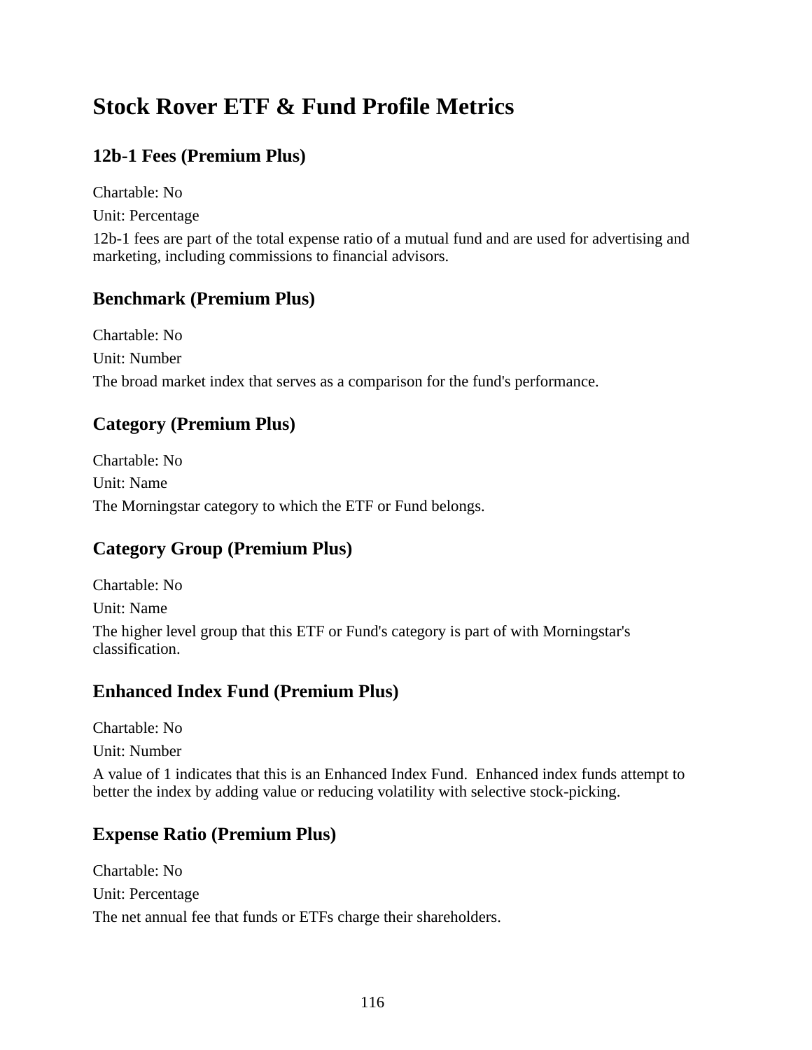# Stock Rover ETF & Fund Profile Metrics

## 12b-1 Fees (Premium Plus)

Chartable: No

Unit: Percentage

12b-1 fees are part of the total expense ratio of a mutual fund and are used for advertising and marketing, including commissions to financial advisors.

## Benchmark (Premium Plus)

Chartable: No

Unit: Number

The broad market index that serves as a comparison for the fund's performance.

## Category (Premium Plus)

Chartable: No

Unit: Name

The Morningstar category to which the ETF or Fund belongs.

## Category Group (Premium Plus)

Chartable: No

Unit: Name

The higher level group that this ETF or Fund's category is part of with Morningstar's classification.

## Enhanced Index Fund (Premium Plus)

Chartable: No

Unit: Number

A value of 1 indicates that this is an Enhanced Index Fund. Enhanced index funds attempt to better the index by adding value or reducing volatility with selective stock-picking.

## Expense Ratio (Premium Plus)

Chartable: No

Unit: Percentage

The net annual fee that funds or ETFs charge their shareholders.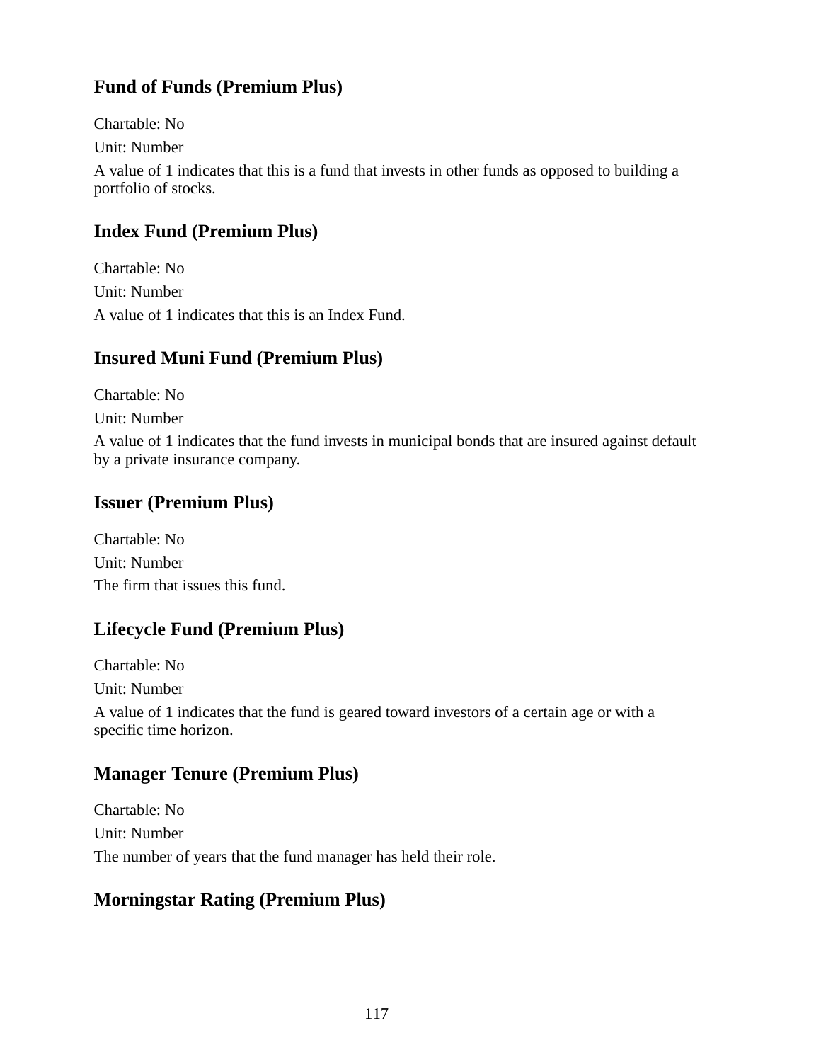## Fund of Funds (Premium Plus)

Chartable: No

Unit: Number

A value of 1 indicates that this is a fund that invests in other funds as opposed to building a portfolio of stocks.

## Index Fund (Premium Plus)

Chartable: No

Unit: Number

A value of 1 indicates that this is an Index Fund.

## Insured Muni Fund (Premium Plus)

Chartable: No

Unit: Number

A value of 1 indicates that the fund invests in municipal bonds that are insured against default by a private insurance company.

## Issuer (Premium Plus)

Chartable: No

Unit: Number

The firm that issues this fund.

## Lifecycle Fund (Premium Plus)

Chartable: No

Unit: Number

A value of 1 indicates that the fund is geared toward investors of a certain age or with a specific time horizon.

## Manager Tenure (Premium Plus)

Chartable: No

Unit: Number

The number of years that the fund manager has held their role.

## Morningstar Rating (Premium Plus)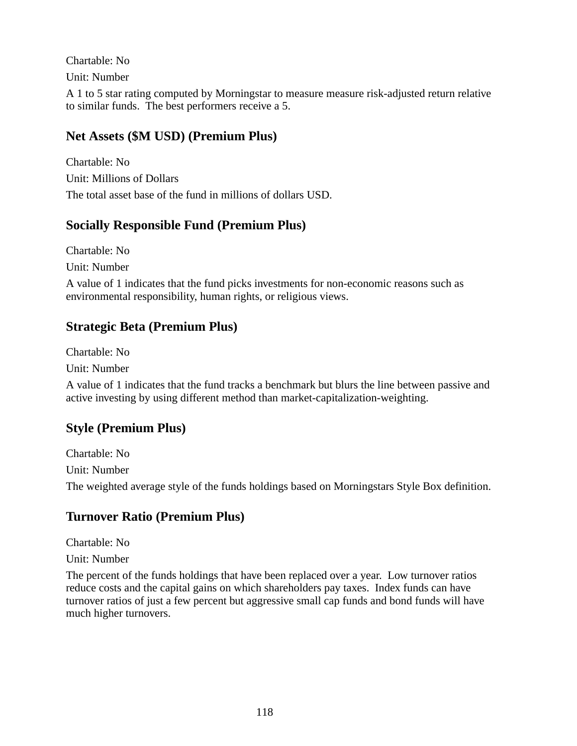Chartable: No

Unit: Number

A 1 to 5 star rating computed by Morningstar to measure measure risk-adjusted return relative to similar funds.  The best performers receive a 5.

### Net Assets ($M USD) (Premium Plus)

Chartable: No

Unit: Millions of Dollars

The total asset base of the fund in millions of dollars USD.

### Socially Responsible Fund (Premium Plus)

Chartable: No

Unit: Number

A value of 1 indicates that the fund picks investments for non-economic reasons such as environmental responsibility, human rights, or religious views.

### Strategic Beta (Premium Plus)

Chartable: No

Unit: Number

A value of 1 indicates that the fund tracks a benchmark but blurs the line between passive and active investing by using different method than market-capitalization-weighting.

### Style (Premium Plus)

Chartable: No

Unit: Number

The weighted average style of the funds holdings based on Morningstars Style Box definition.

### Turnover Ratio (Premium Plus)

Chartable: No

Unit: Number

The percent of the funds holdings that have been replaced over a year.  Low turnover ratios reduce costs and the capital gains on which shareholders pay taxes.  Index funds can have turnover ratios of just a few percent but aggressive small cap funds and bond funds will have much higher turnovers.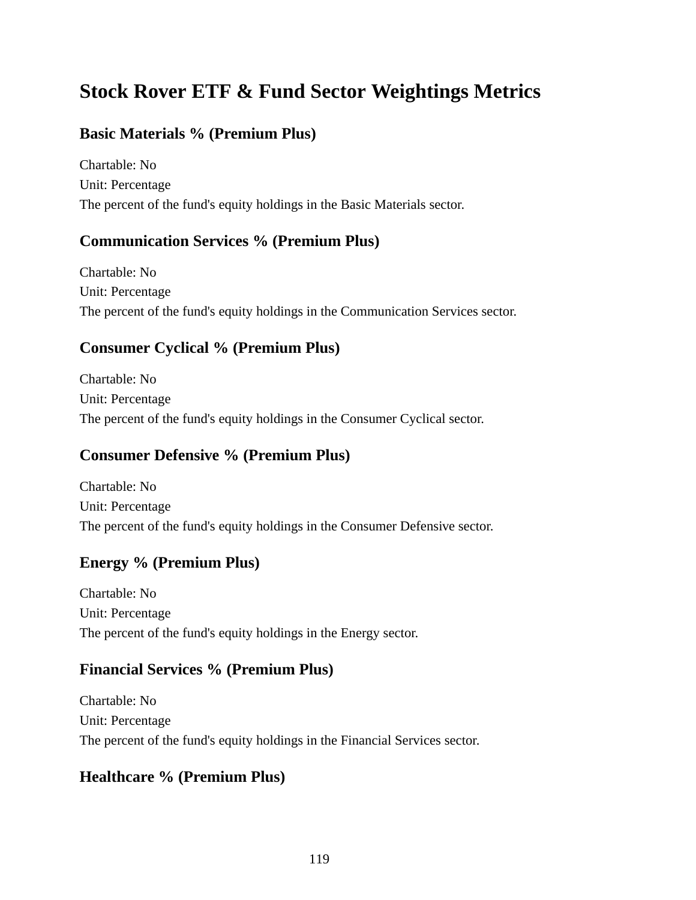# Stock Rover ETF & Fund Sector Weightings Metrics

## Basic Materials % (Premium Plus)

Chartable: No
Unit: Percentage
The percent of the fund's equity holdings in the Basic Materials sector.

## Communication Services % (Premium Plus)

Chartable: No
Unit: Percentage
The percent of the fund's equity holdings in the Communication Services sector.

## Consumer Cyclical % (Premium Plus)

Chartable: No
Unit: Percentage
The percent of the fund's equity holdings in the Consumer Cyclical sector.

## Consumer Defensive % (Premium Plus)

Chartable: No
Unit: Percentage
The percent of the fund's equity holdings in the Consumer Defensive sector.

## Energy % (Premium Plus)

Chartable: No
Unit: Percentage
The percent of the fund's equity holdings in the Energy sector.

## Financial Services % (Premium Plus)

Chartable: No
Unit: Percentage
The percent of the fund's equity holdings in the Financial Services sector.

## Healthcare % (Premium Plus)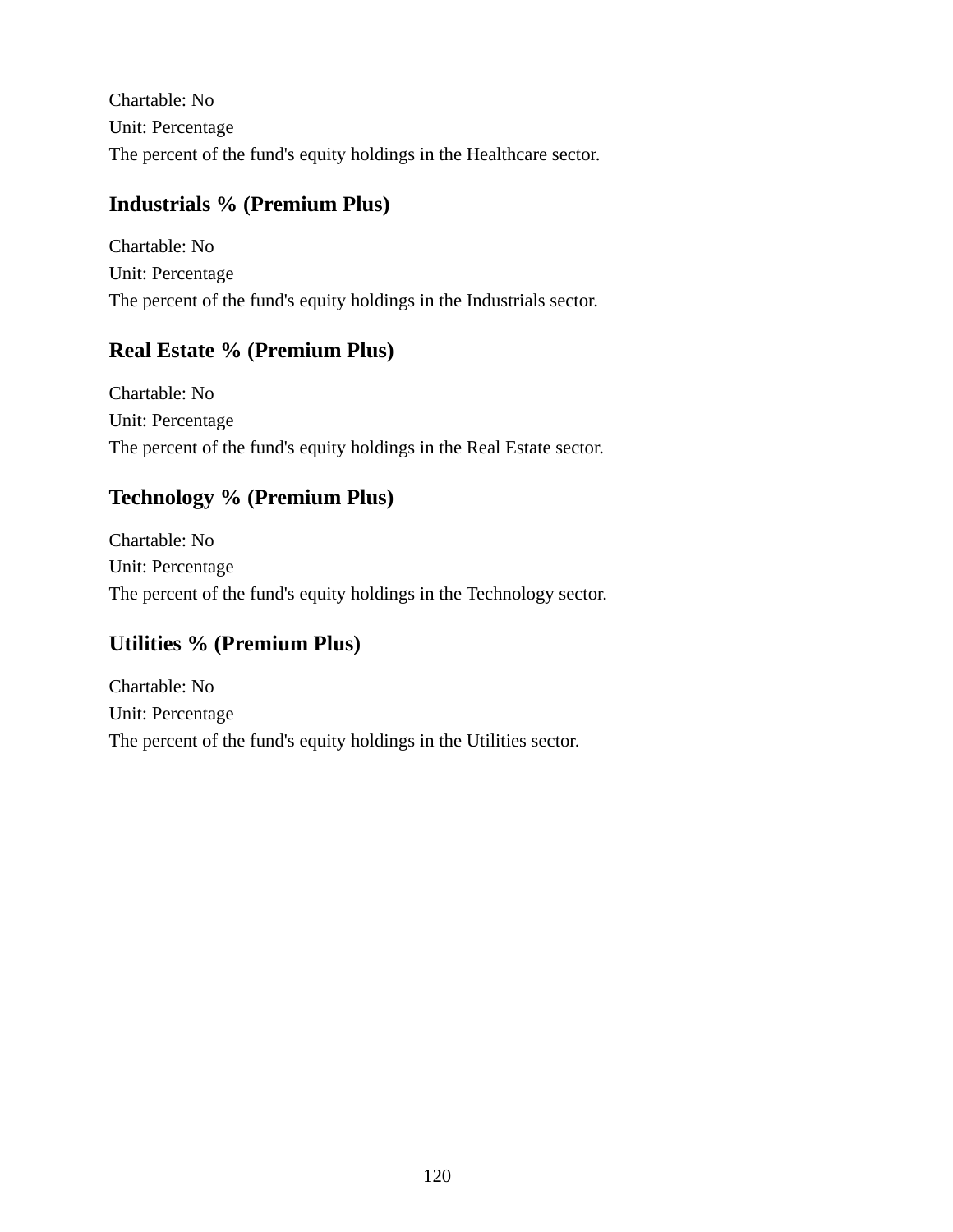Chartable: No
Unit: Percentage
The percent of the fund's equity holdings in the Healthcare sector.

### Industrials % (Premium Plus)

Chartable: No
Unit: Percentage
The percent of the fund's equity holdings in the Industrials sector.

### Real Estate % (Premium Plus)

Chartable: No
Unit: Percentage
The percent of the fund's equity holdings in the Real Estate sector.

### Technology % (Premium Plus)

Chartable: No
Unit: Percentage
The percent of the fund's equity holdings in the Technology sector.

### Utilities % (Premium Plus)

Chartable: No
Unit: Percentage
The percent of the fund's equity holdings in the Utilities sector.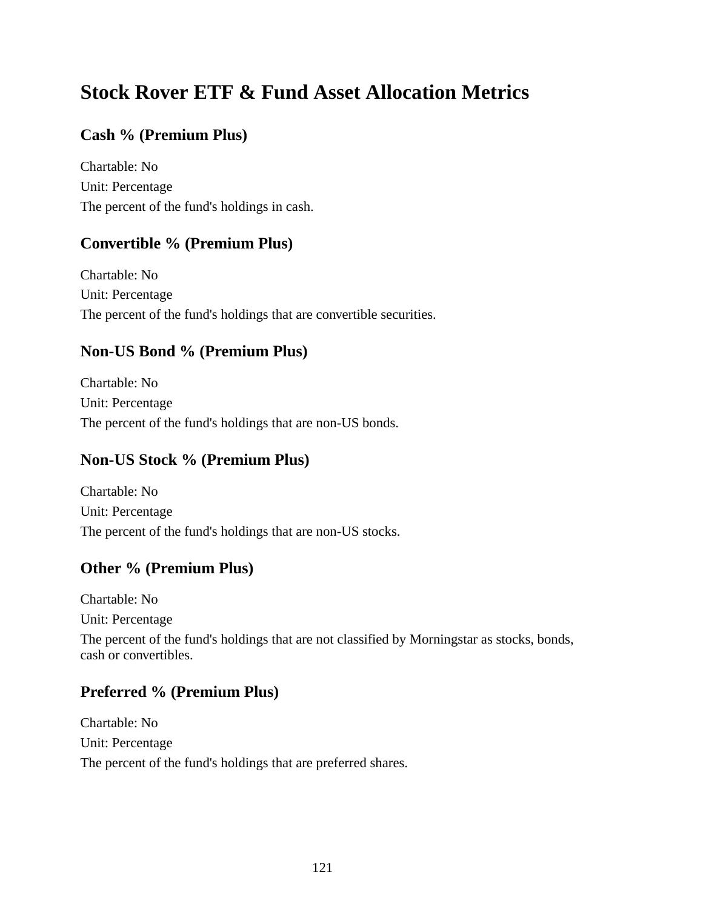# Stock Rover ETF & Fund Asset Allocation Metrics

## Cash % (Premium Plus)

Chartable: No

Unit: Percentage

The percent of the fund's holdings in cash.

## Convertible % (Premium Plus)

Chartable: No

Unit: Percentage

The percent of the fund's holdings that are convertible securities.

## Non-US Bond % (Premium Plus)

Chartable: No

Unit: Percentage

The percent of the fund's holdings that are non-US bonds.

## Non-US Stock % (Premium Plus)

Chartable: No

Unit: Percentage

The percent of the fund's holdings that are non-US stocks.

## Other % (Premium Plus)

Chartable: No

Unit: Percentage

The percent of the fund's holdings that are not classified by Morningstar as stocks, bonds, cash or convertibles.

## Preferred % (Premium Plus)

Chartable: No

Unit: Percentage

The percent of the fund's holdings that are preferred shares.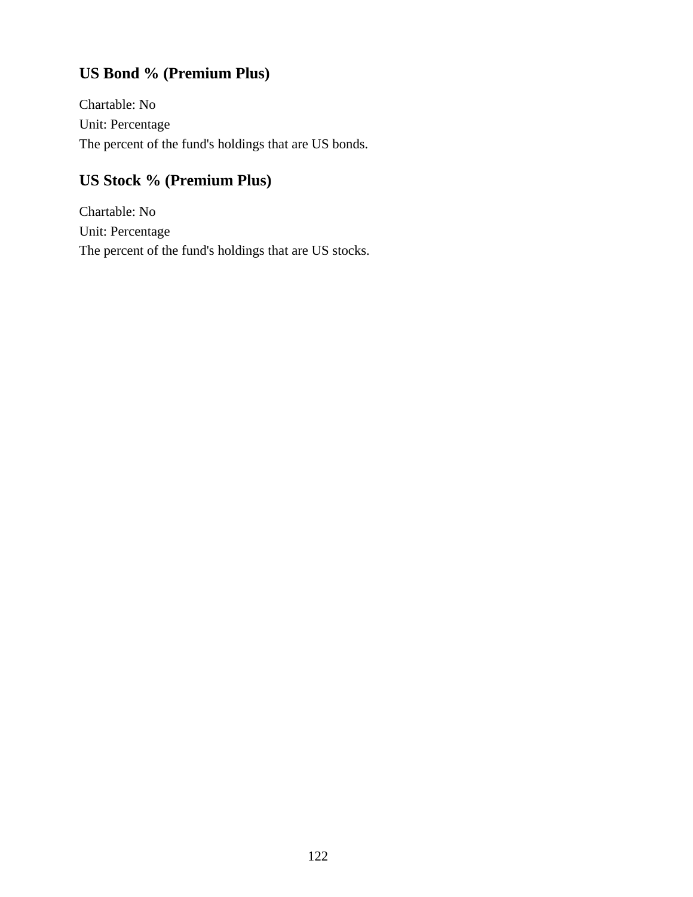### US Bond % (Premium Plus)

Chartable: No
Unit: Percentage
The percent of the fund's holdings that are US bonds.

### US Stock % (Premium Plus)

Chartable: No
Unit: Percentage
The percent of the fund's holdings that are US stocks.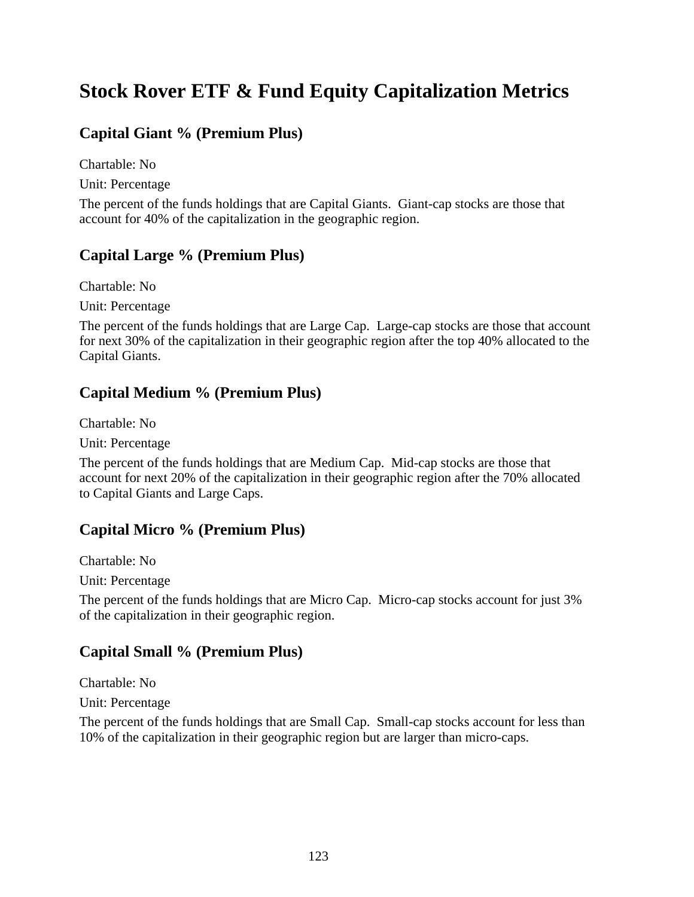# Stock Rover ETF & Fund Equity Capitalization Metrics

## Capital Giant % (Premium Plus)

Chartable: No

Unit: Percentage

The percent of the funds holdings that are Capital Giants.  Giant-cap stocks are those that account for 40% of the capitalization in the geographic region.

## Capital Large % (Premium Plus)

Chartable: No

Unit: Percentage

The percent of the funds holdings that are Large Cap.  Large-cap stocks are those that account for next 30% of the capitalization in their geographic region after the top 40% allocated to the Capital Giants.

## Capital Medium % (Premium Plus)

Chartable: No

Unit: Percentage

The percent of the funds holdings that are Medium Cap.  Mid-cap stocks are those that account for next 20% of the capitalization in their geographic region after the 70% allocated to Capital Giants and Large Caps.

## Capital Micro % (Premium Plus)

Chartable: No

Unit: Percentage

The percent of the funds holdings that are Micro Cap.  Micro-cap stocks account for just 3% of the capitalization in their geographic region.

## Capital Small % (Premium Plus)

Chartable: No

Unit: Percentage

The percent of the funds holdings that are Small Cap.  Small-cap stocks account for less than 10% of the capitalization in their geographic region but are larger than micro-caps.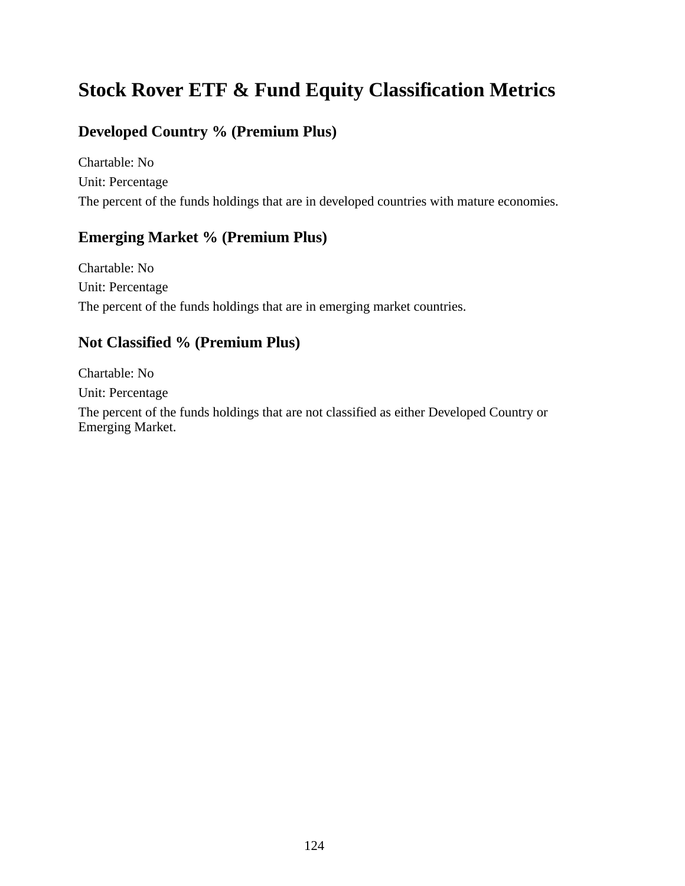# Stock Rover ETF & Fund Equity Classification Metrics

## Developed Country % (Premium Plus)

Chartable: No

Unit: Percentage

The percent of the funds holdings that are in developed countries with mature economies.

## Emerging Market % (Premium Plus)

Chartable: No

Unit: Percentage

The percent of the funds holdings that are in emerging market countries.

## Not Classified % (Premium Plus)

Chartable: No

Unit: Percentage

The percent of the funds holdings that are not classified as either Developed Country or Emerging Market.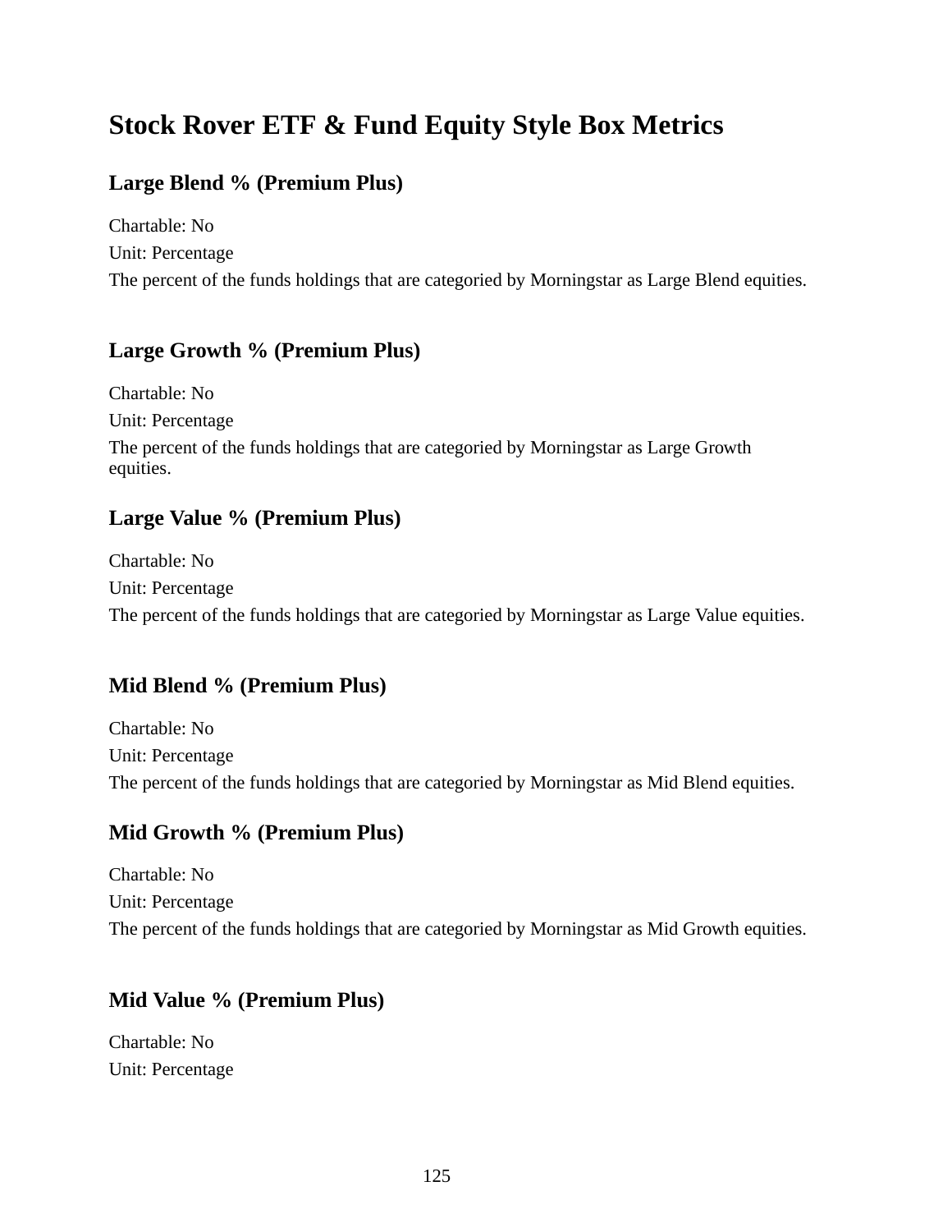# Stock Rover ETF & Fund Equity Style Box Metrics

## Large Blend % (Premium Plus)

Chartable: No

Unit: Percentage

The percent of the funds holdings that are categoried by Morningstar as Large Blend equities.

## Large Growth % (Premium Plus)

Chartable: No

Unit: Percentage

The percent of the funds holdings that are categoried by Morningstar as Large Growth equities.

## Large Value % (Premium Plus)

Chartable: No

Unit: Percentage

The percent of the funds holdings that are categoried by Morningstar as Large Value equities.

## Mid Blend % (Premium Plus)

Chartable: No

Unit: Percentage

The percent of the funds holdings that are categoried by Morningstar as Mid Blend equities.

## Mid Growth % (Premium Plus)

Chartable: No

Unit: Percentage

The percent of the funds holdings that are categoried by Morningstar as Mid Growth equities.

## Mid Value % (Premium Plus)

Chartable: No

Unit: Percentage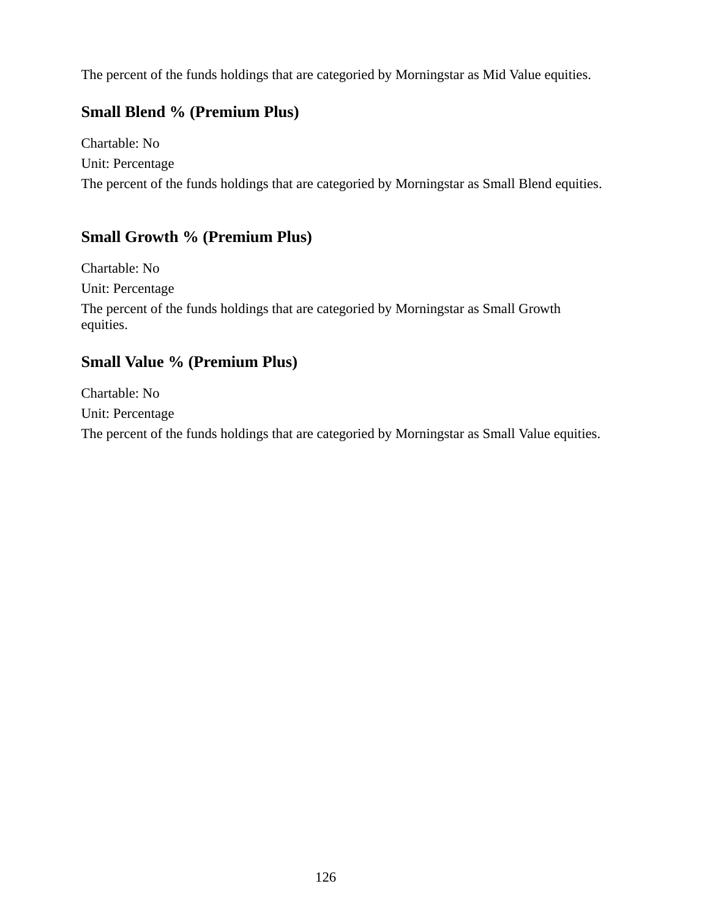The percent of the funds holdings that are categoried by Morningstar as Mid Value equities.

### Small Blend % (Premium Plus)

Chartable: No

Unit: Percentage

The percent of the funds holdings that are categoried by Morningstar as Small Blend equities.

### Small Growth % (Premium Plus)

Chartable: No

Unit: Percentage

The percent of the funds holdings that are categoried by Morningstar as Small Growth equities.

### Small Value % (Premium Plus)

Chartable: No

Unit: Percentage

The percent of the funds holdings that are categoried by Morningstar as Small Value equities.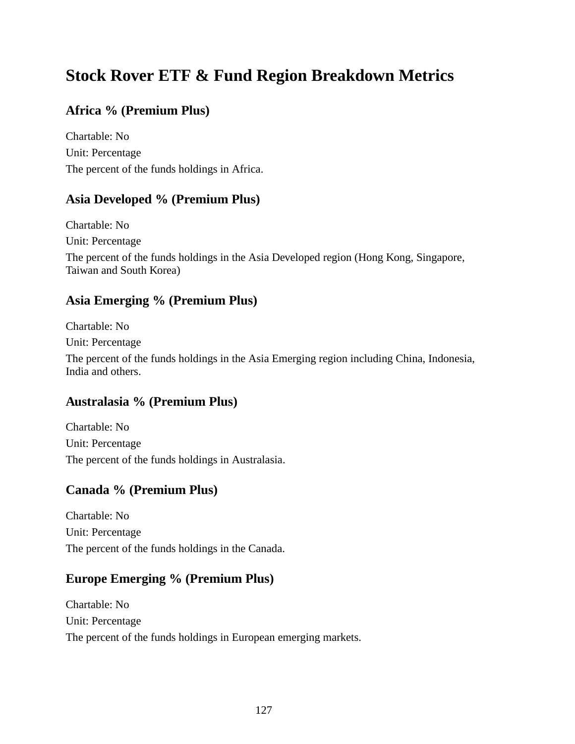# Stock Rover ETF & Fund Region Breakdown Metrics

## Africa % (Premium Plus)

Chartable: No

Unit: Percentage

The percent of the funds holdings in Africa.

## Asia Developed % (Premium Plus)

Chartable: No

Unit: Percentage

The percent of the funds holdings in the Asia Developed region (Hong Kong, Singapore, Taiwan and South Korea)

## Asia Emerging % (Premium Plus)

Chartable: No

Unit: Percentage

The percent of the funds holdings in the Asia Emerging region including China, Indonesia, India and others.

## Australasia % (Premium Plus)

Chartable: No

Unit: Percentage

The percent of the funds holdings in Australasia.

## Canada % (Premium Plus)

Chartable: No

Unit: Percentage

The percent of the funds holdings in the Canada.

## Europe Emerging % (Premium Plus)

Chartable: No

Unit: Percentage

The percent of the funds holdings in European emerging markets.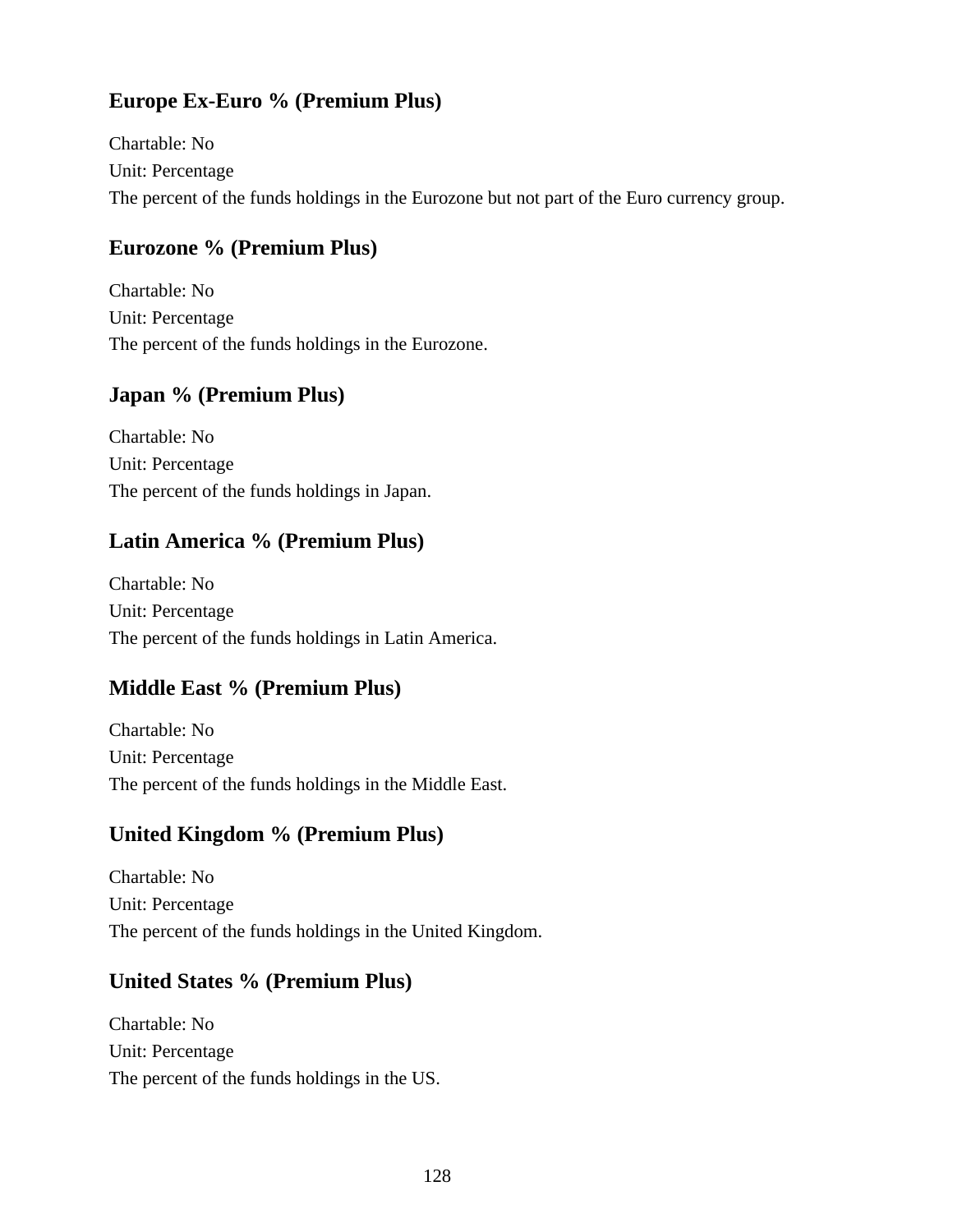### Europe Ex-Euro % (Premium Plus)

Chartable: No
Unit: Percentage
The percent of the funds holdings in the Eurozone but not part of the Euro currency group.

### Eurozone % (Premium Plus)

Chartable: No
Unit: Percentage
The percent of the funds holdings in the Eurozone.

### Japan % (Premium Plus)

Chartable: No
Unit: Percentage
The percent of the funds holdings in Japan.

### Latin America % (Premium Plus)

Chartable: No
Unit: Percentage
The percent of the funds holdings in Latin America.

### Middle East % (Premium Plus)

Chartable: No
Unit: Percentage
The percent of the funds holdings in the Middle East.

### United Kingdom % (Premium Plus)

Chartable: No
Unit: Percentage
The percent of the funds holdings in the United Kingdom.

### United States % (Premium Plus)

Chartable: No
Unit: Percentage
The percent of the funds holdings in the US.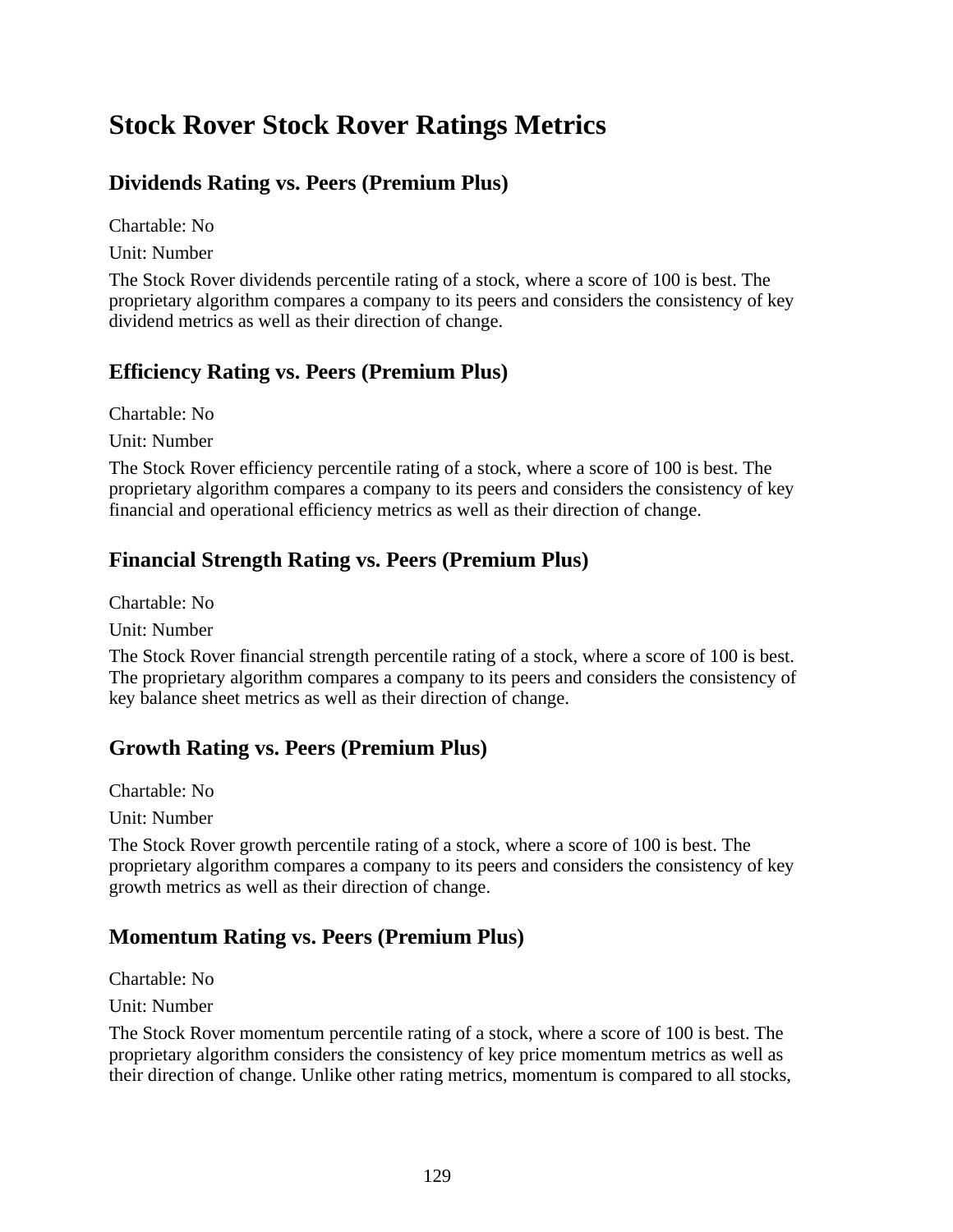# Stock Rover Stock Rover Ratings Metrics

## Dividends Rating vs. Peers (Premium Plus)

Chartable: No

Unit: Number

The Stock Rover dividends percentile rating of a stock, where a score of 100 is best. The proprietary algorithm compares a company to its peers and considers the consistency of key dividend metrics as well as their direction of change.

## Efficiency Rating vs. Peers (Premium Plus)

Chartable: No

Unit: Number

The Stock Rover efficiency percentile rating of a stock, where a score of 100 is best. The proprietary algorithm compares a company to its peers and considers the consistency of key financial and operational efficiency metrics as well as their direction of change.

## Financial Strength Rating vs. Peers (Premium Plus)

Chartable: No

Unit: Number

The Stock Rover financial strength percentile rating of a stock, where a score of 100 is best. The proprietary algorithm compares a company to its peers and considers the consistency of key balance sheet metrics as well as their direction of change.

## Growth Rating vs. Peers (Premium Plus)

Chartable: No

Unit: Number

The Stock Rover growth percentile rating of a stock, where a score of 100 is best. The proprietary algorithm compares a company to its peers and considers the consistency of key growth metrics as well as their direction of change.

## Momentum Rating vs. Peers (Premium Plus)

Chartable: No

Unit: Number

The Stock Rover momentum percentile rating of a stock, where a score of 100 is best. The proprietary algorithm considers the consistency of key price momentum metrics as well as their direction of change. Unlike other rating metrics, momentum is compared to all stocks,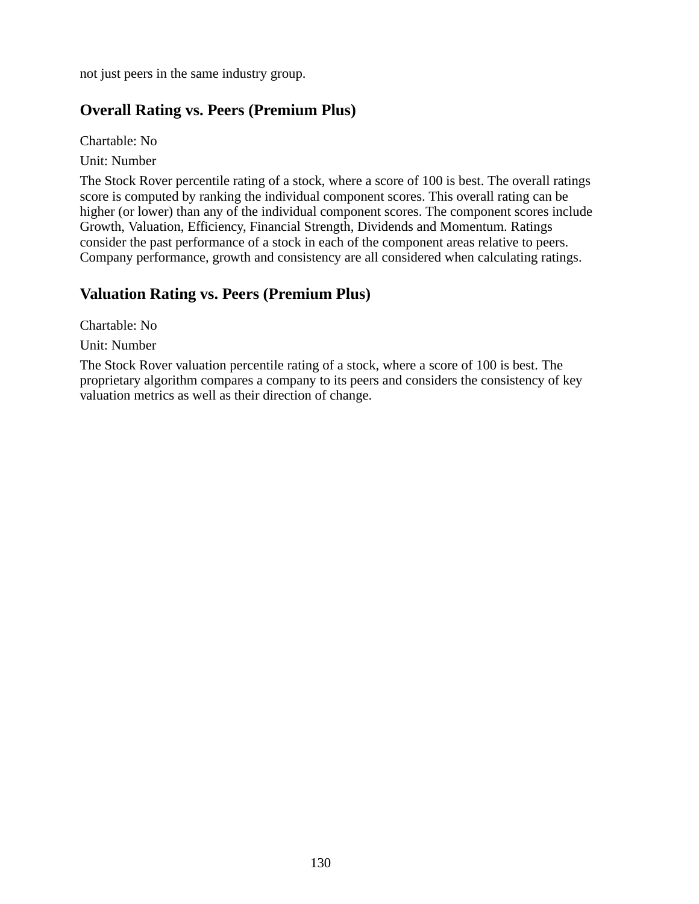not just peers in the same industry group.

## Overall Rating vs. Peers (Premium Plus)

Chartable: No

Unit: Number

The Stock Rover percentile rating of a stock, where a score of 100 is best. The overall ratings score is computed by ranking the individual component scores. This overall rating can be higher (or lower) than any of the individual component scores. The component scores include Growth, Valuation, Efficiency, Financial Strength, Dividends and Momentum. Ratings consider the past performance of a stock in each of the component areas relative to peers. Company performance, growth and consistency are all considered when calculating ratings.

## Valuation Rating vs. Peers (Premium Plus)

Chartable: No

Unit: Number

The Stock Rover valuation percentile rating of a stock, where a score of 100 is best. The proprietary algorithm compares a company to its peers and considers the consistency of key valuation metrics as well as their direction of change.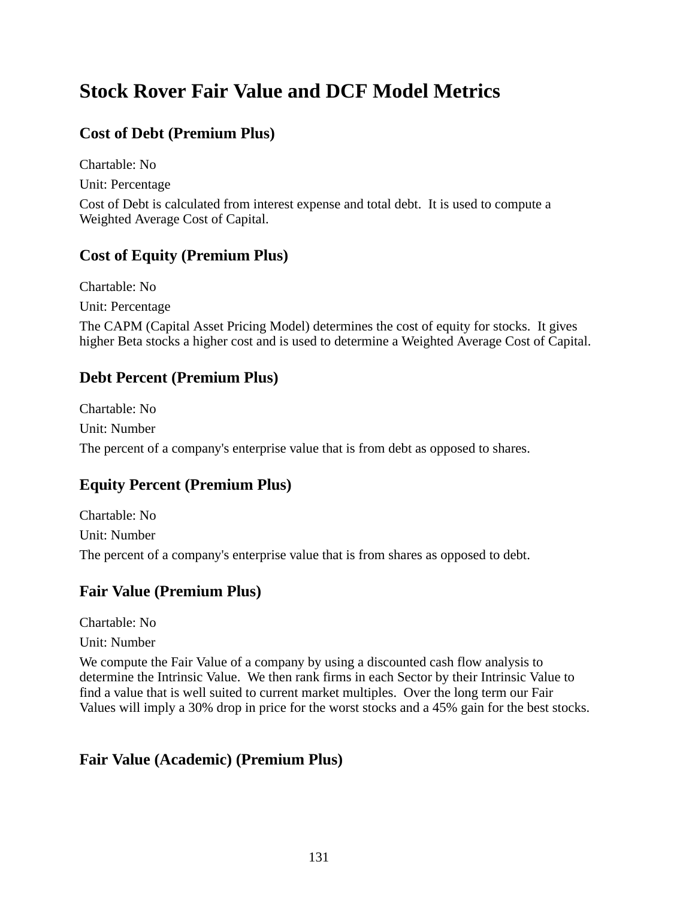# Stock Rover Fair Value and DCF Model Metrics

## Cost of Debt (Premium Plus)

Chartable: No

Unit: Percentage

Cost of Debt is calculated from interest expense and total debt.  It is used to compute a Weighted Average Cost of Capital.

## Cost of Equity (Premium Plus)

Chartable: No

Unit: Percentage

The CAPM (Capital Asset Pricing Model) determines the cost of equity for stocks.  It gives higher Beta stocks a higher cost and is used to determine a Weighted Average Cost of Capital.

## Debt Percent (Premium Plus)

Chartable: No

Unit: Number

The percent of a company's enterprise value that is from debt as opposed to shares.

## Equity Percent (Premium Plus)

Chartable: No

Unit: Number

The percent of a company's enterprise value that is from shares as opposed to debt.

## Fair Value (Premium Plus)

Chartable: No

Unit: Number

We compute the Fair Value of a company by using a discounted cash flow analysis to determine the Intrinsic Value.  We then rank firms in each Sector by their Intrinsic Value to find a value that is well suited to current market multiples.  Over the long term our Fair Values will imply a 30% drop in price for the worst stocks and a 45% gain for the best stocks.

## Fair Value (Academic) (Premium Plus)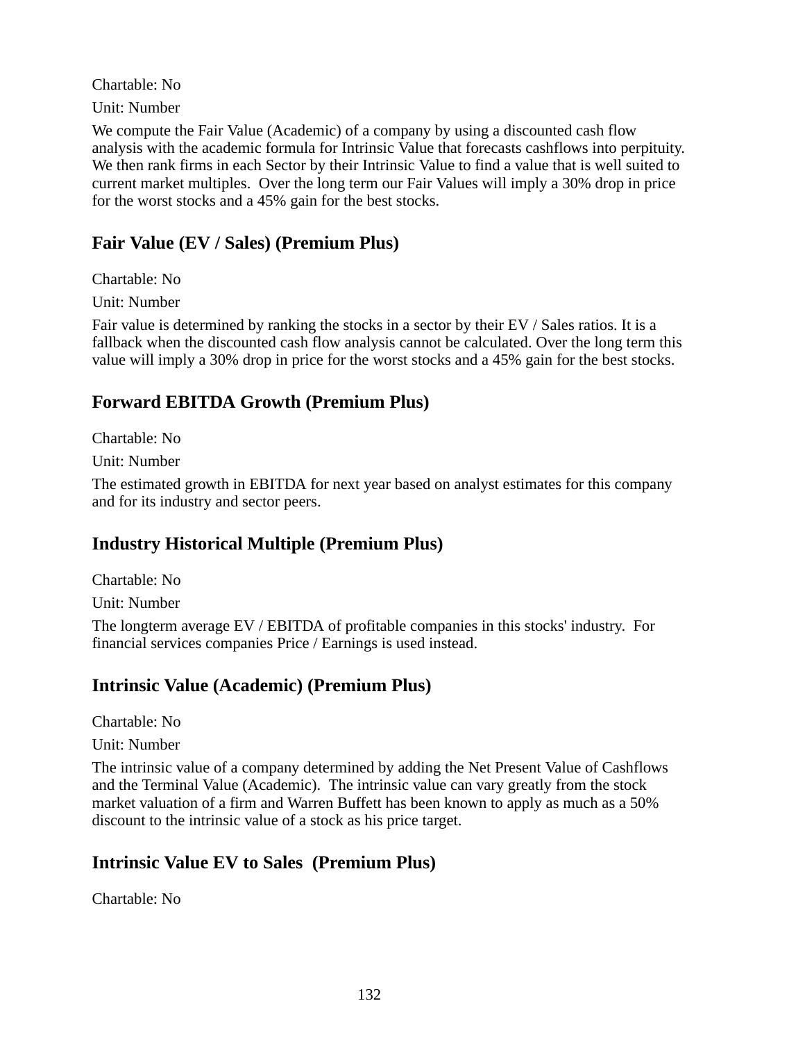Chartable: No

Unit: Number

We compute the Fair Value (Academic) of a company by using a discounted cash flow analysis with the academic formula for Intrinsic Value that forecasts cashflows into perpituity. We then rank firms in each Sector by their Intrinsic Value to find a value that is well suited to current market multiples.  Over the long term our Fair Values will imply a 30% drop in price for the worst stocks and a 45% gain for the best stocks.

## Fair Value (EV / Sales) (Premium Plus)

Chartable: No

Unit: Number

Fair value is determined by ranking the stocks in a sector by their EV / Sales ratios. It is a fallback when the discounted cash flow analysis cannot be calculated. Over the long term this value will imply a 30% drop in price for the worst stocks and a 45% gain for the best stocks.

## Forward EBITDA Growth (Premium Plus)

Chartable: No

Unit: Number

The estimated growth in EBITDA for next year based on analyst estimates for this company and for its industry and sector peers.

## Industry Historical Multiple (Premium Plus)

Chartable: No

Unit: Number

The longterm average EV / EBITDA of profitable companies in this stocks' industry.  For financial services companies Price / Earnings is used instead.

## Intrinsic Value (Academic) (Premium Plus)

Chartable: No

Unit: Number

The intrinsic value of a company determined by adding the Net Present Value of Cashflows and the Terminal Value (Academic).  The intrinsic value can vary greatly from the stock market valuation of a firm and Warren Buffett has been known to apply as much as a 50% discount to the intrinsic value of a stock as his price target.

## Intrinsic Value EV to Sales  (Premium Plus)

Chartable: No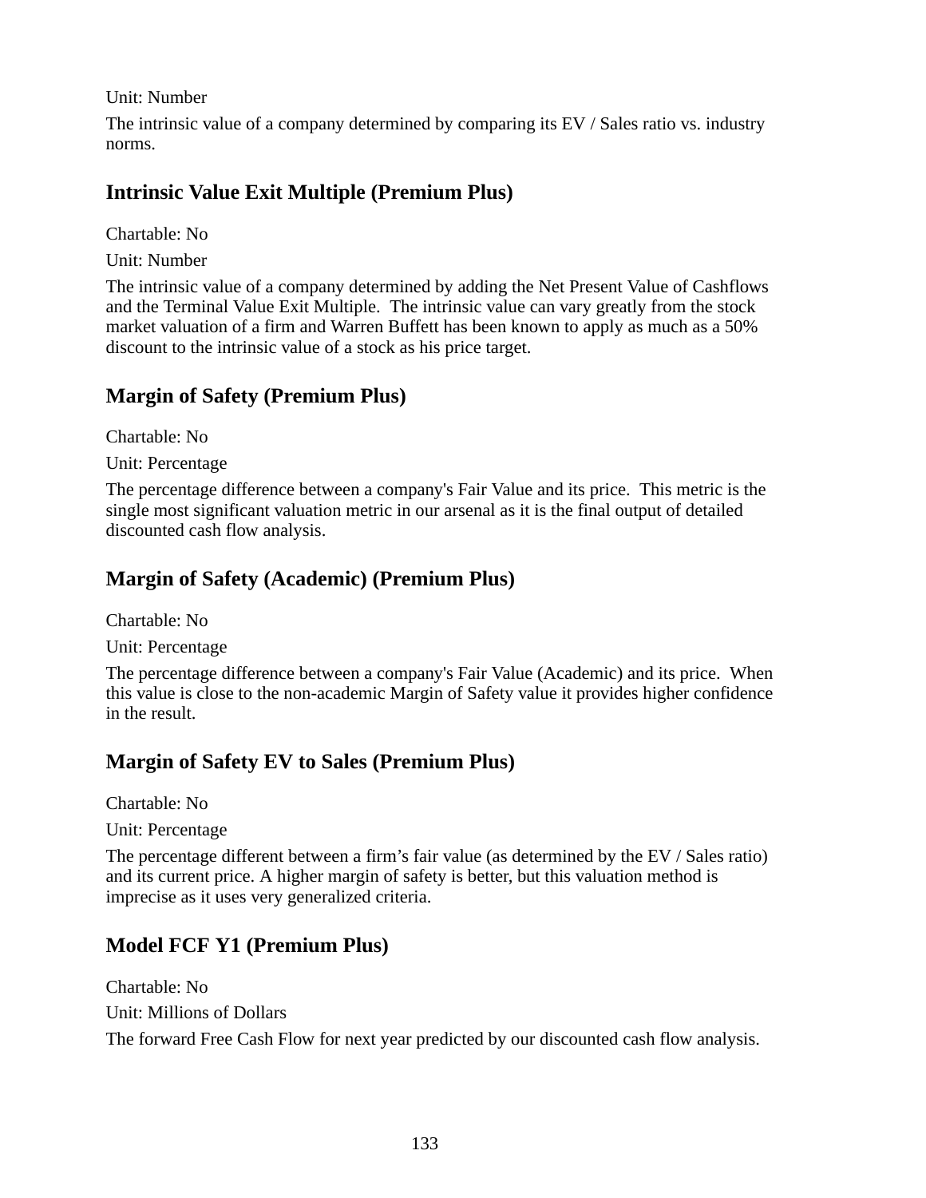Unit: Number

The intrinsic value of a company determined by comparing its EV / Sales ratio vs. industry norms.

## Intrinsic Value Exit Multiple (Premium Plus)

Chartable: No

Unit: Number

The intrinsic value of a company determined by adding the Net Present Value of Cashflows and the Terminal Value Exit Multiple.  The intrinsic value can vary greatly from the stock market valuation of a firm and Warren Buffett has been known to apply as much as a 50% discount to the intrinsic value of a stock as his price target.

## Margin of Safety (Premium Plus)

Chartable: No

Unit: Percentage

The percentage difference between a company's Fair Value and its price.  This metric is the single most significant valuation metric in our arsenal as it is the final output of detailed discounted cash flow analysis.

## Margin of Safety (Academic) (Premium Plus)

Chartable: No

Unit: Percentage

The percentage difference between a company's Fair Value (Academic) and its price.  When this value is close to the non-academic Margin of Safety value it provides higher confidence in the result.

## Margin of Safety EV to Sales (Premium Plus)

Chartable: No

Unit: Percentage

The percentage different between a firm’s fair value (as determined by the EV / Sales ratio) and its current price. A higher margin of safety is better, but this valuation method is imprecise as it uses very generalized criteria.

## Model FCF Y1 (Premium Plus)

Chartable: No

Unit: Millions of Dollars

The forward Free Cash Flow for next year predicted by our discounted cash flow analysis.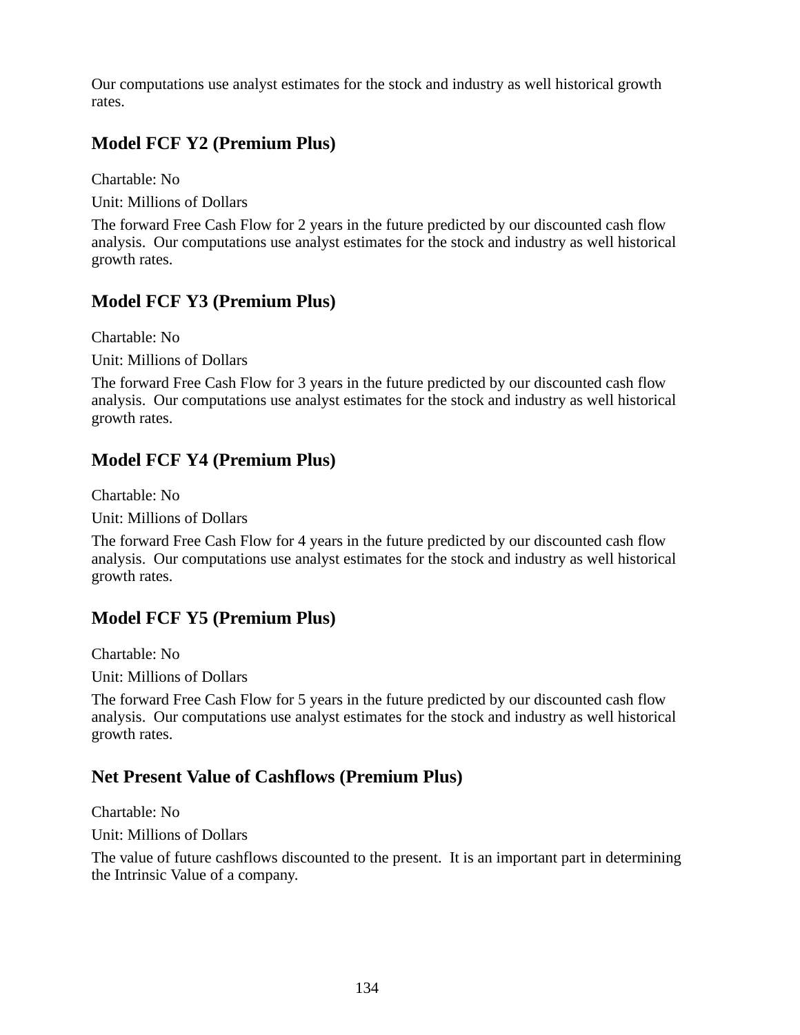Our computations use analyst estimates for the stock and industry as well historical growth rates.

### Model FCF Y2 (Premium Plus)

Chartable: No

Unit: Millions of Dollars

The forward Free Cash Flow for 2 years in the future predicted by our discounted cash flow analysis.  Our computations use analyst estimates for the stock and industry as well historical growth rates.

### Model FCF Y3 (Premium Plus)

Chartable: No

Unit: Millions of Dollars

The forward Free Cash Flow for 3 years in the future predicted by our discounted cash flow analysis.  Our computations use analyst estimates for the stock and industry as well historical growth rates.

### Model FCF Y4 (Premium Plus)

Chartable: No

Unit: Millions of Dollars

The forward Free Cash Flow for 4 years in the future predicted by our discounted cash flow analysis.  Our computations use analyst estimates for the stock and industry as well historical growth rates.

### Model FCF Y5 (Premium Plus)

Chartable: No

Unit: Millions of Dollars

The forward Free Cash Flow for 5 years in the future predicted by our discounted cash flow analysis.  Our computations use analyst estimates for the stock and industry as well historical growth rates.

### Net Present Value of Cashflows (Premium Plus)

Chartable: No

Unit: Millions of Dollars

The value of future cashflows discounted to the present.  It is an important part in determining the Intrinsic Value of a company.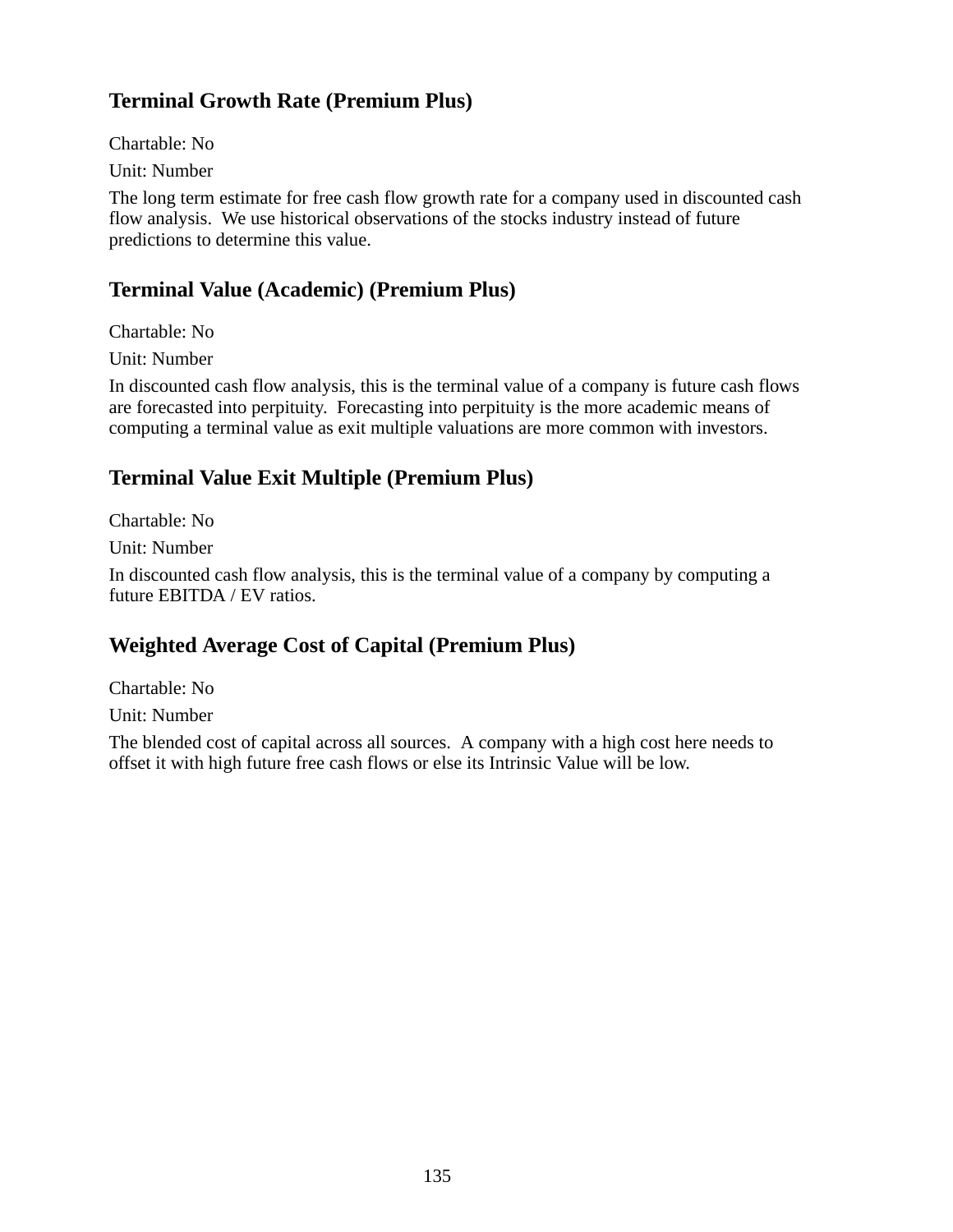### Terminal Growth Rate (Premium Plus)

Chartable: No

Unit: Number

The long term estimate for free cash flow growth rate for a company used in discounted cash flow analysis. We use historical observations of the stocks industry instead of future predictions to determine this value.

### Terminal Value (Academic) (Premium Plus)

Chartable: No

Unit: Number

In discounted cash flow analysis, this is the terminal value of a company is future cash flows are forecasted into perpituity. Forecasting into perpituity is the more academic means of computing a terminal value as exit multiple valuations are more common with investors.

### Terminal Value Exit Multiple (Premium Plus)

Chartable: No

Unit: Number

In discounted cash flow analysis, this is the terminal value of a company by computing a future EBITDA / EV ratios.

### Weighted Average Cost of Capital (Premium Plus)

Chartable: No

Unit: Number

The blended cost of capital across all sources. A company with a high cost here needs to offset it with high future free cash flows or else its Intrinsic Value will be low.